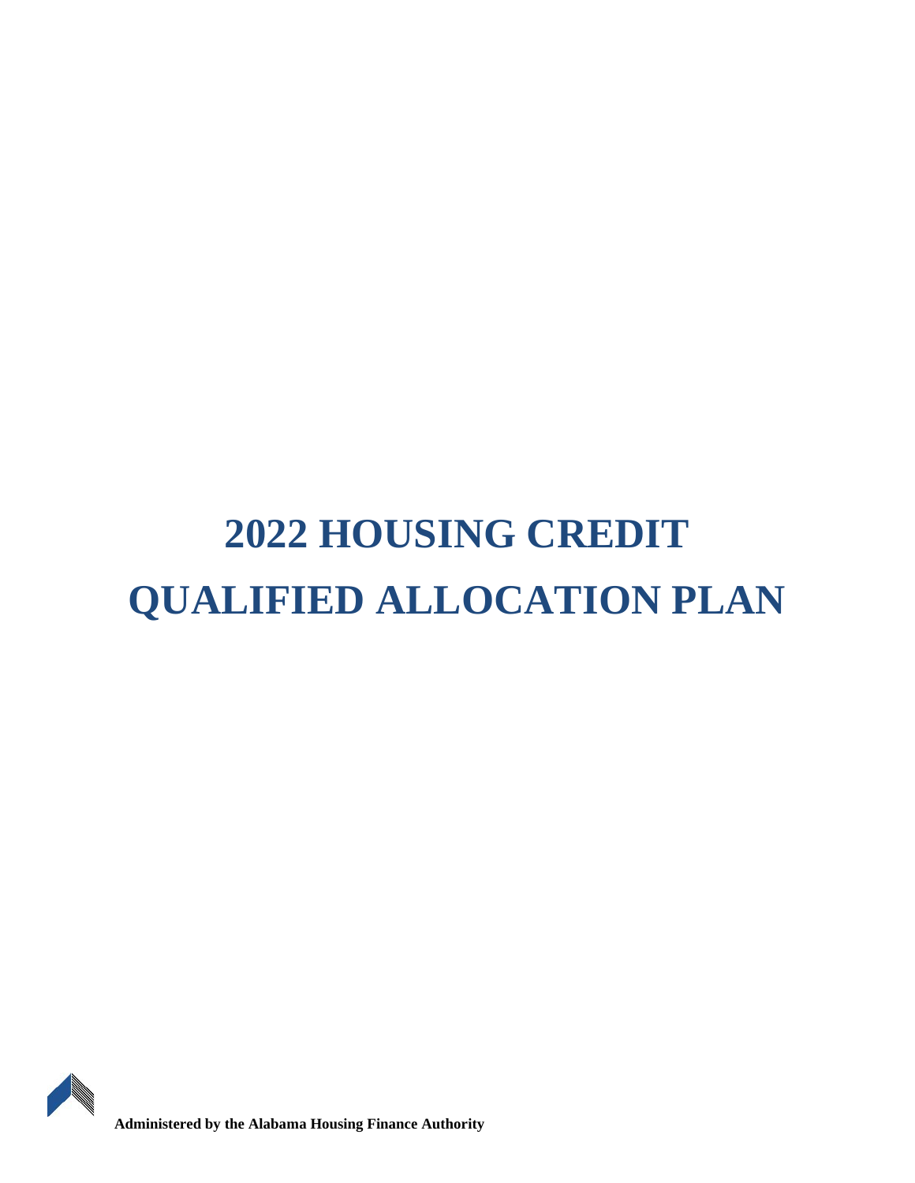# 2022 HOUSING CREDIT QUALIFIED ALLOCATION PLAN

**Administered by the Alabama Housing Finance Authority**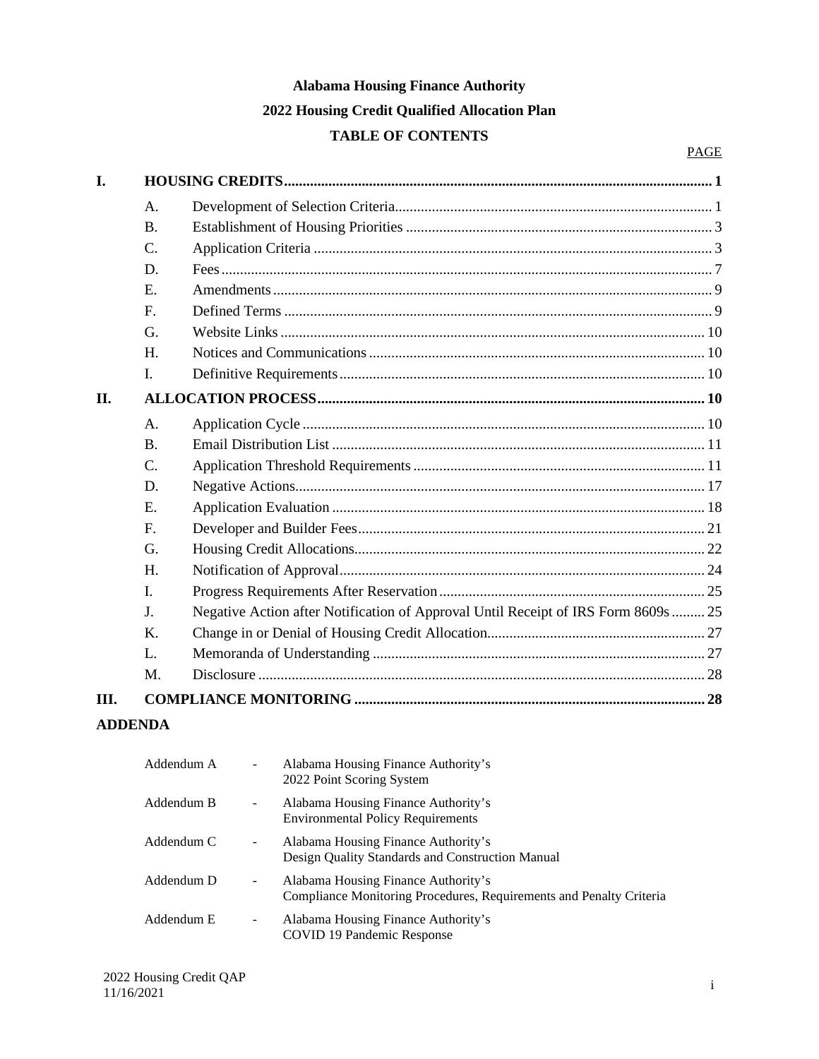**Alabama Housing Finance Authority**

**2022 Housing Credit Qualified Allocation Plan**

**TABLE OF CONTENTS**

| | | | PAGE |
|---|---|---|---|
| **I.** | **HOUSING CREDITS** | | **1** |
| | A. | Development of Selection Criteria | 1 |
| | B. | Establishment of Housing Priorities | 3 |
| | C. | Application Criteria | 3 |
| | D. | Fees | 7 |
| | E. | Amendments | 9 |
| | F. | Defined Terms | 9 |
| | G. | Website Links | 10 |
| | H. | Notices and Communications | 10 |
| | I. | Definitive Requirements | 10 |
| **II.** | **ALLOCATION PROCESS** | | **10** |
| | A. | Application Cycle | 10 |
| | B. | Email Distribution List | 11 |
| | C. | Application Threshold Requirements | 11 |
| | D. | Negative Actions | 17 |
| | E. | Application Evaluation | 18 |
| | F. | Developer and Builder Fees | 21 |
| | G. | Housing Credit Allocations | 22 |
| | H. | Notification of Approval | 24 |
| | I. | Progress Requirements After Reservation | 25 |
| | J. | Negative Action after Notification of Approval Until Receipt of IRS Form 8609s | 25 |
| | K. | Change in or Denial of Housing Credit Allocation | 27 |
| | L. | Memoranda of Understanding | 27 |
| | M. | Disclosure | 28 |
| **III.** | **COMPLIANCE MONITORING** | | **28** |

**ADDENDA**

| | | |
|---|---|---|
| Addendum A | - | Alabama Housing Finance Authority's 2022 Point Scoring System |
| Addendum B | - | Alabama Housing Finance Authority's Environmental Policy Requirements |
| Addendum C | - | Alabama Housing Finance Authority's Design Quality Standards and Construction Manual |
| Addendum D | - | Alabama Housing Finance Authority's Compliance Monitoring Procedures, Requirements and Penalty Criteria |
| Addendum E | - | Alabama Housing Finance Authority's COVID 19 Pandemic Response |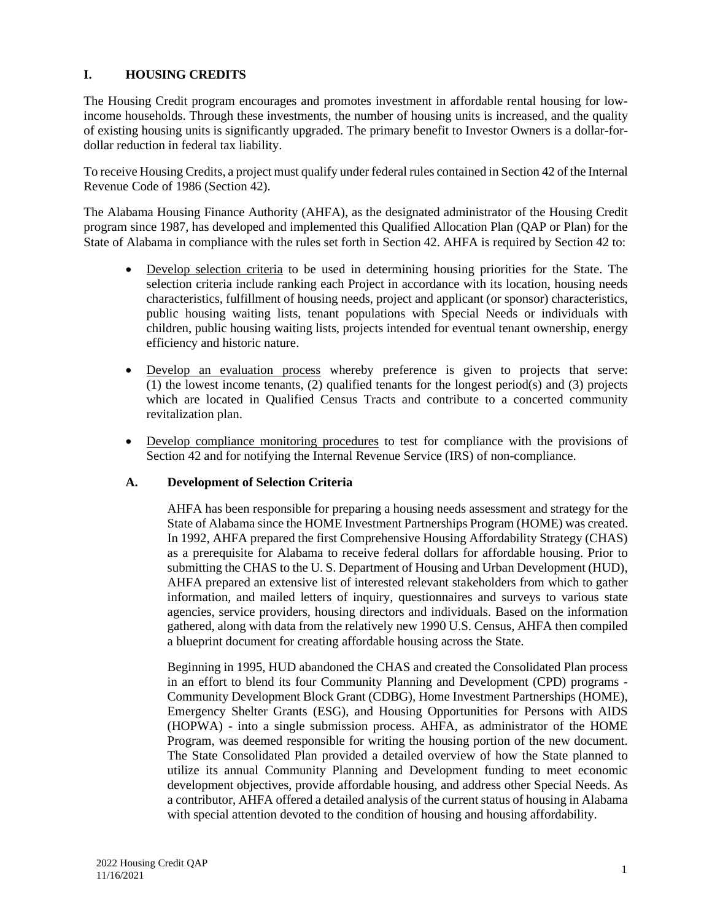## I. HOUSING CREDITS

The Housing Credit program encourages and promotes investment in affordable rental housing for low-income households. Through these investments, the number of housing units is increased, and the quality of existing housing units is significantly upgraded. The primary benefit to Investor Owners is a dollar-for-dollar reduction in federal tax liability.

To receive Housing Credits, a project must qualify under federal rules contained in Section 42 of the Internal Revenue Code of 1986 (Section 42).

The Alabama Housing Finance Authority (AHFA), as the designated administrator of the Housing Credit program since 1987, has developed and implemented this Qualified Allocation Plan (QAP or Plan) for the State of Alabama in compliance with the rules set forth in Section 42. AHFA is required by Section 42 to:

- Develop selection criteria to be used in determining housing priorities for the State. The selection criteria include ranking each Project in accordance with its location, housing needs characteristics, fulfillment of housing needs, project and applicant (or sponsor) characteristics, public housing waiting lists, tenant populations with Special Needs or individuals with children, public housing waiting lists, projects intended for eventual tenant ownership, energy efficiency and historic nature.
- Develop an evaluation process whereby preference is given to projects that serve: (1) the lowest income tenants, (2) qualified tenants for the longest period(s) and (3) projects which are located in Qualified Census Tracts and contribute to a concerted community revitalization plan.
- Develop compliance monitoring procedures to test for compliance with the provisions of Section 42 and for notifying the Internal Revenue Service (IRS) of non-compliance.

### A. Development of Selection Criteria

AHFA has been responsible for preparing a housing needs assessment and strategy for the State of Alabama since the HOME Investment Partnerships Program (HOME) was created. In 1992, AHFA prepared the first Comprehensive Housing Affordability Strategy (CHAS) as a prerequisite for Alabama to receive federal dollars for affordable housing. Prior to submitting the CHAS to the U. S. Department of Housing and Urban Development (HUD), AHFA prepared an extensive list of interested relevant stakeholders from which to gather information, and mailed letters of inquiry, questionnaires and surveys to various state agencies, service providers, housing directors and individuals. Based on the information gathered, along with data from the relatively new 1990 U.S. Census, AHFA then compiled a blueprint document for creating affordable housing across the State.

Beginning in 1995, HUD abandoned the CHAS and created the Consolidated Plan process in an effort to blend its four Community Planning and Development (CPD) programs - Community Development Block Grant (CDBG), Home Investment Partnerships (HOME), Emergency Shelter Grants (ESG), and Housing Opportunities for Persons with AIDS (HOPWA) - into a single submission process. AHFA, as administrator of the HOME Program, was deemed responsible for writing the housing portion of the new document. The State Consolidated Plan provided a detailed overview of how the State planned to utilize its annual Community Planning and Development funding to meet economic development objectives, provide affordable housing, and address other Special Needs. As a contributor, AHFA offered a detailed analysis of the current status of housing in Alabama with special attention devoted to the condition of housing and housing affordability.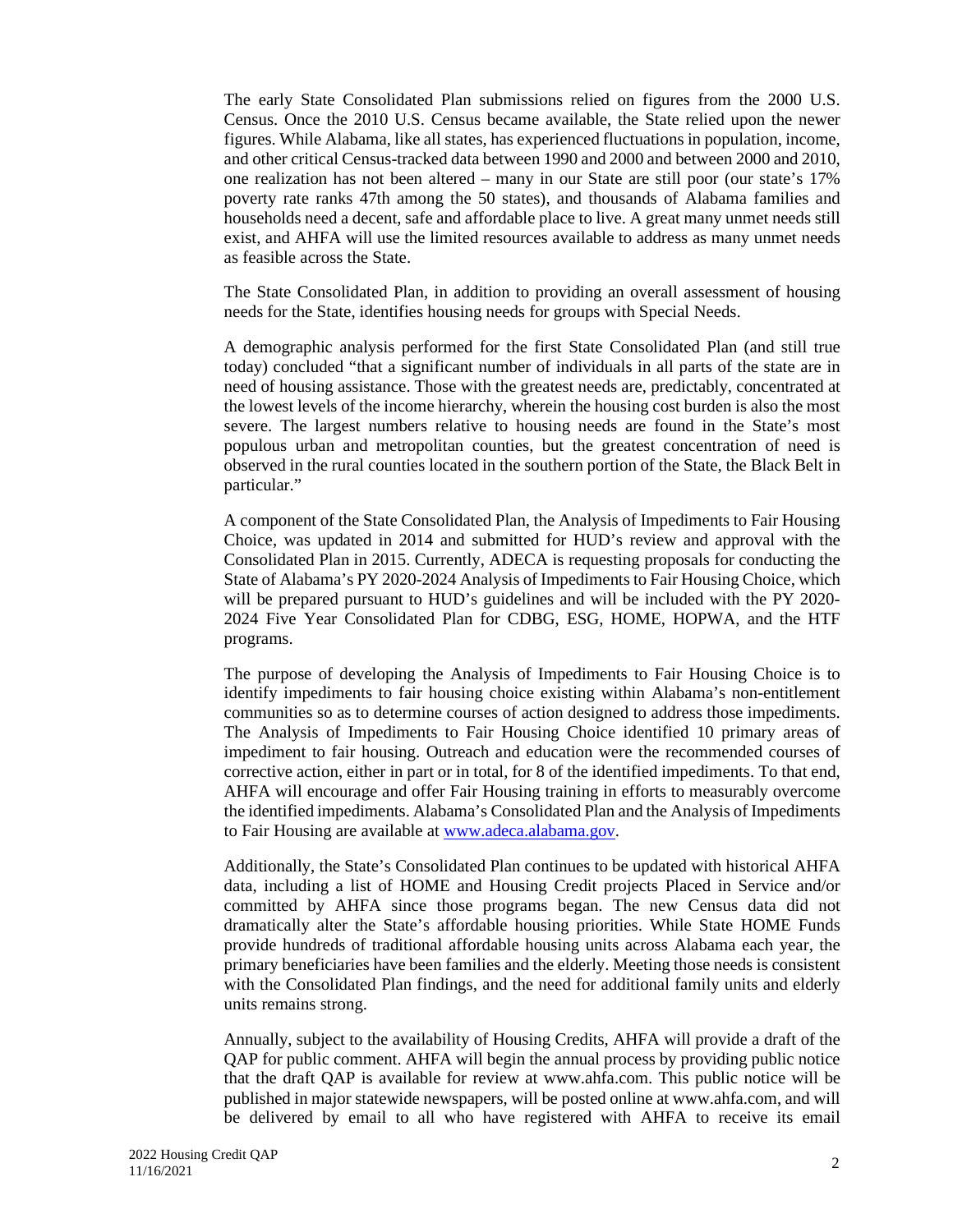The early State Consolidated Plan submissions relied on figures from the 2000 U.S. Census. Once the 2010 U.S. Census became available, the State relied upon the newer figures. While Alabama, like all states, has experienced fluctuations in population, income, and other critical Census-tracked data between 1990 and 2000 and between 2000 and 2010, one realization has not been altered – many in our State are still poor (our state's 17% poverty rate ranks 47th among the 50 states), and thousands of Alabama families and households need a decent, safe and affordable place to live. A great many unmet needs still exist, and AHFA will use the limited resources available to address as many unmet needs as feasible across the State.

The State Consolidated Plan, in addition to providing an overall assessment of housing needs for the State, identifies housing needs for groups with Special Needs.

A demographic analysis performed for the first State Consolidated Plan (and still true today) concluded "that a significant number of individuals in all parts of the state are in need of housing assistance. Those with the greatest needs are, predictably, concentrated at the lowest levels of the income hierarchy, wherein the housing cost burden is also the most severe. The largest numbers relative to housing needs are found in the State's most populous urban and metropolitan counties, but the greatest concentration of need is observed in the rural counties located in the southern portion of the State, the Black Belt in particular."

A component of the State Consolidated Plan, the Analysis of Impediments to Fair Housing Choice, was updated in 2014 and submitted for HUD's review and approval with the Consolidated Plan in 2015. Currently, ADECA is requesting proposals for conducting the State of Alabama's PY 2020-2024 Analysis of Impediments to Fair Housing Choice, which will be prepared pursuant to HUD's guidelines and will be included with the PY 2020-2024 Five Year Consolidated Plan for CDBG, ESG, HOME, HOPWA, and the HTF programs.

The purpose of developing the Analysis of Impediments to Fair Housing Choice is to identify impediments to fair housing choice existing within Alabama's non-entitlement communities so as to determine courses of action designed to address those impediments. The Analysis of Impediments to Fair Housing Choice identified 10 primary areas of impediment to fair housing. Outreach and education were the recommended courses of corrective action, either in part or in total, for 8 of the identified impediments. To that end, AHFA will encourage and offer Fair Housing training in efforts to measurably overcome the identified impediments. Alabama's Consolidated Plan and the Analysis of Impediments to Fair Housing are available at www.adeca.alabama.gov.

Additionally, the State's Consolidated Plan continues to be updated with historical AHFA data, including a list of HOME and Housing Credit projects Placed in Service and/or committed by AHFA since those programs began. The new Census data did not dramatically alter the State's affordable housing priorities. While State HOME Funds provide hundreds of traditional affordable housing units across Alabama each year, the primary beneficiaries have been families and the elderly. Meeting those needs is consistent with the Consolidated Plan findings, and the need for additional family units and elderly units remains strong.

Annually, subject to the availability of Housing Credits, AHFA will provide a draft of the QAP for public comment. AHFA will begin the annual process by providing public notice that the draft QAP is available for review at www.ahfa.com. This public notice will be published in major statewide newspapers, will be posted online at www.ahfa.com, and will be delivered by email to all who have registered with AHFA to receive its email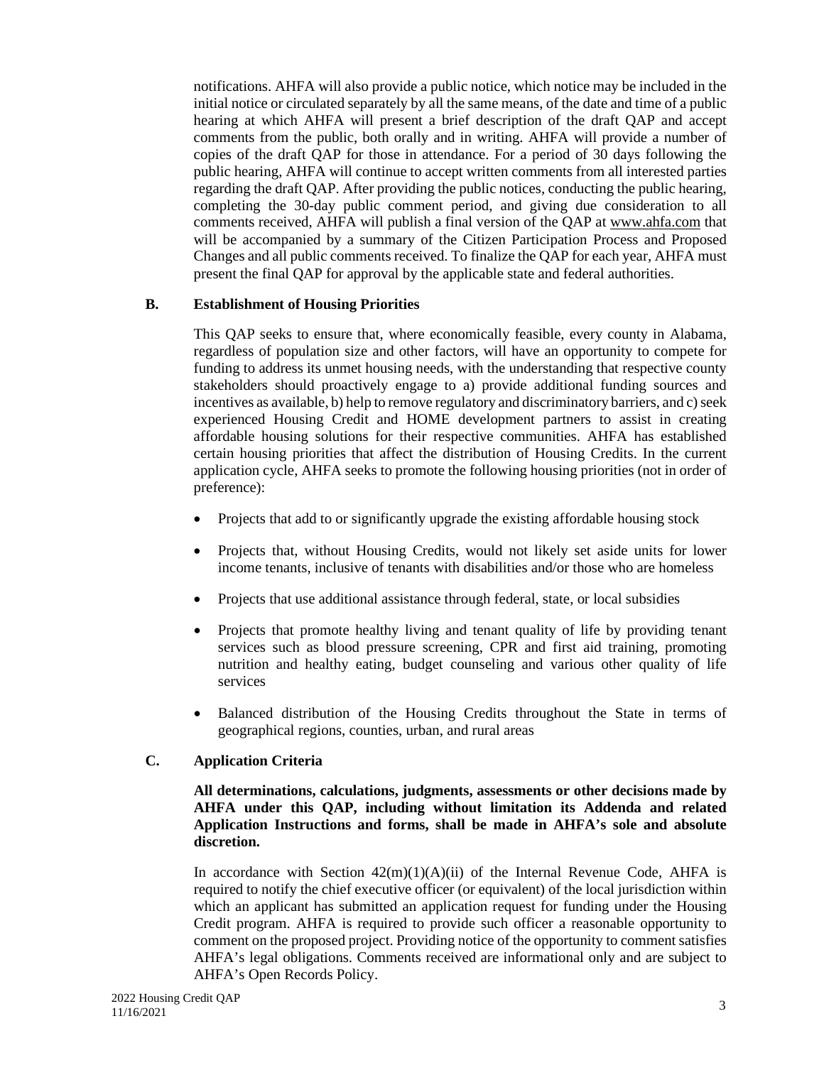notifications. AHFA will also provide a public notice, which notice may be included in the initial notice or circulated separately by all the same means, of the date and time of a public hearing at which AHFA will present a brief description of the draft QAP and accept comments from the public, both orally and in writing. AHFA will provide a number of copies of the draft QAP for those in attendance. For a period of 30 days following the public hearing, AHFA will continue to accept written comments from all interested parties regarding the draft QAP. After providing the public notices, conducting the public hearing, completing the 30-day public comment period, and giving due consideration to all comments received, AHFA will publish a final version of the QAP at www.ahfa.com that will be accompanied by a summary of the Citizen Participation Process and Proposed Changes and all public comments received. To finalize the QAP for each year, AHFA must present the final QAP for approval by the applicable state and federal authorities.

## B. Establishment of Housing Priorities

This QAP seeks to ensure that, where economically feasible, every county in Alabama, regardless of population size and other factors, will have an opportunity to compete for funding to address its unmet housing needs, with the understanding that respective county stakeholders should proactively engage to a) provide additional funding sources and incentives as available, b) help to remove regulatory and discriminatory barriers, and c) seek experienced Housing Credit and HOME development partners to assist in creating affordable housing solutions for their respective communities. AHFA has established certain housing priorities that affect the distribution of Housing Credits. In the current application cycle, AHFA seeks to promote the following housing priorities (not in order of preference):

- Projects that add to or significantly upgrade the existing affordable housing stock
- Projects that, without Housing Credits, would not likely set aside units for lower income tenants, inclusive of tenants with disabilities and/or those who are homeless
- Projects that use additional assistance through federal, state, or local subsidies
- Projects that promote healthy living and tenant quality of life by providing tenant services such as blood pressure screening, CPR and first aid training, promoting nutrition and healthy eating, budget counseling and various other quality of life services
- Balanced distribution of the Housing Credits throughout the State in terms of geographical regions, counties, urban, and rural areas

## C. Application Criteria

**All determinations, calculations, judgments, assessments or other decisions made by AHFA under this QAP, including without limitation its Addenda and related Application Instructions and forms, shall be made in AHFA's sole and absolute discretion.**

In accordance with Section 42(m)(1)(A)(ii) of the Internal Revenue Code, AHFA is required to notify the chief executive officer (or equivalent) of the local jurisdiction within which an applicant has submitted an application request for funding under the Housing Credit program. AHFA is required to provide such officer a reasonable opportunity to comment on the proposed project. Providing notice of the opportunity to comment satisfies AHFA's legal obligations. Comments received are informational only and are subject to AHFA's Open Records Policy.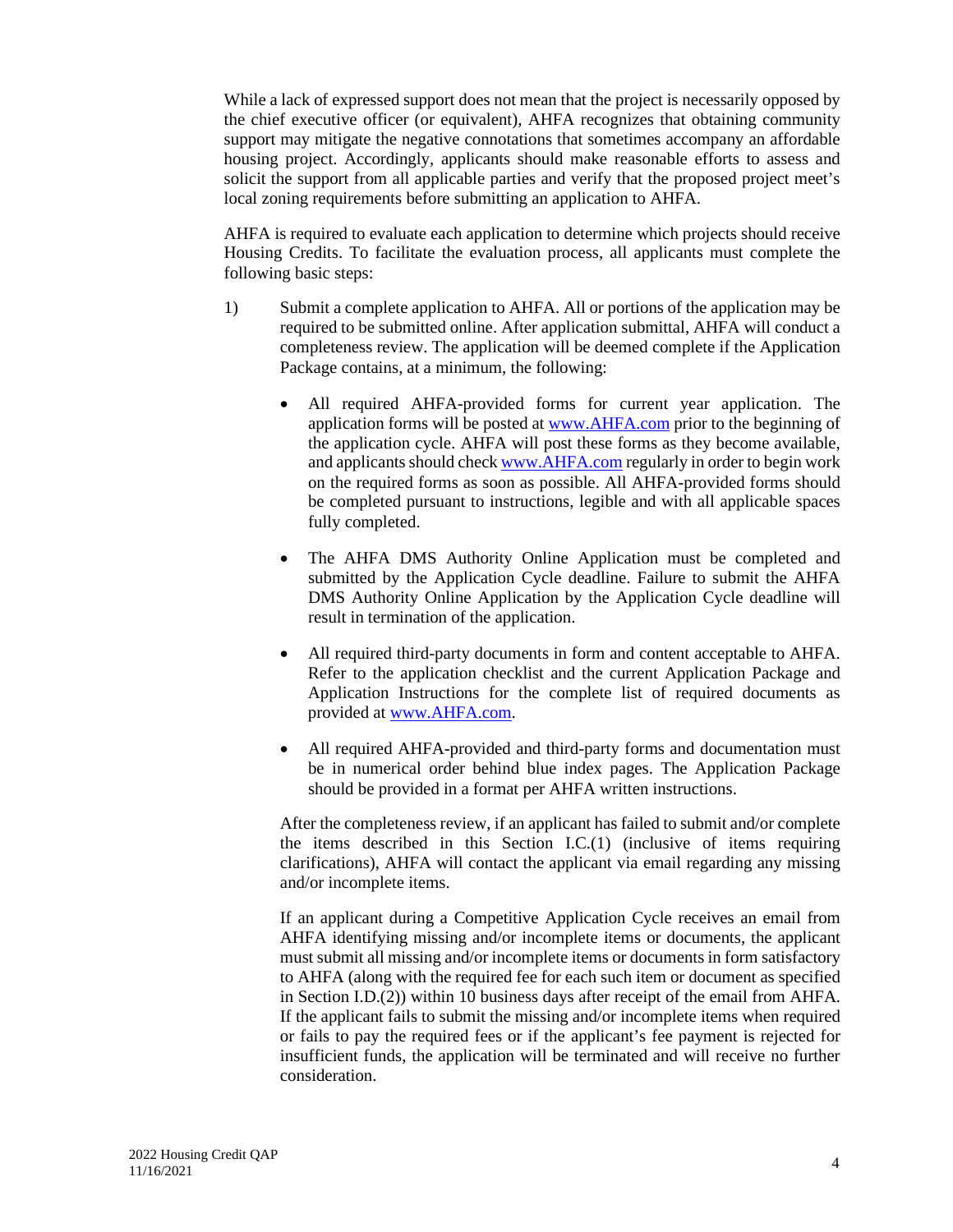While a lack of expressed support does not mean that the project is necessarily opposed by the chief executive officer (or equivalent), AHFA recognizes that obtaining community support may mitigate the negative connotations that sometimes accompany an affordable housing project. Accordingly, applicants should make reasonable efforts to assess and solicit the support from all applicable parties and verify that the proposed project meet's local zoning requirements before submitting an application to AHFA.

AHFA is required to evaluate each application to determine which projects should receive Housing Credits. To facilitate the evaluation process, all applicants must complete the following basic steps:

1) Submit a complete application to AHFA. All or portions of the application may be required to be submitted online. After application submittal, AHFA will conduct a completeness review. The application will be deemed complete if the Application Package contains, at a minimum, the following:

   - All required AHFA-provided forms for current year application. The application forms will be posted at www.AHFA.com prior to the beginning of the application cycle. AHFA will post these forms as they become available, and applicants should check www.AHFA.com regularly in order to begin work on the required forms as soon as possible. All AHFA-provided forms should be completed pursuant to instructions, legible and with all applicable spaces fully completed.

   - The AHFA DMS Authority Online Application must be completed and submitted by the Application Cycle deadline. Failure to submit the AHFA DMS Authority Online Application by the Application Cycle deadline will result in termination of the application.

   - All required third-party documents in form and content acceptable to AHFA. Refer to the application checklist and the current Application Package and Application Instructions for the complete list of required documents as provided at www.AHFA.com.

   - All required AHFA-provided and third-party forms and documentation must be in numerical order behind blue index pages. The Application Package should be provided in a format per AHFA written instructions.

   After the completeness review, if an applicant has failed to submit and/or complete the items described in this Section I.C.(1) (inclusive of items requiring clarifications), AHFA will contact the applicant via email regarding any missing and/or incomplete items.

   If an applicant during a Competitive Application Cycle receives an email from AHFA identifying missing and/or incomplete items or documents, the applicant must submit all missing and/or incomplete items or documents in form satisfactory to AHFA (along with the required fee for each such item or document as specified in Section I.D.(2)) within 10 business days after receipt of the email from AHFA. If the applicant fails to submit the missing and/or incomplete items when required or fails to pay the required fees or if the applicant's fee payment is rejected for insufficient funds, the application will be terminated and will receive no further consideration.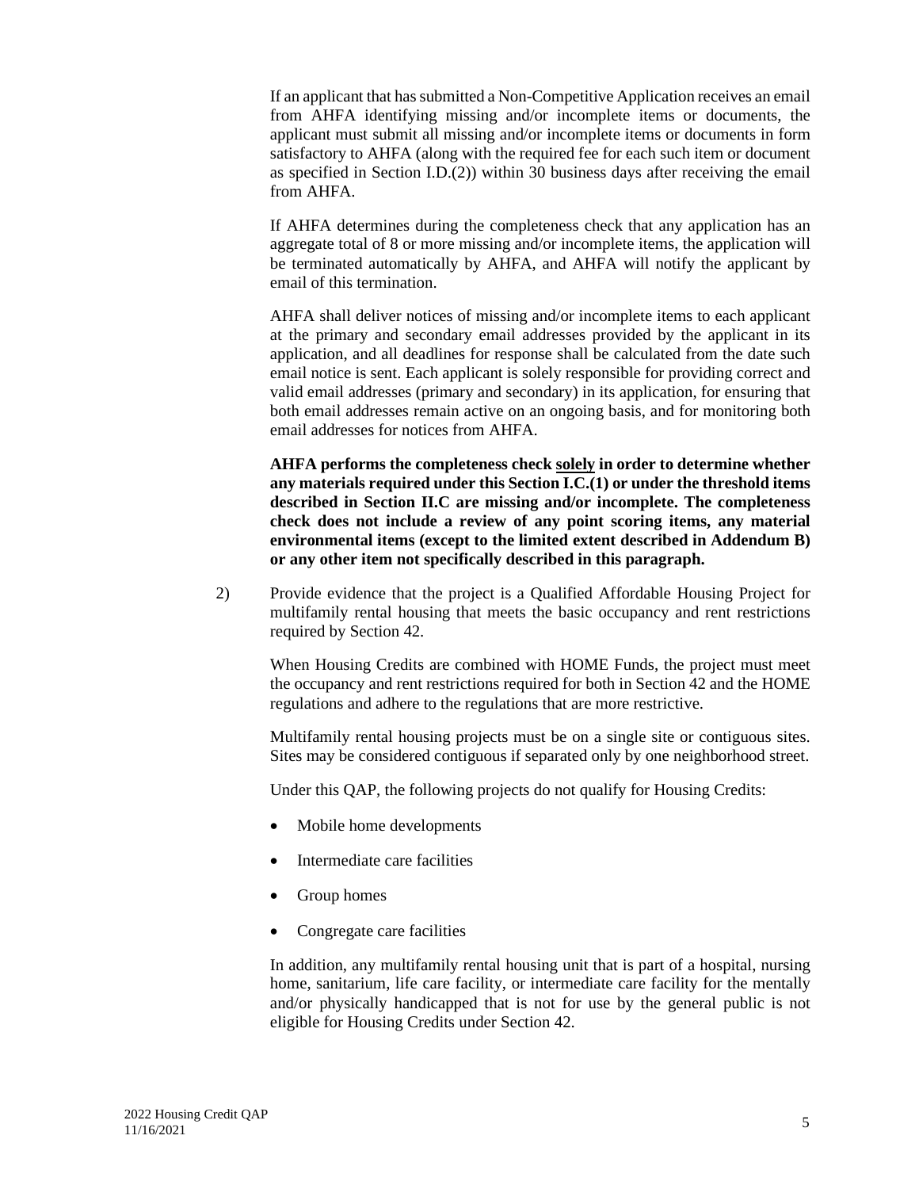If an applicant that has submitted a Non-Competitive Application receives an email from AHFA identifying missing and/or incomplete items or documents, the applicant must submit all missing and/or incomplete items or documents in form satisfactory to AHFA (along with the required fee for each such item or document as specified in Section I.D.(2)) within 30 business days after receiving the email from AHFA.

If AHFA determines during the completeness check that any application has an aggregate total of 8 or more missing and/or incomplete items, the application will be terminated automatically by AHFA, and AHFA will notify the applicant by email of this termination.

AHFA shall deliver notices of missing and/or incomplete items to each applicant at the primary and secondary email addresses provided by the applicant in its application, and all deadlines for response shall be calculated from the date such email notice is sent. Each applicant is solely responsible for providing correct and valid email addresses (primary and secondary) in its application, for ensuring that both email addresses remain active on an ongoing basis, and for monitoring both email addresses for notices from AHFA.

**AHFA performs the completeness check <u>solely</u> in order to determine whether any materials required under this Section I.C.(1) or under the threshold items described in Section II.C are missing and/or incomplete. The completeness check does not include a review of any point scoring items, any material environmental items (except to the limited extent described in Addendum B) or any other item not specifically described in this paragraph.**

2) Provide evidence that the project is a Qualified Affordable Housing Project for multifamily rental housing that meets the basic occupancy and rent restrictions required by Section 42.

When Housing Credits are combined with HOME Funds, the project must meet the occupancy and rent restrictions required for both in Section 42 and the HOME regulations and adhere to the regulations that are more restrictive.

Multifamily rental housing projects must be on a single site or contiguous sites. Sites may be considered contiguous if separated only by one neighborhood street.

Under this QAP, the following projects do not qualify for Housing Credits:

- Mobile home developments
- Intermediate care facilities
- Group homes
- Congregate care facilities

In addition, any multifamily rental housing unit that is part of a hospital, nursing home, sanitarium, life care facility, or intermediate care facility for the mentally and/or physically handicapped that is not for use by the general public is not eligible for Housing Credits under Section 42.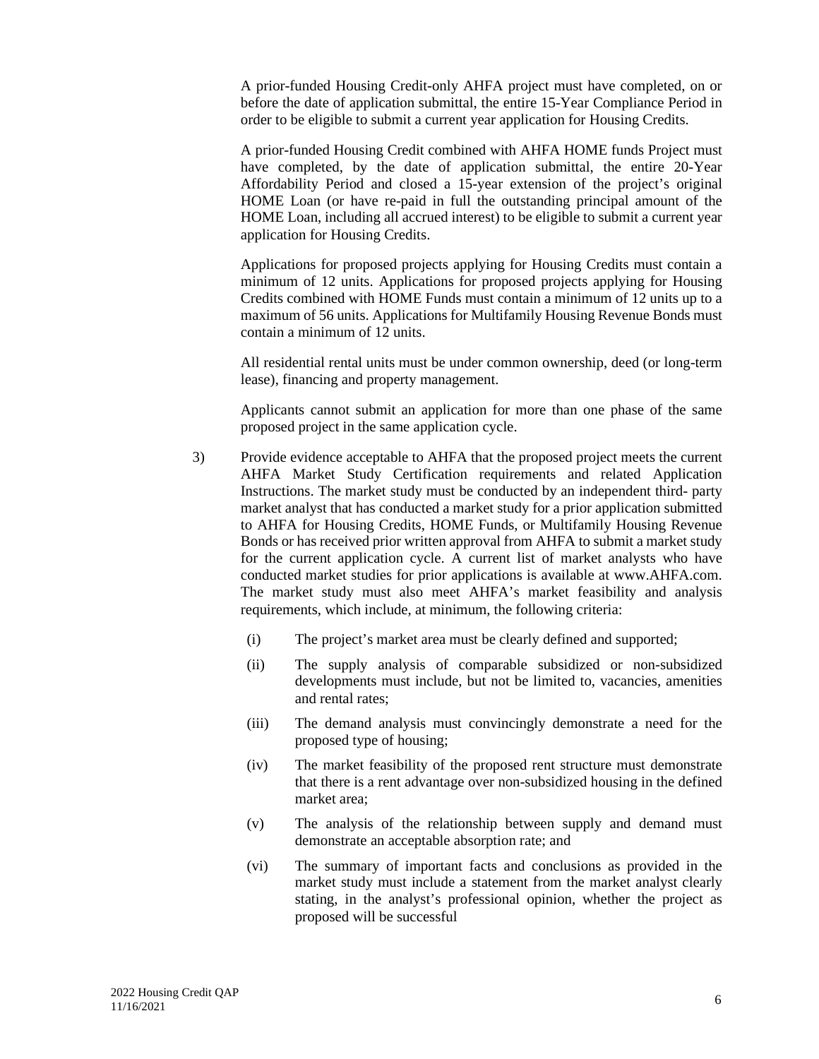A prior-funded Housing Credit-only AHFA project must have completed, on or before the date of application submittal, the entire 15-Year Compliance Period in order to be eligible to submit a current year application for Housing Credits.

A prior-funded Housing Credit combined with AHFA HOME funds Project must have completed, by the date of application submittal, the entire 20-Year Affordability Period and closed a 15-year extension of the project's original HOME Loan (or have re-paid in full the outstanding principal amount of the HOME Loan, including all accrued interest) to be eligible to submit a current year application for Housing Credits.

Applications for proposed projects applying for Housing Credits must contain a minimum of 12 units. Applications for proposed projects applying for Housing Credits combined with HOME Funds must contain a minimum of 12 units up to a maximum of 56 units. Applications for Multifamily Housing Revenue Bonds must contain a minimum of 12 units.

All residential rental units must be under common ownership, deed (or long-term lease), financing and property management.

Applicants cannot submit an application for more than one phase of the same proposed project in the same application cycle.

3) Provide evidence acceptable to AHFA that the proposed project meets the current AHFA Market Study Certification requirements and related Application Instructions. The market study must be conducted by an independent third- party market analyst that has conducted a market study for a prior application submitted to AHFA for Housing Credits, HOME Funds, or Multifamily Housing Revenue Bonds or has received prior written approval from AHFA to submit a market study for the current application cycle. A current list of market analysts who have conducted market studies for prior applications is available at www.AHFA.com. The market study must also meet AHFA's market feasibility and analysis requirements, which include, at minimum, the following criteria:

   (i) The project's market area must be clearly defined and supported;

   (ii) The supply analysis of comparable subsidized or non-subsidized developments must include, but not be limited to, vacancies, amenities and rental rates;

   (iii) The demand analysis must convincingly demonstrate a need for the proposed type of housing;

   (iv) The market feasibility of the proposed rent structure must demonstrate that there is a rent advantage over non-subsidized housing in the defined market area;

   (v) The analysis of the relationship between supply and demand must demonstrate an acceptable absorption rate; and

   (vi) The summary of important facts and conclusions as provided in the market study must include a statement from the market analyst clearly stating, in the analyst's professional opinion, whether the project as proposed will be successful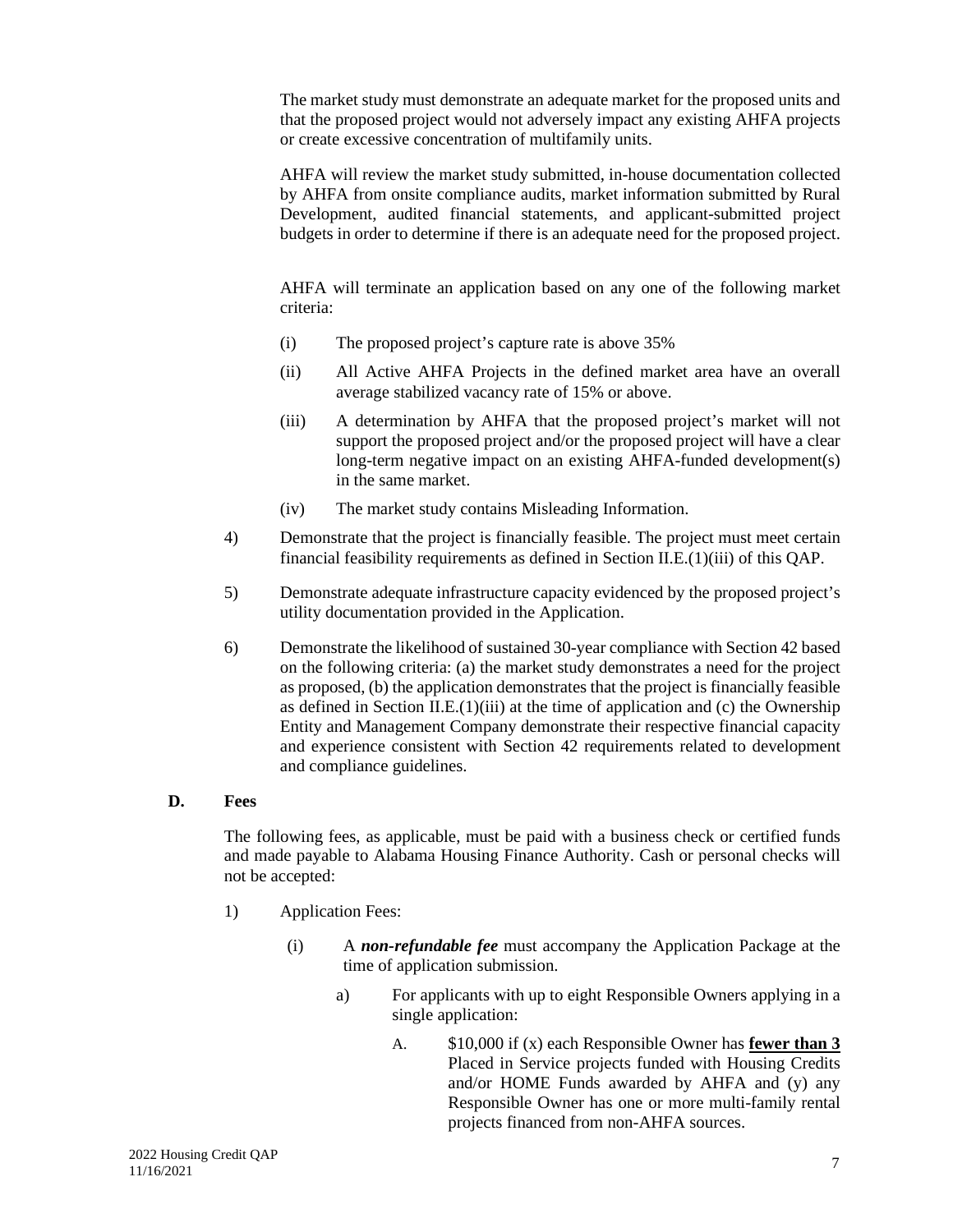The market study must demonstrate an adequate market for the proposed units and that the proposed project would not adversely impact any existing AHFA projects or create excessive concentration of multifamily units.

AHFA will review the market study submitted, in-house documentation collected by AHFA from onsite compliance audits, market information submitted by Rural Development, audited financial statements, and applicant-submitted project budgets in order to determine if there is an adequate need for the proposed project.

AHFA will terminate an application based on any one of the following market criteria:

(i) The proposed project's capture rate is above 35%

(ii) All Active AHFA Projects in the defined market area have an overall average stabilized vacancy rate of 15% or above.

(iii) A determination by AHFA that the proposed project's market will not support the proposed project and/or the proposed project will have a clear long-term negative impact on an existing AHFA-funded development(s) in the same market.

(iv) The market study contains Misleading Information.

4) Demonstrate that the project is financially feasible. The project must meet certain financial feasibility requirements as defined in Section II.E.(1)(iii) of this QAP.

5) Demonstrate adequate infrastructure capacity evidenced by the proposed project's utility documentation provided in the Application.

6) Demonstrate the likelihood of sustained 30-year compliance with Section 42 based on the following criteria: (a) the market study demonstrates a need for the project as proposed, (b) the application demonstrates that the project is financially feasible as defined in Section II.E.(1)(iii) at the time of application and (c) the Ownership Entity and Management Company demonstrate their respective financial capacity and experience consistent with Section 42 requirements related to development and compliance guidelines.

**D. Fees**

The following fees, as applicable, must be paid with a business check or certified funds and made payable to Alabama Housing Finance Authority. Cash or personal checks will not be accepted:

1) Application Fees:

(i) A ***non-refundable fee*** must accompany the Application Package at the time of application submission.

a) For applicants with up to eight Responsible Owners applying in a single application:

A. $10,000 if (x) each Responsible Owner has **fewer than 3** Placed in Service projects funded with Housing Credits and/or HOME Funds awarded by AHFA and (y) any Responsible Owner has one or more multi-family rental projects financed from non-AHFA sources.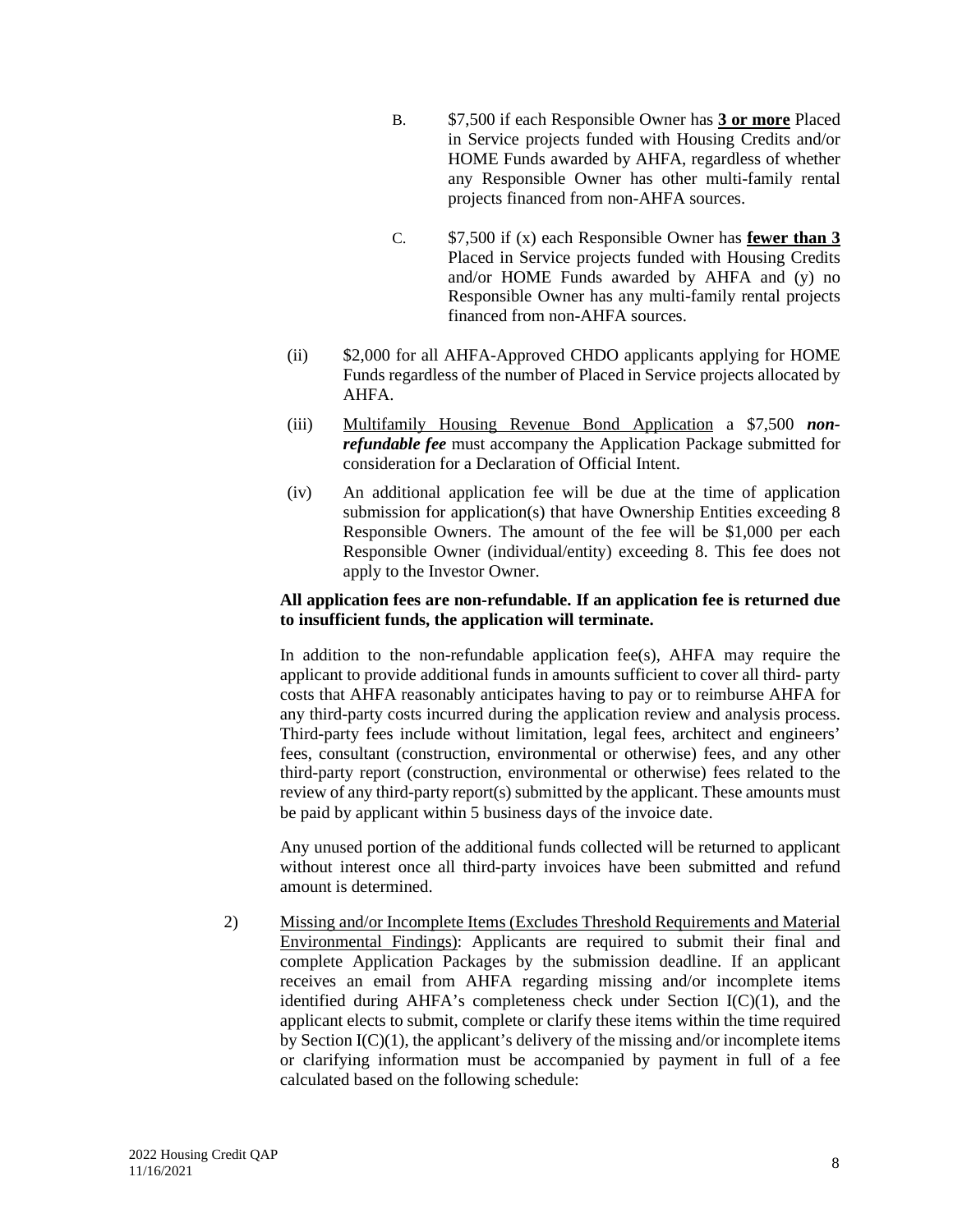B. $7,500 if each Responsible Owner has <u>**3 or more**</u> Placed in Service projects funded with Housing Credits and/or HOME Funds awarded by AHFA, regardless of whether any Responsible Owner has other multi-family rental projects financed from non-AHFA sources.

C. $7,500 if (x) each Responsible Owner has <u>**fewer than 3**</u> Placed in Service projects funded with Housing Credits and/or HOME Funds awarded by AHFA and (y) no Responsible Owner has any multi-family rental projects financed from non-AHFA sources.

(ii) $2,000 for all AHFA-Approved CHDO applicants applying for HOME Funds regardless of the number of Placed in Service projects allocated by AHFA.

(iii) <u>Multifamily Housing Revenue Bond Application</u> a $7,500 ***non-refundable fee*** must accompany the Application Package submitted for consideration for a Declaration of Official Intent.

(iv) An additional application fee will be due at the time of application submission for application(s) that have Ownership Entities exceeding 8 Responsible Owners. The amount of the fee will be $1,000 per each Responsible Owner (individual/entity) exceeding 8. This fee does not apply to the Investor Owner.

**All application fees are non-refundable. If an application fee is returned due to insufficient funds, the application will terminate.**

In addition to the non-refundable application fee(s), AHFA may require the applicant to provide additional funds in amounts sufficient to cover all third- party costs that AHFA reasonably anticipates having to pay or to reimburse AHFA for any third-party costs incurred during the application review and analysis process. Third-party fees include without limitation, legal fees, architect and engineers' fees, consultant (construction, environmental or otherwise) fees, and any other third-party report (construction, environmental or otherwise) fees related to the review of any third-party report(s) submitted by the applicant. These amounts must be paid by applicant within 5 business days of the invoice date.

Any unused portion of the additional funds collected will be returned to applicant without interest once all third-party invoices have been submitted and refund amount is determined.

2) <u>Missing and/or Incomplete Items (Excludes Threshold Requirements and Material Environmental Findings)</u>: Applicants are required to submit their final and complete Application Packages by the submission deadline. If an applicant receives an email from AHFA regarding missing and/or incomplete items identified during AHFA's completeness check under Section I(C)(1), and the applicant elects to submit, complete or clarify these items within the time required by Section I(C)(1), the applicant's delivery of the missing and/or incomplete items or clarifying information must be accompanied by payment in full of a fee calculated based on the following schedule: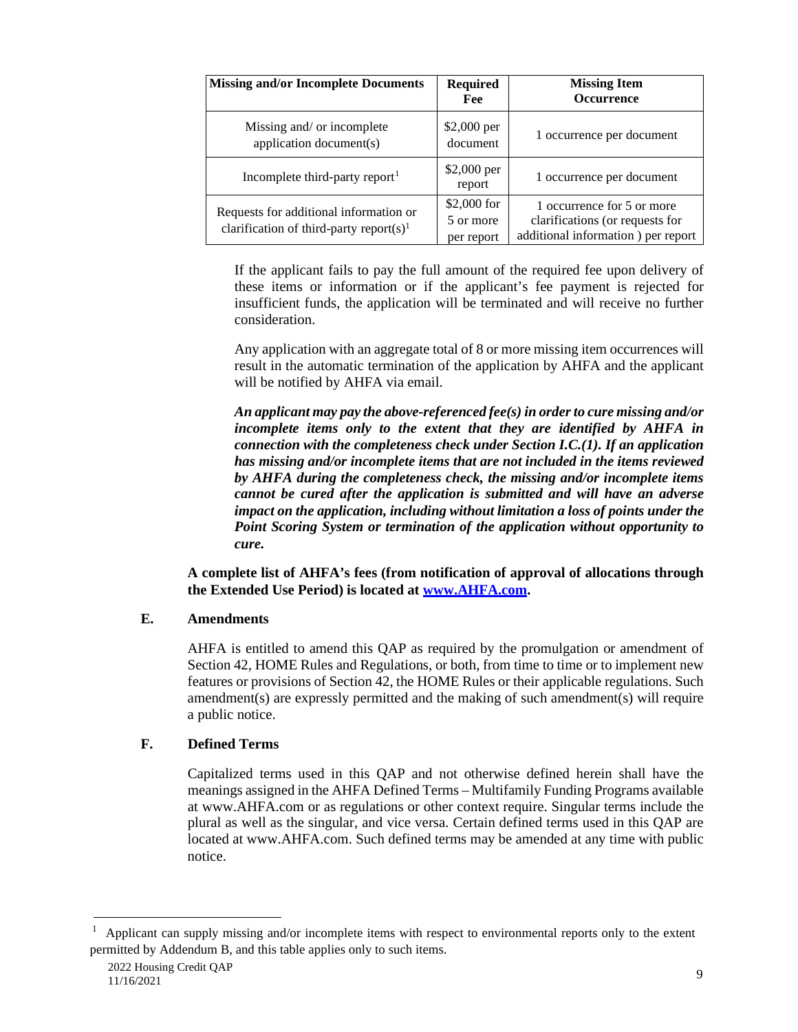| Missing and/or Incomplete Documents | Required Fee | Missing Item Occurrence |
|---|---|---|
| Missing and/ or incomplete application document(s) | $2,000 per document | 1 occurrence per document |
| Incomplete third-party report[1] | $2,000 per report | 1 occurrence per document |
| Requests for additional information or clarification of third-party report(s)[1] | $2,000 for 5 or more per report | 1 occurrence for 5 or more clarifications (or requests for additional information ) per report |

If the applicant fails to pay the full amount of the required fee upon delivery of these items or information or if the applicant's fee payment is rejected for insufficient funds, the application will be terminated and will receive no further consideration.

Any application with an aggregate total of 8 or more missing item occurrences will result in the automatic termination of the application by AHFA and the applicant will be notified by AHFA via email.

***An applicant may pay the above-referenced fee(s) in order to cure missing and/or incomplete items only to the extent that they are identified by AHFA in connection with the completeness check under Section I.C.(1). If an application has missing and/or incomplete items that are not included in the items reviewed by AHFA during the completeness check, the missing and/or incomplete items cannot be cured after the application is submitted and will have an adverse impact on the application, including without limitation a loss of points under the Point Scoring System or termination of the application without opportunity to cure.***

**A complete list of AHFA's fees (from notification of approval of allocations through the Extended Use Period) is located at www.AHFA.com.**

### E. Amendments

AHFA is entitled to amend this QAP as required by the promulgation or amendment of Section 42, HOME Rules and Regulations, or both, from time to time or to implement new features or provisions of Section 42, the HOME Rules or their applicable regulations. Such amendment(s) are expressly permitted and the making of such amendment(s) will require a public notice.

### F. Defined Terms

Capitalized terms used in this QAP and not otherwise defined herein shall have the meanings assigned in the AHFA Defined Terms – Multifamily Funding Programs available at www.AHFA.com or as regulations or other context require. Singular terms include the plural as well as the singular, and vice versa. Certain defined terms used in this QAP are located at www.AHFA.com. Such defined terms may be amended at any time with public notice.

---

[1] Applicant can supply missing and/or incomplete items with respect to environmental reports only to the extent permitted by Addendum B, and this table applies only to such items.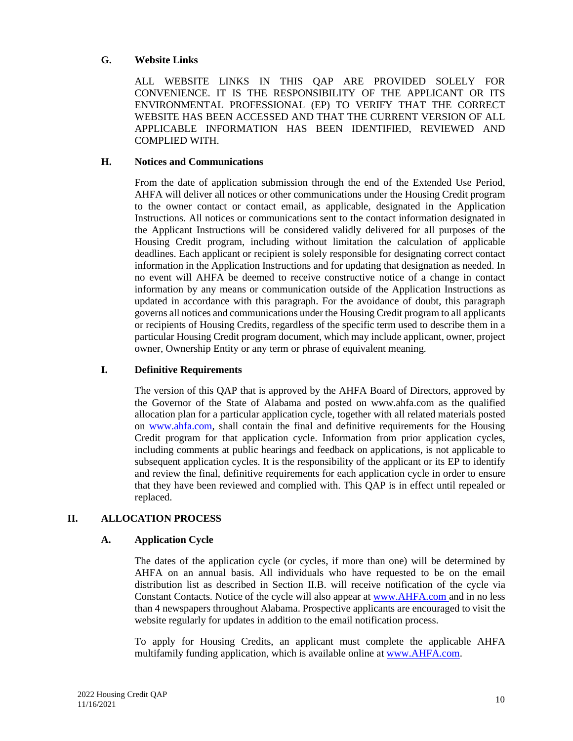### G. Website Links

ALL WEBSITE LINKS IN THIS QAP ARE PROVIDED SOLELY FOR CONVENIENCE. IT IS THE RESPONSIBILITY OF THE APPLICANT OR ITS ENVIRONMENTAL PROFESSIONAL (EP) TO VERIFY THAT THE CORRECT WEBSITE HAS BEEN ACCESSED AND THAT THE CURRENT VERSION OF ALL APPLICABLE INFORMATION HAS BEEN IDENTIFIED, REVIEWED AND COMPLIED WITH.

### H. Notices and Communications

From the date of application submission through the end of the Extended Use Period, AHFA will deliver all notices or other communications under the Housing Credit program to the owner contact or contact email, as applicable, designated in the Application Instructions. All notices or communications sent to the contact information designated in the Applicant Instructions will be considered validly delivered for all purposes of the Housing Credit program, including without limitation the calculation of applicable deadlines. Each applicant or recipient is solely responsible for designating correct contact information in the Application Instructions and for updating that designation as needed. In no event will AHFA be deemed to receive constructive notice of a change in contact information by any means or communication outside of the Application Instructions as updated in accordance with this paragraph. For the avoidance of doubt, this paragraph governs all notices and communications under the Housing Credit program to all applicants or recipients of Housing Credits, regardless of the specific term used to describe them in a particular Housing Credit program document, which may include applicant, owner, project owner, Ownership Entity or any term or phrase of equivalent meaning.

### I. Definitive Requirements

The version of this QAP that is approved by the AHFA Board of Directors, approved by the Governor of the State of Alabama and posted on www.ahfa.com as the qualified allocation plan for a particular application cycle, together with all related materials posted on www.ahfa.com, shall contain the final and definitive requirements for the Housing Credit program for that application cycle. Information from prior application cycles, including comments at public hearings and feedback on applications, is not applicable to subsequent application cycles. It is the responsibility of the applicant or its EP to identify and review the final, definitive requirements for each application cycle in order to ensure that they have been reviewed and complied with. This QAP is in effect until repealed or replaced.

## II. ALLOCATION PROCESS

### A. Application Cycle

The dates of the application cycle (or cycles, if more than one) will be determined by AHFA on an annual basis. All individuals who have requested to be on the email distribution list as described in Section II.B. will receive notification of the cycle via Constant Contacts. Notice of the cycle will also appear at www.AHFA.com and in no less than 4 newspapers throughout Alabama. Prospective applicants are encouraged to visit the website regularly for updates in addition to the email notification process.

To apply for Housing Credits, an applicant must complete the applicable AHFA multifamily funding application, which is available online at www.AHFA.com.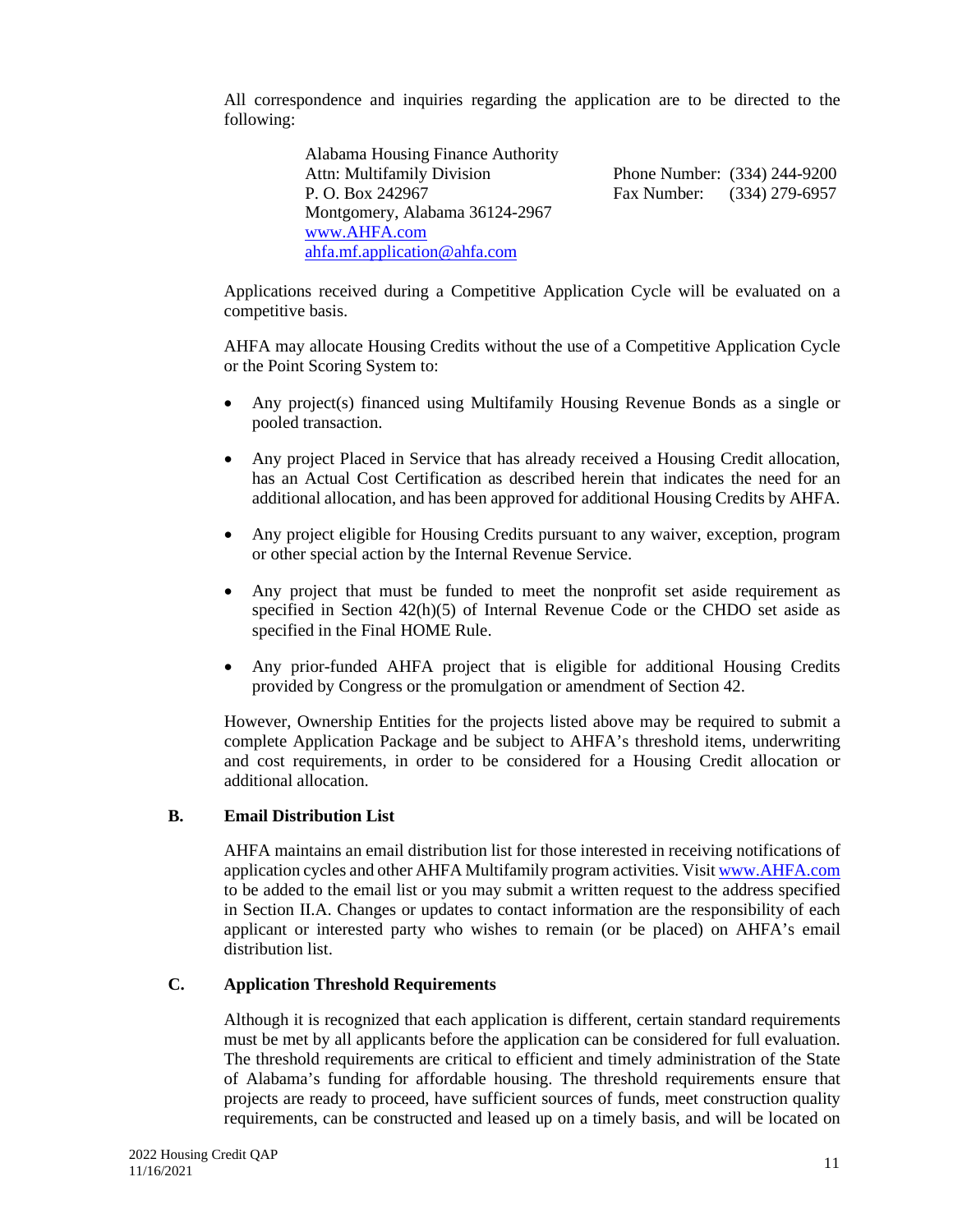All correspondence and inquiries regarding the application are to be directed to the following:

Alabama Housing Finance Authority
Attn: Multifamily Division
P. O. Box 242967
Montgomery, Alabama 36124-2967
www.AHFA.com
ahfa.mf.application@ahfa.com

Phone Number: (334) 244-9200
Fax Number: (334) 279-6957

Applications received during a Competitive Application Cycle will be evaluated on a competitive basis.

AHFA may allocate Housing Credits without the use of a Competitive Application Cycle or the Point Scoring System to:

- Any project(s) financed using Multifamily Housing Revenue Bonds as a single or pooled transaction.
- Any project Placed in Service that has already received a Housing Credit allocation, has an Actual Cost Certification as described herein that indicates the need for an additional allocation, and has been approved for additional Housing Credits by AHFA.
- Any project eligible for Housing Credits pursuant to any waiver, exception, program or other special action by the Internal Revenue Service.
- Any project that must be funded to meet the nonprofit set aside requirement as specified in Section 42(h)(5) of Internal Revenue Code or the CHDO set aside as specified in the Final HOME Rule.
- Any prior-funded AHFA project that is eligible for additional Housing Credits provided by Congress or the promulgation or amendment of Section 42.

However, Ownership Entities for the projects listed above may be required to submit a complete Application Package and be subject to AHFA's threshold items, underwriting and cost requirements, in order to be considered for a Housing Credit allocation or additional allocation.

### B. Email Distribution List

AHFA maintains an email distribution list for those interested in receiving notifications of application cycles and other AHFA Multifamily program activities. Visit www.AHFA.com to be added to the email list or you may submit a written request to the address specified in Section II.A. Changes or updates to contact information are the responsibility of each applicant or interested party who wishes to remain (or be placed) on AHFA's email distribution list.

### C. Application Threshold Requirements

Although it is recognized that each application is different, certain standard requirements must be met by all applicants before the application can be considered for full evaluation. The threshold requirements are critical to efficient and timely administration of the State of Alabama's funding for affordable housing. The threshold requirements ensure that projects are ready to proceed, have sufficient sources of funds, meet construction quality requirements, can be constructed and leased up on a timely basis, and will be located on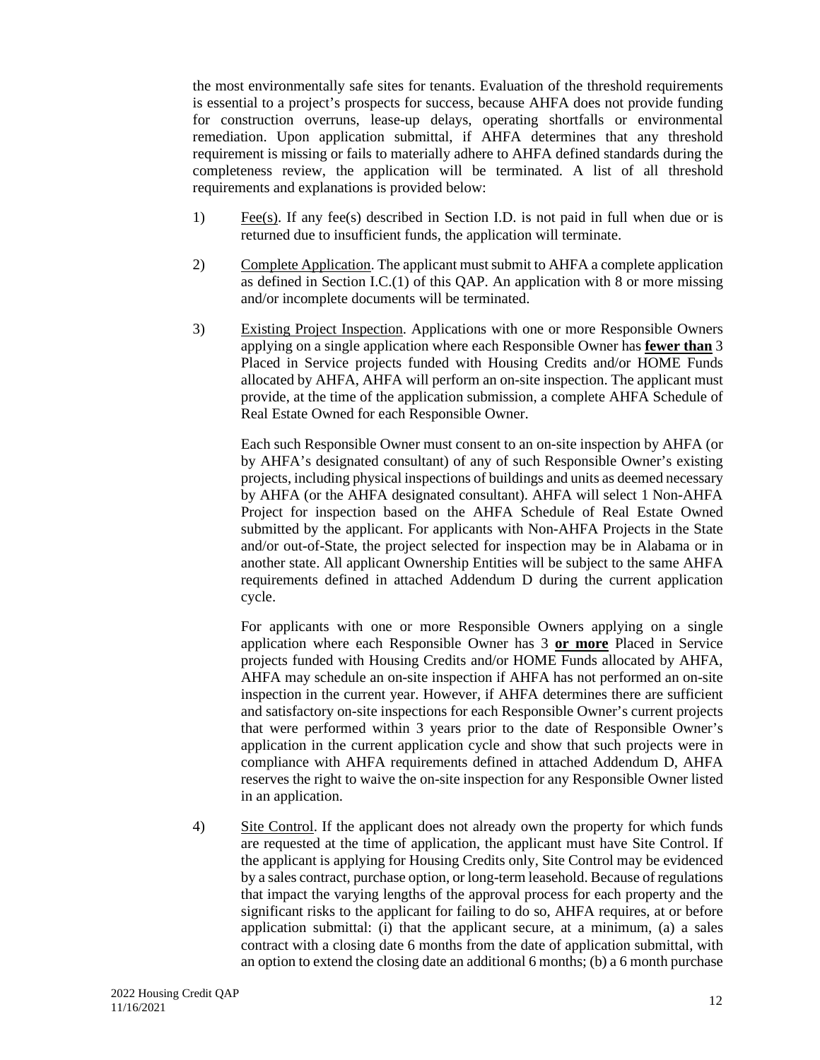the most environmentally safe sites for tenants. Evaluation of the threshold requirements is essential to a project's prospects for success, because AHFA does not provide funding for construction overruns, lease-up delays, operating shortfalls or environmental remediation. Upon application submittal, if AHFA determines that any threshold requirement is missing or fails to materially adhere to AHFA defined standards during the completeness review, the application will be terminated. A list of all threshold requirements and explanations is provided below:

1) Fee(s). If any fee(s) described in Section I.D. is not paid in full when due or is returned due to insufficient funds, the application will terminate.

2) Complete Application. The applicant must submit to AHFA a complete application as defined in Section I.C.(1) of this QAP. An application with 8 or more missing and/or incomplete documents will be terminated.

3) Existing Project Inspection. Applications with one or more Responsible Owners applying on a single application where each Responsible Owner has **fewer than** 3 Placed in Service projects funded with Housing Credits and/or HOME Funds allocated by AHFA, AHFA will perform an on-site inspection. The applicant must provide, at the time of the application submission, a complete AHFA Schedule of Real Estate Owned for each Responsible Owner.

   Each such Responsible Owner must consent to an on-site inspection by AHFA (or by AHFA's designated consultant) of any of such Responsible Owner's existing projects, including physical inspections of buildings and units as deemed necessary by AHFA (or the AHFA designated consultant). AHFA will select 1 Non-AHFA Project for inspection based on the AHFA Schedule of Real Estate Owned submitted by the applicant. For applicants with Non-AHFA Projects in the State and/or out-of-State, the project selected for inspection may be in Alabama or in another state. All applicant Ownership Entities will be subject to the same AHFA requirements defined in attached Addendum D during the current application cycle.

   For applicants with one or more Responsible Owners applying on a single application where each Responsible Owner has 3 **or more** Placed in Service projects funded with Housing Credits and/or HOME Funds allocated by AHFA, AHFA may schedule an on-site inspection if AHFA has not performed an on-site inspection in the current year. However, if AHFA determines there are sufficient and satisfactory on-site inspections for each Responsible Owner's current projects that were performed within 3 years prior to the date of Responsible Owner's application in the current application cycle and show that such projects were in compliance with AHFA requirements defined in attached Addendum D, AHFA reserves the right to waive the on-site inspection for any Responsible Owner listed in an application.

4) Site Control. If the applicant does not already own the property for which funds are requested at the time of application, the applicant must have Site Control. If the applicant is applying for Housing Credits only, Site Control may be evidenced by a sales contract, purchase option, or long-term leasehold. Because of regulations that impact the varying lengths of the approval process for each property and the significant risks to the applicant for failing to do so, AHFA requires, at or before application submittal: (i) that the applicant secure, at a minimum, (a) a sales contract with a closing date 6 months from the date of application submittal, with an option to extend the closing date an additional 6 months; (b) a 6 month purchase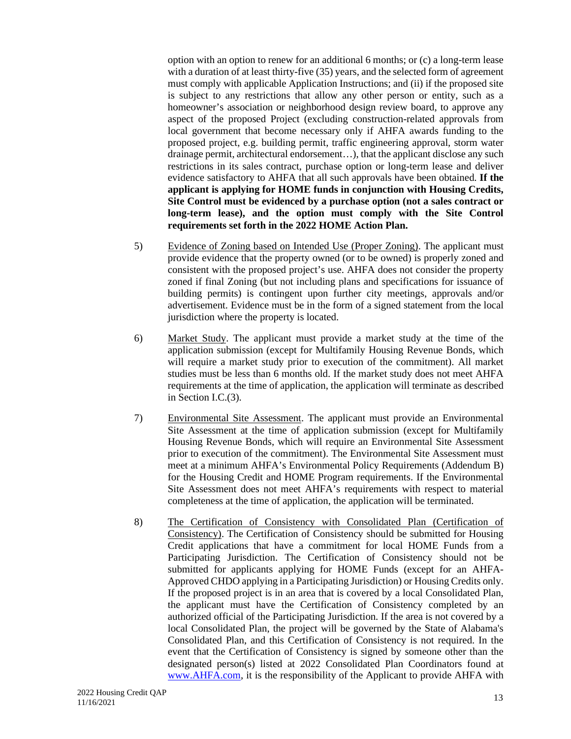option with an option to renew for an additional 6 months; or (c) a long-term lease with a duration of at least thirty-five (35) years, and the selected form of agreement must comply with applicable Application Instructions; and (ii) if the proposed site is subject to any restrictions that allow any other person or entity, such as a homeowner's association or neighborhood design review board, to approve any aspect of the proposed Project (excluding construction-related approvals from local government that become necessary only if AHFA awards funding to the proposed project, e.g. building permit, traffic engineering approval, storm water drainage permit, architectural endorsement…), that the applicant disclose any such restrictions in its sales contract, purchase option or long-term lease and deliver evidence satisfactory to AHFA that all such approvals have been obtained. **If the applicant is applying for HOME funds in conjunction with Housing Credits, Site Control must be evidenced by a purchase option (not a sales contract or long-term lease), and the option must comply with the Site Control requirements set forth in the 2022 HOME Action Plan.**

5) Evidence of Zoning based on Intended Use (Proper Zoning). The applicant must provide evidence that the property owned (or to be owned) is properly zoned and consistent with the proposed project's use. AHFA does not consider the property zoned if final Zoning (but not including plans and specifications for issuance of building permits) is contingent upon further city meetings, approvals and/or advertisement. Evidence must be in the form of a signed statement from the local jurisdiction where the property is located.

6) Market Study. The applicant must provide a market study at the time of the application submission (except for Multifamily Housing Revenue Bonds, which will require a market study prior to execution of the commitment). All market studies must be less than 6 months old. If the market study does not meet AHFA requirements at the time of application, the application will terminate as described in Section I.C.(3).

7) Environmental Site Assessment. The applicant must provide an Environmental Site Assessment at the time of application submission (except for Multifamily Housing Revenue Bonds, which will require an Environmental Site Assessment prior to execution of the commitment). The Environmental Site Assessment must meet at a minimum AHFA's Environmental Policy Requirements (Addendum B) for the Housing Credit and HOME Program requirements. If the Environmental Site Assessment does not meet AHFA's requirements with respect to material completeness at the time of application, the application will be terminated.

8) The Certification of Consistency with Consolidated Plan (Certification of Consistency). The Certification of Consistency should be submitted for Housing Credit applications that have a commitment for local HOME Funds from a Participating Jurisdiction. The Certification of Consistency should not be submitted for applicants applying for HOME Funds (except for an AHFA-Approved CHDO applying in a Participating Jurisdiction) or Housing Credits only. If the proposed project is in an area that is covered by a local Consolidated Plan, the applicant must have the Certification of Consistency completed by an authorized official of the Participating Jurisdiction. If the area is not covered by a local Consolidated Plan, the project will be governed by the State of Alabama's Consolidated Plan, and this Certification of Consistency is not required. In the event that the Certification of Consistency is signed by someone other than the designated person(s) listed at 2022 Consolidated Plan Coordinators found at www.AHFA.com, it is the responsibility of the Applicant to provide AHFA with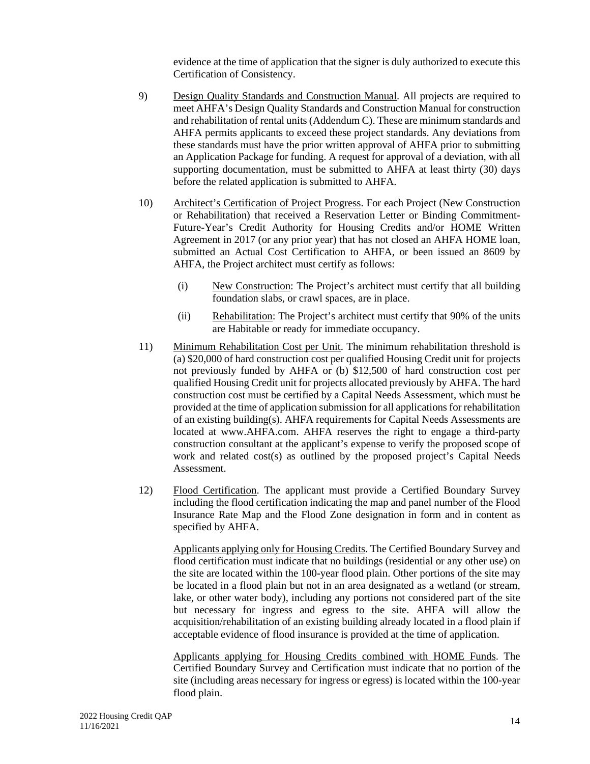evidence at the time of application that the signer is duly authorized to execute this Certification of Consistency.

9) <u>Design Quality Standards and Construction Manual</u>. All projects are required to meet AHFA's Design Quality Standards and Construction Manual for construction and rehabilitation of rental units (Addendum C). These are minimum standards and AHFA permits applicants to exceed these project standards. Any deviations from these standards must have the prior written approval of AHFA prior to submitting an Application Package for funding. A request for approval of a deviation, with all supporting documentation, must be submitted to AHFA at least thirty (30) days before the related application is submitted to AHFA.

10) <u>Architect's Certification of Project Progress</u>. For each Project (New Construction or Rehabilitation) that received a Reservation Letter or Binding Commitment-Future-Year's Credit Authority for Housing Credits and/or HOME Written Agreement in 2017 (or any prior year) that has not closed an AHFA HOME loan, submitted an Actual Cost Certification to AHFA, or been issued an 8609 by AHFA, the Project architect must certify as follows:

    (i) <u>New Construction</u>: The Project's architect must certify that all building foundation slabs, or crawl spaces, are in place.

    (ii) <u>Rehabilitation</u>: The Project's architect must certify that 90% of the units are Habitable or ready for immediate occupancy.

11) <u>Minimum Rehabilitation Cost per Unit</u>. The minimum rehabilitation threshold is (a) $20,000 of hard construction cost per qualified Housing Credit unit for projects not previously funded by AHFA or (b) $12,500 of hard construction cost per qualified Housing Credit unit for projects allocated previously by AHFA. The hard construction cost must be certified by a Capital Needs Assessment, which must be provided at the time of application submission for all applications for rehabilitation of an existing building(s). AHFA requirements for Capital Needs Assessments are located at www.AHFA.com. AHFA reserves the right to engage a third-party construction consultant at the applicant's expense to verify the proposed scope of work and related cost(s) as outlined by the proposed project's Capital Needs Assessment.

12) <u>Flood Certification</u>. The applicant must provide a Certified Boundary Survey including the flood certification indicating the map and panel number of the Flood Insurance Rate Map and the Flood Zone designation in form and in content as specified by AHFA.

    <u>Applicants applying only for Housing Credits</u>. The Certified Boundary Survey and flood certification must indicate that no buildings (residential or any other use) on the site are located within the 100-year flood plain. Other portions of the site may be located in a flood plain but not in an area designated as a wetland (or stream, lake, or other water body), including any portions not considered part of the site but necessary for ingress and egress to the site. AHFA will allow the acquisition/rehabilitation of an existing building already located in a flood plain if acceptable evidence of flood insurance is provided at the time of application.

    <u>Applicants applying for Housing Credits combined with HOME Funds</u>. The Certified Boundary Survey and Certification must indicate that no portion of the site (including areas necessary for ingress or egress) is located within the 100-year flood plain.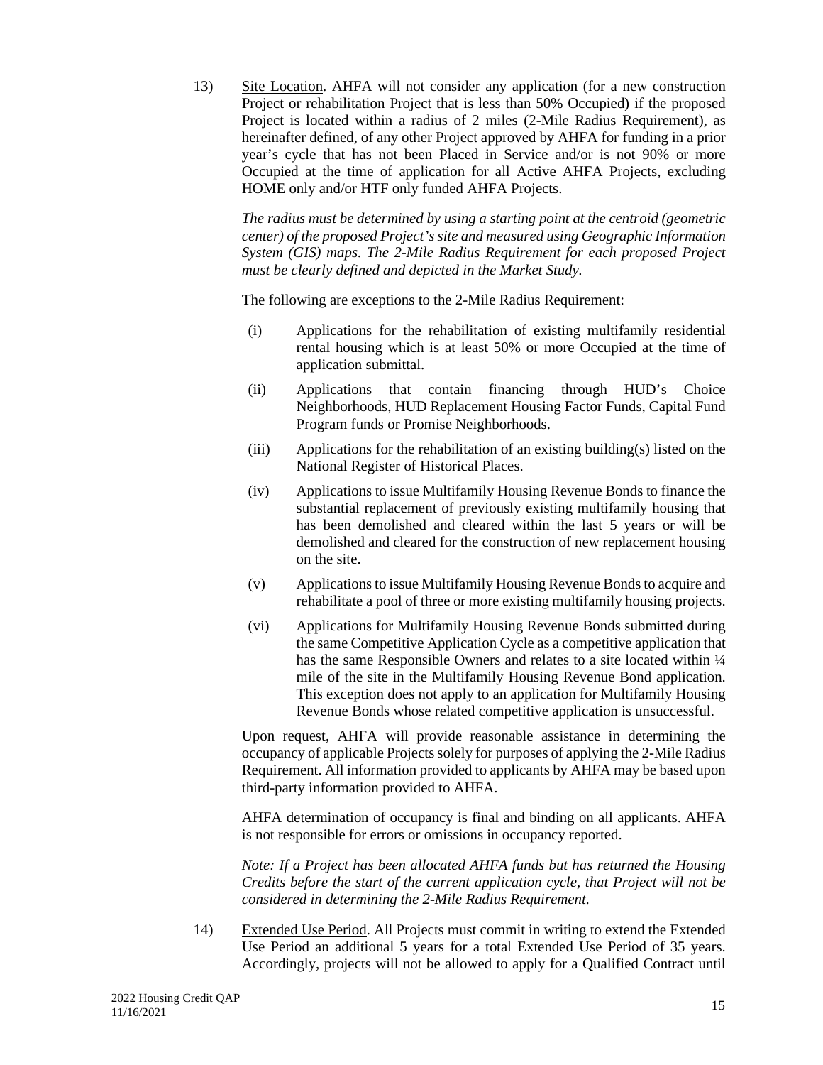13) <u>Site Location</u>. AHFA will not consider any application (for a new construction Project or rehabilitation Project that is less than 50% Occupied) if the proposed Project is located within a radius of 2 miles (2-Mile Radius Requirement), as hereinafter defined, of any other Project approved by AHFA for funding in a prior year's cycle that has not been Placed in Service and/or is not 90% or more Occupied at the time of application for all Active AHFA Projects, excluding HOME only and/or HTF only funded AHFA Projects.

*The radius must be determined by using a starting point at the centroid (geometric center) of the proposed Project's site and measured using Geographic Information System (GIS) maps. The 2-Mile Radius Requirement for each proposed Project must be clearly defined and depicted in the Market Study.*

The following are exceptions to the 2-Mile Radius Requirement:

(i) Applications for the rehabilitation of existing multifamily residential rental housing which is at least 50% or more Occupied at the time of application submittal.

(ii) Applications that contain financing through HUD's Choice Neighborhoods, HUD Replacement Housing Factor Funds, Capital Fund Program funds or Promise Neighborhoods.

(iii) Applications for the rehabilitation of an existing building(s) listed on the National Register of Historical Places.

(iv) Applications to issue Multifamily Housing Revenue Bonds to finance the substantial replacement of previously existing multifamily housing that has been demolished and cleared within the last 5 years or will be demolished and cleared for the construction of new replacement housing on the site.

(v) Applications to issue Multifamily Housing Revenue Bonds to acquire and rehabilitate a pool of three or more existing multifamily housing projects.

(vi) Applications for Multifamily Housing Revenue Bonds submitted during the same Competitive Application Cycle as a competitive application that has the same Responsible Owners and relates to a site located within ¼ mile of the site in the Multifamily Housing Revenue Bond application. This exception does not apply to an application for Multifamily Housing Revenue Bonds whose related competitive application is unsuccessful.

Upon request, AHFA will provide reasonable assistance in determining the occupancy of applicable Projects solely for purposes of applying the 2-Mile Radius Requirement. All information provided to applicants by AHFA may be based upon third-party information provided to AHFA.

AHFA determination of occupancy is final and binding on all applicants. AHFA is not responsible for errors or omissions in occupancy reported.

*Note: If a Project has been allocated AHFA funds but has returned the Housing Credits before the start of the current application cycle, that Project will not be considered in determining the 2-Mile Radius Requirement.*

14) <u>Extended Use Period</u>. All Projects must commit in writing to extend the Extended Use Period an additional 5 years for a total Extended Use Period of 35 years. Accordingly, projects will not be allowed to apply for a Qualified Contract until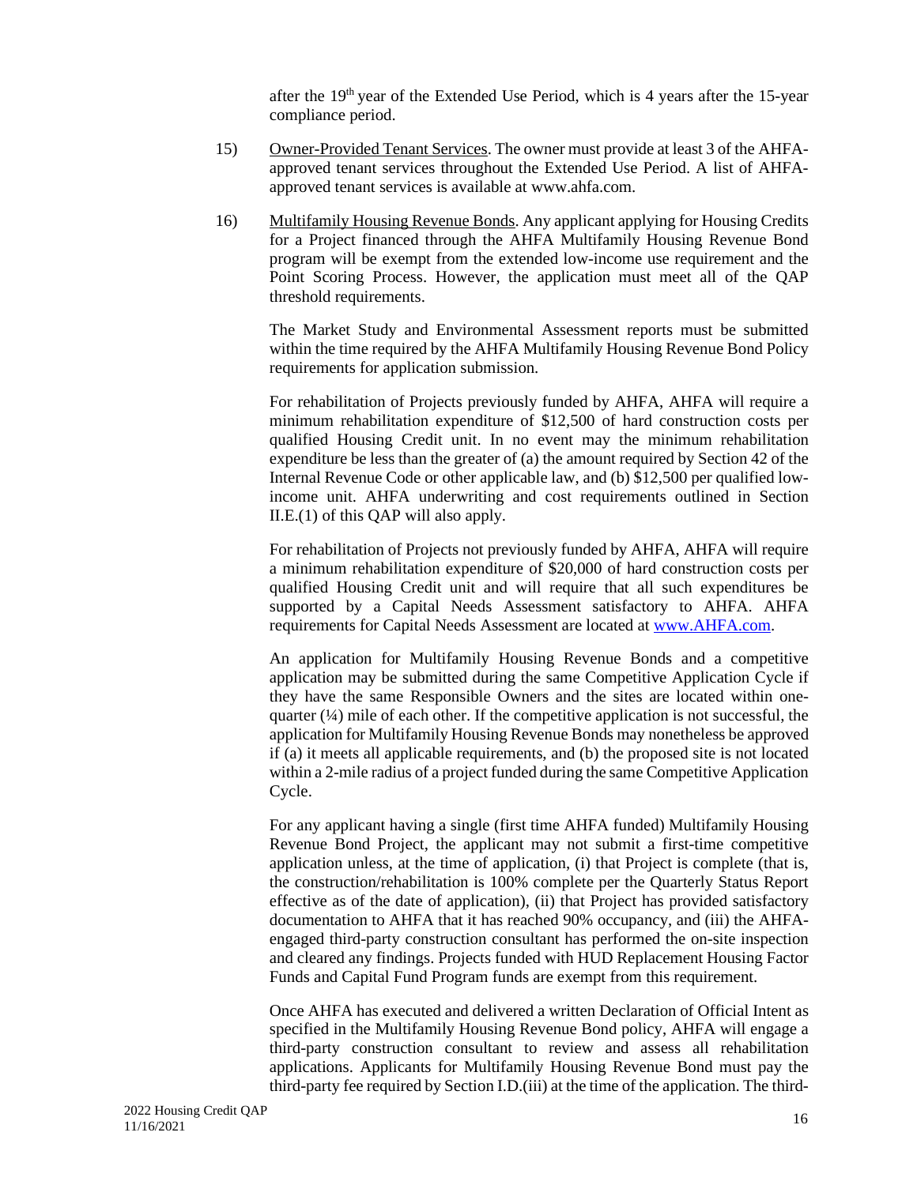after the 19th year of the Extended Use Period, which is 4 years after the 15-year compliance period.

15) Owner-Provided Tenant Services. The owner must provide at least 3 of the AHFA-approved tenant services throughout the Extended Use Period. A list of AHFA-approved tenant services is available at www.ahfa.com.

16) Multifamily Housing Revenue Bonds. Any applicant applying for Housing Credits for a Project financed through the AHFA Multifamily Housing Revenue Bond program will be exempt from the extended low-income use requirement and the Point Scoring Process. However, the application must meet all of the QAP threshold requirements.

The Market Study and Environmental Assessment reports must be submitted within the time required by the AHFA Multifamily Housing Revenue Bond Policy requirements for application submission.

For rehabilitation of Projects previously funded by AHFA, AHFA will require a minimum rehabilitation expenditure of $12,500 of hard construction costs per qualified Housing Credit unit. In no event may the minimum rehabilitation expenditure be less than the greater of (a) the amount required by Section 42 of the Internal Revenue Code or other applicable law, and (b) $12,500 per qualified low-income unit. AHFA underwriting and cost requirements outlined in Section II.E.(1) of this QAP will also apply.

For rehabilitation of Projects not previously funded by AHFA, AHFA will require a minimum rehabilitation expenditure of $20,000 of hard construction costs per qualified Housing Credit unit and will require that all such expenditures be supported by a Capital Needs Assessment satisfactory to AHFA. AHFA requirements for Capital Needs Assessment are located at www.AHFA.com.

An application for Multifamily Housing Revenue Bonds and a competitive application may be submitted during the same Competitive Application Cycle if they have the same Responsible Owners and the sites are located within one-quarter (¼) mile of each other. If the competitive application is not successful, the application for Multifamily Housing Revenue Bonds may nonetheless be approved if (a) it meets all applicable requirements, and (b) the proposed site is not located within a 2-mile radius of a project funded during the same Competitive Application Cycle.

For any applicant having a single (first time AHFA funded) Multifamily Housing Revenue Bond Project, the applicant may not submit a first-time competitive application unless, at the time of application, (i) that Project is complete (that is, the construction/rehabilitation is 100% complete per the Quarterly Status Report effective as of the date of application), (ii) that Project has provided satisfactory documentation to AHFA that it has reached 90% occupancy, and (iii) the AHFA-engaged third-party construction consultant has performed the on-site inspection and cleared any findings. Projects funded with HUD Replacement Housing Factor Funds and Capital Fund Program funds are exempt from this requirement.

Once AHFA has executed and delivered a written Declaration of Official Intent as specified in the Multifamily Housing Revenue Bond policy, AHFA will engage a third-party construction consultant to review and assess all rehabilitation applications. Applicants for Multifamily Housing Revenue Bond must pay the third-party fee required by Section I.D.(iii) at the time of the application. The third-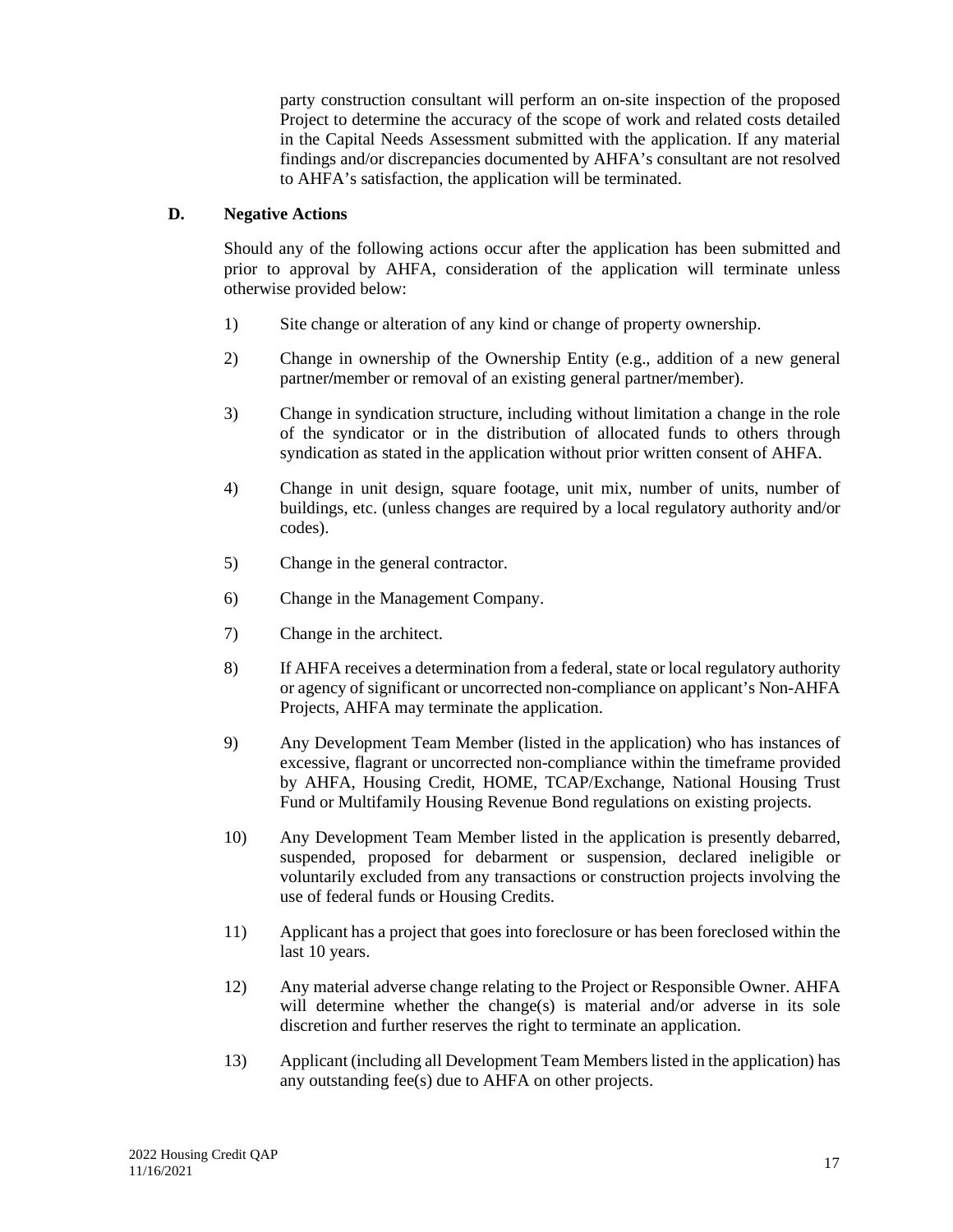party construction consultant will perform an on-site inspection of the proposed Project to determine the accuracy of the scope of work and related costs detailed in the Capital Needs Assessment submitted with the application. If any material findings and/or discrepancies documented by AHFA's consultant are not resolved to AHFA's satisfaction, the application will be terminated.

**D. Negative Actions**

Should any of the following actions occur after the application has been submitted and prior to approval by AHFA, consideration of the application will terminate unless otherwise provided below:

1) Site change or alteration of any kind or change of property ownership.

2) Change in ownership of the Ownership Entity (e.g., addition of a new general partner/member or removal of an existing general partner/member).

3) Change in syndication structure, including without limitation a change in the role of the syndicator or in the distribution of allocated funds to others through syndication as stated in the application without prior written consent of AHFA.

4) Change in unit design, square footage, unit mix, number of units, number of buildings, etc. (unless changes are required by a local regulatory authority and/or codes).

5) Change in the general contractor.

6) Change in the Management Company.

7) Change in the architect.

8) If AHFA receives a determination from a federal, state or local regulatory authority or agency of significant or uncorrected non-compliance on applicant's Non-AHFA Projects, AHFA may terminate the application.

9) Any Development Team Member (listed in the application) who has instances of excessive, flagrant or uncorrected non-compliance within the timeframe provided by AHFA, Housing Credit, HOME, TCAP/Exchange, National Housing Trust Fund or Multifamily Housing Revenue Bond regulations on existing projects.

10) Any Development Team Member listed in the application is presently debarred, suspended, proposed for debarment or suspension, declared ineligible or voluntarily excluded from any transactions or construction projects involving the use of federal funds or Housing Credits.

11) Applicant has a project that goes into foreclosure or has been foreclosed within the last 10 years.

12) Any material adverse change relating to the Project or Responsible Owner. AHFA will determine whether the change(s) is material and/or adverse in its sole discretion and further reserves the right to terminate an application.

13) Applicant (including all Development Team Members listed in the application) has any outstanding fee(s) due to AHFA on other projects.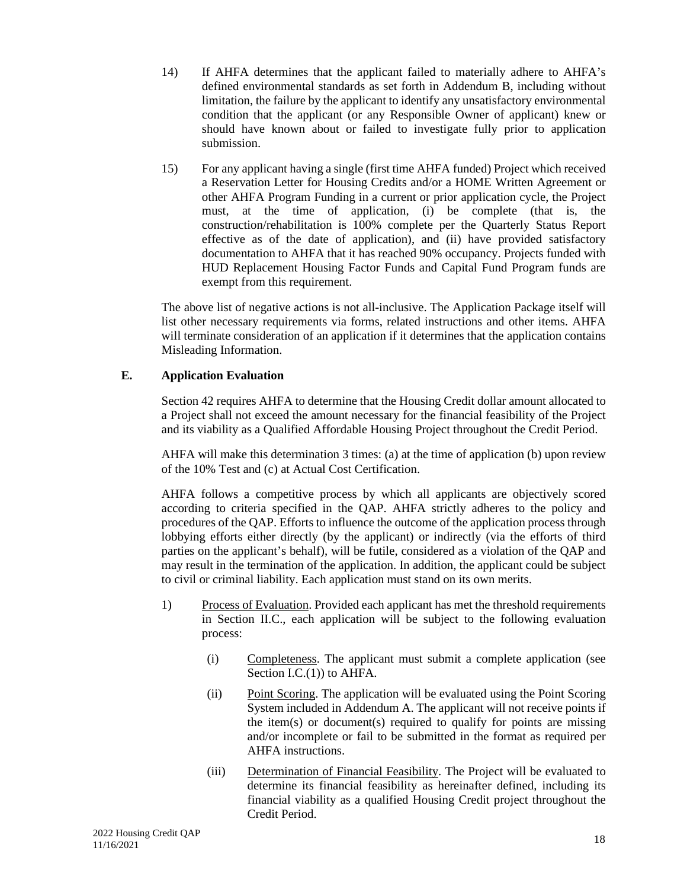14) If AHFA determines that the applicant failed to materially adhere to AHFA's defined environmental standards as set forth in Addendum B, including without limitation, the failure by the applicant to identify any unsatisfactory environmental condition that the applicant (or any Responsible Owner of applicant) knew or should have known about or failed to investigate fully prior to application submission.

15) For any applicant having a single (first time AHFA funded) Project which received a Reservation Letter for Housing Credits and/or a HOME Written Agreement or other AHFA Program Funding in a current or prior application cycle, the Project must, at the time of application, (i) be complete (that is, the construction/rehabilitation is 100% complete per the Quarterly Status Report effective as of the date of application), and (ii) have provided satisfactory documentation to AHFA that it has reached 90% occupancy. Projects funded with HUD Replacement Housing Factor Funds and Capital Fund Program funds are exempt from this requirement.

The above list of negative actions is not all-inclusive. The Application Package itself will list other necessary requirements via forms, related instructions and other items. AHFA will terminate consideration of an application if it determines that the application contains Misleading Information.

### E. Application Evaluation

Section 42 requires AHFA to determine that the Housing Credit dollar amount allocated to a Project shall not exceed the amount necessary for the financial feasibility of the Project and its viability as a Qualified Affordable Housing Project throughout the Credit Period.

AHFA will make this determination 3 times: (a) at the time of application (b) upon review of the 10% Test and (c) at Actual Cost Certification.

AHFA follows a competitive process by which all applicants are objectively scored according to criteria specified in the QAP. AHFA strictly adheres to the policy and procedures of the QAP. Efforts to influence the outcome of the application process through lobbying efforts either directly (by the applicant) or indirectly (via the efforts of third parties on the applicant's behalf), will be futile, considered as a violation of the QAP and may result in the termination of the application. In addition, the applicant could be subject to civil or criminal liability. Each application must stand on its own merits.

1) Process of Evaluation. Provided each applicant has met the threshold requirements in Section II.C., each application will be subject to the following evaluation process:

   (i) Completeness. The applicant must submit a complete application (see Section I.C.(1)) to AHFA.

   (ii) Point Scoring. The application will be evaluated using the Point Scoring System included in Addendum A. The applicant will not receive points if the item(s) or document(s) required to qualify for points are missing and/or incomplete or fail to be submitted in the format as required per AHFA instructions.

   (iii) Determination of Financial Feasibility. The Project will be evaluated to determine its financial feasibility as hereinafter defined, including its financial viability as a qualified Housing Credit project throughout the Credit Period.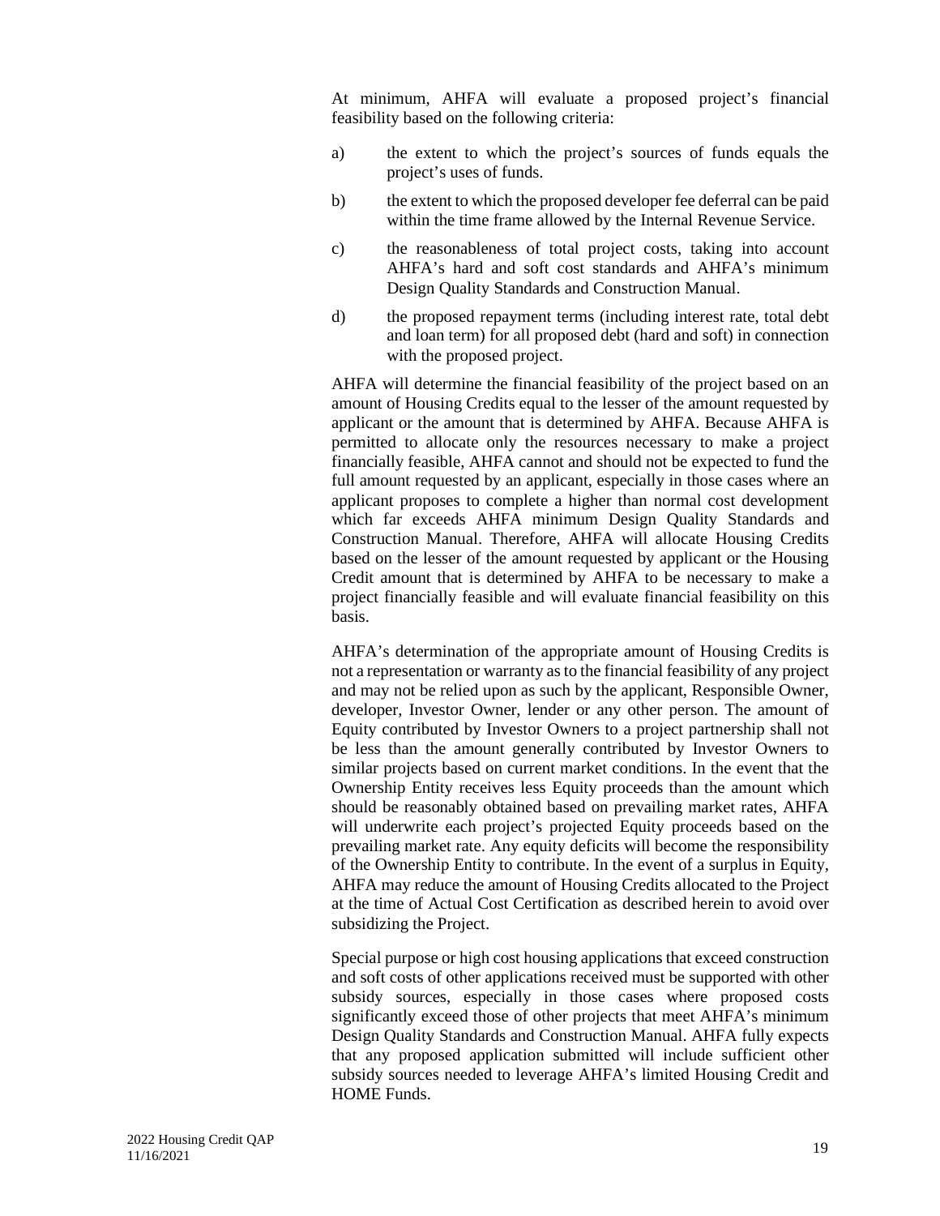At minimum, AHFA will evaluate a proposed project's financial feasibility based on the following criteria:

a) the extent to which the project's sources of funds equals the project's uses of funds.

b) the extent to which the proposed developer fee deferral can be paid within the time frame allowed by the Internal Revenue Service.

c) the reasonableness of total project costs, taking into account AHFA's hard and soft cost standards and AHFA's minimum Design Quality Standards and Construction Manual.

d) the proposed repayment terms (including interest rate, total debt and loan term) for all proposed debt (hard and soft) in connection with the proposed project.

AHFA will determine the financial feasibility of the project based on an amount of Housing Credits equal to the lesser of the amount requested by applicant or the amount that is determined by AHFA. Because AHFA is permitted to allocate only the resources necessary to make a project financially feasible, AHFA cannot and should not be expected to fund the full amount requested by an applicant, especially in those cases where an applicant proposes to complete a higher than normal cost development which far exceeds AHFA minimum Design Quality Standards and Construction Manual. Therefore, AHFA will allocate Housing Credits based on the lesser of the amount requested by applicant or the Housing Credit amount that is determined by AHFA to be necessary to make a project financially feasible and will evaluate financial feasibility on this basis.

AHFA's determination of the appropriate amount of Housing Credits is not a representation or warranty as to the financial feasibility of any project and may not be relied upon as such by the applicant, Responsible Owner, developer, Investor Owner, lender or any other person. The amount of Equity contributed by Investor Owners to a project partnership shall not be less than the amount generally contributed by Investor Owners to similar projects based on current market conditions. In the event that the Ownership Entity receives less Equity proceeds than the amount which should be reasonably obtained based on prevailing market rates, AHFA will underwrite each project's projected Equity proceeds based on the prevailing market rate. Any equity deficits will become the responsibility of the Ownership Entity to contribute. In the event of a surplus in Equity, AHFA may reduce the amount of Housing Credits allocated to the Project at the time of Actual Cost Certification as described herein to avoid over subsidizing the Project.

Special purpose or high cost housing applications that exceed construction and soft costs of other applications received must be supported with other subsidy sources, especially in those cases where proposed costs significantly exceed those of other projects that meet AHFA's minimum Design Quality Standards and Construction Manual. AHFA fully expects that any proposed application submitted will include sufficient other subsidy sources needed to leverage AHFA's limited Housing Credit and HOME Funds.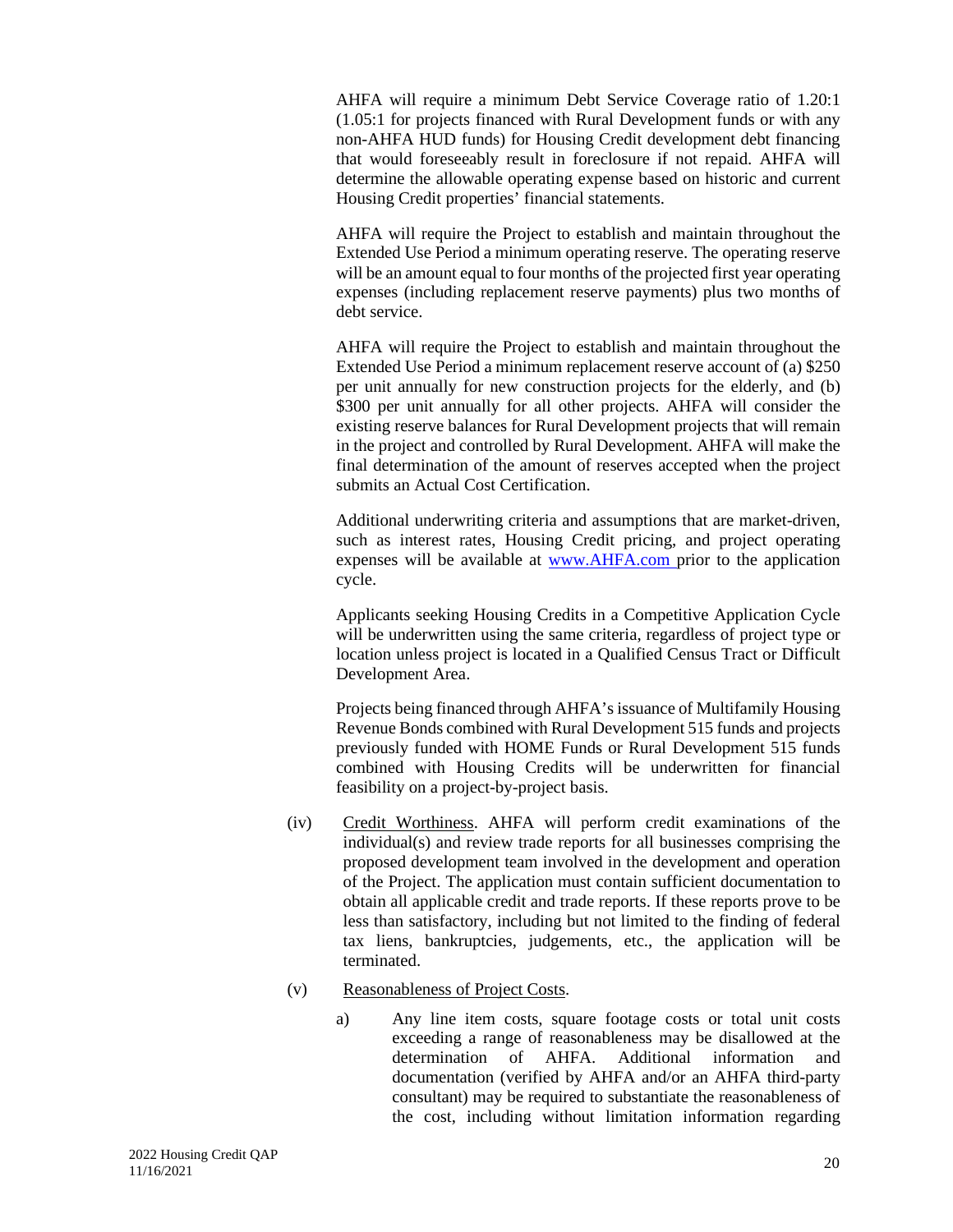AHFA will require a minimum Debt Service Coverage ratio of 1.20:1 (1.05:1 for projects financed with Rural Development funds or with any non-AHFA HUD funds) for Housing Credit development debt financing that would foreseeably result in foreclosure if not repaid. AHFA will determine the allowable operating expense based on historic and current Housing Credit properties' financial statements.

AHFA will require the Project to establish and maintain throughout the Extended Use Period a minimum operating reserve. The operating reserve will be an amount equal to four months of the projected first year operating expenses (including replacement reserve payments) plus two months of debt service.

AHFA will require the Project to establish and maintain throughout the Extended Use Period a minimum replacement reserve account of (a) $250 per unit annually for new construction projects for the elderly, and (b) $300 per unit annually for all other projects. AHFA will consider the existing reserve balances for Rural Development projects that will remain in the project and controlled by Rural Development. AHFA will make the final determination of the amount of reserves accepted when the project submits an Actual Cost Certification.

Additional underwriting criteria and assumptions that are market-driven, such as interest rates, Housing Credit pricing, and project operating expenses will be available at www.AHFA.com prior to the application cycle.

Applicants seeking Housing Credits in a Competitive Application Cycle will be underwritten using the same criteria, regardless of project type or location unless project is located in a Qualified Census Tract or Difficult Development Area.

Projects being financed through AHFA's issuance of Multifamily Housing Revenue Bonds combined with Rural Development 515 funds and projects previously funded with HOME Funds or Rural Development 515 funds combined with Housing Credits will be underwritten for financial feasibility on a project-by-project basis.

(iv) Credit Worthiness. AHFA will perform credit examinations of the individual(s) and review trade reports for all businesses comprising the proposed development team involved in the development and operation of the Project. The application must contain sufficient documentation to obtain all applicable credit and trade reports. If these reports prove to be less than satisfactory, including but not limited to the finding of federal tax liens, bankruptcies, judgements, etc., the application will be terminated.

(v) Reasonableness of Project Costs.

a) Any line item costs, square footage costs or total unit costs exceeding a range of reasonableness may be disallowed at the determination of AHFA. Additional information and documentation (verified by AHFA and/or an AHFA third-party consultant) may be required to substantiate the reasonableness of the cost, including without limitation information regarding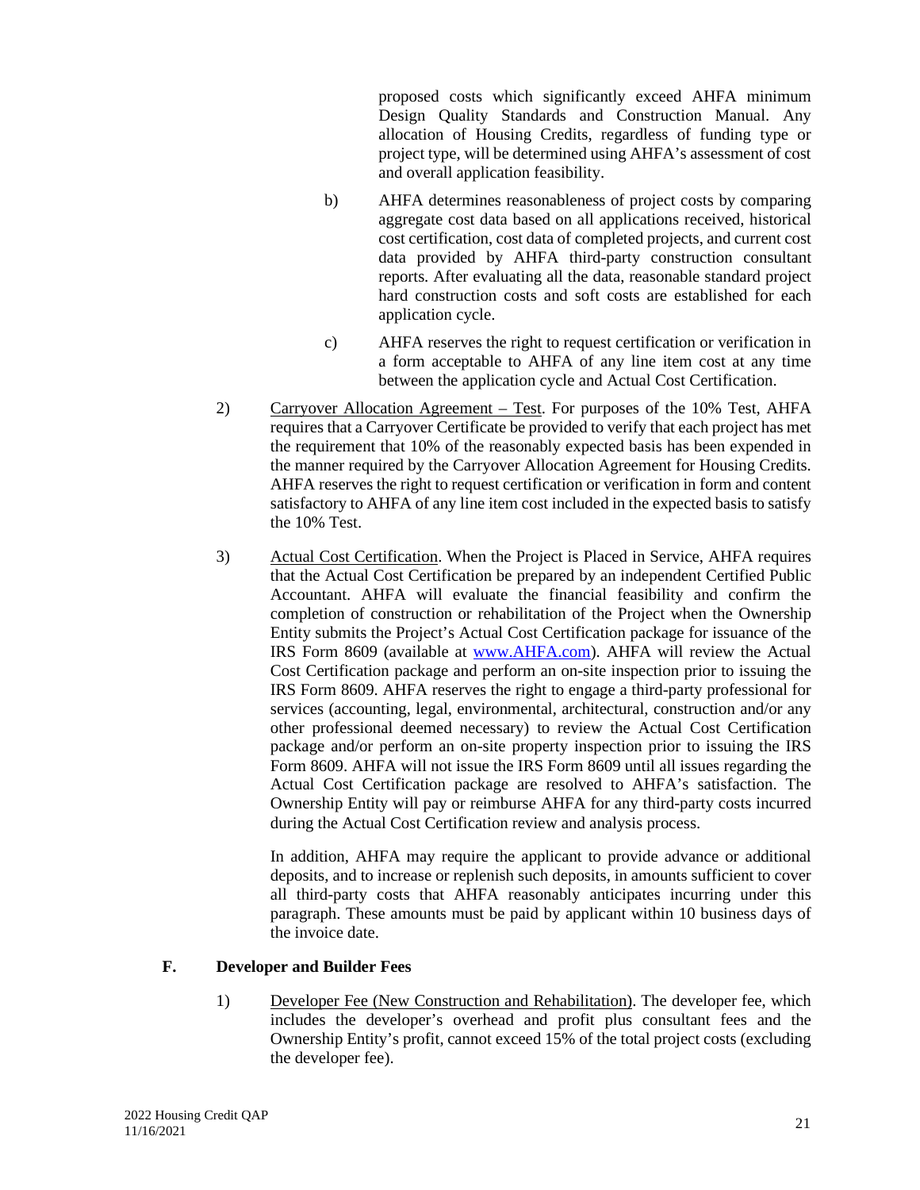proposed costs which significantly exceed AHFA minimum Design Quality Standards and Construction Manual. Any allocation of Housing Credits, regardless of funding type or project type, will be determined using AHFA's assessment of cost and overall application feasibility.

b) AHFA determines reasonableness of project costs by comparing aggregate cost data based on all applications received, historical cost certification, cost data of completed projects, and current cost data provided by AHFA third-party construction consultant reports. After evaluating all the data, reasonable standard project hard construction costs and soft costs are established for each application cycle.

c) AHFA reserves the right to request certification or verification in a form acceptable to AHFA of any line item cost at any time between the application cycle and Actual Cost Certification.

2) Carryover Allocation Agreement – Test. For purposes of the 10% Test, AHFA requires that a Carryover Certificate be provided to verify that each project has met the requirement that 10% of the reasonably expected basis has been expended in the manner required by the Carryover Allocation Agreement for Housing Credits. AHFA reserves the right to request certification or verification in form and content satisfactory to AHFA of any line item cost included in the expected basis to satisfy the 10% Test.

3) Actual Cost Certification. When the Project is Placed in Service, AHFA requires that the Actual Cost Certification be prepared by an independent Certified Public Accountant. AHFA will evaluate the financial feasibility and confirm the completion of construction or rehabilitation of the Project when the Ownership Entity submits the Project's Actual Cost Certification package for issuance of the IRS Form 8609 (available at [www.AHFA.com](www.AHFA.com)). AHFA will review the Actual Cost Certification package and perform an on-site inspection prior to issuing the IRS Form 8609. AHFA reserves the right to engage a third-party professional for services (accounting, legal, environmental, architectural, construction and/or any other professional deemed necessary) to review the Actual Cost Certification package and/or perform an on-site property inspection prior to issuing the IRS Form 8609. AHFA will not issue the IRS Form 8609 until all issues regarding the Actual Cost Certification package are resolved to AHFA's satisfaction. The Ownership Entity will pay or reimburse AHFA for any third-party costs incurred during the Actual Cost Certification review and analysis process.

In addition, AHFA may require the applicant to provide advance or additional deposits, and to increase or replenish such deposits, in amounts sufficient to cover all third-party costs that AHFA reasonably anticipates incurring under this paragraph. These amounts must be paid by applicant within 10 business days of the invoice date.

**F. Developer and Builder Fees**

1) Developer Fee (New Construction and Rehabilitation). The developer fee, which includes the developer's overhead and profit plus consultant fees and the Ownership Entity's profit, cannot exceed 15% of the total project costs (excluding the developer fee).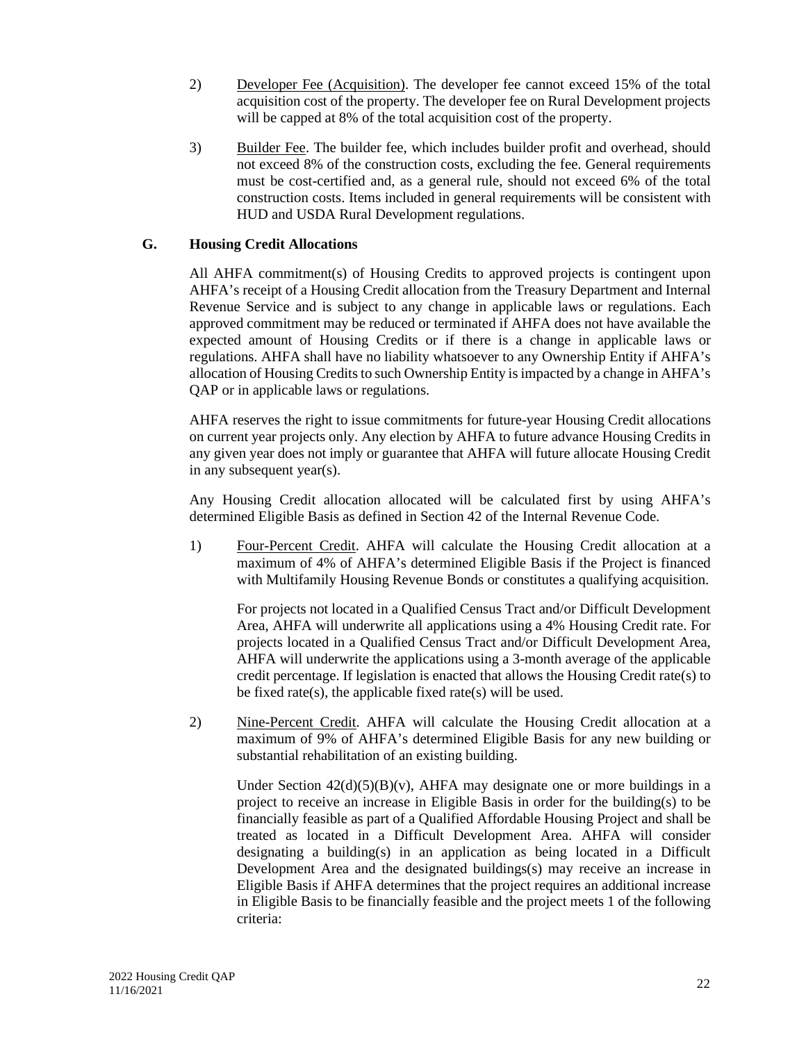2) Developer Fee (Acquisition). The developer fee cannot exceed 15% of the total acquisition cost of the property. The developer fee on Rural Development projects will be capped at 8% of the total acquisition cost of the property.

3) Builder Fee. The builder fee, which includes builder profit and overhead, should not exceed 8% of the construction costs, excluding the fee. General requirements must be cost-certified and, as a general rule, should not exceed 6% of the total construction costs. Items included in general requirements will be consistent with HUD and USDA Rural Development regulations.

### G. Housing Credit Allocations

All AHFA commitment(s) of Housing Credits to approved projects is contingent upon AHFA's receipt of a Housing Credit allocation from the Treasury Department and Internal Revenue Service and is subject to any change in applicable laws or regulations. Each approved commitment may be reduced or terminated if AHFA does not have available the expected amount of Housing Credits or if there is a change in applicable laws or regulations. AHFA shall have no liability whatsoever to any Ownership Entity if AHFA's allocation of Housing Credits to such Ownership Entity is impacted by a change in AHFA's QAP or in applicable laws or regulations.

AHFA reserves the right to issue commitments for future-year Housing Credit allocations on current year projects only. Any election by AHFA to future advance Housing Credits in any given year does not imply or guarantee that AHFA will future allocate Housing Credit in any subsequent year(s).

Any Housing Credit allocation allocated will be calculated first by using AHFA's determined Eligible Basis as defined in Section 42 of the Internal Revenue Code.

1) Four-Percent Credit. AHFA will calculate the Housing Credit allocation at a maximum of 4% of AHFA's determined Eligible Basis if the Project is financed with Multifamily Housing Revenue Bonds or constitutes a qualifying acquisition.

   For projects not located in a Qualified Census Tract and/or Difficult Development Area, AHFA will underwrite all applications using a 4% Housing Credit rate. For projects located in a Qualified Census Tract and/or Difficult Development Area, AHFA will underwrite the applications using a 3-month average of the applicable credit percentage. If legislation is enacted that allows the Housing Credit rate(s) to be fixed rate(s), the applicable fixed rate(s) will be used.

2) Nine-Percent Credit. AHFA will calculate the Housing Credit allocation at a maximum of 9% of AHFA's determined Eligible Basis for any new building or substantial rehabilitation of an existing building.

   Under Section 42(d)(5)(B)(v), AHFA may designate one or more buildings in a project to receive an increase in Eligible Basis in order for the building(s) to be financially feasible as part of a Qualified Affordable Housing Project and shall be treated as located in a Difficult Development Area. AHFA will consider designating a building(s) in an application as being located in a Difficult Development Area and the designated buildings(s) may receive an increase in Eligible Basis if AHFA determines that the project requires an additional increase in Eligible Basis to be financially feasible and the project meets 1 of the following criteria: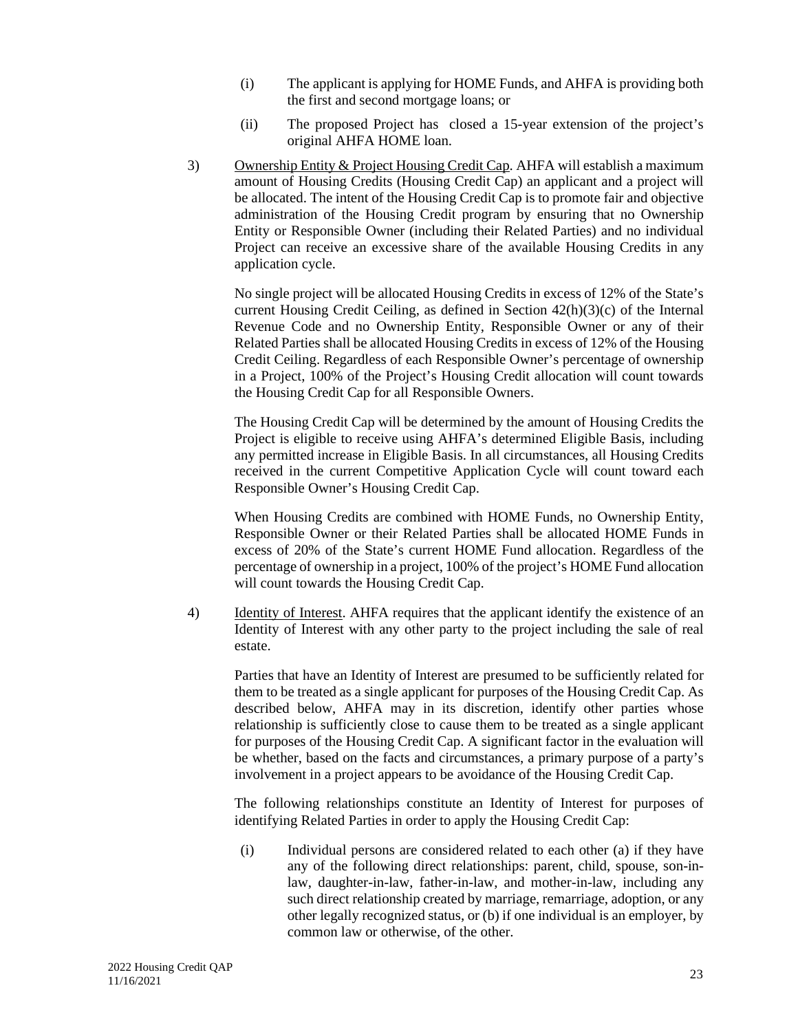(i) The applicant is applying for HOME Funds, and AHFA is providing both the first and second mortgage loans; or

(ii) The proposed Project has closed a 15-year extension of the project's original AHFA HOME loan.

3) Ownership Entity & Project Housing Credit Cap. AHFA will establish a maximum amount of Housing Credits (Housing Credit Cap) an applicant and a project will be allocated. The intent of the Housing Credit Cap is to promote fair and objective administration of the Housing Credit program by ensuring that no Ownership Entity or Responsible Owner (including their Related Parties) and no individual Project can receive an excessive share of the available Housing Credits in any application cycle.

No single project will be allocated Housing Credits in excess of 12% of the State's current Housing Credit Ceiling, as defined in Section 42(h)(3)(c) of the Internal Revenue Code and no Ownership Entity, Responsible Owner or any of their Related Parties shall be allocated Housing Credits in excess of 12% of the Housing Credit Ceiling. Regardless of each Responsible Owner's percentage of ownership in a Project, 100% of the Project's Housing Credit allocation will count towards the Housing Credit Cap for all Responsible Owners.

The Housing Credit Cap will be determined by the amount of Housing Credits the Project is eligible to receive using AHFA's determined Eligible Basis, including any permitted increase in Eligible Basis. In all circumstances, all Housing Credits received in the current Competitive Application Cycle will count toward each Responsible Owner's Housing Credit Cap.

When Housing Credits are combined with HOME Funds, no Ownership Entity, Responsible Owner or their Related Parties shall be allocated HOME Funds in excess of 20% of the State's current HOME Fund allocation. Regardless of the percentage of ownership in a project, 100% of the project's HOME Fund allocation will count towards the Housing Credit Cap.

4) Identity of Interest. AHFA requires that the applicant identify the existence of an Identity of Interest with any other party to the project including the sale of real estate.

Parties that have an Identity of Interest are presumed to be sufficiently related for them to be treated as a single applicant for purposes of the Housing Credit Cap. As described below, AHFA may in its discretion, identify other parties whose relationship is sufficiently close to cause them to be treated as a single applicant for purposes of the Housing Credit Cap. A significant factor in the evaluation will be whether, based on the facts and circumstances, a primary purpose of a party's involvement in a project appears to be avoidance of the Housing Credit Cap.

The following relationships constitute an Identity of Interest for purposes of identifying Related Parties in order to apply the Housing Credit Cap:

(i) Individual persons are considered related to each other (a) if they have any of the following direct relationships: parent, child, spouse, son-in-law, daughter-in-law, father-in-law, and mother-in-law, including any such direct relationship created by marriage, remarriage, adoption, or any other legally recognized status, or (b) if one individual is an employer, by common law or otherwise, of the other.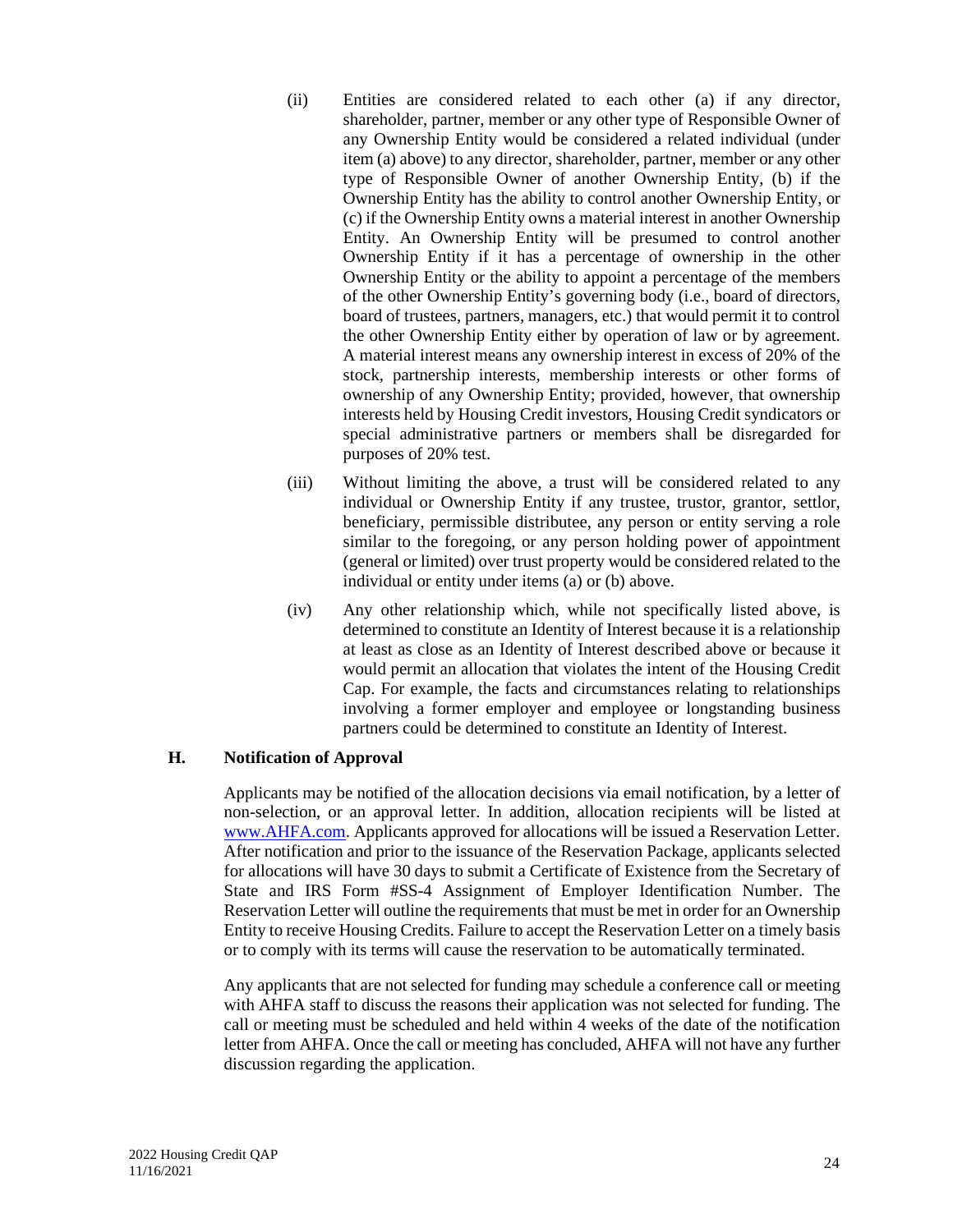(ii) Entities are considered related to each other (a) if any director, shareholder, partner, member or any other type of Responsible Owner of any Ownership Entity would be considered a related individual (under item (a) above) to any director, shareholder, partner, member or any other type of Responsible Owner of another Ownership Entity, (b) if the Ownership Entity has the ability to control another Ownership Entity, or (c) if the Ownership Entity owns a material interest in another Ownership Entity. An Ownership Entity will be presumed to control another Ownership Entity if it has a percentage of ownership in the other Ownership Entity or the ability to appoint a percentage of the members of the other Ownership Entity's governing body (i.e., board of directors, board of trustees, partners, managers, etc.) that would permit it to control the other Ownership Entity either by operation of law or by agreement. A material interest means any ownership interest in excess of 20% of the stock, partnership interests, membership interests or other forms of ownership of any Ownership Entity; provided, however, that ownership interests held by Housing Credit investors, Housing Credit syndicators or special administrative partners or members shall be disregarded for purposes of 20% test.

(iii) Without limiting the above, a trust will be considered related to any individual or Ownership Entity if any trustee, trustor, grantor, settlor, beneficiary, permissible distributee, any person or entity serving a role similar to the foregoing, or any person holding power of appointment (general or limited) over trust property would be considered related to the individual or entity under items (a) or (b) above.

(iv) Any other relationship which, while not specifically listed above, is determined to constitute an Identity of Interest because it is a relationship at least as close as an Identity of Interest described above or because it would permit an allocation that violates the intent of the Housing Credit Cap. For example, the facts and circumstances relating to relationships involving a former employer and employee or longstanding business partners could be determined to constitute an Identity of Interest.

### H. Notification of Approval

Applicants may be notified of the allocation decisions via email notification, by a letter of non-selection, or an approval letter. In addition, allocation recipients will be listed at www.AHFA.com. Applicants approved for allocations will be issued a Reservation Letter. After notification and prior to the issuance of the Reservation Package, applicants selected for allocations will have 30 days to submit a Certificate of Existence from the Secretary of State and IRS Form #SS-4 Assignment of Employer Identification Number. The Reservation Letter will outline the requirements that must be met in order for an Ownership Entity to receive Housing Credits. Failure to accept the Reservation Letter on a timely basis or to comply with its terms will cause the reservation to be automatically terminated.

Any applicants that are not selected for funding may schedule a conference call or meeting with AHFA staff to discuss the reasons their application was not selected for funding. The call or meeting must be scheduled and held within 4 weeks of the date of the notification letter from AHFA. Once the call or meeting has concluded, AHFA will not have any further discussion regarding the application.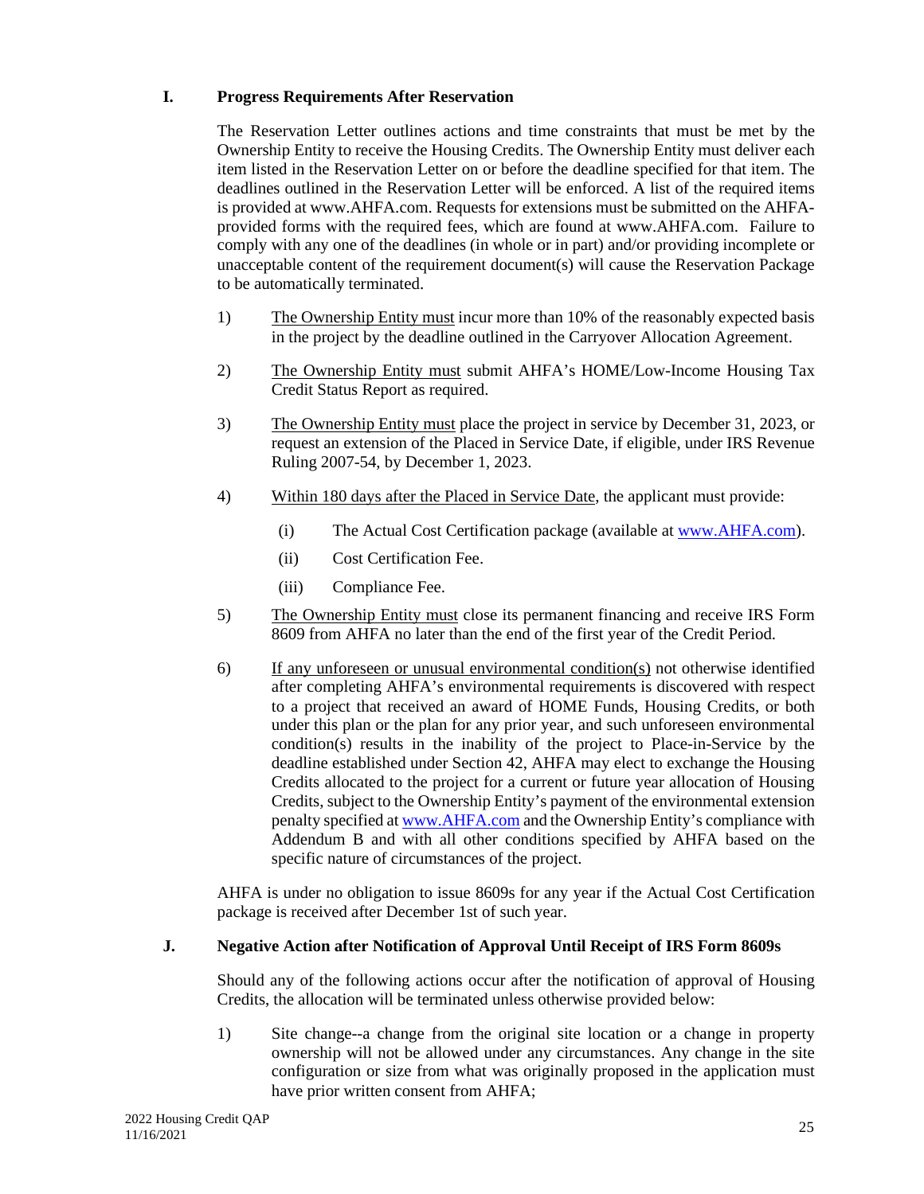## I. Progress Requirements After Reservation

The Reservation Letter outlines actions and time constraints that must be met by the Ownership Entity to receive the Housing Credits. The Ownership Entity must deliver each item listed in the Reservation Letter on or before the deadline specified for that item. The deadlines outlined in the Reservation Letter will be enforced. A list of the required items is provided at www.AHFA.com. Requests for extensions must be submitted on the AHFA-provided forms with the required fees, which are found at www.AHFA.com. Failure to comply with any one of the deadlines (in whole or in part) and/or providing incomplete or unacceptable content of the requirement document(s) will cause the Reservation Package to be automatically terminated.

1) The Ownership Entity must incur more than 10% of the reasonably expected basis in the project by the deadline outlined in the Carryover Allocation Agreement.

2) The Ownership Entity must submit AHFA's HOME/Low-Income Housing Tax Credit Status Report as required.

3) The Ownership Entity must place the project in service by December 31, 2023, or request an extension of the Placed in Service Date, if eligible, under IRS Revenue Ruling 2007-54, by December 1, 2023.

4) Within 180 days after the Placed in Service Date, the applicant must provide:

   (i) The Actual Cost Certification package (available at www.AHFA.com).

   (ii) Cost Certification Fee.

   (iii) Compliance Fee.

5) The Ownership Entity must close its permanent financing and receive IRS Form 8609 from AHFA no later than the end of the first year of the Credit Period.

6) If any unforeseen or unusual environmental condition(s) not otherwise identified after completing AHFA's environmental requirements is discovered with respect to a project that received an award of HOME Funds, Housing Credits, or both under this plan or the plan for any prior year, and such unforeseen environmental condition(s) results in the inability of the project to Place-in-Service by the deadline established under Section 42, AHFA may elect to exchange the Housing Credits allocated to the project for a current or future year allocation of Housing Credits, subject to the Ownership Entity's payment of the environmental extension penalty specified at www.AHFA.com and the Ownership Entity's compliance with Addendum B and with all other conditions specified by AHFA based on the specific nature of circumstances of the project.

AHFA is under no obligation to issue 8609s for any year if the Actual Cost Certification package is received after December 1st of such year.

## J. Negative Action after Notification of Approval Until Receipt of IRS Form 8609s

Should any of the following actions occur after the notification of approval of Housing Credits, the allocation will be terminated unless otherwise provided below:

1) Site change--a change from the original site location or a change in property ownership will not be allowed under any circumstances. Any change in the site configuration or size from what was originally proposed in the application must have prior written consent from AHFA;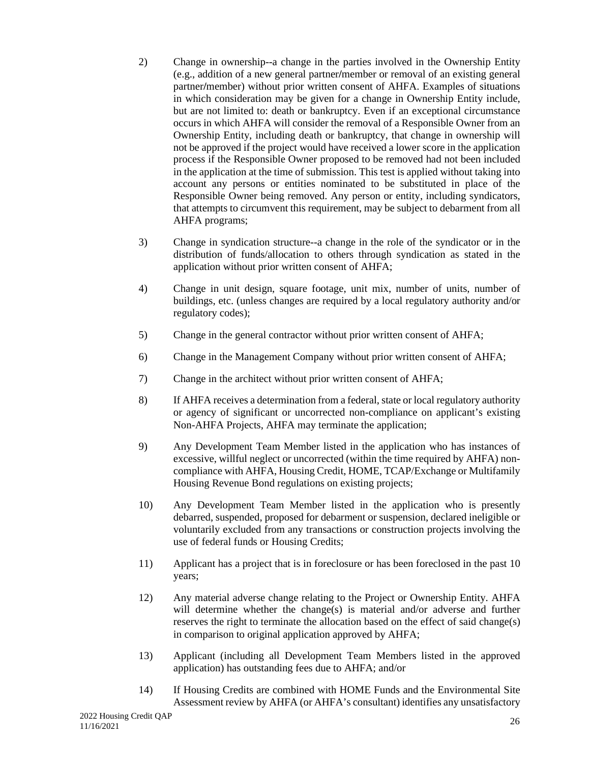2) Change in ownership--a change in the parties involved in the Ownership Entity (e.g., addition of a new general partner/member or removal of an existing general partner/member) without prior written consent of AHFA. Examples of situations in which consideration may be given for a change in Ownership Entity include, but are not limited to: death or bankruptcy. Even if an exceptional circumstance occurs in which AHFA will consider the removal of a Responsible Owner from an Ownership Entity, including death or bankruptcy, that change in ownership will not be approved if the project would have received a lower score in the application process if the Responsible Owner proposed to be removed had not been included in the application at the time of submission. This test is applied without taking into account any persons or entities nominated to be substituted in place of the Responsible Owner being removed. Any person or entity, including syndicators, that attempts to circumvent this requirement, may be subject to debarment from all AHFA programs;

3) Change in syndication structure--a change in the role of the syndicator or in the distribution of funds/allocation to others through syndication as stated in the application without prior written consent of AHFA;

4) Change in unit design, square footage, unit mix, number of units, number of buildings, etc. (unless changes are required by a local regulatory authority and/or regulatory codes);

5) Change in the general contractor without prior written consent of AHFA;

6) Change in the Management Company without prior written consent of AHFA;

7) Change in the architect without prior written consent of AHFA;

8) If AHFA receives a determination from a federal, state or local regulatory authority or agency of significant or uncorrected non-compliance on applicant's existing Non-AHFA Projects, AHFA may terminate the application;

9) Any Development Team Member listed in the application who has instances of excessive, willful neglect or uncorrected (within the time required by AHFA) non-compliance with AHFA, Housing Credit, HOME, TCAP/Exchange or Multifamily Housing Revenue Bond regulations on existing projects;

10) Any Development Team Member listed in the application who is presently debarred, suspended, proposed for debarment or suspension, declared ineligible or voluntarily excluded from any transactions or construction projects involving the use of federal funds or Housing Credits;

11) Applicant has a project that is in foreclosure or has been foreclosed in the past 10 years;

12) Any material adverse change relating to the Project or Ownership Entity. AHFA will determine whether the change(s) is material and/or adverse and further reserves the right to terminate the allocation based on the effect of said change(s) in comparison to original application approved by AHFA;

13) Applicant (including all Development Team Members listed in the approved application) has outstanding fees due to AHFA; and/or

14) If Housing Credits are combined with HOME Funds and the Environmental Site Assessment review by AHFA (or AHFA's consultant) identifies any unsatisfactory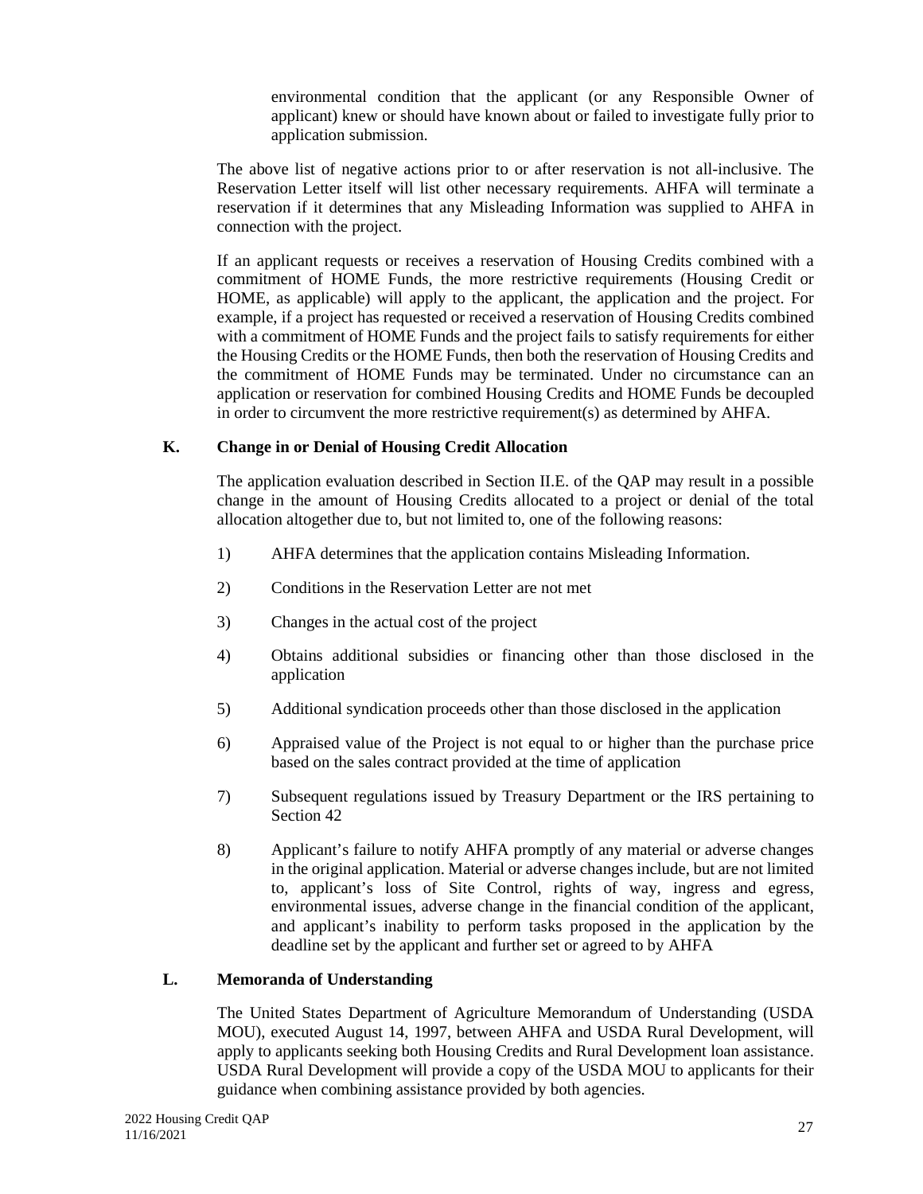environmental condition that the applicant (or any Responsible Owner of applicant) knew or should have known about or failed to investigate fully prior to application submission.

The above list of negative actions prior to or after reservation is not all-inclusive. The Reservation Letter itself will list other necessary requirements. AHFA will terminate a reservation if it determines that any Misleading Information was supplied to AHFA in connection with the project.

If an applicant requests or receives a reservation of Housing Credits combined with a commitment of HOME Funds, the more restrictive requirements (Housing Credit or HOME, as applicable) will apply to the applicant, the application and the project. For example, if a project has requested or received a reservation of Housing Credits combined with a commitment of HOME Funds and the project fails to satisfy requirements for either the Housing Credits or the HOME Funds, then both the reservation of Housing Credits and the commitment of HOME Funds may be terminated. Under no circumstance can an application or reservation for combined Housing Credits and HOME Funds be decoupled in order to circumvent the more restrictive requirement(s) as determined by AHFA.

**K. Change in or Denial of Housing Credit Allocation**

The application evaluation described in Section II.E. of the QAP may result in a possible change in the amount of Housing Credits allocated to a project or denial of the total allocation altogether due to, but not limited to, one of the following reasons:

1) AHFA determines that the application contains Misleading Information.

2) Conditions in the Reservation Letter are not met

3) Changes in the actual cost of the project

4) Obtains additional subsidies or financing other than those disclosed in the application

5) Additional syndication proceeds other than those disclosed in the application

6) Appraised value of the Project is not equal to or higher than the purchase price based on the sales contract provided at the time of application

7) Subsequent regulations issued by Treasury Department or the IRS pertaining to Section 42

8) Applicant's failure to notify AHFA promptly of any material or adverse changes in the original application. Material or adverse changes include, but are not limited to, applicant's loss of Site Control, rights of way, ingress and egress, environmental issues, adverse change in the financial condition of the applicant, and applicant's inability to perform tasks proposed in the application by the deadline set by the applicant and further set or agreed to by AHFA

**L. Memoranda of Understanding**

The United States Department of Agriculture Memorandum of Understanding (USDA MOU), executed August 14, 1997, between AHFA and USDA Rural Development, will apply to applicants seeking both Housing Credits and Rural Development loan assistance. USDA Rural Development will provide a copy of the USDA MOU to applicants for their guidance when combining assistance provided by both agencies.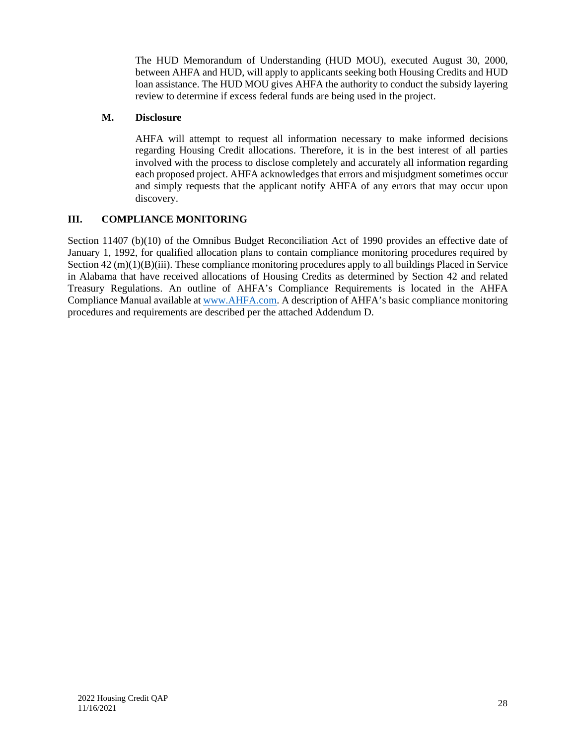The HUD Memorandum of Understanding (HUD MOU), executed August 30, 2000, between AHFA and HUD, will apply to applicants seeking both Housing Credits and HUD loan assistance. The HUD MOU gives AHFA the authority to conduct the subsidy layering review to determine if excess federal funds are being used in the project.

### M. Disclosure

AHFA will attempt to request all information necessary to make informed decisions regarding Housing Credit allocations. Therefore, it is in the best interest of all parties involved with the process to disclose completely and accurately all information regarding each proposed project. AHFA acknowledges that errors and misjudgment sometimes occur and simply requests that the applicant notify AHFA of any errors that may occur upon discovery.

## III. COMPLIANCE MONITORING

Section 11407 (b)(10) of the Omnibus Budget Reconciliation Act of 1990 provides an effective date of January 1, 1992, for qualified allocation plans to contain compliance monitoring procedures required by Section 42 (m)(1)(B)(iii). These compliance monitoring procedures apply to all buildings Placed in Service in Alabama that have received allocations of Housing Credits as determined by Section 42 and related Treasury Regulations. An outline of AHFA's Compliance Requirements is located in the AHFA Compliance Manual available at [www.AHFA.com](http://www.AHFA.com). A description of AHFA's basic compliance monitoring procedures and requirements are described per the attached Addendum D.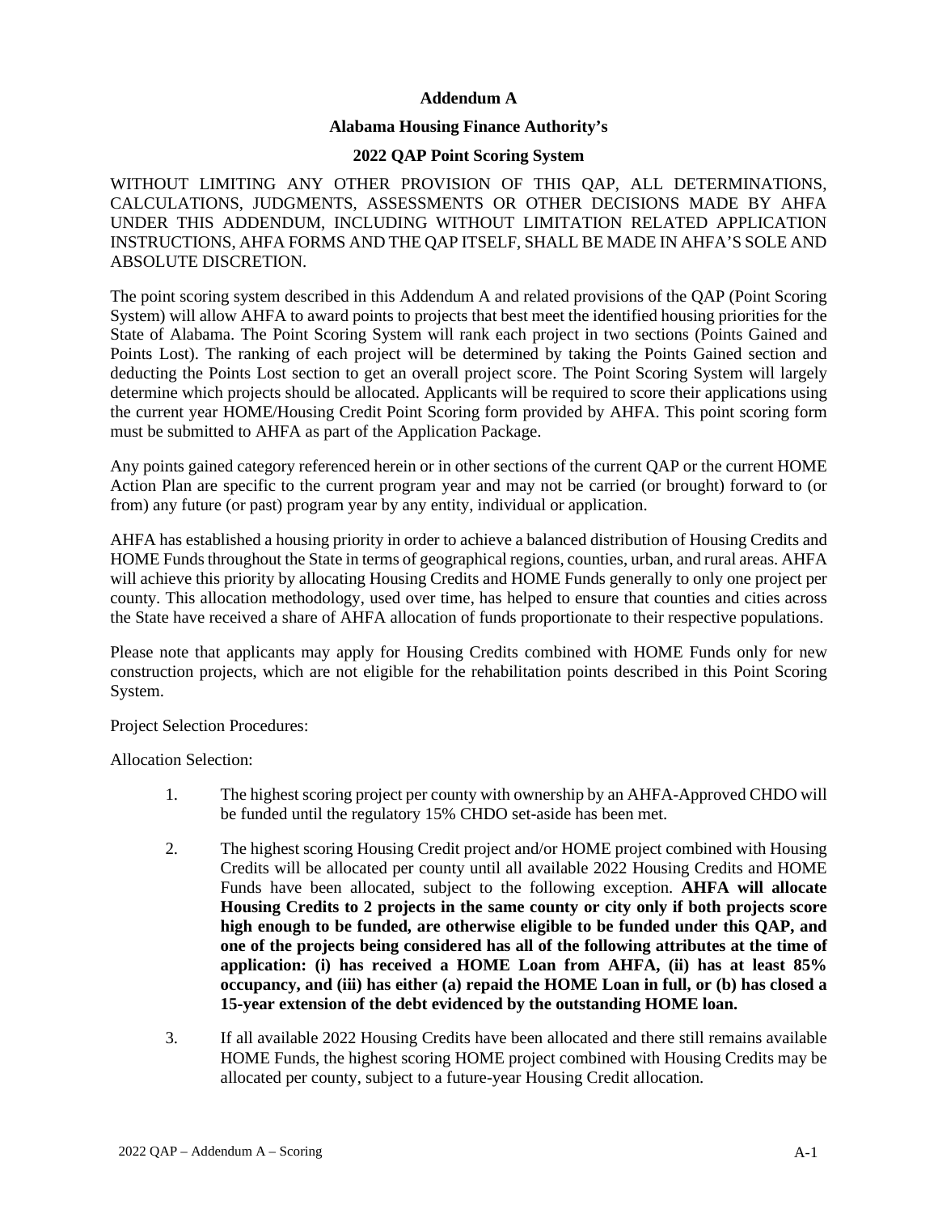**Addendum A**

**Alabama Housing Finance Authority's**

**2022 QAP Point Scoring System**

WITHOUT LIMITING ANY OTHER PROVISION OF THIS QAP, ALL DETERMINATIONS, CALCULATIONS, JUDGMENTS, ASSESSMENTS OR OTHER DECISIONS MADE BY AHFA UNDER THIS ADDENDUM, INCLUDING WITHOUT LIMITATION RELATED APPLICATION INSTRUCTIONS, AHFA FORMS AND THE QAP ITSELF, SHALL BE MADE IN AHFA'S SOLE AND ABSOLUTE DISCRETION.

The point scoring system described in this Addendum A and related provisions of the QAP (Point Scoring System) will allow AHFA to award points to projects that best meet the identified housing priorities for the State of Alabama. The Point Scoring System will rank each project in two sections (Points Gained and Points Lost). The ranking of each project will be determined by taking the Points Gained section and deducting the Points Lost section to get an overall project score. The Point Scoring System will largely determine which projects should be allocated. Applicants will be required to score their applications using the current year HOME/Housing Credit Point Scoring form provided by AHFA. This point scoring form must be submitted to AHFA as part of the Application Package.

Any points gained category referenced herein or in other sections of the current QAP or the current HOME Action Plan are specific to the current program year and may not be carried (or brought) forward to (or from) any future (or past) program year by any entity, individual or application.

AHFA has established a housing priority in order to achieve a balanced distribution of Housing Credits and HOME Funds throughout the State in terms of geographical regions, counties, urban, and rural areas. AHFA will achieve this priority by allocating Housing Credits and HOME Funds generally to only one project per county. This allocation methodology, used over time, has helped to ensure that counties and cities across the State have received a share of AHFA allocation of funds proportionate to their respective populations.

Please note that applicants may apply for Housing Credits combined with HOME Funds only for new construction projects, which are not eligible for the rehabilitation points described in this Point Scoring System.

Project Selection Procedures:

Allocation Selection:

1. The highest scoring project per county with ownership by an AHFA-Approved CHDO will be funded until the regulatory 15% CHDO set-aside has been met.

2. The highest scoring Housing Credit project and/or HOME project combined with Housing Credits will be allocated per county until all available 2022 Housing Credits and HOME Funds have been allocated, subject to the following exception. **AHFA will allocate Housing Credits to 2 projects in the same county or city only if both projects score high enough to be funded, are otherwise eligible to be funded under this QAP, and one of the projects being considered has all of the following attributes at the time of application: (i) has received a HOME Loan from AHFA, (ii) has at least 85% occupancy, and (iii) has either (a) repaid the HOME Loan in full, or (b) has closed a 15-year extension of the debt evidenced by the outstanding HOME loan.**

3. If all available 2022 Housing Credits have been allocated and there still remains available HOME Funds, the highest scoring HOME project combined with Housing Credits may be allocated per county, subject to a future-year Housing Credit allocation.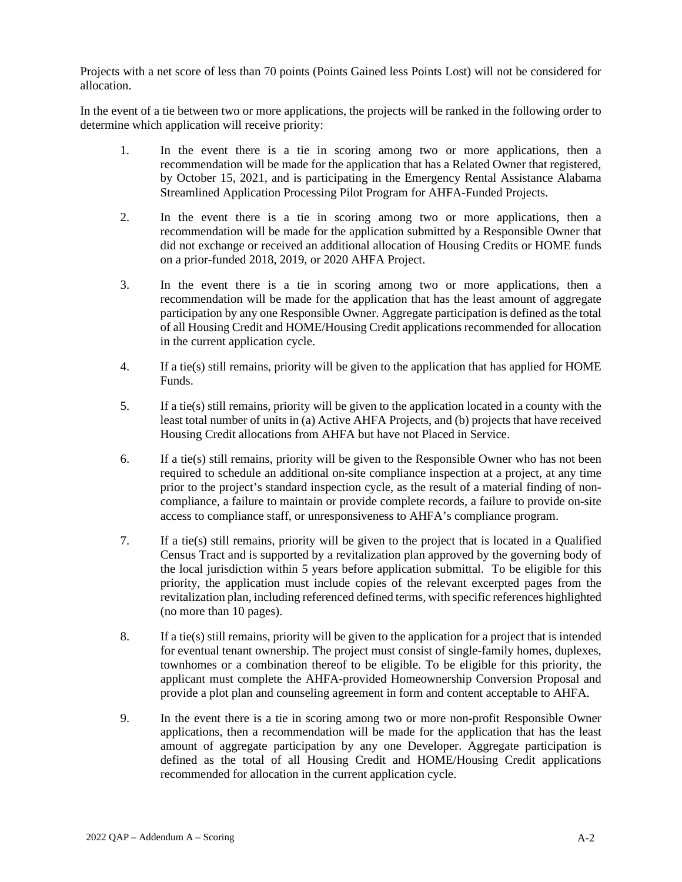Projects with a net score of less than 70 points (Points Gained less Points Lost) will not be considered for allocation.

In the event of a tie between two or more applications, the projects will be ranked in the following order to determine which application will receive priority:

1. In the event there is a tie in scoring among two or more applications, then a recommendation will be made for the application that has a Related Owner that registered, by October 15, 2021, and is participating in the Emergency Rental Assistance Alabama Streamlined Application Processing Pilot Program for AHFA-Funded Projects.

2. In the event there is a tie in scoring among two or more applications, then a recommendation will be made for the application submitted by a Responsible Owner that did not exchange or received an additional allocation of Housing Credits or HOME funds on a prior-funded 2018, 2019, or 2020 AHFA Project.

3. In the event there is a tie in scoring among two or more applications, then a recommendation will be made for the application that has the least amount of aggregate participation by any one Responsible Owner. Aggregate participation is defined as the total of all Housing Credit and HOME/Housing Credit applications recommended for allocation in the current application cycle.

4. If a tie(s) still remains, priority will be given to the application that has applied for HOME Funds.

5. If a tie(s) still remains, priority will be given to the application located in a county with the least total number of units in (a) Active AHFA Projects, and (b) projects that have received Housing Credit allocations from AHFA but have not Placed in Service.

6. If a tie(s) still remains, priority will be given to the Responsible Owner who has not been required to schedule an additional on-site compliance inspection at a project, at any time prior to the project's standard inspection cycle, as the result of a material finding of non-compliance, a failure to maintain or provide complete records, a failure to provide on-site access to compliance staff, or unresponsiveness to AHFA's compliance program.

7. If a tie(s) still remains, priority will be given to the project that is located in a Qualified Census Tract and is supported by a revitalization plan approved by the governing body of the local jurisdiction within 5 years before application submittal. To be eligible for this priority, the application must include copies of the relevant excerpted pages from the revitalization plan, including referenced defined terms, with specific references highlighted (no more than 10 pages).

8. If a tie(s) still remains, priority will be given to the application for a project that is intended for eventual tenant ownership. The project must consist of single-family homes, duplexes, townhomes or a combination thereof to be eligible. To be eligible for this priority, the applicant must complete the AHFA-provided Homeownership Conversion Proposal and provide a plot plan and counseling agreement in form and content acceptable to AHFA.

9. In the event there is a tie in scoring among two or more non-profit Responsible Owner applications, then a recommendation will be made for the application that has the least amount of aggregate participation by any one Developer. Aggregate participation is defined as the total of all Housing Credit and HOME/Housing Credit applications recommended for allocation in the current application cycle.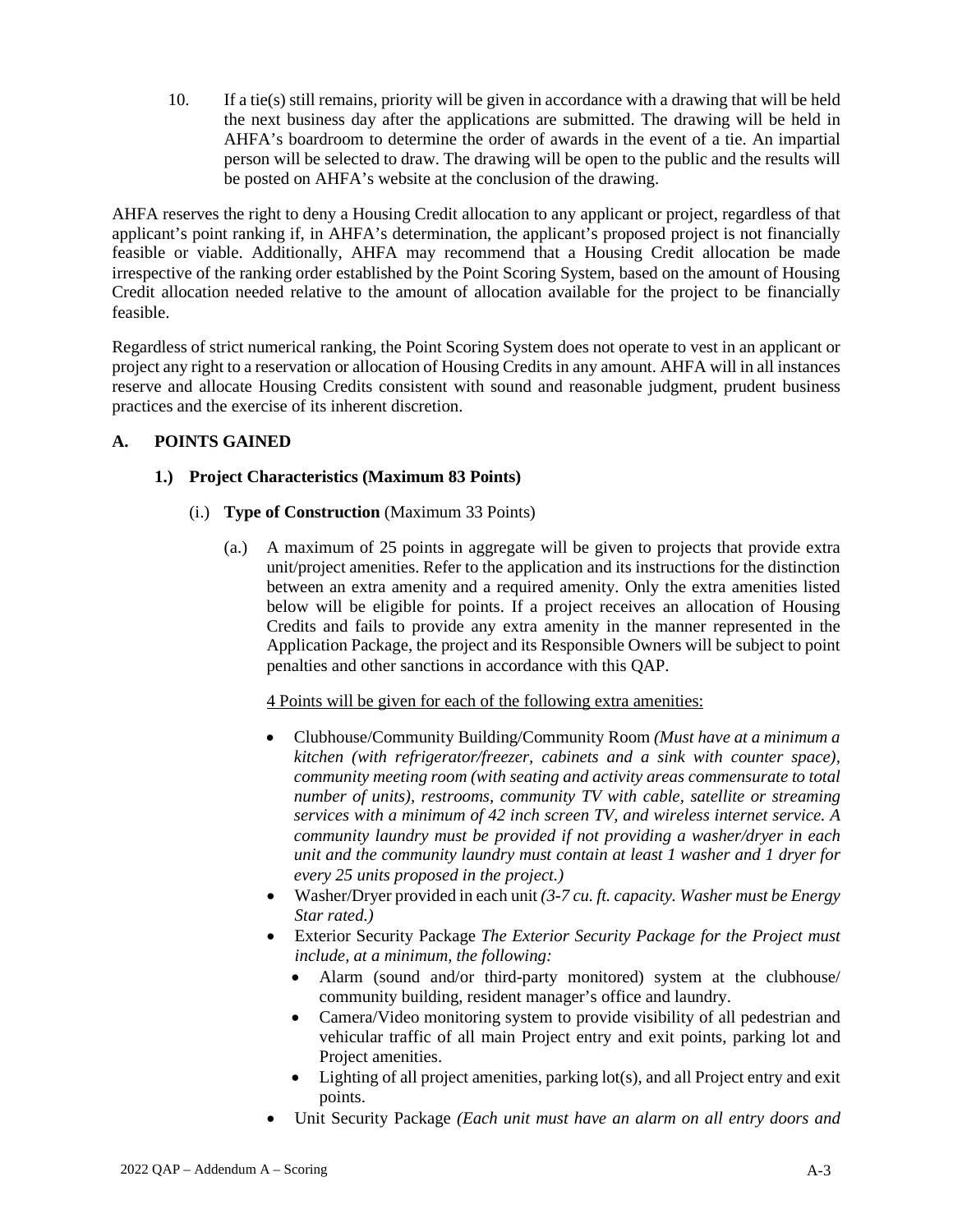10. If a tie(s) still remains, priority will be given in accordance with a drawing that will be held the next business day after the applications are submitted. The drawing will be held in AHFA's boardroom to determine the order of awards in the event of a tie. An impartial person will be selected to draw. The drawing will be open to the public and the results will be posted on AHFA's website at the conclusion of the drawing.

AHFA reserves the right to deny a Housing Credit allocation to any applicant or project, regardless of that applicant's point ranking if, in AHFA's determination, the applicant's proposed project is not financially feasible or viable. Additionally, AHFA may recommend that a Housing Credit allocation be made irrespective of the ranking order established by the Point Scoring System, based on the amount of Housing Credit allocation needed relative to the amount of allocation available for the project to be financially feasible.

Regardless of strict numerical ranking, the Point Scoring System does not operate to vest in an applicant or project any right to a reservation or allocation of Housing Credits in any amount. AHFA will in all instances reserve and allocate Housing Credits consistent with sound and reasonable judgment, prudent business practices and the exercise of its inherent discretion.

## A. POINTS GAINED

### 1.) Project Characteristics (Maximum 83 Points)

(i.) **Type of Construction** (Maximum 33 Points)

(a.) A maximum of 25 points in aggregate will be given to projects that provide extra unit/project amenities. Refer to the application and its instructions for the distinction between an extra amenity and a required amenity. Only the extra amenities listed below will be eligible for points. If a project receives an allocation of Housing Credits and fails to provide any extra amenity in the manner represented in the Application Package, the project and its Responsible Owners will be subject to point penalties and other sanctions in accordance with this QAP.

4 Points will be given for each of the following extra amenities:

- Clubhouse/Community Building/Community Room *(Must have at a minimum a kitchen (with refrigerator/freezer, cabinets and a sink with counter space), community meeting room (with seating and activity areas commensurate to total number of units), restrooms, community TV with cable, satellite or streaming services with a minimum of 42 inch screen TV, and wireless internet service. A community laundry must be provided if not providing a washer/dryer in each unit and the community laundry must contain at least 1 washer and 1 dryer for every 25 units proposed in the project.)*
- Washer/Dryer provided in each unit *(3-7 cu. ft. capacity. Washer must be Energy Star rated.)*
- Exterior Security Package *The Exterior Security Package for the Project must include, at a minimum, the following:*
  - Alarm (sound and/or third-party monitored) system at the clubhouse/ community building, resident manager's office and laundry.
  - Camera/Video monitoring system to provide visibility of all pedestrian and vehicular traffic of all main Project entry and exit points, parking lot and Project amenities.
  - Lighting of all project amenities, parking lot(s), and all Project entry and exit points.
- Unit Security Package *(Each unit must have an alarm on all entry doors and*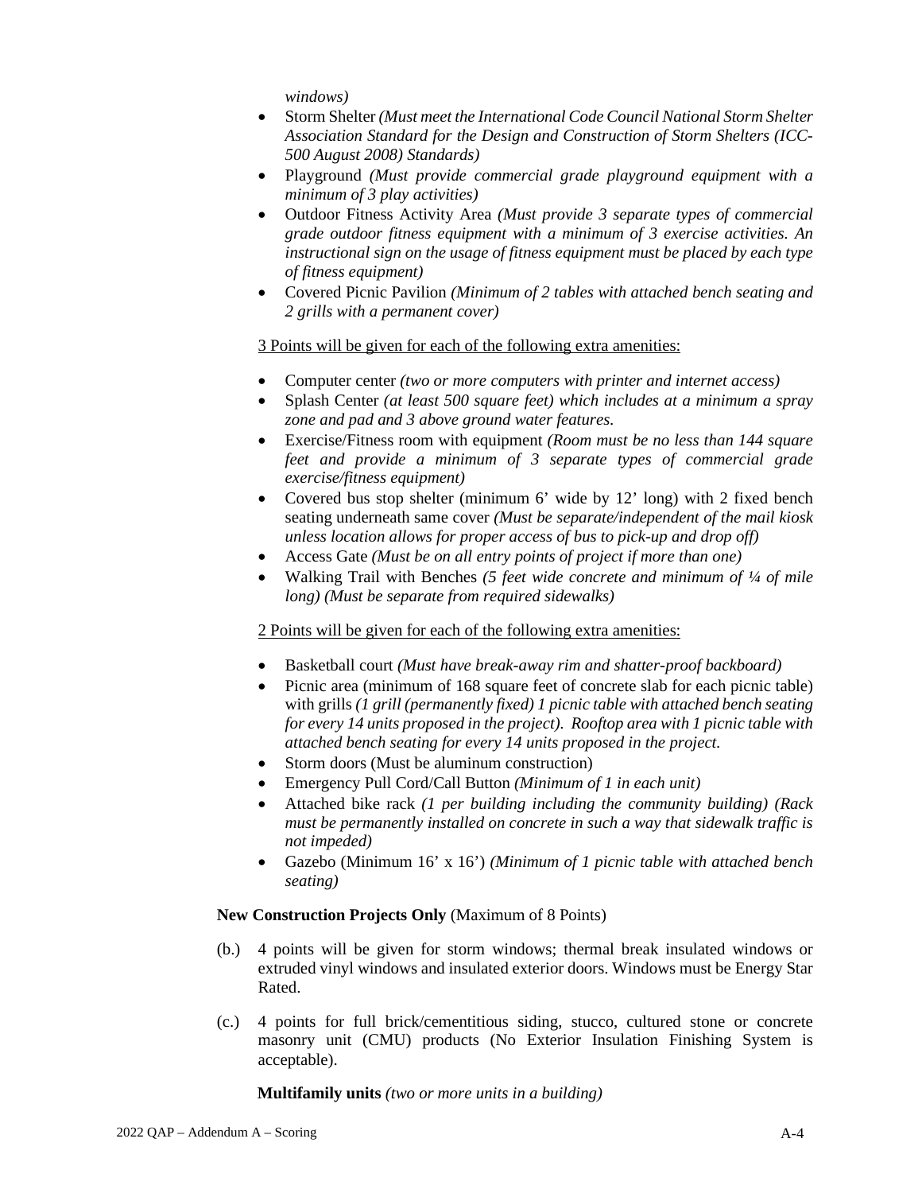*windows)*

- Storm Shelter *(Must meet the International Code Council National Storm Shelter Association Standard for the Design and Construction of Storm Shelters (ICC-500 August 2008) Standards)*
- Playground *(Must provide commercial grade playground equipment with a minimum of 3 play activities)*
- Outdoor Fitness Activity Area *(Must provide 3 separate types of commercial grade outdoor fitness equipment with a minimum of 3 exercise activities. An instructional sign on the usage of fitness equipment must be placed by each type of fitness equipment)*
- Covered Picnic Pavilion *(Minimum of 2 tables with attached bench seating and 2 grills with a permanent cover)*

3 Points will be given for each of the following extra amenities:

- Computer center *(two or more computers with printer and internet access)*
- Splash Center *(at least 500 square feet) which includes at a minimum a spray zone and pad and 3 above ground water features.*
- Exercise/Fitness room with equipment *(Room must be no less than 144 square feet and provide a minimum of 3 separate types of commercial grade exercise/fitness equipment)*
- Covered bus stop shelter (minimum 6' wide by 12' long) with 2 fixed bench seating underneath same cover *(Must be separate/independent of the mail kiosk unless location allows for proper access of bus to pick-up and drop off)*
- Access Gate *(Must be on all entry points of project if more than one)*
- Walking Trail with Benches *(5 feet wide concrete and minimum of ¼ of mile long) (Must be separate from required sidewalks)*

2 Points will be given for each of the following extra amenities:

- Basketball court *(Must have break-away rim and shatter-proof backboard)*
- Picnic area (minimum of 168 square feet of concrete slab for each picnic table) with grills *(1 grill (permanently fixed) 1 picnic table with attached bench seating for every 14 units proposed in the project). Rooftop area with 1 picnic table with attached bench seating for every 14 units proposed in the project.*
- Storm doors (Must be aluminum construction)
- Emergency Pull Cord/Call Button *(Minimum of 1 in each unit)*
- Attached bike rack *(1 per building including the community building) (Rack must be permanently installed on concrete in such a way that sidewalk traffic is not impeded)*
- Gazebo (Minimum 16' x 16') *(Minimum of 1 picnic table with attached bench seating)*

**New Construction Projects Only** (Maximum of 8 Points)

(b.) 4 points will be given for storm windows; thermal break insulated windows or extruded vinyl windows and insulated exterior doors. Windows must be Energy Star Rated.

(c.) 4 points for full brick/cementitious siding, stucco, cultured stone or concrete masonry unit (CMU) products (No Exterior Insulation Finishing System is acceptable).

**Multifamily units** *(two or more units in a building)*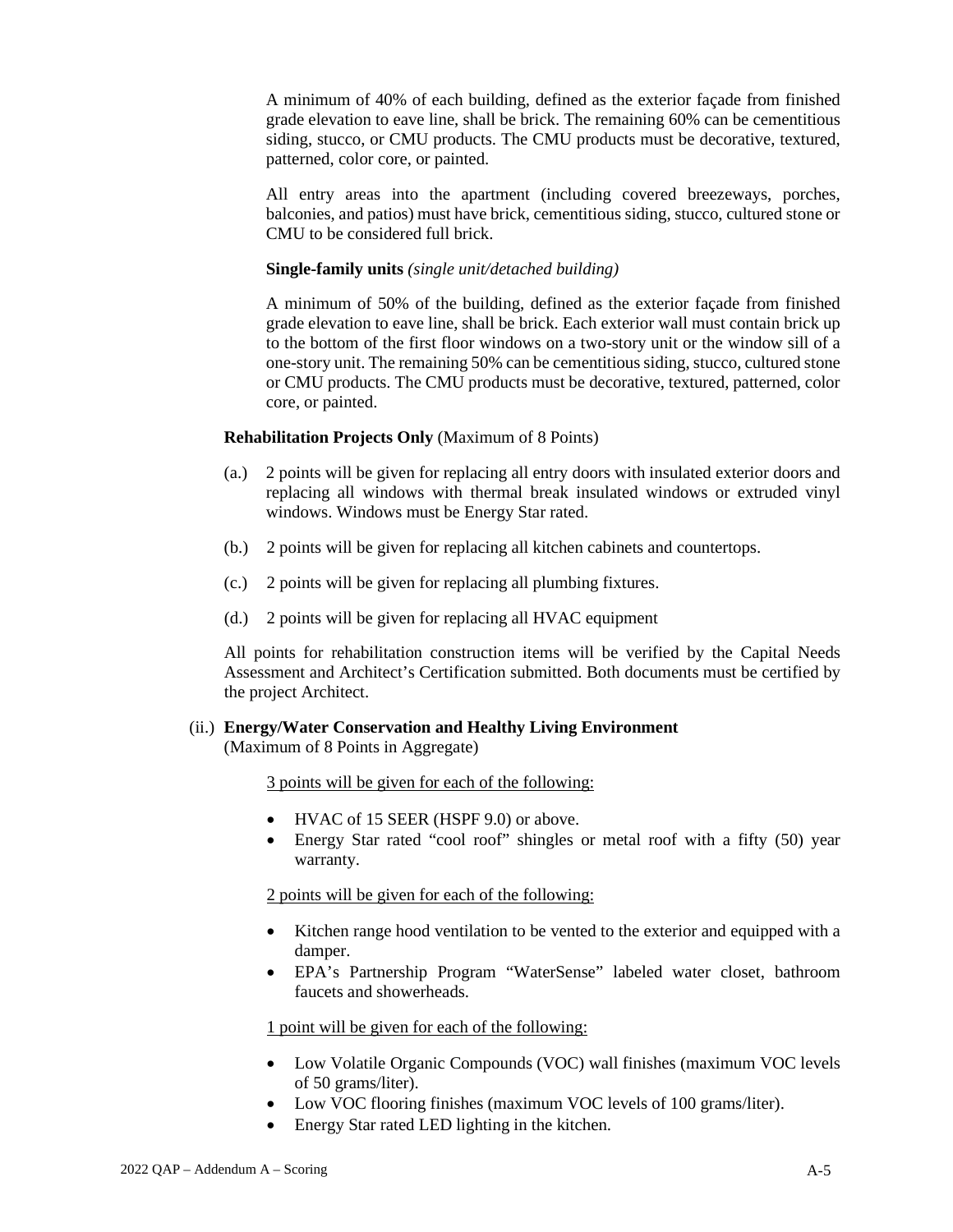A minimum of 40% of each building, defined as the exterior façade from finished grade elevation to eave line, shall be brick. The remaining 60% can be cementitious siding, stucco, or CMU products. The CMU products must be decorative, textured, patterned, color core, or painted.

All entry areas into the apartment (including covered breezeways, porches, balconies, and patios) must have brick, cementitious siding, stucco, cultured stone or CMU to be considered full brick.

**Single-family units** *(single unit/detached building)*

A minimum of 50% of the building, defined as the exterior façade from finished grade elevation to eave line, shall be brick. Each exterior wall must contain brick up to the bottom of the first floor windows on a two-story unit or the window sill of a one-story unit. The remaining 50% can be cementitious siding, stucco, cultured stone or CMU products. The CMU products must be decorative, textured, patterned, color core, or painted.

**Rehabilitation Projects Only** (Maximum of 8 Points)

(a.) 2 points will be given for replacing all entry doors with insulated exterior doors and replacing all windows with thermal break insulated windows or extruded vinyl windows. Windows must be Energy Star rated.

(b.) 2 points will be given for replacing all kitchen cabinets and countertops.

(c.) 2 points will be given for replacing all plumbing fixtures.

(d.) 2 points will be given for replacing all HVAC equipment

All points for rehabilitation construction items will be verified by the Capital Needs Assessment and Architect's Certification submitted. Both documents must be certified by the project Architect.

(ii.) **Energy/Water Conservation and Healthy Living Environment**
(Maximum of 8 Points in Aggregate)

3 points will be given for each of the following:

- HVAC of 15 SEER (HSPF 9.0) or above.
- Energy Star rated "cool roof" shingles or metal roof with a fifty (50) year warranty.

2 points will be given for each of the following:

- Kitchen range hood ventilation to be vented to the exterior and equipped with a damper.
- EPA's Partnership Program "WaterSense" labeled water closet, bathroom faucets and showerheads.

1 point will be given for each of the following:

- Low Volatile Organic Compounds (VOC) wall finishes (maximum VOC levels of 50 grams/liter).
- Low VOC flooring finishes (maximum VOC levels of 100 grams/liter).
- Energy Star rated LED lighting in the kitchen.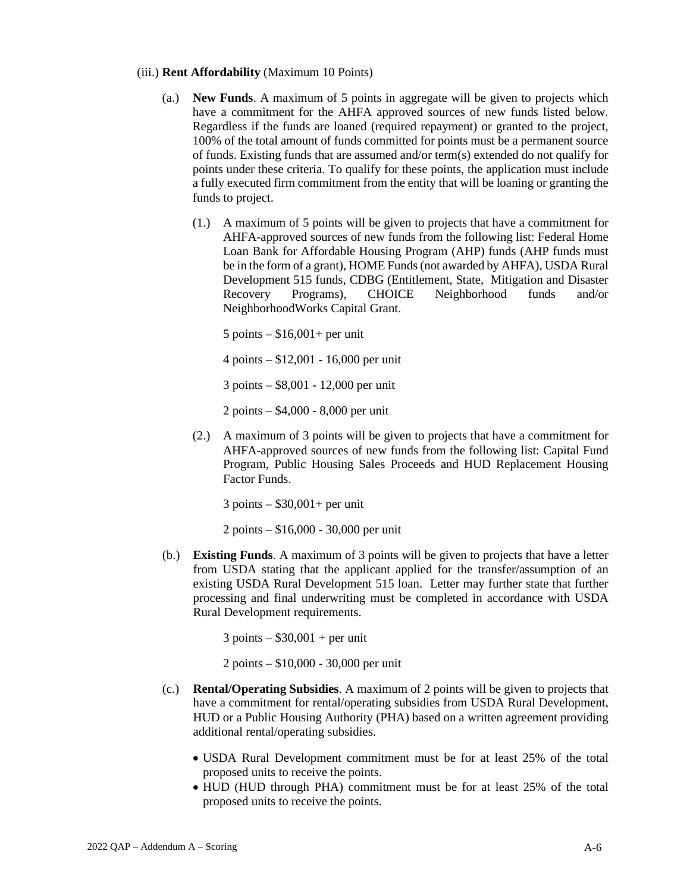(iii.) **Rent Affordability** (Maximum 10 Points)

(a.) **New Funds**. A maximum of 5 points in aggregate will be given to projects which have a commitment for the AHFA approved sources of new funds listed below. Regardless if the funds are loaned (required repayment) or granted to the project, 100% of the total amount of funds committed for points must be a permanent source of funds. Existing funds that are assumed and/or term(s) extended do not qualify for points under these criteria. To qualify for these points, the application must include a fully executed firm commitment from the entity that will be loaning or granting the funds to project.

(1.) A maximum of 5 points will be given to projects that have a commitment for AHFA-approved sources of new funds from the following list: Federal Home Loan Bank for Affordable Housing Program (AHP) funds (AHP funds must be in the form of a grant), HOME Funds (not awarded by AHFA), USDA Rural Development 515 funds, CDBG (Entitlement, State, Mitigation and Disaster Recovery Programs), CHOICE Neighborhood funds and/or NeighborhoodWorks Capital Grant.

5 points – $16,001+ per unit

4 points – $12,001 - 16,000 per unit

3 points – $8,001 - 12,000 per unit

2 points – $4,000 - 8,000 per unit

(2.) A maximum of 3 points will be given to projects that have a commitment for AHFA-approved sources of new funds from the following list: Capital Fund Program, Public Housing Sales Proceeds and HUD Replacement Housing Factor Funds.

3 points – $30,001+ per unit

2 points – $16,000 - 30,000 per unit

(b.) **Existing Funds**. A maximum of 3 points will be given to projects that have a letter from USDA stating that the applicant applied for the transfer/assumption of an existing USDA Rural Development 515 loan. Letter may further state that further processing and final underwriting must be completed in accordance with USDA Rural Development requirements.

3 points – $30,001 + per unit

2 points – $10,000 - 30,000 per unit

(c.) **Rental/Operating Subsidies**. A maximum of 2 points will be given to projects that have a commitment for rental/operating subsidies from USDA Rural Development, HUD or a Public Housing Authority (PHA) based on a written agreement providing additional rental/operating subsidies.

- USDA Rural Development commitment must be for at least 25% of the total proposed units to receive the points.
- HUD (HUD through PHA) commitment must be for at least 25% of the total proposed units to receive the points.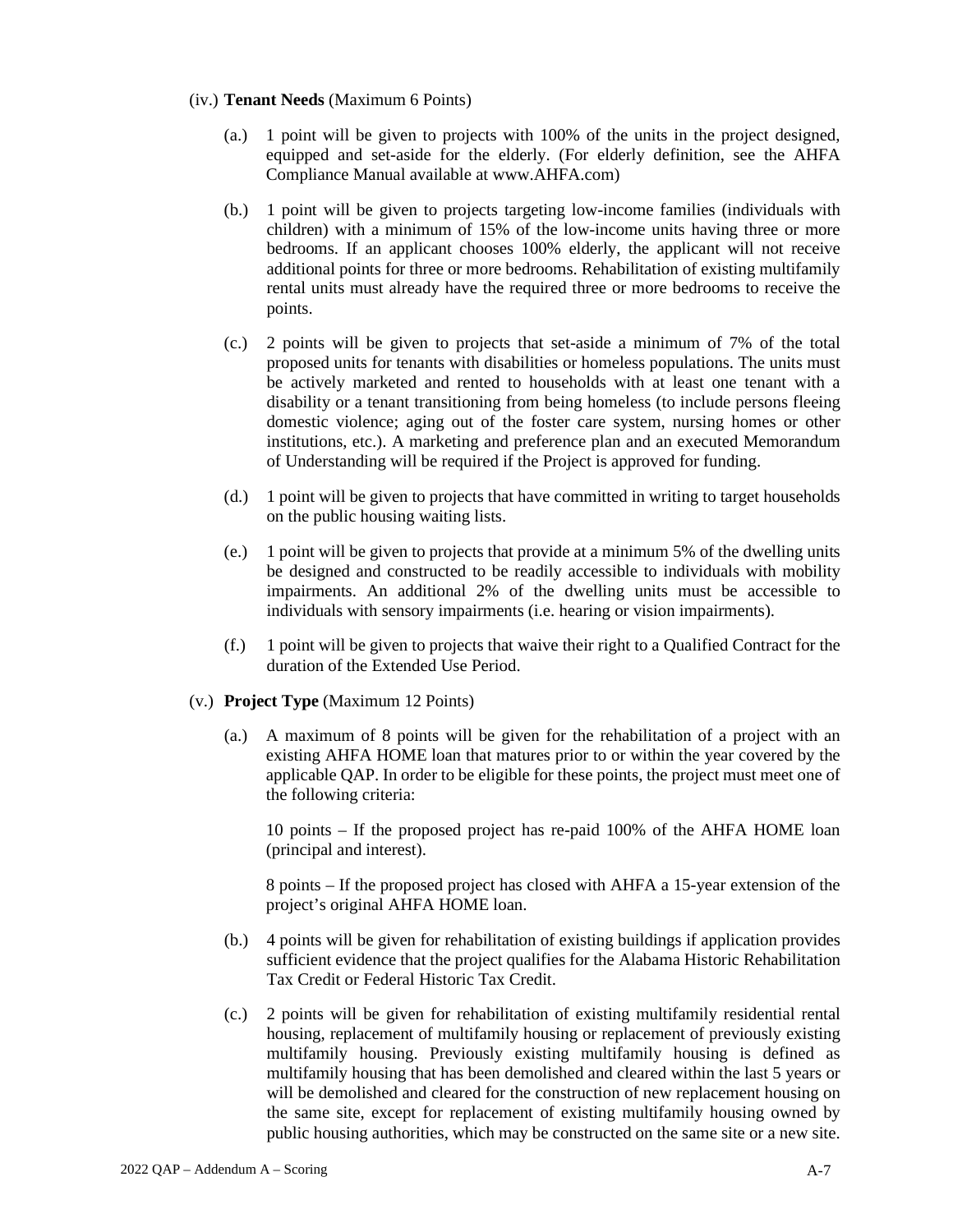(iv.) **Tenant Needs** (Maximum 6 Points)

(a.) 1 point will be given to projects with 100% of the units in the project designed, equipped and set-aside for the elderly. (For elderly definition, see the AHFA Compliance Manual available at www.AHFA.com)

(b.) 1 point will be given to projects targeting low-income families (individuals with children) with a minimum of 15% of the low-income units having three or more bedrooms. If an applicant chooses 100% elderly, the applicant will not receive additional points for three or more bedrooms. Rehabilitation of existing multifamily rental units must already have the required three or more bedrooms to receive the points.

(c.) 2 points will be given to projects that set-aside a minimum of 7% of the total proposed units for tenants with disabilities or homeless populations. The units must be actively marketed and rented to households with at least one tenant with a disability or a tenant transitioning from being homeless (to include persons fleeing domestic violence; aging out of the foster care system, nursing homes or other institutions, etc.). A marketing and preference plan and an executed Memorandum of Understanding will be required if the Project is approved for funding.

(d.) 1 point will be given to projects that have committed in writing to target households on the public housing waiting lists.

(e.) 1 point will be given to projects that provide at a minimum 5% of the dwelling units be designed and constructed to be readily accessible to individuals with mobility impairments. An additional 2% of the dwelling units must be accessible to individuals with sensory impairments (i.e. hearing or vision impairments).

(f.) 1 point will be given to projects that waive their right to a Qualified Contract for the duration of the Extended Use Period.

(v.) **Project Type** (Maximum 12 Points)

(a.) A maximum of 8 points will be given for the rehabilitation of a project with an existing AHFA HOME loan that matures prior to or within the year covered by the applicable QAP. In order to be eligible for these points, the project must meet one of the following criteria:

10 points – If the proposed project has re-paid 100% of the AHFA HOME loan (principal and interest).

8 points – If the proposed project has closed with AHFA a 15-year extension of the project's original AHFA HOME loan.

(b.) 4 points will be given for rehabilitation of existing buildings if application provides sufficient evidence that the project qualifies for the Alabama Historic Rehabilitation Tax Credit or Federal Historic Tax Credit.

(c.) 2 points will be given for rehabilitation of existing multifamily residential rental housing, replacement of multifamily housing or replacement of previously existing multifamily housing. Previously existing multifamily housing is defined as multifamily housing that has been demolished and cleared within the last 5 years or will be demolished and cleared for the construction of new replacement housing on the same site, except for replacement of existing multifamily housing owned by public housing authorities, which may be constructed on the same site or a new site.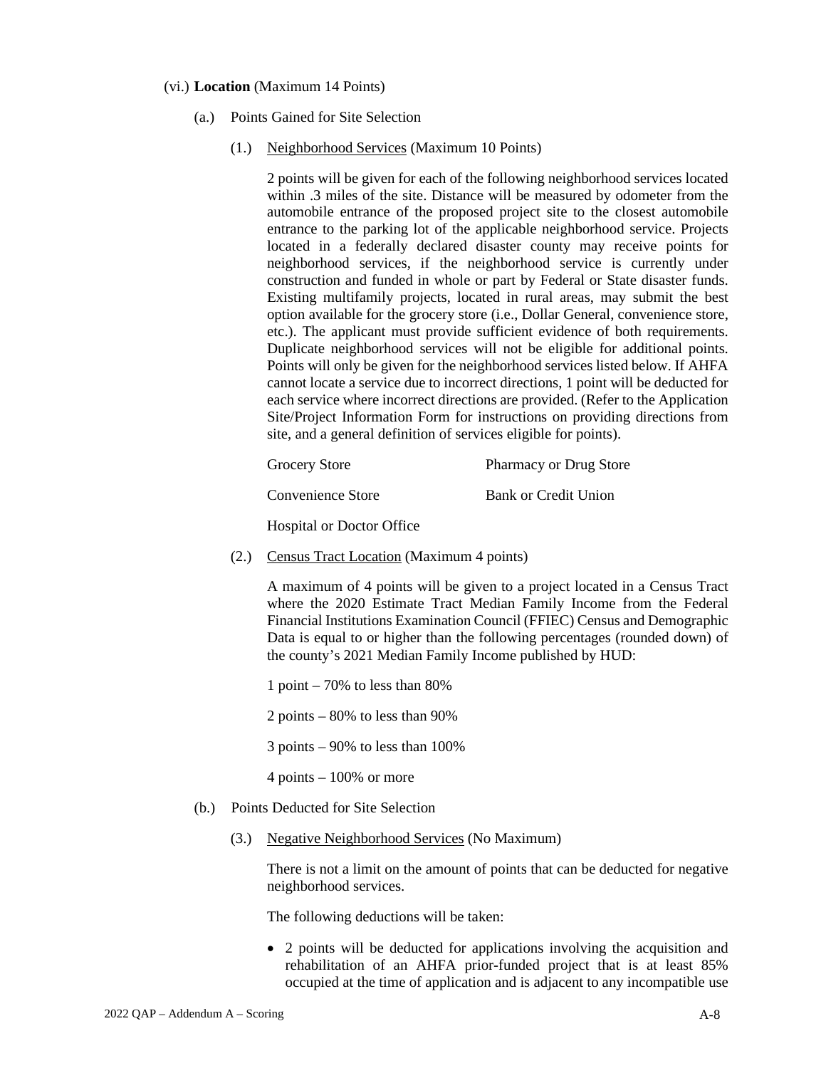(vi.) **Location** (Maximum 14 Points)

(a.) Points Gained for Site Selection

(1.) Neighborhood Services (Maximum 10 Points)

2 points will be given for each of the following neighborhood services located within .3 miles of the site. Distance will be measured by odometer from the automobile entrance of the proposed project site to the closest automobile entrance to the parking lot of the applicable neighborhood service. Projects located in a federally declared disaster county may receive points for neighborhood services, if the neighborhood service is currently under construction and funded in whole or part by Federal or State disaster funds. Existing multifamily projects, located in rural areas, may submit the best option available for the grocery store (i.e., Dollar General, convenience store, etc.). The applicant must provide sufficient evidence of both requirements. Duplicate neighborhood services will not be eligible for additional points. Points will only be given for the neighborhood services listed below. If AHFA cannot locate a service due to incorrect directions, 1 point will be deducted for each service where incorrect directions are provided. (Refer to the Application Site/Project Information Form for instructions on providing directions from site, and a general definition of services eligible for points).

- Grocery Store
- Pharmacy or Drug Store
- Convenience Store
- Bank or Credit Union
- Hospital or Doctor Office

(2.) Census Tract Location (Maximum 4 points)

A maximum of 4 points will be given to a project located in a Census Tract where the 2020 Estimate Tract Median Family Income from the Federal Financial Institutions Examination Council (FFIEC) Census and Demographic Data is equal to or higher than the following percentages (rounded down) of the county's 2021 Median Family Income published by HUD:

1 point – 70% to less than 80%

2 points – 80% to less than 90%

3 points – 90% to less than 100%

4 points – 100% or more

(b.) Points Deducted for Site Selection

(3.) Negative Neighborhood Services (No Maximum)

There is not a limit on the amount of points that can be deducted for negative neighborhood services.

The following deductions will be taken:

- 2 points will be deducted for applications involving the acquisition and rehabilitation of an AHFA prior-funded project that is at least 85% occupied at the time of application and is adjacent to any incompatible use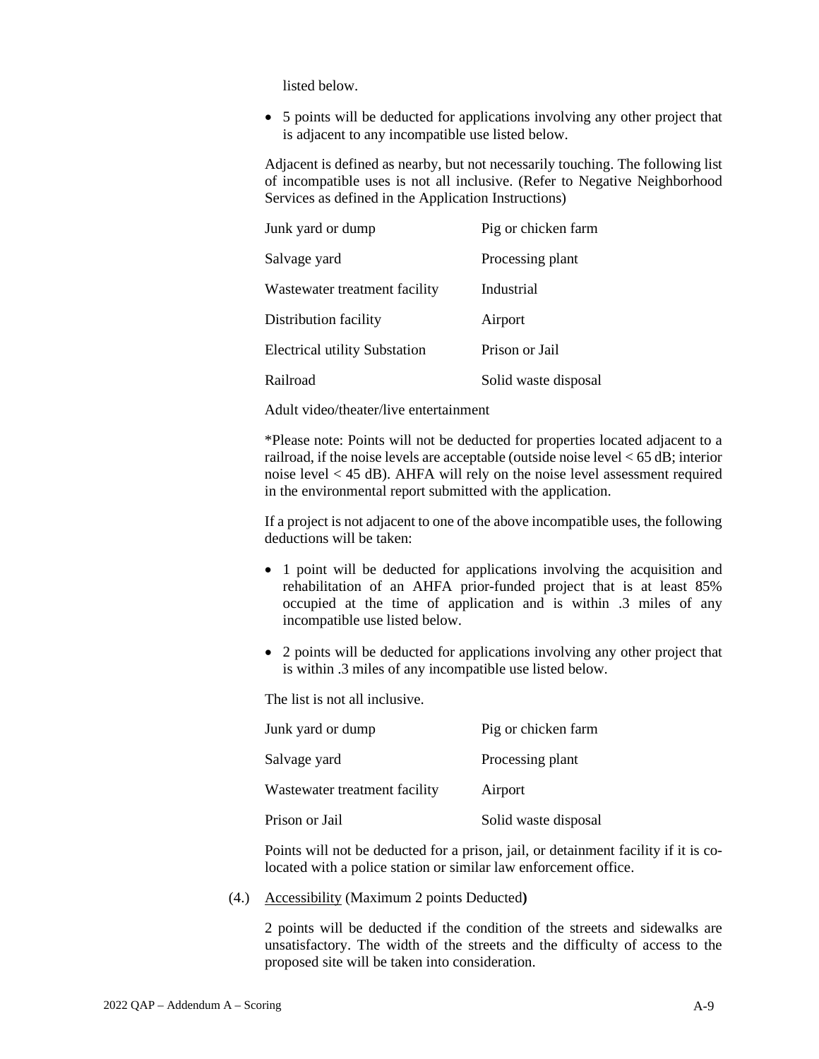listed below.

- 5 points will be deducted for applications involving any other project that is adjacent to any incompatible use listed below.

Adjacent is defined as nearby, but not necessarily touching. The following list of incompatible uses is not all inclusive. (Refer to Negative Neighborhood Services as defined in the Application Instructions)

| | |
|---|---|
| Junk yard or dump | Pig or chicken farm |
| Salvage yard | Processing plant |
| Wastewater treatment facility | Industrial |
| Distribution facility | Airport |
| Electrical utility Substation | Prison or Jail |
| Railroad | Solid waste disposal |

Adult video/theater/live entertainment

*Please note: Points will not be deducted for properties located adjacent to a railroad, if the noise levels are acceptable (outside noise level < 65 dB; interior noise level < 45 dB). AHFA will rely on the noise level assessment required in the environmental report submitted with the application.

If a project is not adjacent to one of the above incompatible uses, the following deductions will be taken:

- 1 point will be deducted for applications involving the acquisition and rehabilitation of an AHFA prior-funded project that is at least 85% occupied at the time of application and is within .3 miles of any incompatible use listed below.
- 2 points will be deducted for applications involving any other project that is within .3 miles of any incompatible use listed below.

The list is not all inclusive.

| | |
|---|---|
| Junk yard or dump | Pig or chicken farm |
| Salvage yard | Processing plant |
| Wastewater treatment facility | Airport |
| Prison or Jail | Solid waste disposal |

Points will not be deducted for a prison, jail, or detainment facility if it is co-located with a police station or similar law enforcement office.

(4.) Accessibility (Maximum 2 points Deducted**)**

2 points will be deducted if the condition of the streets and sidewalks are unsatisfactory. The width of the streets and the difficulty of access to the proposed site will be taken into consideration.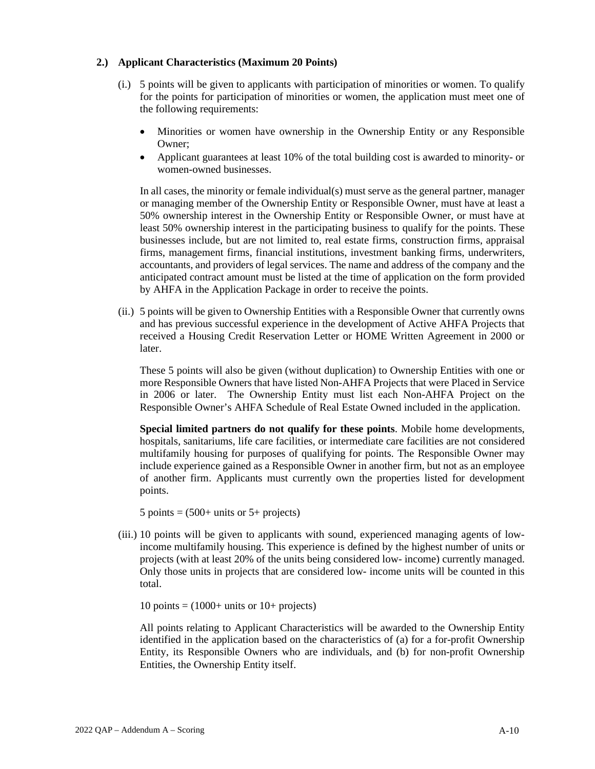**2.) Applicant Characteristics (Maximum 20 Points)**

(i.) 5 points will be given to applicants with participation of minorities or women. To qualify for the points for participation of minorities or women, the application must meet one of the following requirements:

- Minorities or women have ownership in the Ownership Entity or any Responsible Owner;
- Applicant guarantees at least 10% of the total building cost is awarded to minority- or women-owned businesses.

In all cases, the minority or female individual(s) must serve as the general partner, manager or managing member of the Ownership Entity or Responsible Owner, must have at least a 50% ownership interest in the Ownership Entity or Responsible Owner, or must have at least 50% ownership interest in the participating business to qualify for the points. These businesses include, but are not limited to, real estate firms, construction firms, appraisal firms, management firms, financial institutions, investment banking firms, underwriters, accountants, and providers of legal services. The name and address of the company and the anticipated contract amount must be listed at the time of application on the form provided by AHFA in the Application Package in order to receive the points.

(ii.) 5 points will be given to Ownership Entities with a Responsible Owner that currently owns and has previous successful experience in the development of Active AHFA Projects that received a Housing Credit Reservation Letter or HOME Written Agreement in 2000 or later.

These 5 points will also be given (without duplication) to Ownership Entities with one or more Responsible Owners that have listed Non-AHFA Projects that were Placed in Service in 2006 or later. The Ownership Entity must list each Non-AHFA Project on the Responsible Owner's AHFA Schedule of Real Estate Owned included in the application.

**Special limited partners do not qualify for these points**. Mobile home developments, hospitals, sanitariums, life care facilities, or intermediate care facilities are not considered multifamily housing for purposes of qualifying for points. The Responsible Owner may include experience gained as a Responsible Owner in another firm, but not as an employee of another firm. Applicants must currently own the properties listed for development points.

5 points = (500+ units or 5+ projects)

(iii.) 10 points will be given to applicants with sound, experienced managing agents of low-income multifamily housing. This experience is defined by the highest number of units or projects (with at least 20% of the units being considered low- income) currently managed. Only those units in projects that are considered low- income units will be counted in this total.

10 points = (1000+ units or 10+ projects)

All points relating to Applicant Characteristics will be awarded to the Ownership Entity identified in the application based on the characteristics of (a) for a for-profit Ownership Entity, its Responsible Owners who are individuals, and (b) for non-profit Ownership Entities, the Ownership Entity itself.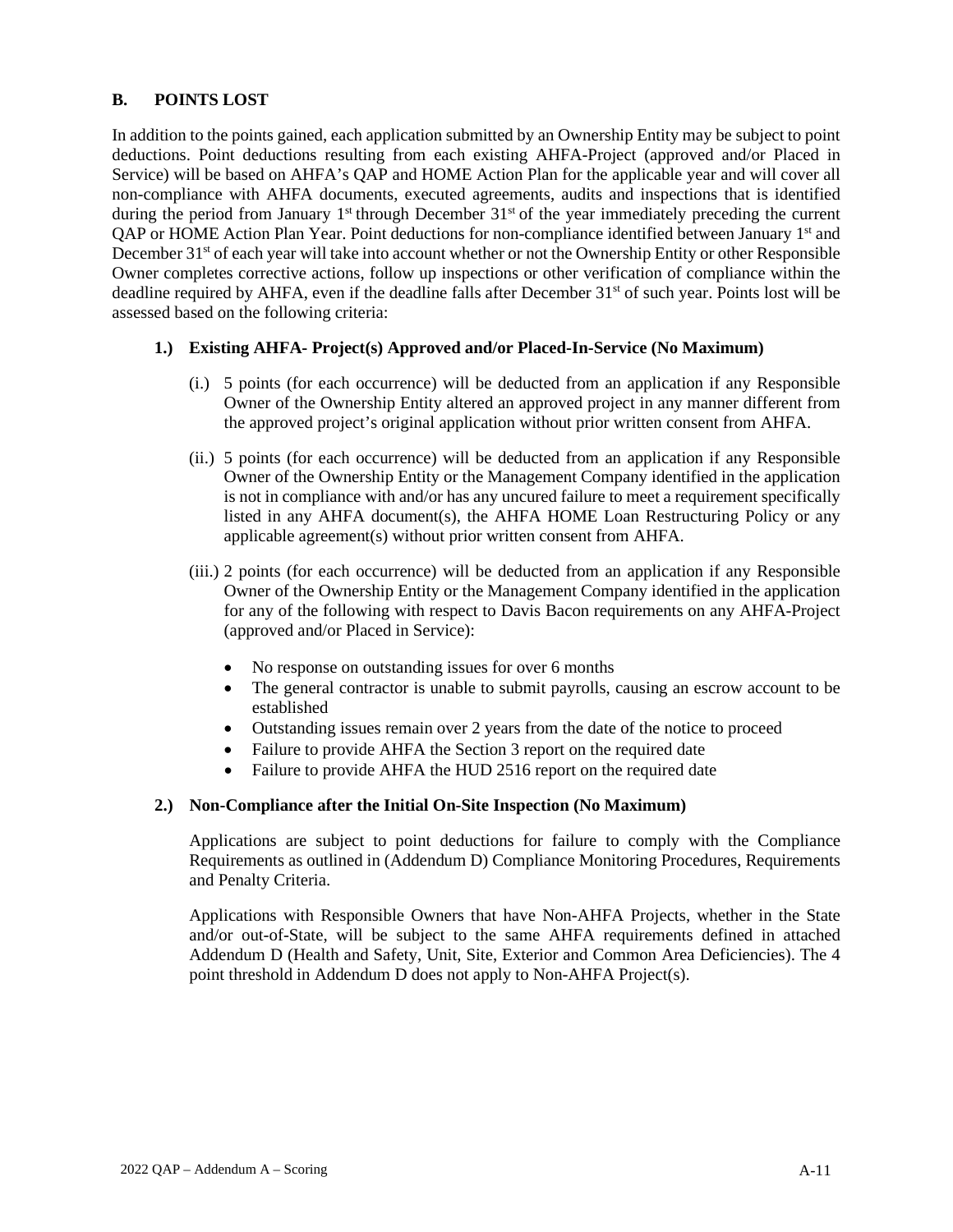## B. POINTS LOST

In addition to the points gained, each application submitted by an Ownership Entity may be subject to point deductions. Point deductions resulting from each existing AHFA-Project (approved and/or Placed in Service) will be based on AHFA's QAP and HOME Action Plan for the applicable year and will cover all non-compliance with AHFA documents, executed agreements, audits and inspections that is identified during the period from January 1st through December 31st of the year immediately preceding the current QAP or HOME Action Plan Year. Point deductions for non-compliance identified between January 1st and December 31st of each year will take into account whether or not the Ownership Entity or other Responsible Owner completes corrective actions, follow up inspections or other verification of compliance within the deadline required by AHFA, even if the deadline falls after December 31st of such year. Points lost will be assessed based on the following criteria:

### 1.) Existing AHFA- Project(s) Approved and/or Placed-In-Service (No Maximum)

(i.) 5 points (for each occurrence) will be deducted from an application if any Responsible Owner of the Ownership Entity altered an approved project in any manner different from the approved project's original application without prior written consent from AHFA.

(ii.) 5 points (for each occurrence) will be deducted from an application if any Responsible Owner of the Ownership Entity or the Management Company identified in the application is not in compliance with and/or has any uncured failure to meet a requirement specifically listed in any AHFA document(s), the AHFA HOME Loan Restructuring Policy or any applicable agreement(s) without prior written consent from AHFA.

(iii.) 2 points (for each occurrence) will be deducted from an application if any Responsible Owner of the Ownership Entity or the Management Company identified in the application for any of the following with respect to Davis Bacon requirements on any AHFA-Project (approved and/or Placed in Service):

- No response on outstanding issues for over 6 months
- The general contractor is unable to submit payrolls, causing an escrow account to be established
- Outstanding issues remain over 2 years from the date of the notice to proceed
- Failure to provide AHFA the Section 3 report on the required date
- Failure to provide AHFA the HUD 2516 report on the required date

### 2.) Non-Compliance after the Initial On-Site Inspection (No Maximum)

Applications are subject to point deductions for failure to comply with the Compliance Requirements as outlined in (Addendum D) Compliance Monitoring Procedures, Requirements and Penalty Criteria.

Applications with Responsible Owners that have Non-AHFA Projects, whether in the State and/or out-of-State, will be subject to the same AHFA requirements defined in attached Addendum D (Health and Safety, Unit, Site, Exterior and Common Area Deficiencies). The 4 point threshold in Addendum D does not apply to Non-AHFA Project(s).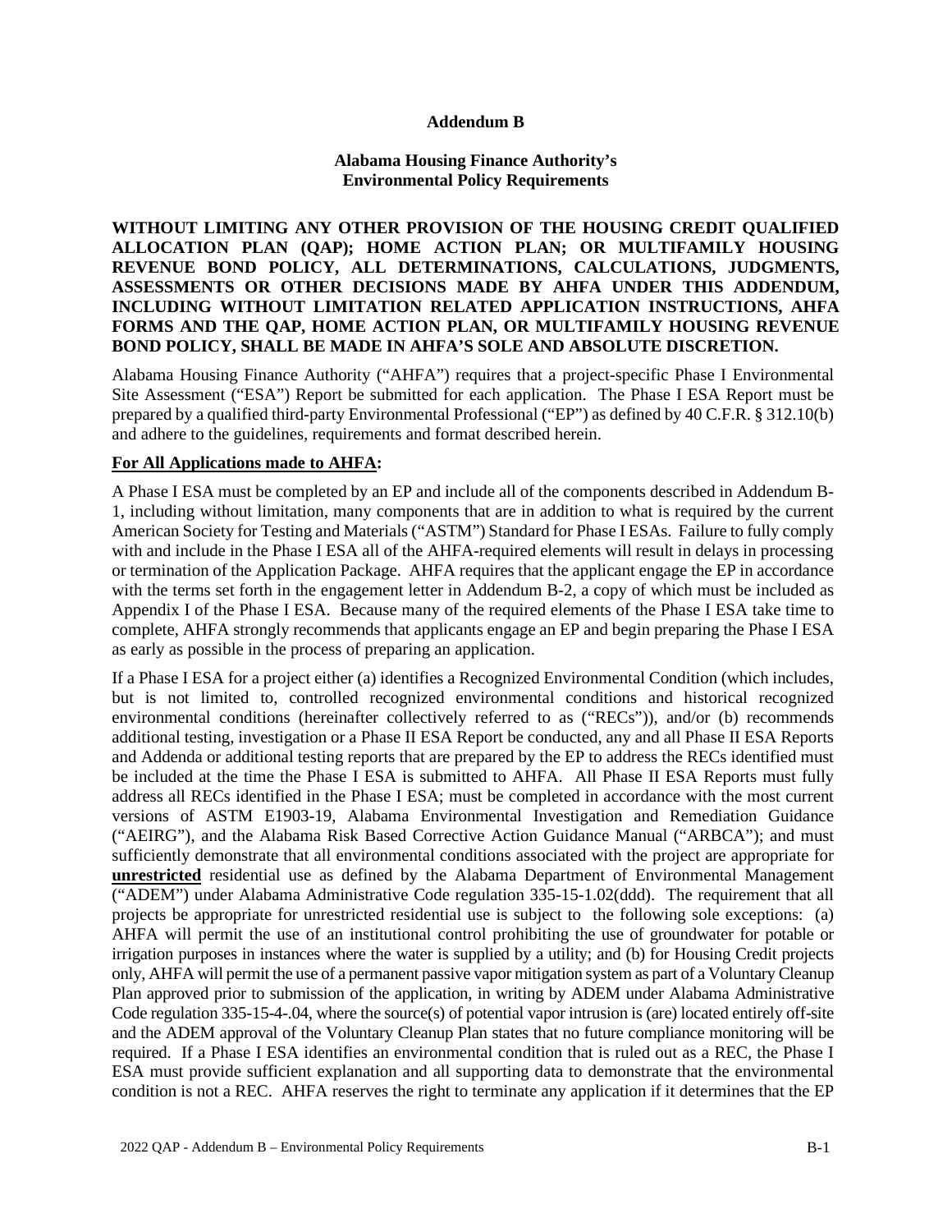# Addendum B

## Alabama Housing Finance Authority's Environmental Policy Requirements

**WITHOUT LIMITING ANY OTHER PROVISION OF THE HOUSING CREDIT QUALIFIED ALLOCATION PLAN (QAP); HOME ACTION PLAN; OR MULTIFAMILY HOUSING REVENUE BOND POLICY, ALL DETERMINATIONS, CALCULATIONS, JUDGMENTS, ASSESSMENTS OR OTHER DECISIONS MADE BY AHFA UNDER THIS ADDENDUM, INCLUDING WITHOUT LIMITATION RELATED APPLICATION INSTRUCTIONS, AHFA FORMS AND THE QAP, HOME ACTION PLAN, OR MULTIFAMILY HOUSING REVENUE BOND POLICY, SHALL BE MADE IN AHFA'S SOLE AND ABSOLUTE DISCRETION.**

Alabama Housing Finance Authority ("AHFA") requires that a project-specific Phase I Environmental Site Assessment ("ESA") Report be submitted for each application. The Phase I ESA Report must be prepared by a qualified third-party Environmental Professional ("EP") as defined by 40 C.F.R. § 312.10(b) and adhere to the guidelines, requirements and format described herein.

**For All Applications made to AHFA:**

A Phase I ESA must be completed by an EP and include all of the components described in Addendum B-1, including without limitation, many components that are in addition to what is required by the current American Society for Testing and Materials ("ASTM") Standard for Phase I ESAs. Failure to fully comply with and include in the Phase I ESA all of the AHFA-required elements will result in delays in processing or termination of the Application Package. AHFA requires that the applicant engage the EP in accordance with the terms set forth in the engagement letter in Addendum B-2, a copy of which must be included as Appendix I of the Phase I ESA. Because many of the required elements of the Phase I ESA take time to complete, AHFA strongly recommends that applicants engage an EP and begin preparing the Phase I ESA as early as possible in the process of preparing an application.

If a Phase I ESA for a project either (a) identifies a Recognized Environmental Condition (which includes, but is not limited to, controlled recognized environmental conditions and historical recognized environmental conditions (hereinafter collectively referred to as ("RECs")), and/or (b) recommends additional testing, investigation or a Phase II ESA Report be conducted, any and all Phase II ESA Reports and Addenda or additional testing reports that are prepared by the EP to address the RECs identified must be included at the time the Phase I ESA is submitted to AHFA. All Phase II ESA Reports must fully address all RECs identified in the Phase I ESA; must be completed in accordance with the most current versions of ASTM E1903-19, Alabama Environmental Investigation and Remediation Guidance ("AEIRG"), and the Alabama Risk Based Corrective Action Guidance Manual ("ARBCA"); and must sufficiently demonstrate that all environmental conditions associated with the project are appropriate for **unrestricted** residential use as defined by the Alabama Department of Environmental Management ("ADEM") under Alabama Administrative Code regulation 335-15-1.02(ddd). The requirement that all projects be appropriate for unrestricted residential use is subject to the following sole exceptions: (a) AHFA will permit the use of an institutional control prohibiting the use of groundwater for potable or irrigation purposes in instances where the water is supplied by a utility; and (b) for Housing Credit projects only, AHFA will permit the use of a permanent passive vapor mitigation system as part of a Voluntary Cleanup Plan approved prior to submission of the application, in writing by ADEM under Alabama Administrative Code regulation 335-15-4-.04, where the source(s) of potential vapor intrusion is (are) located entirely off-site and the ADEM approval of the Voluntary Cleanup Plan states that no future compliance monitoring will be required. If a Phase I ESA identifies an environmental condition that is ruled out as a REC, the Phase I ESA must provide sufficient explanation and all supporting data to demonstrate that the environmental condition is not a REC. AHFA reserves the right to terminate any application if it determines that the EP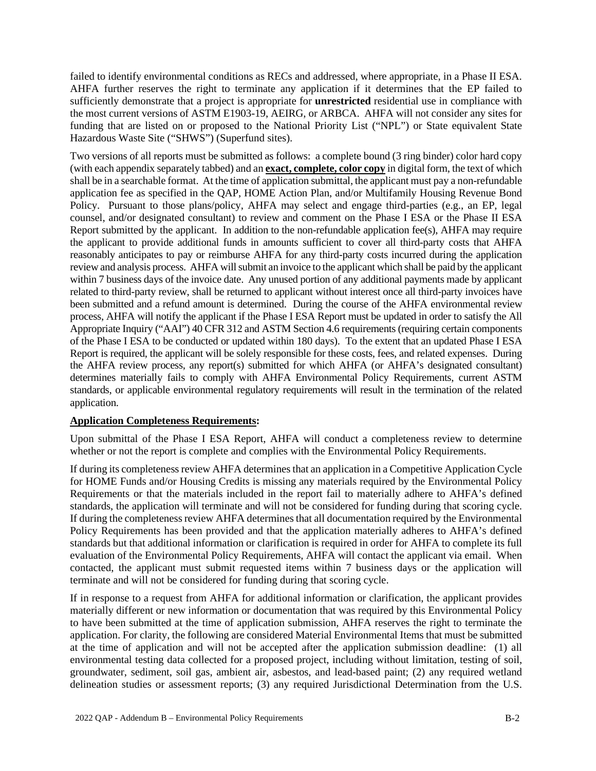failed to identify environmental conditions as RECs and addressed, where appropriate, in a Phase II ESA. AHFA further reserves the right to terminate any application if it determines that the EP failed to sufficiently demonstrate that a project is appropriate for **unrestricted** residential use in compliance with the most current versions of ASTM E1903-19, AEIRG, or ARBCA. AHFA will not consider any sites for funding that are listed on or proposed to the National Priority List ("NPL") or State equivalent State Hazardous Waste Site ("SHWS") (Superfund sites).

Two versions of all reports must be submitted as follows: a complete bound (3 ring binder) color hard copy (with each appendix separately tabbed) and an **exact, complete, color copy** in digital form, the text of which shall be in a searchable format. At the time of application submittal, the applicant must pay a non-refundable application fee as specified in the QAP, HOME Action Plan, and/or Multifamily Housing Revenue Bond Policy. Pursuant to those plans/policy, AHFA may select and engage third-parties (e.g., an EP, legal counsel, and/or designated consultant) to review and comment on the Phase I ESA or the Phase II ESA Report submitted by the applicant. In addition to the non-refundable application fee(s), AHFA may require the applicant to provide additional funds in amounts sufficient to cover all third-party costs that AHFA reasonably anticipates to pay or reimburse AHFA for any third-party costs incurred during the application review and analysis process. AHFA will submit an invoice to the applicant which shall be paid by the applicant within 7 business days of the invoice date. Any unused portion of any additional payments made by applicant related to third-party review, shall be returned to applicant without interest once all third-party invoices have been submitted and a refund amount is determined. During the course of the AHFA environmental review process, AHFA will notify the applicant if the Phase I ESA Report must be updated in order to satisfy the All Appropriate Inquiry ("AAI") 40 CFR 312 and ASTM Section 4.6 requirements (requiring certain components of the Phase I ESA to be conducted or updated within 180 days). To the extent that an updated Phase I ESA Report is required, the applicant will be solely responsible for these costs, fees, and related expenses. During the AHFA review process, any report(s) submitted for which AHFA (or AHFA's designated consultant) determines materially fails to comply with AHFA Environmental Policy Requirements, current ASTM standards, or applicable environmental regulatory requirements will result in the termination of the related application.

**Application Completeness Requirements:**

Upon submittal of the Phase I ESA Report, AHFA will conduct a completeness review to determine whether or not the report is complete and complies with the Environmental Policy Requirements.

If during its completeness review AHFA determines that an application in a Competitive Application Cycle for HOME Funds and/or Housing Credits is missing any materials required by the Environmental Policy Requirements or that the materials included in the report fail to materially adhere to AHFA's defined standards, the application will terminate and will not be considered for funding during that scoring cycle. If during the completeness review AHFA determines that all documentation required by the Environmental Policy Requirements has been provided and that the application materially adheres to AHFA's defined standards but that additional information or clarification is required in order for AHFA to complete its full evaluation of the Environmental Policy Requirements, AHFA will contact the applicant via email. When contacted, the applicant must submit requested items within 7 business days or the application will terminate and will not be considered for funding during that scoring cycle.

If in response to a request from AHFA for additional information or clarification, the applicant provides materially different or new information or documentation that was required by this Environmental Policy to have been submitted at the time of application submission, AHFA reserves the right to terminate the application. For clarity, the following are considered Material Environmental Items that must be submitted at the time of application and will not be accepted after the application submission deadline: (1) all environmental testing data collected for a proposed project, including without limitation, testing of soil, groundwater, sediment, soil gas, ambient air, asbestos, and lead-based paint; (2) any required wetland delineation studies or assessment reports; (3) any required Jurisdictional Determination from the U.S.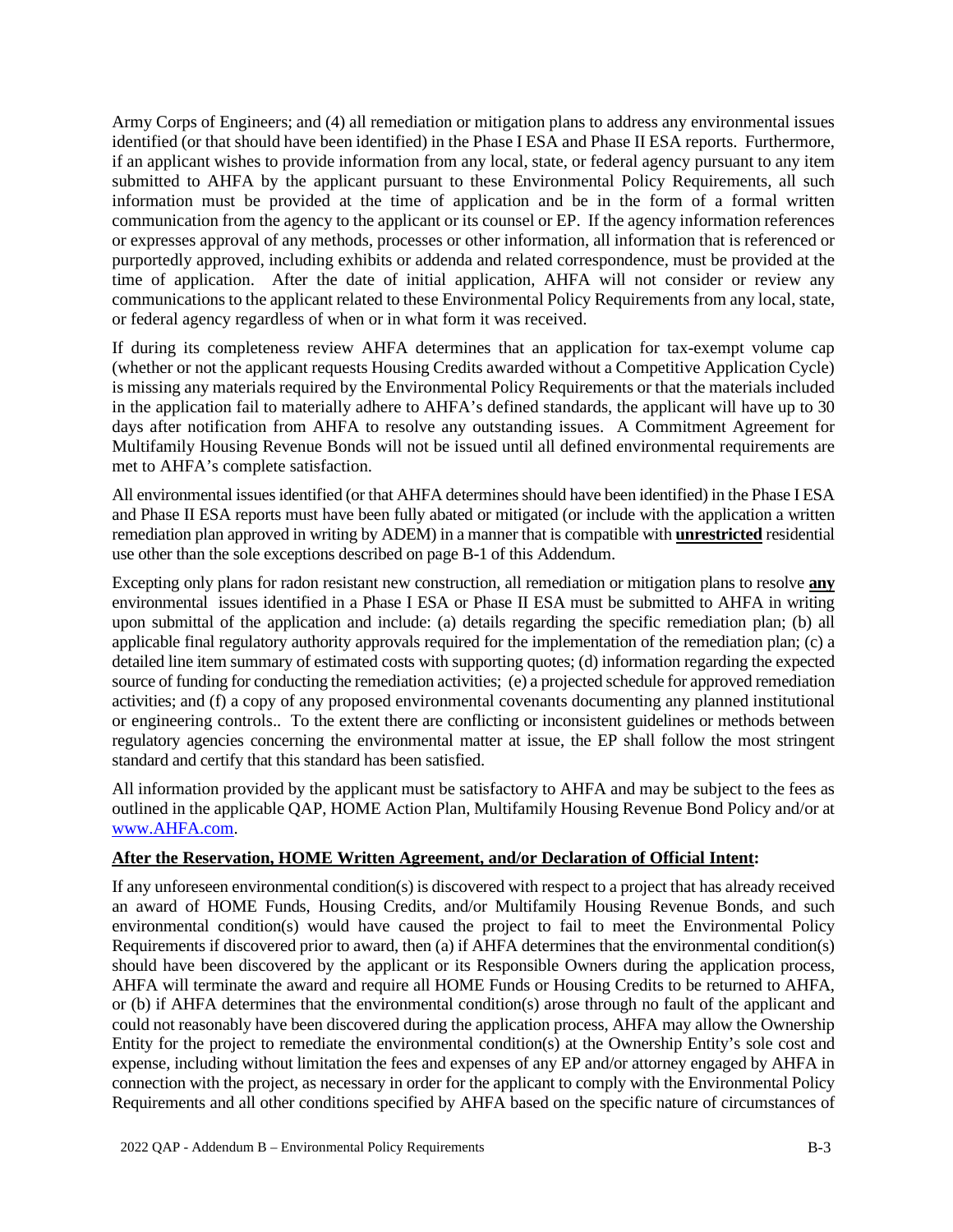Army Corps of Engineers; and (4) all remediation or mitigation plans to address any environmental issues identified (or that should have been identified) in the Phase I ESA and Phase II ESA reports. Furthermore, if an applicant wishes to provide information from any local, state, or federal agency pursuant to any item submitted to AHFA by the applicant pursuant to these Environmental Policy Requirements, all such information must be provided at the time of application and be in the form of a formal written communication from the agency to the applicant or its counsel or EP. If the agency information references or expresses approval of any methods, processes or other information, all information that is referenced or purportedly approved, including exhibits or addenda and related correspondence, must be provided at the time of application. After the date of initial application, AHFA will not consider or review any communications to the applicant related to these Environmental Policy Requirements from any local, state, or federal agency regardless of when or in what form it was received.

If during its completeness review AHFA determines that an application for tax-exempt volume cap (whether or not the applicant requests Housing Credits awarded without a Competitive Application Cycle) is missing any materials required by the Environmental Policy Requirements or that the materials included in the application fail to materially adhere to AHFA's defined standards, the applicant will have up to 30 days after notification from AHFA to resolve any outstanding issues. A Commitment Agreement for Multifamily Housing Revenue Bonds will not be issued until all defined environmental requirements are met to AHFA's complete satisfaction.

All environmental issues identified (or that AHFA determines should have been identified) in the Phase I ESA and Phase II ESA reports must have been fully abated or mitigated (or include with the application a written remediation plan approved in writing by ADEM) in a manner that is compatible with **unrestricted** residential use other than the sole exceptions described on page B-1 of this Addendum.

Excepting only plans for radon resistant new construction, all remediation or mitigation plans to resolve **any** environmental issues identified in a Phase I ESA or Phase II ESA must be submitted to AHFA in writing upon submittal of the application and include: (a) details regarding the specific remediation plan; (b) all applicable final regulatory authority approvals required for the implementation of the remediation plan; (c) a detailed line item summary of estimated costs with supporting quotes; (d) information regarding the expected source of funding for conducting the remediation activities; (e) a projected schedule for approved remediation activities; and (f) a copy of any proposed environmental covenants documenting any planned institutional or engineering controls.. To the extent there are conflicting or inconsistent guidelines or methods between regulatory agencies concerning the environmental matter at issue, the EP shall follow the most stringent standard and certify that this standard has been satisfied.

All information provided by the applicant must be satisfactory to AHFA and may be subject to the fees as outlined in the applicable QAP, HOME Action Plan, Multifamily Housing Revenue Bond Policy and/or at www.AHFA.com.

**After the Reservation, HOME Written Agreement, and/or Declaration of Official Intent:**

If any unforeseen environmental condition(s) is discovered with respect to a project that has already received an award of HOME Funds, Housing Credits, and/or Multifamily Housing Revenue Bonds, and such environmental condition(s) would have caused the project to fail to meet the Environmental Policy Requirements if discovered prior to award, then (a) if AHFA determines that the environmental condition(s) should have been discovered by the applicant or its Responsible Owners during the application process, AHFA will terminate the award and require all HOME Funds or Housing Credits to be returned to AHFA, or (b) if AHFA determines that the environmental condition(s) arose through no fault of the applicant and could not reasonably have been discovered during the application process, AHFA may allow the Ownership Entity for the project to remediate the environmental condition(s) at the Ownership Entity's sole cost and expense, including without limitation the fees and expenses of any EP and/or attorney engaged by AHFA in connection with the project, as necessary in order for the applicant to comply with the Environmental Policy Requirements and all other conditions specified by AHFA based on the specific nature of circumstances of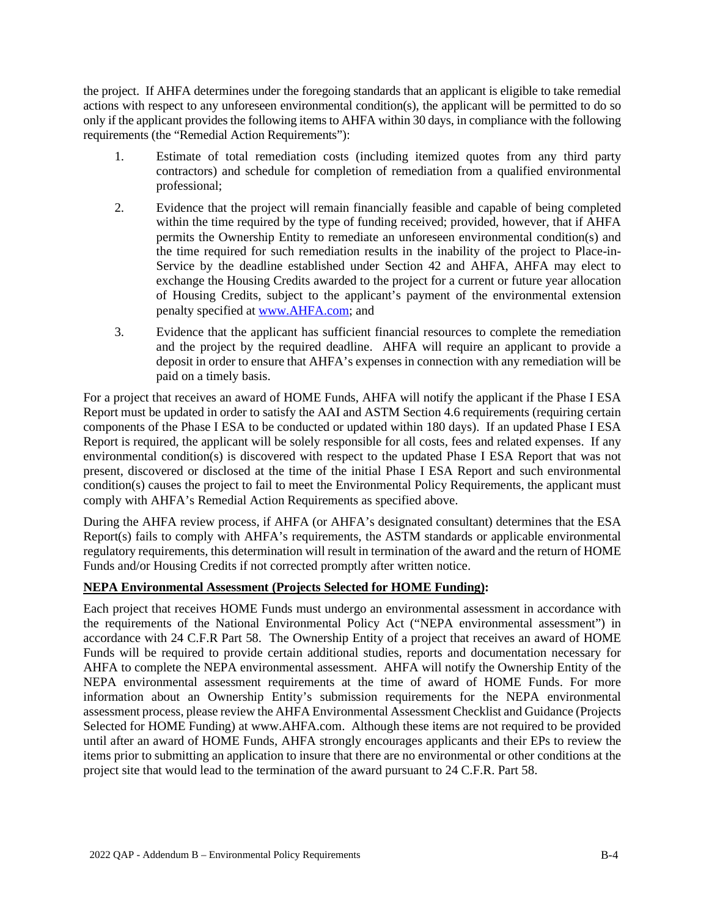the project. If AHFA determines under the foregoing standards that an applicant is eligible to take remedial actions with respect to any unforeseen environmental condition(s), the applicant will be permitted to do so only if the applicant provides the following items to AHFA within 30 days, in compliance with the following requirements (the "Remedial Action Requirements"):

1. Estimate of total remediation costs (including itemized quotes from any third party contractors) and schedule for completion of remediation from a qualified environmental professional;
2. Evidence that the project will remain financially feasible and capable of being completed within the time required by the type of funding received; provided, however, that if AHFA permits the Ownership Entity to remediate an unforeseen environmental condition(s) and the time required for such remediation results in the inability of the project to Place-in-Service by the deadline established under Section 42 and AHFA, AHFA may elect to exchange the Housing Credits awarded to the project for a current or future year allocation of Housing Credits, subject to the applicant's payment of the environmental extension penalty specified at [www.AHFA.com](www.AHFA.com); and
3. Evidence that the applicant has sufficient financial resources to complete the remediation and the project by the required deadline. AHFA will require an applicant to provide a deposit in order to ensure that AHFA's expenses in connection with any remediation will be paid on a timely basis.

For a project that receives an award of HOME Funds, AHFA will notify the applicant if the Phase I ESA Report must be updated in order to satisfy the AAI and ASTM Section 4.6 requirements (requiring certain components of the Phase I ESA to be conducted or updated within 180 days). If an updated Phase I ESA Report is required, the applicant will be solely responsible for all costs, fees and related expenses. If any environmental condition(s) is discovered with respect to the updated Phase I ESA Report that was not present, discovered or disclosed at the time of the initial Phase I ESA Report and such environmental condition(s) causes the project to fail to meet the Environmental Policy Requirements, the applicant must comply with AHFA's Remedial Action Requirements as specified above.

During the AHFA review process, if AHFA (or AHFA's designated consultant) determines that the ESA Report(s) fails to comply with AHFA's requirements, the ASTM standards or applicable environmental regulatory requirements, this determination will result in termination of the award and the return of HOME Funds and/or Housing Credits if not corrected promptly after written notice.

**NEPA Environmental Assessment (Projects Selected for HOME Funding):**

Each project that receives HOME Funds must undergo an environmental assessment in accordance with the requirements of the National Environmental Policy Act ("NEPA environmental assessment") in accordance with 24 C.F.R Part 58. The Ownership Entity of a project that receives an award of HOME Funds will be required to provide certain additional studies, reports and documentation necessary for AHFA to complete the NEPA environmental assessment. AHFA will notify the Ownership Entity of the NEPA environmental assessment requirements at the time of award of HOME Funds. For more information about an Ownership Entity's submission requirements for the NEPA environmental assessment process, please review the AHFA Environmental Assessment Checklist and Guidance (Projects Selected for HOME Funding) at www.AHFA.com. Although these items are not required to be provided until after an award of HOME Funds, AHFA strongly encourages applicants and their EPs to review the items prior to submitting an application to insure that there are no environmental or other conditions at the project site that would lead to the termination of the award pursuant to 24 C.F.R. Part 58.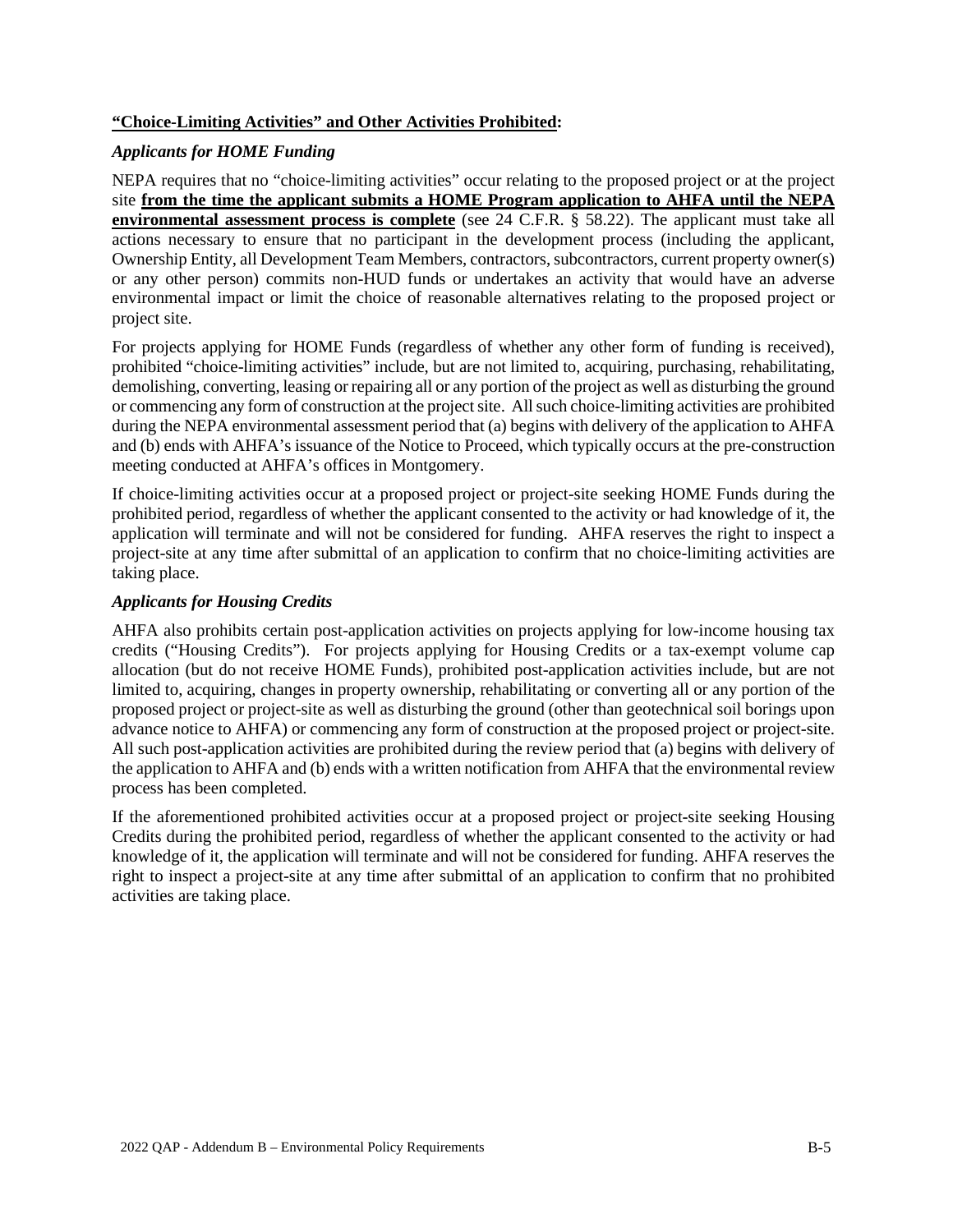**<u>"Choice-Limiting Activities" and Other Activities Prohibited</u>:**

***Applicants for HOME Funding***

NEPA requires that no "choice-limiting activities" occur relating to the proposed project or at the project site **<u>from the time the applicant submits a HOME Program application to AHFA until the NEPA environmental assessment process is complete</u>** (see 24 C.F.R. § 58.22). The applicant must take all actions necessary to ensure that no participant in the development process (including the applicant, Ownership Entity, all Development Team Members, contractors, subcontractors, current property owner(s) or any other person) commits non-HUD funds or undertakes an activity that would have an adverse environmental impact or limit the choice of reasonable alternatives relating to the proposed project or project site.

For projects applying for HOME Funds (regardless of whether any other form of funding is received), prohibited "choice-limiting activities" include, but are not limited to, acquiring, purchasing, rehabilitating, demolishing, converting, leasing or repairing all or any portion of the project as well as disturbing the ground or commencing any form of construction at the project site. All such choice-limiting activities are prohibited during the NEPA environmental assessment period that (a) begins with delivery of the application to AHFA and (b) ends with AHFA's issuance of the Notice to Proceed, which typically occurs at the pre-construction meeting conducted at AHFA's offices in Montgomery.

If choice-limiting activities occur at a proposed project or project-site seeking HOME Funds during the prohibited period, regardless of whether the applicant consented to the activity or had knowledge of it, the application will terminate and will not be considered for funding. AHFA reserves the right to inspect a project-site at any time after submittal of an application to confirm that no choice-limiting activities are taking place.

***Applicants for Housing Credits***

AHFA also prohibits certain post-application activities on projects applying for low-income housing tax credits ("Housing Credits"). For projects applying for Housing Credits or a tax-exempt volume cap allocation (but do not receive HOME Funds), prohibited post-application activities include, but are not limited to, acquiring, changes in property ownership, rehabilitating or converting all or any portion of the proposed project or project-site as well as disturbing the ground (other than geotechnical soil borings upon advance notice to AHFA) or commencing any form of construction at the proposed project or project-site. All such post-application activities are prohibited during the review period that (a) begins with delivery of the application to AHFA and (b) ends with a written notification from AHFA that the environmental review process has been completed.

If the aforementioned prohibited activities occur at a proposed project or project-site seeking Housing Credits during the prohibited period, regardless of whether the applicant consented to the activity or had knowledge of it, the application will terminate and will not be considered for funding. AHFA reserves the right to inspect a project-site at any time after submittal of an application to confirm that no prohibited activities are taking place.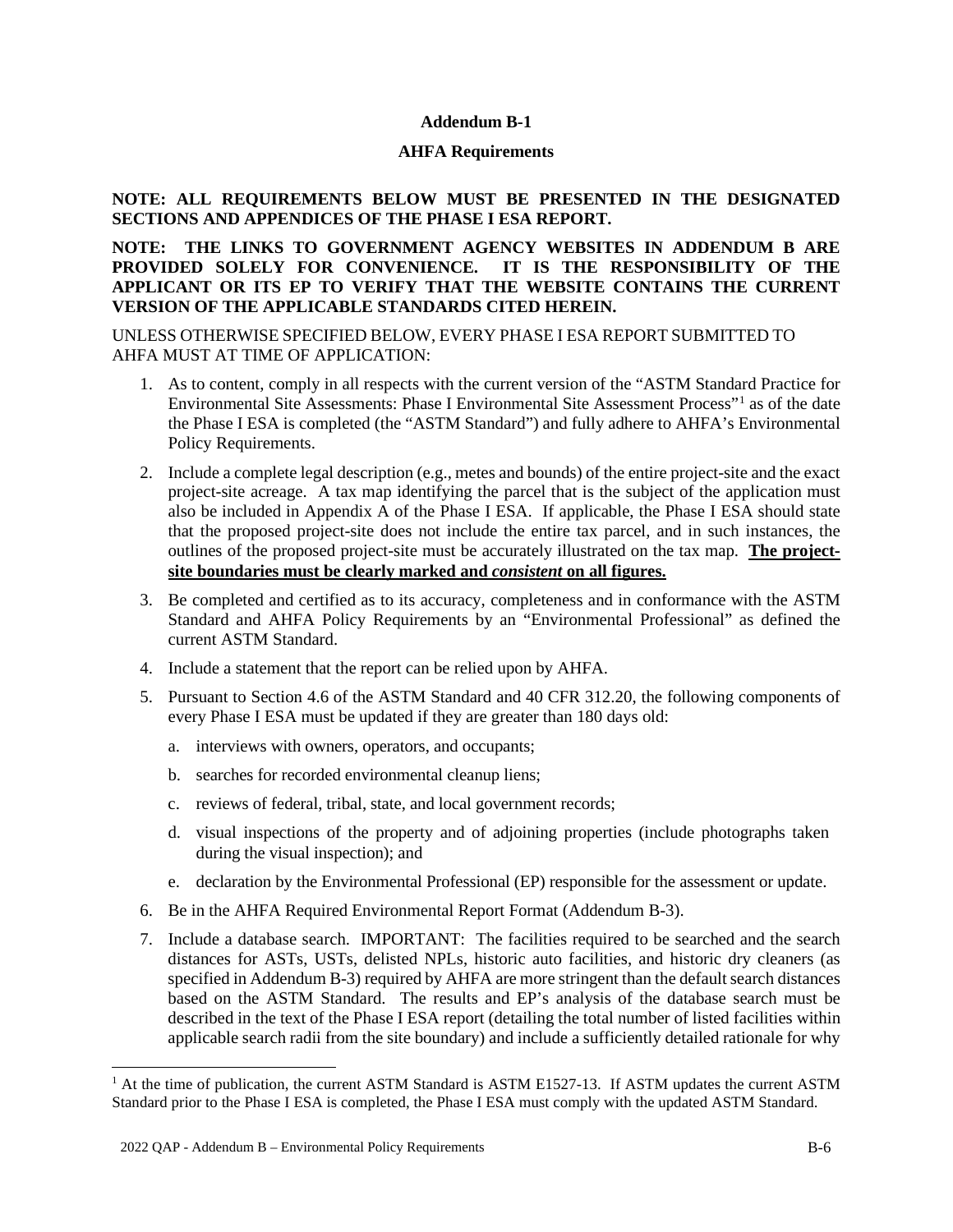**Addendum B-1**

**AHFA Requirements**

**NOTE: ALL REQUIREMENTS BELOW MUST BE PRESENTED IN THE DESIGNATED SECTIONS AND APPENDICES OF THE PHASE I ESA REPORT.**

**NOTE: THE LINKS TO GOVERNMENT AGENCY WEBSITES IN ADDENDUM B ARE PROVIDED SOLELY FOR CONVENIENCE. IT IS THE RESPONSIBILITY OF THE APPLICANT OR ITS EP TO VERIFY THAT THE WEBSITE CONTAINS THE CURRENT VERSION OF THE APPLICABLE STANDARDS CITED HEREIN.**

UNLESS OTHERWISE SPECIFIED BELOW, EVERY PHASE I ESA REPORT SUBMITTED TO AHFA MUST AT TIME OF APPLICATION:

1. As to content, comply in all respects with the current version of the "ASTM Standard Practice for Environmental Site Assessments: Phase I Environmental Site Assessment Process"[1] as of the date the Phase I ESA is completed (the "ASTM Standard") and fully adhere to AHFA's Environmental Policy Requirements.
2. Include a complete legal description (e.g., metes and bounds) of the entire project-site and the exact project-site acreage. A tax map identifying the parcel that is the subject of the application must also be included in Appendix A of the Phase I ESA. If applicable, the Phase I ESA should state that the proposed project-site does not include the entire tax parcel, and in such instances, the outlines of the proposed project-site must be accurately illustrated on the tax map. **<u>The project-site boundaries must be clearly marked and *consistent* on all figures.</u>**
3. Be completed and certified as to its accuracy, completeness and in conformance with the ASTM Standard and AHFA Policy Requirements by an "Environmental Professional" as defined the current ASTM Standard.
4. Include a statement that the report can be relied upon by AHFA.
5. Pursuant to Section 4.6 of the ASTM Standard and 40 CFR 312.20, the following components of every Phase I ESA must be updated if they are greater than 180 days old:
   a. interviews with owners, operators, and occupants;
   b. searches for recorded environmental cleanup liens;
   c. reviews of federal, tribal, state, and local government records;
   d. visual inspections of the property and of adjoining properties (include photographs taken during the visual inspection); and
   e. declaration by the Environmental Professional (EP) responsible for the assessment or update.
6. Be in the AHFA Required Environmental Report Format (Addendum B-3).
7. Include a database search. IMPORTANT: The facilities required to be searched and the search distances for ASTs, USTs, delisted NPLs, historic auto facilities, and historic dry cleaners (as specified in Addendum B-3) required by AHFA are more stringent than the default search distances based on the ASTM Standard. The results and EP's analysis of the database search must be described in the text of the Phase I ESA report (detailing the total number of listed facilities within applicable search radii from the site boundary) and include a sufficiently detailed rationale for why

[1] At the time of publication, the current ASTM Standard is ASTM E1527-13. If ASTM updates the current ASTM Standard prior to the Phase I ESA is completed, the Phase I ESA must comply with the updated ASTM Standard.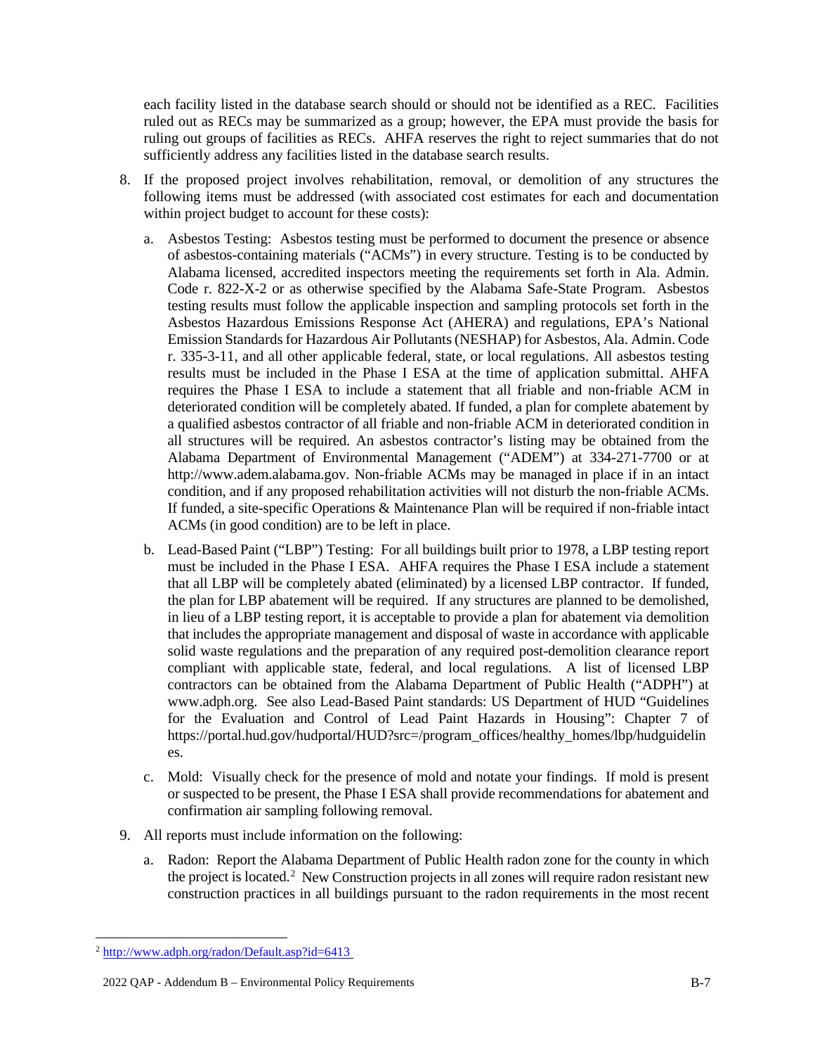each facility listed in the database search should or should not be identified as a REC. Facilities ruled out as RECs may be summarized as a group; however, the EPA must provide the basis for ruling out groups of facilities as RECs. AHFA reserves the right to reject summaries that do not sufficiently address any facilities listed in the database search results.

8. If the proposed project involves rehabilitation, removal, or demolition of any structures the following items must be addressed (with associated cost estimates for each and documentation within project budget to account for these costs):

   a. Asbestos Testing: Asbestos testing must be performed to document the presence or absence of asbestos-containing materials ("ACMs") in every structure. Testing is to be conducted by Alabama licensed, accredited inspectors meeting the requirements set forth in Ala. Admin. Code r. 822-X-2 or as otherwise specified by the Alabama Safe-State Program. Asbestos testing results must follow the applicable inspection and sampling protocols set forth in the Asbestos Hazardous Emissions Response Act (AHERA) and regulations, EPA's National Emission Standards for Hazardous Air Pollutants (NESHAP) for Asbestos, Ala. Admin. Code r. 335-3-11, and all other applicable federal, state, or local regulations. All asbestos testing results must be included in the Phase I ESA at the time of application submittal. AHFA requires the Phase I ESA to include a statement that all friable and non-friable ACM in deteriorated condition will be completely abated. If funded, a plan for complete abatement by a qualified asbestos contractor of all friable and non-friable ACM in deteriorated condition in all structures will be required. An asbestos contractor's listing may be obtained from the Alabama Department of Environmental Management ("ADEM") at 334-271-7700 or at http://www.adem.alabama.gov. Non-friable ACMs may be managed in place if in an intact condition, and if any proposed rehabilitation activities will not disturb the non-friable ACMs. If funded, a site-specific Operations & Maintenance Plan will be required if non-friable intact ACMs (in good condition) are to be left in place.

   b. Lead-Based Paint ("LBP") Testing: For all buildings built prior to 1978, a LBP testing report must be included in the Phase I ESA. AHFA requires the Phase I ESA include a statement that all LBP will be completely abated (eliminated) by a licensed LBP contractor. If funded, the plan for LBP abatement will be required. If any structures are planned to be demolished, in lieu of a LBP testing report, it is acceptable to provide a plan for abatement via demolition that includes the appropriate management and disposal of waste in accordance with applicable solid waste regulations and the preparation of any required post-demolition clearance report compliant with applicable state, federal, and local regulations. A list of licensed LBP contractors can be obtained from the Alabama Department of Public Health ("ADPH") at www.adph.org. See also Lead-Based Paint standards: US Department of HUD "Guidelines for the Evaluation and Control of Lead Paint Hazards in Housing": Chapter 7 of https://portal.hud.gov/hudportal/HUD?src=/program_offices/healthy_homes/lbp/hudguidelines.

   c. Mold: Visually check for the presence of mold and notate your findings. If mold is present or suspected to be present, the Phase I ESA shall provide recommendations for abatement and confirmation air sampling following removal.

9. All reports must include information on the following:

   a. Radon: Report the Alabama Department of Public Health radon zone for the county in which the project is located.[2] New Construction projects in all zones will require radon resistant new construction practices in all buildings pursuant to the radon requirements in the most recent

---

[2] http://www.adph.org/radon/Default.asp?id=6413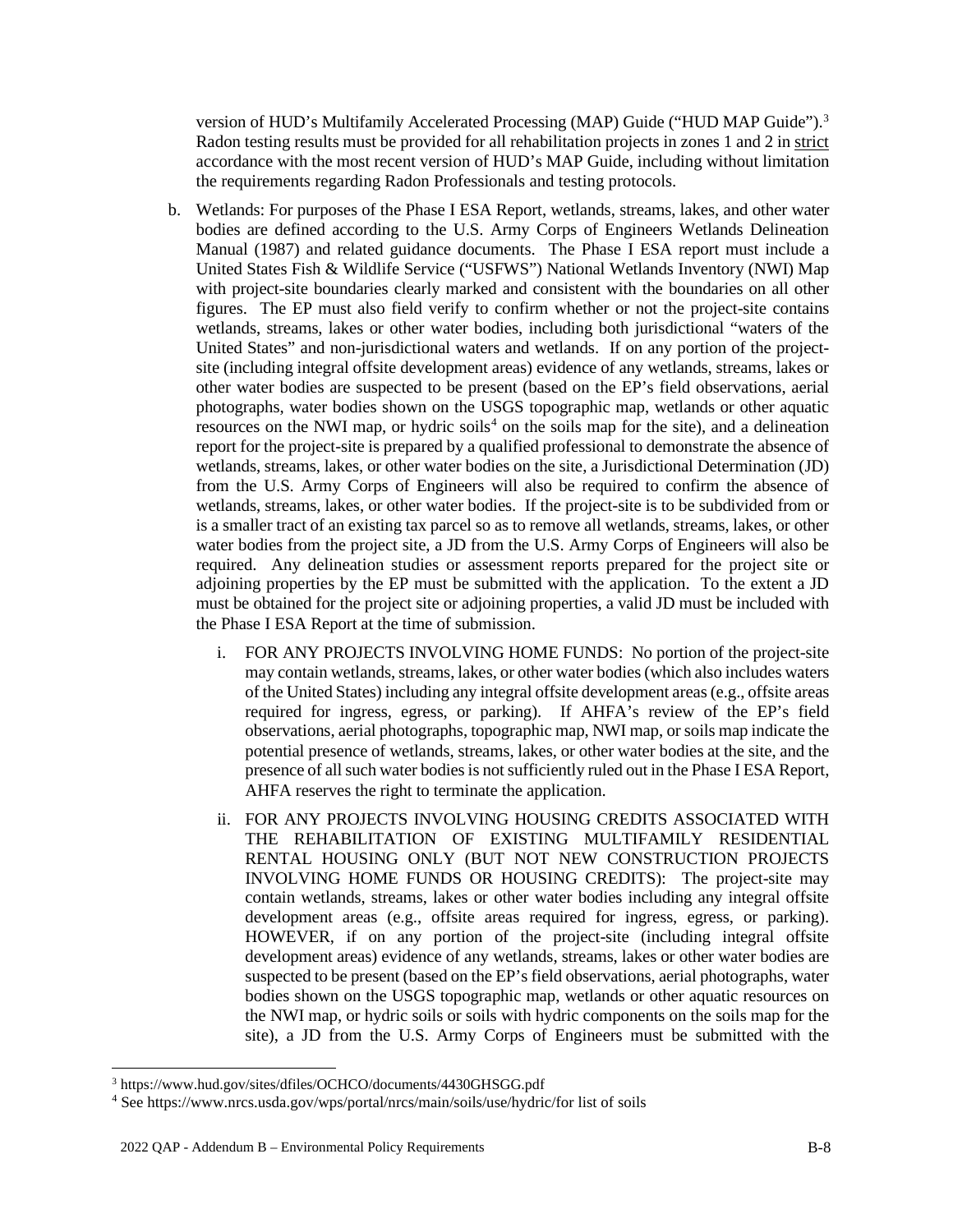version of HUD's Multifamily Accelerated Processing (MAP) Guide ("HUD MAP Guide").[3] Radon testing results must be provided for all rehabilitation projects in zones 1 and 2 in strict accordance with the most recent version of HUD's MAP Guide, including without limitation the requirements regarding Radon Professionals and testing protocols.

b. Wetlands: For purposes of the Phase I ESA Report, wetlands, streams, lakes, and other water bodies are defined according to the U.S. Army Corps of Engineers Wetlands Delineation Manual (1987) and related guidance documents. The Phase I ESA report must include a United States Fish & Wildlife Service ("USFWS") National Wetlands Inventory (NWI) Map with project-site boundaries clearly marked and consistent with the boundaries on all other figures. The EP must also field verify to confirm whether or not the project-site contains wetlands, streams, lakes or other water bodies, including both jurisdictional "waters of the United States" and non-jurisdictional waters and wetlands. If on any portion of the project-site (including integral offsite development areas) evidence of any wetlands, streams, lakes or other water bodies are suspected to be present (based on the EP's field observations, aerial photographs, water bodies shown on the USGS topographic map, wetlands or other aquatic resources on the NWI map, or hydric soils[4] on the soils map for the site), and a delineation report for the project-site is prepared by a qualified professional to demonstrate the absence of wetlands, streams, lakes, or other water bodies on the site, a Jurisdictional Determination (JD) from the U.S. Army Corps of Engineers will also be required to confirm the absence of wetlands, streams, lakes, or other water bodies. If the project-site is to be subdivided from or is a smaller tract of an existing tax parcel so as to remove all wetlands, streams, lakes, or other water bodies from the project site, a JD from the U.S. Army Corps of Engineers will also be required. Any delineation studies or assessment reports prepared for the project site or adjoining properties by the EP must be submitted with the application. To the extent a JD must be obtained for the project site or adjoining properties, a valid JD must be included with the Phase I ESA Report at the time of submission.

   i. FOR ANY PROJECTS INVOLVING HOME FUNDS: No portion of the project-site may contain wetlands, streams, lakes, or other water bodies (which also includes waters of the United States) including any integral offsite development areas (e.g., offsite areas required for ingress, egress, or parking). If AHFA's review of the EP's field observations, aerial photographs, topographic map, NWI map, or soils map indicate the potential presence of wetlands, streams, lakes, or other water bodies at the site, and the presence of all such water bodies is not sufficiently ruled out in the Phase I ESA Report, AHFA reserves the right to terminate the application.

   ii. FOR ANY PROJECTS INVOLVING HOUSING CREDITS ASSOCIATED WITH THE REHABILITATION OF EXISTING MULTIFAMILY RESIDENTIAL RENTAL HOUSING ONLY (BUT NOT NEW CONSTRUCTION PROJECTS INVOLVING HOME FUNDS OR HOUSING CREDITS): The project-site may contain wetlands, streams, lakes or other water bodies including any integral offsite development areas (e.g., offsite areas required for ingress, egress, or parking). HOWEVER, if on any portion of the project-site (including integral offsite development areas) evidence of any wetlands, streams, lakes or other water bodies are suspected to be present (based on the EP's field observations, aerial photographs, water bodies shown on the USGS topographic map, wetlands or other aquatic resources on the NWI map, or hydric soils or soils with hydric components on the soils map for the site), a JD from the U.S. Army Corps of Engineers must be submitted with the

[3] https://www.hud.gov/sites/dfiles/OCHCO/documents/4430GHSGG.pdf

[4] See https://www.nrcs.usda.gov/wps/portal/nrcs/main/soils/use/hydric/for list of soils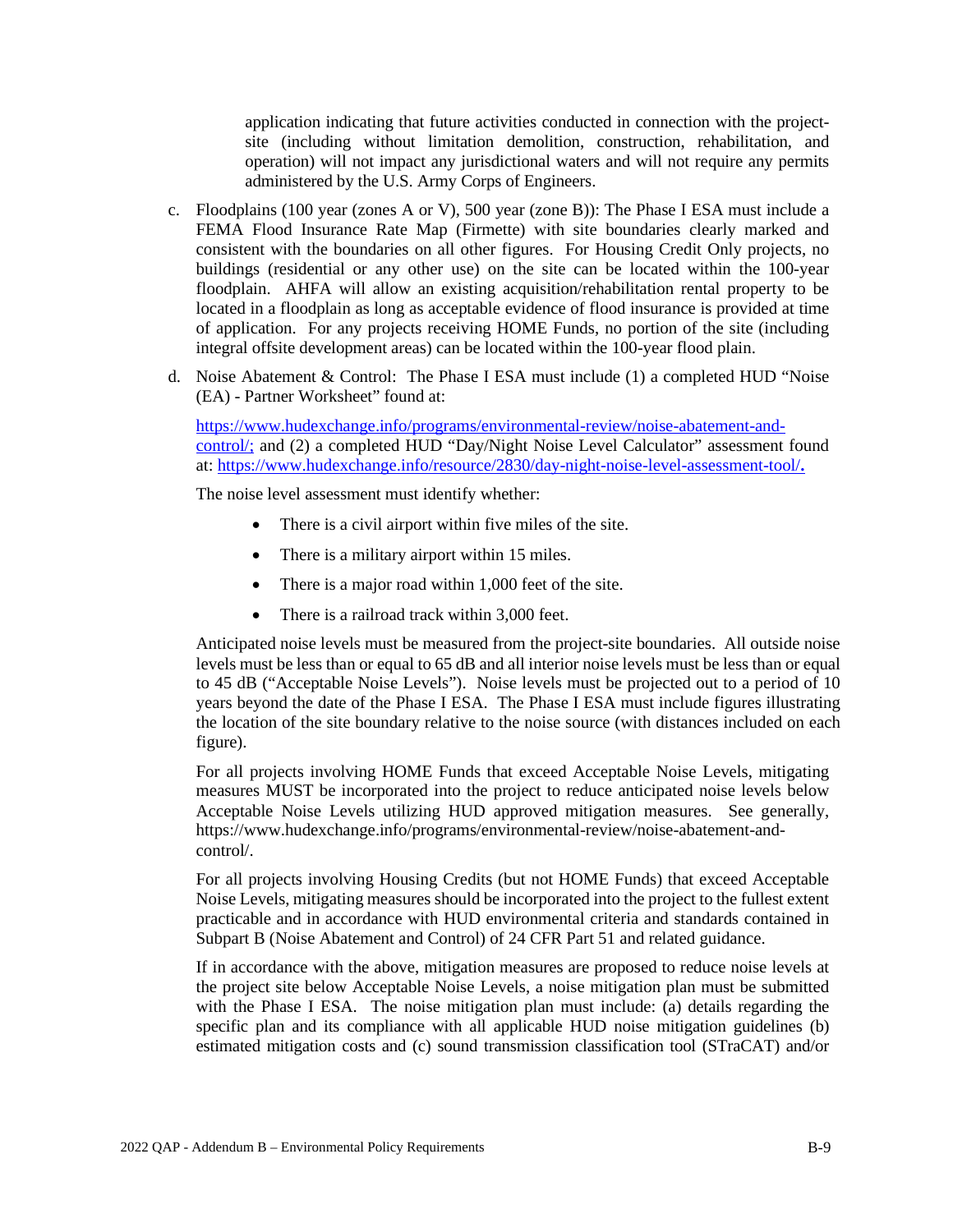application indicating that future activities conducted in connection with the project-site (including without limitation demolition, construction, rehabilitation, and operation) will not impact any jurisdictional waters and will not require any permits administered by the U.S. Army Corps of Engineers.

c. Floodplains (100 year (zones A or V), 500 year (zone B)): The Phase I ESA must include a FEMA Flood Insurance Rate Map (Firmette) with site boundaries clearly marked and consistent with the boundaries on all other figures. For Housing Credit Only projects, no buildings (residential or any other use) on the site can be located within the 100-year floodplain. AHFA will allow an existing acquisition/rehabilitation rental property to be located in a floodplain as long as acceptable evidence of flood insurance is provided at time of application. For any projects receiving HOME Funds, no portion of the site (including integral offsite development areas) can be located within the 100-year flood plain.

d. Noise Abatement & Control: The Phase I ESA must include (1) a completed HUD "Noise (EA) - Partner Worksheet" found at:

   [https://www.hudexchange.info/programs/environmental-review/noise-abatement-and-control/;](https://www.hudexchange.info/programs/environmental-review/noise-abatement-and-control/) and (2) a completed HUD "Day/Night Noise Level Calculator" assessment found at: [https://www.hudexchange.info/resource/2830/day-night-noise-level-assessment-tool/](https://www.hudexchange.info/resource/2830/day-night-noise-level-assessment-tool/)**.**

   The noise level assessment must identify whether:

   - There is a civil airport within five miles of the site.
   - There is a military airport within 15 miles.
   - There is a major road within 1,000 feet of the site.
   - There is a railroad track within 3,000 feet.

   Anticipated noise levels must be measured from the project-site boundaries. All outside noise levels must be less than or equal to 65 dB and all interior noise levels must be less than or equal to 45 dB ("Acceptable Noise Levels"). Noise levels must be projected out to a period of 10 years beyond the date of the Phase I ESA. The Phase I ESA must include figures illustrating the location of the site boundary relative to the noise source (with distances included on each figure).

   For all projects involving HOME Funds that exceed Acceptable Noise Levels, mitigating measures MUST be incorporated into the project to reduce anticipated noise levels below Acceptable Noise Levels utilizing HUD approved mitigation measures. See generally, https://www.hudexchange.info/programs/environmental-review/noise-abatement-and-control/.

   For all projects involving Housing Credits (but not HOME Funds) that exceed Acceptable Noise Levels, mitigating measures should be incorporated into the project to the fullest extent practicable and in accordance with HUD environmental criteria and standards contained in Subpart B (Noise Abatement and Control) of 24 CFR Part 51 and related guidance.

   If in accordance with the above, mitigation measures are proposed to reduce noise levels at the project site below Acceptable Noise Levels, a noise mitigation plan must be submitted with the Phase I ESA. The noise mitigation plan must include: (a) details regarding the specific plan and its compliance with all applicable HUD noise mitigation guidelines (b) estimated mitigation costs and (c) sound transmission classification tool (STraCAT) and/or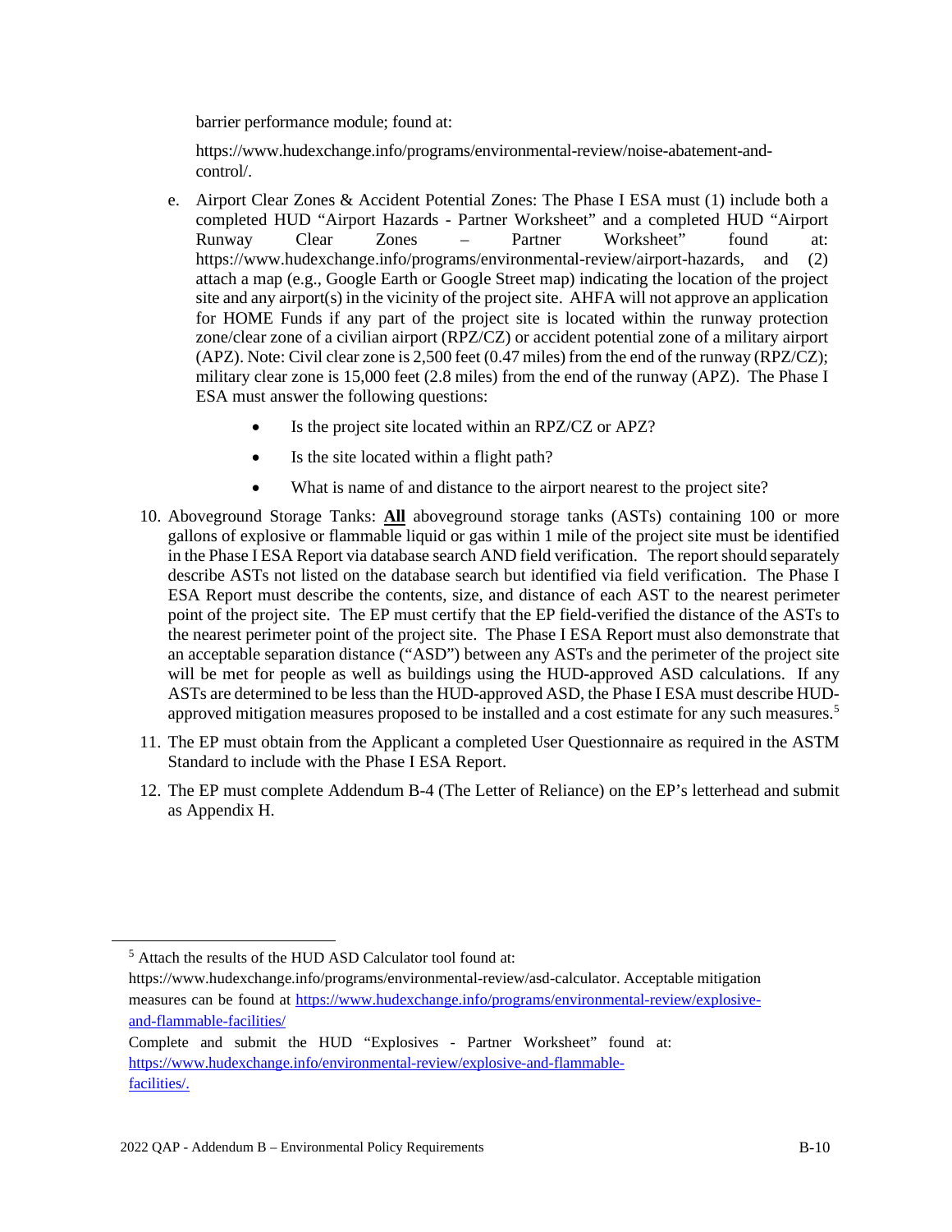barrier performance module; found at:

https://www.hudexchange.info/programs/environmental-review/noise-abatement-and-control/.

e. Airport Clear Zones & Accident Potential Zones: The Phase I ESA must (1) include both a completed HUD "Airport Hazards - Partner Worksheet" and a completed HUD "Airport Runway Clear Zones – Partner Worksheet" found at: https://www.hudexchange.info/programs/environmental-review/airport-hazards, and (2) attach a map (e.g., Google Earth or Google Street map) indicating the location of the project site and any airport(s) in the vicinity of the project site. AHFA will not approve an application for HOME Funds if any part of the project site is located within the runway protection zone/clear zone of a civilian airport (RPZ/CZ) or accident potential zone of a military airport (APZ). Note: Civil clear zone is 2,500 feet (0.47 miles) from the end of the runway (RPZ/CZ); military clear zone is 15,000 feet (2.8 miles) from the end of the runway (APZ). The Phase I ESA must answer the following questions:

   - Is the project site located within an RPZ/CZ or APZ?
   - Is the site located within a flight path?
   - What is name of and distance to the airport nearest to the project site?

10. Aboveground Storage Tanks: **<u>All</u>** aboveground storage tanks (ASTs) containing 100 or more gallons of explosive or flammable liquid or gas within 1 mile of the project site must be identified in the Phase I ESA Report via database search AND field verification. The report should separately describe ASTs not listed on the database search but identified via field verification. The Phase I ESA Report must describe the contents, size, and distance of each AST to the nearest perimeter point of the project site. The EP must certify that the EP field-verified the distance of the ASTs to the nearest perimeter point of the project site. The Phase I ESA Report must also demonstrate that an acceptable separation distance ("ASD") between any ASTs and the perimeter of the project site will be met for people as well as buildings using the HUD-approved ASD calculations. If any ASTs are determined to be less than the HUD-approved ASD, the Phase I ESA must describe HUD-approved mitigation measures proposed to be installed and a cost estimate for any such measures.[5]

11. The EP must obtain from the Applicant a completed User Questionnaire as required in the ASTM Standard to include with the Phase I ESA Report.

12. The EP must complete Addendum B-4 (The Letter of Reliance) on the EP's letterhead and submit as Appendix H.

---

[5] Attach the results of the HUD ASD Calculator tool found at: https://www.hudexchange.info/programs/environmental-review/asd-calculator. Acceptable mitigation measures can be found at https://www.hudexchange.info/programs/environmental-review/explosive-and-flammable-facilities/

Complete and submit the HUD "Explosives - Partner Worksheet" found at: https://www.hudexchange.info/environmental-review/explosive-and-flammable-facilities/.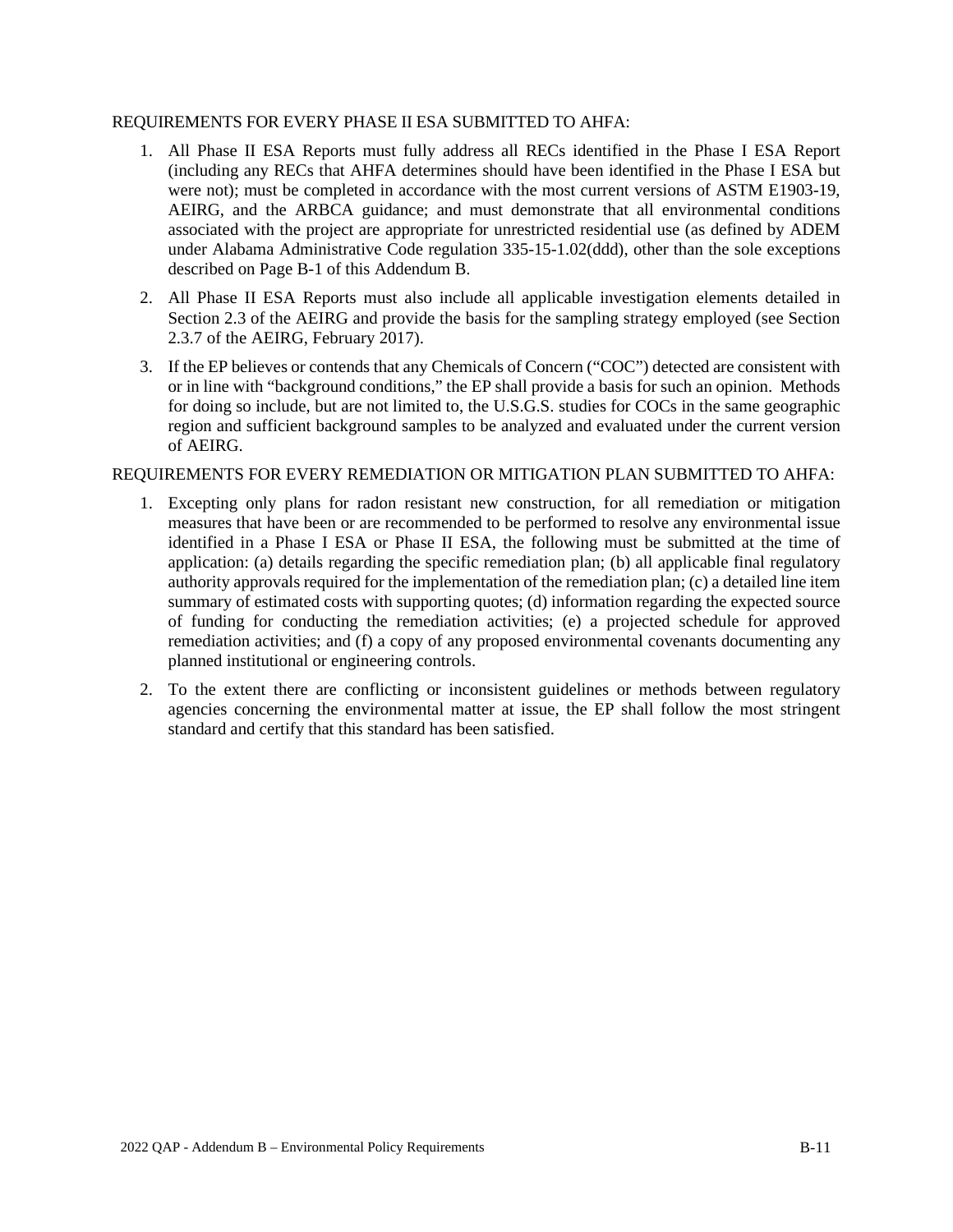REQUIREMENTS FOR EVERY PHASE II ESA SUBMITTED TO AHFA:

1. All Phase II ESA Reports must fully address all RECs identified in the Phase I ESA Report (including any RECs that AHFA determines should have been identified in the Phase I ESA but were not); must be completed in accordance with the most current versions of ASTM E1903-19, AEIRG, and the ARBCA guidance; and must demonstrate that all environmental conditions associated with the project are appropriate for unrestricted residential use (as defined by ADEM under Alabama Administrative Code regulation 335-15-1.02(ddd), other than the sole exceptions described on Page B-1 of this Addendum B.
2. All Phase II ESA Reports must also include all applicable investigation elements detailed in Section 2.3 of the AEIRG and provide the basis for the sampling strategy employed (see Section 2.3.7 of the AEIRG, February 2017).
3. If the EP believes or contends that any Chemicals of Concern ("COC") detected are consistent with or in line with "background conditions," the EP shall provide a basis for such an opinion. Methods for doing so include, but are not limited to, the U.S.G.S. studies for COCs in the same geographic region and sufficient background samples to be analyzed and evaluated under the current version of AEIRG.

REQUIREMENTS FOR EVERY REMEDIATION OR MITIGATION PLAN SUBMITTED TO AHFA:

1. Excepting only plans for radon resistant new construction, for all remediation or mitigation measures that have been or are recommended to be performed to resolve any environmental issue identified in a Phase I ESA or Phase II ESA, the following must be submitted at the time of application: (a) details regarding the specific remediation plan; (b) all applicable final regulatory authority approvals required for the implementation of the remediation plan; (c) a detailed line item summary of estimated costs with supporting quotes; (d) information regarding the expected source of funding for conducting the remediation activities; (e) a projected schedule for approved remediation activities; and (f) a copy of any proposed environmental covenants documenting any planned institutional or engineering controls.
2. To the extent there are conflicting or inconsistent guidelines or methods between regulatory agencies concerning the environmental matter at issue, the EP shall follow the most stringent standard and certify that this standard has been satisfied.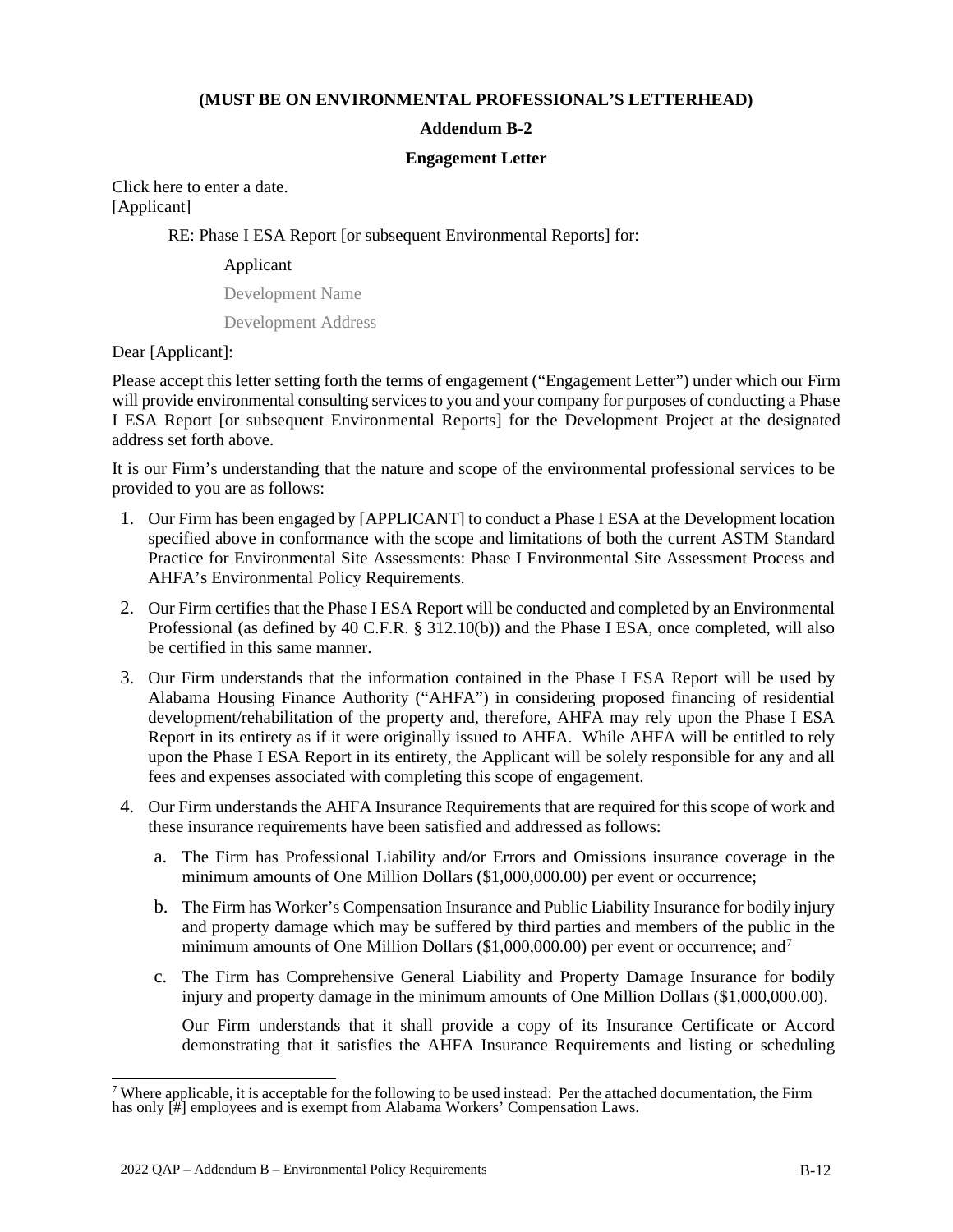**(MUST BE ON ENVIRONMENTAL PROFESSIONAL'S LETTERHEAD)**

**Addendum B-2**

**Engagement Letter**

Click here to enter a date.
[Applicant]

RE: Phase I ESA Report [or subsequent Environmental Reports] for:

Applicant

Development Name

Development Address

Dear [Applicant]:

Please accept this letter setting forth the terms of engagement ("Engagement Letter") under which our Firm will provide environmental consulting services to you and your company for purposes of conducting a Phase I ESA Report [or subsequent Environmental Reports] for the Development Project at the designated address set forth above.

It is our Firm's understanding that the nature and scope of the environmental professional services to be provided to you are as follows:

1. Our Firm has been engaged by [APPLICANT] to conduct a Phase I ESA at the Development location specified above in conformance with the scope and limitations of both the current ASTM Standard Practice for Environmental Site Assessments: Phase I Environmental Site Assessment Process and AHFA's Environmental Policy Requirements.
2. Our Firm certifies that the Phase I ESA Report will be conducted and completed by an Environmental Professional (as defined by 40 C.F.R. § 312.10(b)) and the Phase I ESA, once completed, will also be certified in this same manner.
3. Our Firm understands that the information contained in the Phase I ESA Report will be used by Alabama Housing Finance Authority ("AHFA") in considering proposed financing of residential development/rehabilitation of the property and, therefore, AHFA may rely upon the Phase I ESA Report in its entirety as if it were originally issued to AHFA. While AHFA will be entitled to rely upon the Phase I ESA Report in its entirety, the Applicant will be solely responsible for any and all fees and expenses associated with completing this scope of engagement.
4. Our Firm understands the AHFA Insurance Requirements that are required for this scope of work and these insurance requirements have been satisfied and addressed as follows:
   a. The Firm has Professional Liability and/or Errors and Omissions insurance coverage in the minimum amounts of One Million Dollars ($1,000,000.00) per event or occurrence;
   b. The Firm has Worker's Compensation Insurance and Public Liability Insurance for bodily injury and property damage which may be suffered by third parties and members of the public in the minimum amounts of One Million Dollars ($1,000,000.00) per event or occurrence; and[7]
   c. The Firm has Comprehensive General Liability and Property Damage Insurance for bodily injury and property damage in the minimum amounts of One Million Dollars ($1,000,000.00).

   Our Firm understands that it shall provide a copy of its Insurance Certificate or Accord demonstrating that it satisfies the AHFA Insurance Requirements and listing or scheduling

[7] Where applicable, it is acceptable for the following to be used instead: Per the attached documentation, the Firm has only [#] employees and is exempt from Alabama Workers' Compensation Laws.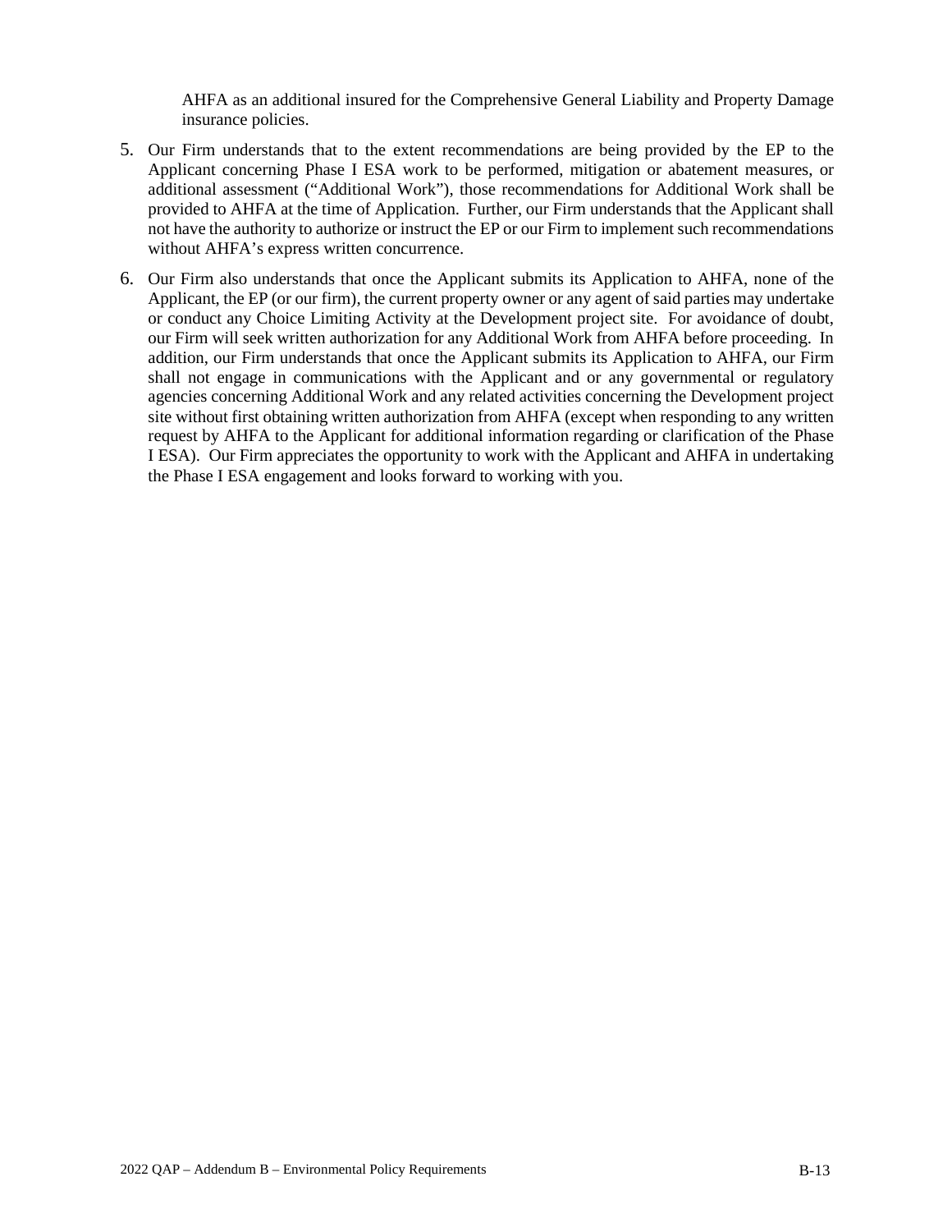AHFA as an additional insured for the Comprehensive General Liability and Property Damage insurance policies.

5. Our Firm understands that to the extent recommendations are being provided by the EP to the Applicant concerning Phase I ESA work to be performed, mitigation or abatement measures, or additional assessment ("Additional Work"), those recommendations for Additional Work shall be provided to AHFA at the time of Application. Further, our Firm understands that the Applicant shall not have the authority to authorize or instruct the EP or our Firm to implement such recommendations without AHFA's express written concurrence.

6. Our Firm also understands that once the Applicant submits its Application to AHFA, none of the Applicant, the EP (or our firm), the current property owner or any agent of said parties may undertake or conduct any Choice Limiting Activity at the Development project site. For avoidance of doubt, our Firm will seek written authorization for any Additional Work from AHFA before proceeding. In addition, our Firm understands that once the Applicant submits its Application to AHFA, our Firm shall not engage in communications with the Applicant and or any governmental or regulatory agencies concerning Additional Work and any related activities concerning the Development project site without first obtaining written authorization from AHFA (except when responding to any written request by AHFA to the Applicant for additional information regarding or clarification of the Phase I ESA). Our Firm appreciates the opportunity to work with the Applicant and AHFA in undertaking the Phase I ESA engagement and looks forward to working with you.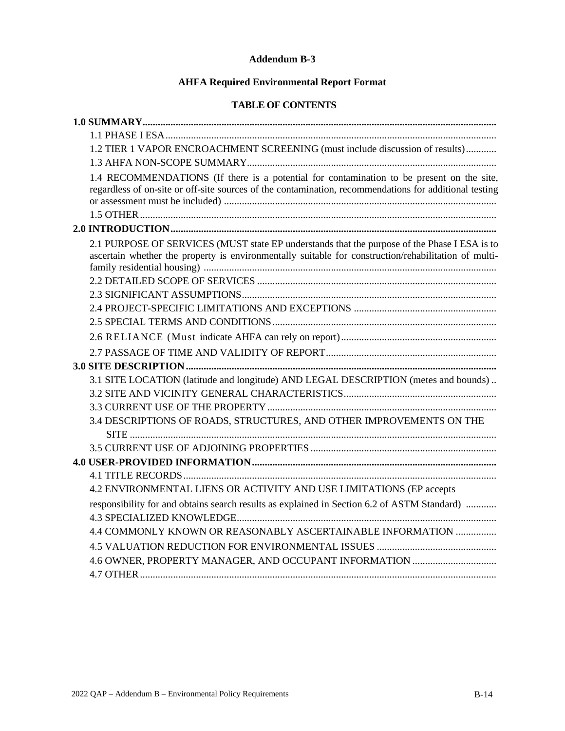**Addendum B-3**

**AHFA Required Environmental Report Format**

**TABLE OF CONTENTS**

**1.0 SUMMARY**

- 1.1 PHASE I ESA
- 1.2 TIER 1 VAPOR ENCROACHMENT SCREENING (must include discussion of results)
- 1.3 AHFA NON-SCOPE SUMMARY
- 1.4 RECOMMENDATIONS (If there is a potential for contamination to be present on the site, regardless of on-site or off-site sources of the contamination, recommendations for additional testing or assessment must be included)
- 1.5 OTHER

**2.0 INTRODUCTION**

- 2.1 PURPOSE OF SERVICES (MUST state EP understands that the purpose of the Phase I ESA is to ascertain whether the property is environmentally suitable for construction/rehabilitation of multi-family residential housing)
- 2.2 DETAILED SCOPE OF SERVICES
- 2.3 SIGNIFICANT ASSUMPTIONS
- 2.4 PROJECT-SPECIFIC LIMITATIONS AND EXCEPTIONS
- 2.5 SPECIAL TERMS AND CONDITIONS
- 2.6 RELIANCE (Must indicate AHFA can rely on report)
- 2.7 PASSAGE OF TIME AND VALIDITY OF REPORT

**3.0 SITE DESCRIPTION**

- 3.1 SITE LOCATION (latitude and longitude) AND LEGAL DESCRIPTION (metes and bounds)
- 3.2 SITE AND VICINITY GENERAL CHARACTERISTICS
- 3.3 CURRENT USE OF THE PROPERTY
- 3.4 DESCRIPTIONS OF ROADS, STRUCTURES, AND OTHER IMPROVEMENTS ON THE SITE
- 3.5 CURRENT USE OF ADJOINING PROPERTIES

**4.0 USER-PROVIDED INFORMATION**

- 4.1 TITLE RECORDS
- 4.2 ENVIRONMENTAL LIENS OR ACTIVITY AND USE LIMITATIONS (EP accepts responsibility for and obtains search results as explained in Section 6.2 of ASTM Standard)
- 4.3 SPECIALIZED KNOWLEDGE
- 4.4 COMMONLY KNOWN OR REASONABLY ASCERTAINABLE INFORMATION
- 4.5 VALUATION REDUCTION FOR ENVIRONMENTAL ISSUES
- 4.6 OWNER, PROPERTY MANAGER, AND OCCUPANT INFORMATION
- 4.7 OTHER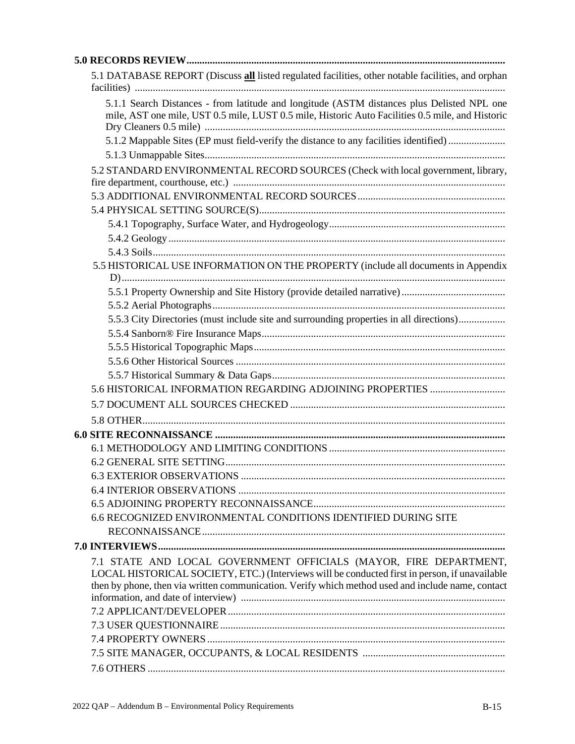**5.0 RECORDS REVIEW**

- 5.1 DATABASE REPORT (Discuss **all** listed regulated facilities, other notable facilities, and orphan facilities)
  - 5.1.1 Search Distances - from latitude and longitude (ASTM distances plus Delisted NPL one mile, AST one mile, UST 0.5 mile, LUST 0.5 mile, Historic Auto Facilities 0.5 mile, and Historic Dry Cleaners 0.5 mile)
  - 5.1.2 Mappable Sites (EP must field-verify the distance to any facilities identified)
  - 5.1.3 Unmappable Sites
- 5.2 STANDARD ENVIRONMENTAL RECORD SOURCES (Check with local government, library, fire department, courthouse, etc.)
- 5.3 ADDITIONAL ENVIRONMENTAL RECORD SOURCES
- 5.4 PHYSICAL SETTING SOURCE(S)
  - 5.4.1 Topography, Surface Water, and Hydrogeology
  - 5.4.2 Geology
  - 5.4.3 Soils
- 5.5 HISTORICAL USE INFORMATION ON THE PROPERTY (include all documents in Appendix D)
  - 5.5.1 Property Ownership and Site History (provide detailed narrative)
  - 5.5.2 Aerial Photographs
  - 5.5.3 City Directories (must include site and surrounding properties in all directions)
  - 5.5.4 Sanborn® Fire Insurance Maps
  - 5.5.5 Historical Topographic Maps
  - 5.5.6 Other Historical Sources
  - 5.5.7 Historical Summary & Data Gaps
- 5.6 HISTORICAL INFORMATION REGARDING ADJOINING PROPERTIES
- 5.7 DOCUMENT ALL SOURCES CHECKED
- 5.8 OTHER

**6.0 SITE RECONNAISSANCE**

- 6.1 METHODOLOGY AND LIMITING CONDITIONS
- 6.2 GENERAL SITE SETTING
- 6.3 EXTERIOR OBSERVATIONS
- 6.4 INTERIOR OBSERVATIONS
- 6.5 ADJOINING PROPERTY RECONNAISSANCE
- 6.6 RECOGNIZED ENVIRONMENTAL CONDITIONS IDENTIFIED DURING SITE RECONNAISSANCE

**7.0 INTERVIEWS**

- 7.1 STATE AND LOCAL GOVERNMENT OFFICIALS (MAYOR, FIRE DEPARTMENT, LOCAL HISTORICAL SOCIETY, ETC.) (Interviews will be conducted first in person, if unavailable then by phone, then via written communication. Verify which method used and include name, contact information, and date of interview)
- 7.2 APPLICANT/DEVELOPER
- 7.3 USER QUESTIONNAIRE
- 7.4 PROPERTY OWNERS
- 7.5 SITE MANAGER, OCCUPANTS, & LOCAL RESIDENTS
- 7.6 OTHERS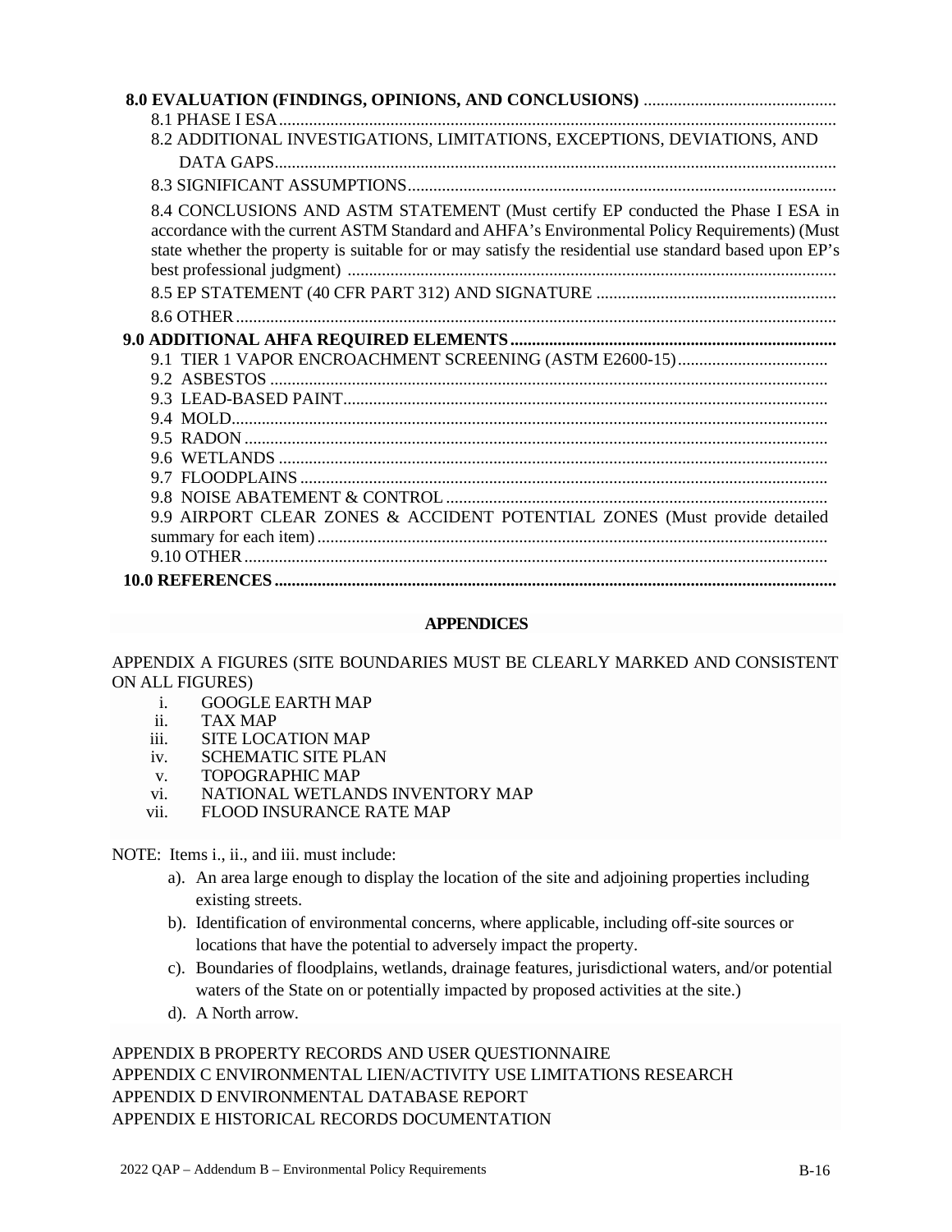**8.0 EVALUATION (FINDINGS, OPINIONS, AND CONCLUSIONS)**

8.1 PHASE I ESA

8.2 ADDITIONAL INVESTIGATIONS, LIMITATIONS, EXCEPTIONS, DEVIATIONS, AND DATA GAPS

8.3 SIGNIFICANT ASSUMPTIONS

8.4 CONCLUSIONS AND ASTM STATEMENT (Must certify EP conducted the Phase I ESA in accordance with the current ASTM Standard and AHFA's Environmental Policy Requirements) (Must state whether the property is suitable for or may satisfy the residential use standard based upon EP's best professional judgment)

8.5 EP STATEMENT (40 CFR PART 312) AND SIGNATURE

8.6 OTHER

**9.0 ADDITIONAL AHFA REQUIRED ELEMENTS**

9.1 TIER 1 VAPOR ENCROACHMENT SCREENING (ASTM E2600-15)

9.2 ASBESTOS

9.3 LEAD-BASED PAINT

9.4 MOLD

9.5 RADON

9.6 WETLANDS

9.7 FLOODPLAINS

9.8 NOISE ABATEMENT & CONTROL

9.9 AIRPORT CLEAR ZONES & ACCIDENT POTENTIAL ZONES (Must provide detailed summary for each item)

9.10 OTHER

**10.0 REFERENCES**

**APPENDICES**

APPENDIX A FIGURES (SITE BOUNDARIES MUST BE CLEARLY MARKED AND CONSISTENT ON ALL FIGURES)

i. GOOGLE EARTH MAP
ii. TAX MAP
iii. SITE LOCATION MAP
iv. SCHEMATIC SITE PLAN
v. TOPOGRAPHIC MAP
vi. NATIONAL WETLANDS INVENTORY MAP
vii. FLOOD INSURANCE RATE MAP

NOTE: Items i., ii., and iii. must include:

a). An area large enough to display the location of the site and adjoining properties including existing streets.

b). Identification of environmental concerns, where applicable, including off-site sources or locations that have the potential to adversely impact the property.

c). Boundaries of floodplains, wetlands, drainage features, jurisdictional waters, and/or potential waters of the State on or potentially impacted by proposed activities at the site.)

d). A North arrow.

APPENDIX B PROPERTY RECORDS AND USER QUESTIONNAIRE
APPENDIX C ENVIRONMENTAL LIEN/ACTIVITY USE LIMITATIONS RESEARCH
APPENDIX D ENVIRONMENTAL DATABASE REPORT
APPENDIX E HISTORICAL RECORDS DOCUMENTATION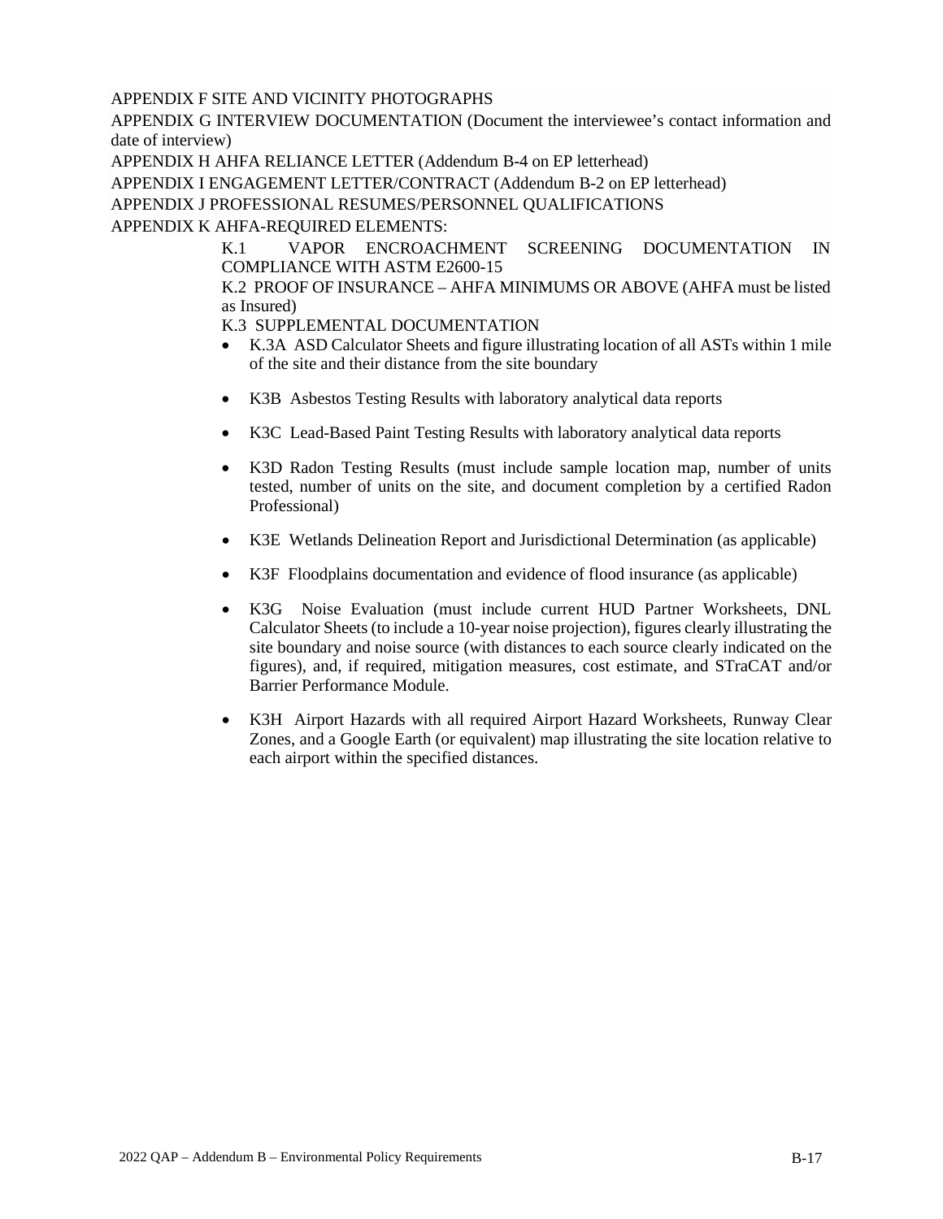APPENDIX F SITE AND VICINITY PHOTOGRAPHS

APPENDIX G INTERVIEW DOCUMENTATION (Document the interviewee's contact information and date of interview)

APPENDIX H AHFA RELIANCE LETTER (Addendum B-4 on EP letterhead)

APPENDIX I ENGAGEMENT LETTER/CONTRACT (Addendum B-2 on EP letterhead)

APPENDIX J PROFESSIONAL RESUMES/PERSONNEL QUALIFICATIONS

APPENDIX K AHFA-REQUIRED ELEMENTS:

K.1 VAPOR ENCROACHMENT SCREENING DOCUMENTATION IN COMPLIANCE WITH ASTM E2600-15

K.2 PROOF OF INSURANCE – AHFA MINIMUMS OR ABOVE (AHFA must be listed as Insured)

K.3 SUPPLEMENTAL DOCUMENTATION

- K.3A ASD Calculator Sheets and figure illustrating location of all ASTs within 1 mile of the site and their distance from the site boundary
- K3B Asbestos Testing Results with laboratory analytical data reports
- K3C Lead-Based Paint Testing Results with laboratory analytical data reports
- K3D Radon Testing Results (must include sample location map, number of units tested, number of units on the site, and document completion by a certified Radon Professional)
- K3E Wetlands Delineation Report and Jurisdictional Determination (as applicable)
- K3F Floodplains documentation and evidence of flood insurance (as applicable)
- K3G Noise Evaluation (must include current HUD Partner Worksheets, DNL Calculator Sheets (to include a 10-year noise projection), figures clearly illustrating the site boundary and noise source (with distances to each source clearly indicated on the figures), and, if required, mitigation measures, cost estimate, and STraCAT and/or Barrier Performance Module.
- K3H Airport Hazards with all required Airport Hazard Worksheets, Runway Clear Zones, and a Google Earth (or equivalent) map illustrating the site location relative to each airport within the specified distances.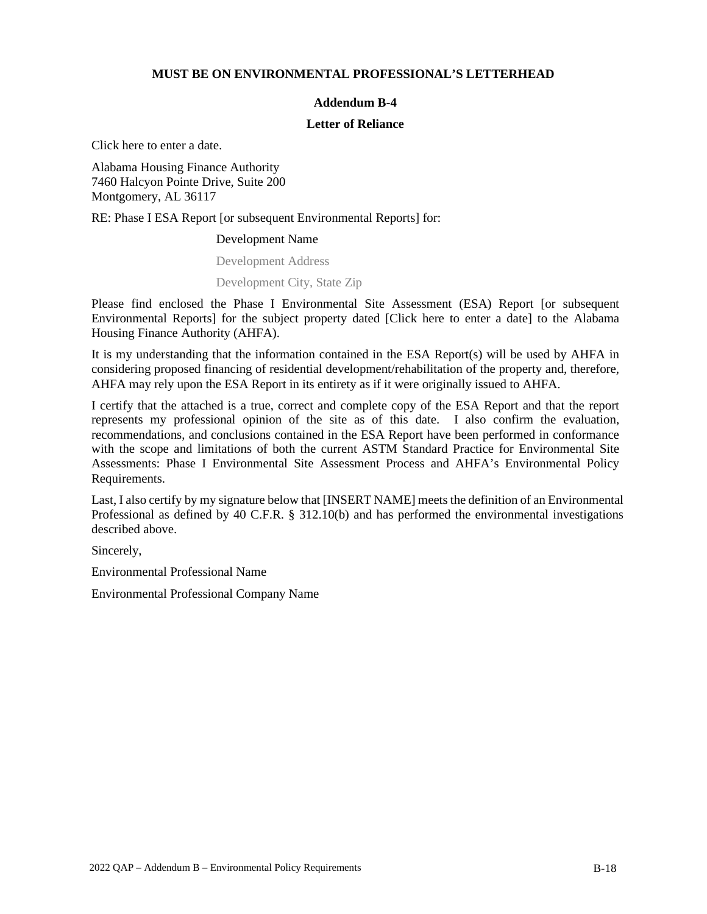**MUST BE ON ENVIRONMENTAL PROFESSIONAL'S LETTERHEAD**

## Addendum B-4

### Letter of Reliance

Click here to enter a date.

Alabama Housing Finance Authority
7460 Halcyon Pointe Drive, Suite 200
Montgomery, AL 36117

RE: Phase I ESA Report [or subsequent Environmental Reports] for:

Development Name

Development Address

Development City, State Zip

Please find enclosed the Phase I Environmental Site Assessment (ESA) Report [or subsequent Environmental Reports] for the subject property dated [Click here to enter a date] to the Alabama Housing Finance Authority (AHFA).

It is my understanding that the information contained in the ESA Report(s) will be used by AHFA in considering proposed financing of residential development/rehabilitation of the property and, therefore, AHFA may rely upon the ESA Report in its entirety as if it were originally issued to AHFA.

I certify that the attached is a true, correct and complete copy of the ESA Report and that the report represents my professional opinion of the site as of this date. I also confirm the evaluation, recommendations, and conclusions contained in the ESA Report have been performed in conformance with the scope and limitations of both the current ASTM Standard Practice for Environmental Site Assessments: Phase I Environmental Site Assessment Process and AHFA's Environmental Policy Requirements.

Last, I also certify by my signature below that [INSERT NAME] meets the definition of an Environmental Professional as defined by 40 C.F.R. § 312.10(b) and has performed the environmental investigations described above.

Sincerely,

Environmental Professional Name

Environmental Professional Company Name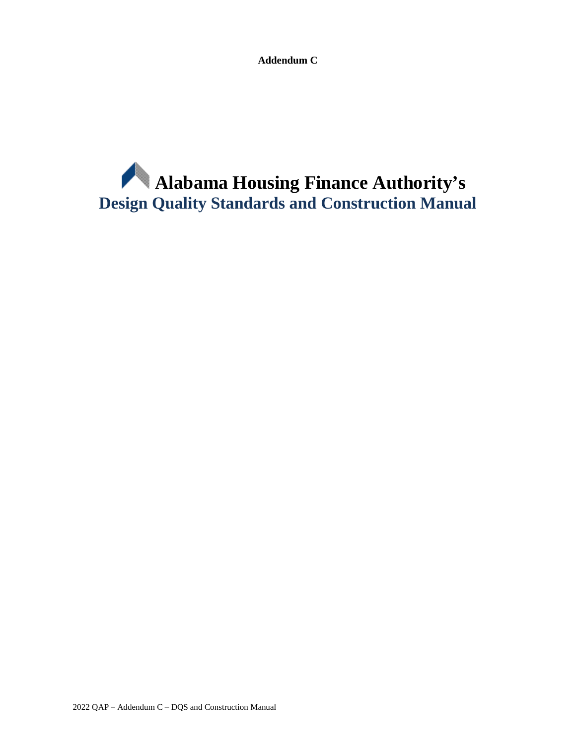**Addendum C**

# Alabama Housing Finance Authority's
# Design Quality Standards and Construction Manual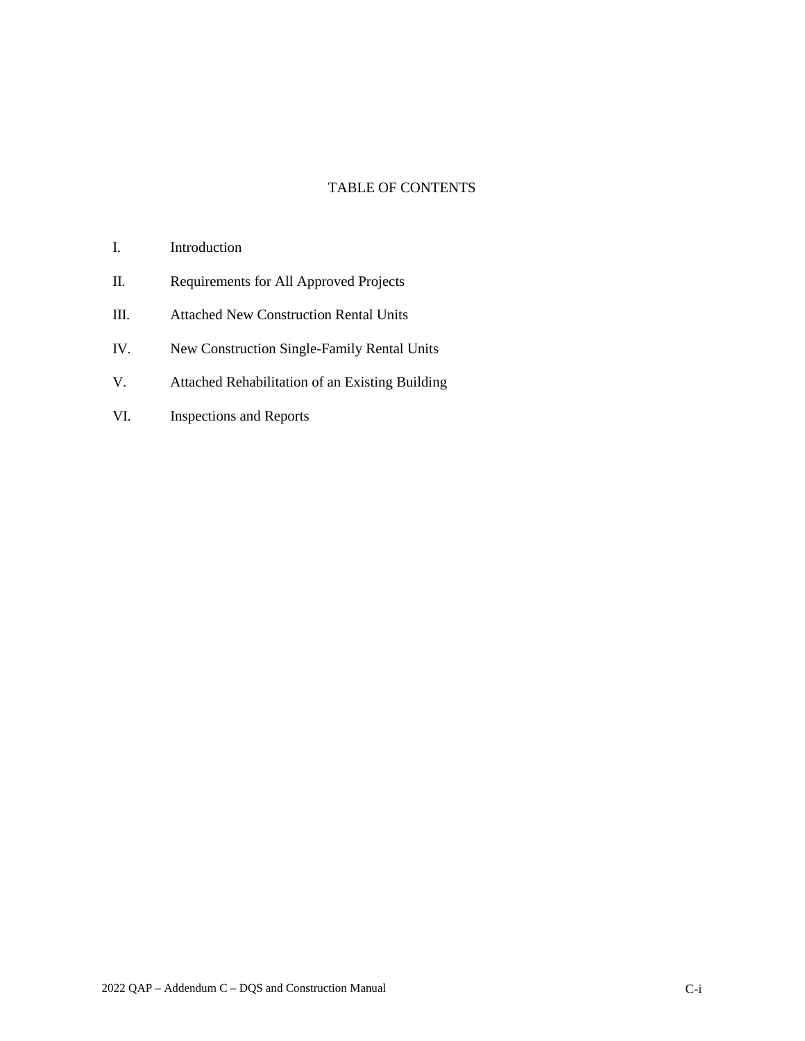# TABLE OF CONTENTS

I. Introduction

II. Requirements for All Approved Projects

III. Attached New Construction Rental Units

IV. New Construction Single-Family Rental Units

V. Attached Rehabilitation of an Existing Building

VI. Inspections and Reports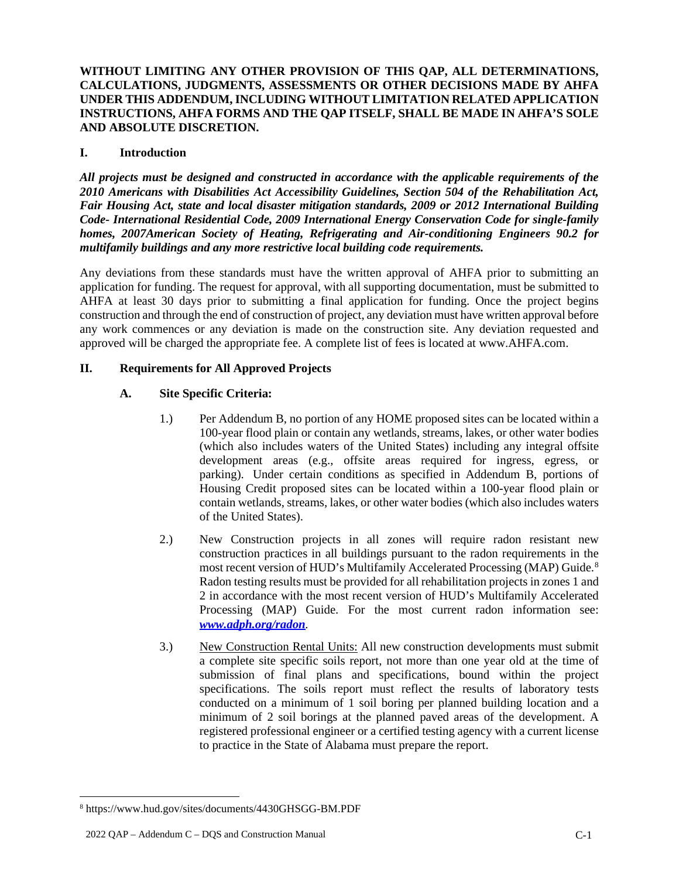**WITHOUT LIMITING ANY OTHER PROVISION OF THIS QAP, ALL DETERMINATIONS, CALCULATIONS, JUDGMENTS, ASSESSMENTS OR OTHER DECISIONS MADE BY AHFA UNDER THIS ADDENDUM, INCLUDING WITHOUT LIMITATION RELATED APPLICATION INSTRUCTIONS, AHFA FORMS AND THE QAP ITSELF, SHALL BE MADE IN AHFA'S SOLE AND ABSOLUTE DISCRETION.**

## I. Introduction

***All projects must be designed and constructed in accordance with the applicable requirements of the 2010 Americans with Disabilities Act Accessibility Guidelines, Section 504 of the Rehabilitation Act, Fair Housing Act, state and local disaster mitigation standards, 2009 or 2012 International Building Code- International Residential Code, 2009 International Energy Conservation Code for single-family homes, 2007American Society of Heating, Refrigerating and Air-conditioning Engineers 90.2 for multifamily buildings and any more restrictive local building code requirements.***

Any deviations from these standards must have the written approval of AHFA prior to submitting an application for funding. The request for approval, with all supporting documentation, must be submitted to AHFA at least 30 days prior to submitting a final application for funding. Once the project begins construction and through the end of construction of project, any deviation must have written approval before any work commences or any deviation is made on the construction site. Any deviation requested and approved will be charged the appropriate fee. A complete list of fees is located at www.AHFA.com.

## II. Requirements for All Approved Projects

### A. Site Specific Criteria:

1.) Per Addendum B, no portion of any HOME proposed sites can be located within a 100-year flood plain or contain any wetlands, streams, lakes, or other water bodies (which also includes waters of the United States) including any integral offsite development areas (e.g., offsite areas required for ingress, egress, or parking). Under certain conditions as specified in Addendum B, portions of Housing Credit proposed sites can be located within a 100-year flood plain or contain wetlands, streams, lakes, or other water bodies (which also includes waters of the United States).

2.) New Construction projects in all zones will require radon resistant new construction practices in all buildings pursuant to the radon requirements in the most recent version of HUD's Multifamily Accelerated Processing (MAP) Guide.[8] Radon testing results must be provided for all rehabilitation projects in zones 1 and 2 in accordance with the most recent version of HUD's Multifamily Accelerated Processing (MAP) Guide. For the most current radon information see: ***www.adph.org/radon***.

3.) New Construction Rental Units: All new construction developments must submit a complete site specific soils report, not more than one year old at the time of submission of final plans and specifications, bound within the project specifications. The soils report must reflect the results of laboratory tests conducted on a minimum of 1 soil boring per planned building location and a minimum of 2 soil borings at the planned paved areas of the development. A registered professional engineer or a certified testing agency with a current license to practice in the State of Alabama must prepare the report.

[8] https://www.hud.gov/sites/documents/4430GHSGG-BM.PDF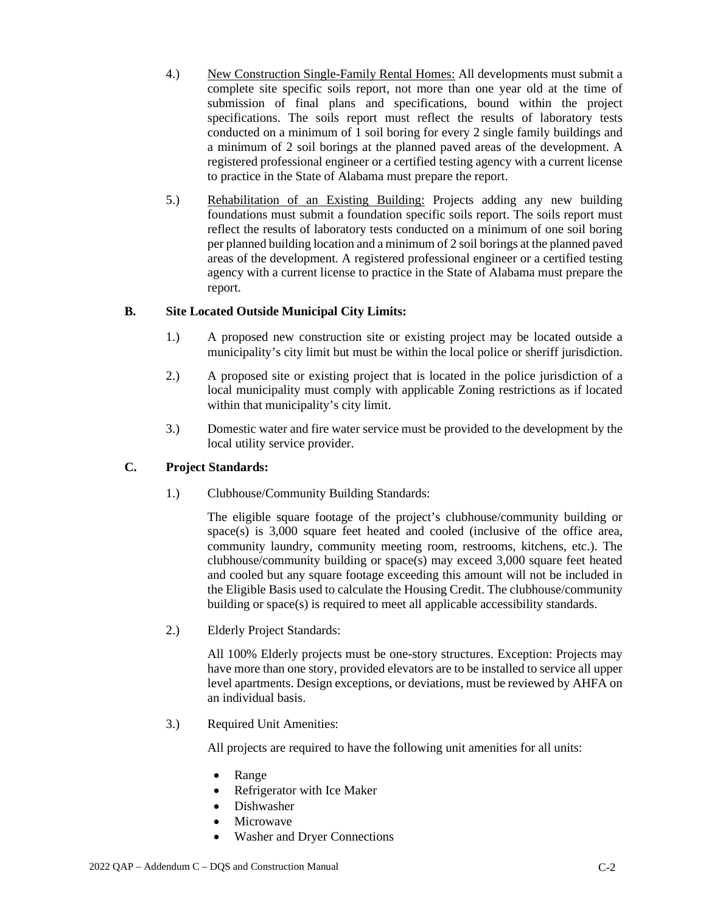4.) <u>New Construction Single-Family Rental Homes:</u> All developments must submit a complete site specific soils report, not more than one year old at the time of submission of final plans and specifications, bound within the project specifications. The soils report must reflect the results of laboratory tests conducted on a minimum of 1 soil boring for every 2 single family buildings and a minimum of 2 soil borings at the planned paved areas of the development. A registered professional engineer or a certified testing agency with a current license to practice in the State of Alabama must prepare the report.

5.) <u>Rehabilitation of an Existing Building:</u> Projects adding any new building foundations must submit a foundation specific soils report. The soils report must reflect the results of laboratory tests conducted on a minimum of one soil boring per planned building location and a minimum of 2 soil borings at the planned paved areas of the development. A registered professional engineer or a certified testing agency with a current license to practice in the State of Alabama must prepare the report.

**B. Site Located Outside Municipal City Limits:**

1.) A proposed new construction site or existing project may be located outside a municipality's city limit but must be within the local police or sheriff jurisdiction.

2.) A proposed site or existing project that is located in the police jurisdiction of a local municipality must comply with applicable Zoning restrictions as if located within that municipality's city limit.

3.) Domestic water and fire water service must be provided to the development by the local utility service provider.

**C. Project Standards:**

1.) Clubhouse/Community Building Standards:

The eligible square footage of the project's clubhouse/community building or space(s) is 3,000 square feet heated and cooled (inclusive of the office area, community laundry, community meeting room, restrooms, kitchens, etc.). The clubhouse/community building or space(s) may exceed 3,000 square feet heated and cooled but any square footage exceeding this amount will not be included in the Eligible Basis used to calculate the Housing Credit. The clubhouse/community building or space(s) is required to meet all applicable accessibility standards.

2.) Elderly Project Standards:

All 100% Elderly projects must be one-story structures. Exception: Projects may have more than one story, provided elevators are to be installed to service all upper level apartments. Design exceptions, or deviations, must be reviewed by AHFA on an individual basis.

3.) Required Unit Amenities:

All projects are required to have the following unit amenities for all units:

- Range
- Refrigerator with Ice Maker
- Dishwasher
- Microwave
- Washer and Dryer Connections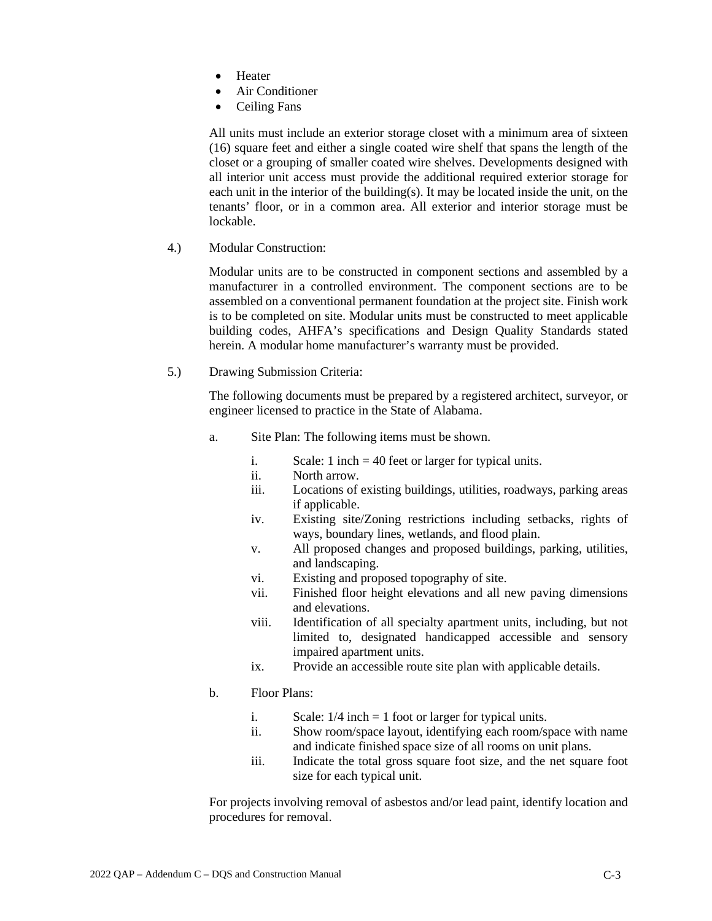- Heater
- Air Conditioner
- Ceiling Fans

All units must include an exterior storage closet with a minimum area of sixteen (16) square feet and either a single coated wire shelf that spans the length of the closet or a grouping of smaller coated wire shelves. Developments designed with all interior unit access must provide the additional required exterior storage for each unit in the interior of the building(s). It may be located inside the unit, on the tenants' floor, or in a common area. All exterior and interior storage must be lockable.

4.) Modular Construction:

Modular units are to be constructed in component sections and assembled by a manufacturer in a controlled environment. The component sections are to be assembled on a conventional permanent foundation at the project site. Finish work is to be completed on site. Modular units must be constructed to meet applicable building codes, AHFA's specifications and Design Quality Standards stated herein. A modular home manufacturer's warranty must be provided.

5.) Drawing Submission Criteria:

The following documents must be prepared by a registered architect, surveyor, or engineer licensed to practice in the State of Alabama.

a. Site Plan: The following items must be shown.

   i. Scale: 1 inch = 40 feet or larger for typical units.
   ii. North arrow.
   iii. Locations of existing buildings, utilities, roadways, parking areas if applicable.
   iv. Existing site/Zoning restrictions including setbacks, rights of ways, boundary lines, wetlands, and flood plain.
   v. All proposed changes and proposed buildings, parking, utilities, and landscaping.
   vi. Existing and proposed topography of site.
   vii. Finished floor height elevations and all new paving dimensions and elevations.
   viii. Identification of all specialty apartment units, including, but not limited to, designated handicapped accessible and sensory impaired apartment units.
   ix. Provide an accessible route site plan with applicable details.

b. Floor Plans:

   i. Scale: 1/4 inch = 1 foot or larger for typical units.
   ii. Show room/space layout, identifying each room/space with name and indicate finished space size of all rooms on unit plans.
   iii. Indicate the total gross square foot size, and the net square foot size for each typical unit.

For projects involving removal of asbestos and/or lead paint, identify location and procedures for removal.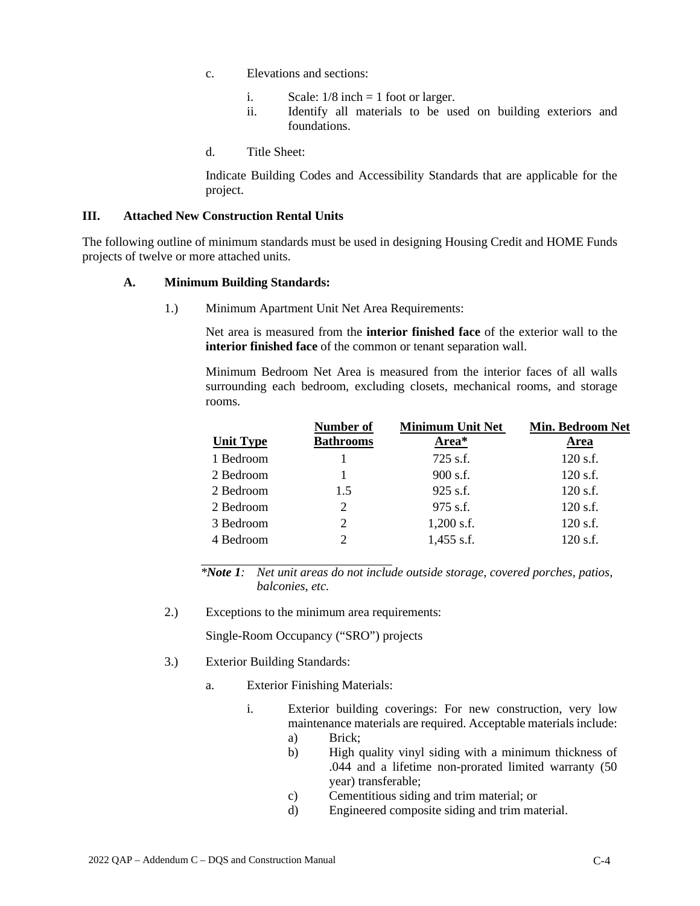c. Elevations and sections:

i. Scale: 1/8 inch = 1 foot or larger.
ii. Identify all materials to be used on building exteriors and foundations.

d. Title Sheet:

Indicate Building Codes and Accessibility Standards that are applicable for the project.

## III. Attached New Construction Rental Units

The following outline of minimum standards must be used in designing Housing Credit and HOME Funds projects of twelve or more attached units.

### A. Minimum Building Standards:

1.) Minimum Apartment Unit Net Area Requirements:

Net area is measured from the **interior finished face** of the exterior wall to the **interior finished face** of the common or tenant separation wall.

Minimum Bedroom Net Area is measured from the interior faces of all walls surrounding each bedroom, excluding closets, mechanical rooms, and storage rooms.

| Unit Type | Number of Bathrooms | Minimum Unit Net Area* | Min. Bedroom Net Area |
|---|---|---|---|
| 1 Bedroom | 1 | 725 s.f. | 120 s.f. |
| 2 Bedroom | 1 | 900 s.f. | 120 s.f. |
| 2 Bedroom | 1.5 | 925 s.f. | 120 s.f. |
| 2 Bedroom | 2 | 975 s.f. | 120 s.f. |
| 3 Bedroom | 2 | 1,200 s.f. | 120 s.f. |
| 4 Bedroom | 2 | 1,455 s.f. | 120 s.f. |

**Note 1*: *Net unit areas do not include outside storage, covered porches, patios, balconies, etc.*

2.) Exceptions to the minimum area requirements:

Single-Room Occupancy ("SRO") projects

3.) Exterior Building Standards:

a. Exterior Finishing Materials:

i. Exterior building coverings: For new construction, very low maintenance materials are required. Acceptable materials include:
   a) Brick;
   b) High quality vinyl siding with a minimum thickness of .044 and a lifetime non-prorated limited warranty (50 year) transferable;
   c) Cementitious siding and trim material; or
   d) Engineered composite siding and trim material.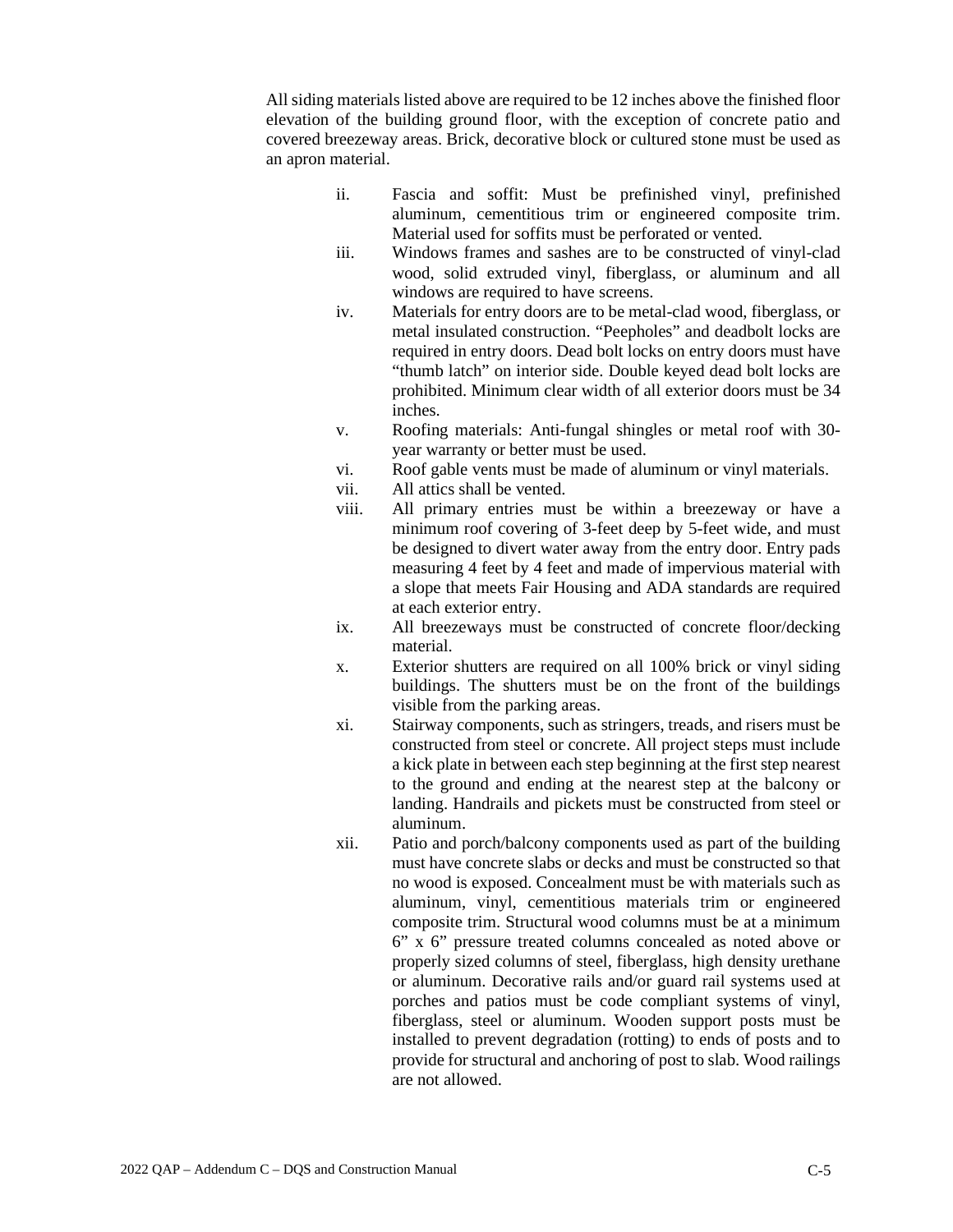All siding materials listed above are required to be 12 inches above the finished floor elevation of the building ground floor, with the exception of concrete patio and covered breezeway areas. Brick, decorative block or cultured stone must be used as an apron material.

ii. Fascia and soffit: Must be prefinished vinyl, prefinished aluminum, cementitious trim or engineered composite trim. Material used for soffits must be perforated or vented.

iii. Windows frames and sashes are to be constructed of vinyl-clad wood, solid extruded vinyl, fiberglass, or aluminum and all windows are required to have screens.

iv. Materials for entry doors are to be metal-clad wood, fiberglass, or metal insulated construction. "Peepholes" and deadbolt locks are required in entry doors. Dead bolt locks on entry doors must have "thumb latch" on interior side. Double keyed dead bolt locks are prohibited. Minimum clear width of all exterior doors must be 34 inches.

v. Roofing materials: Anti-fungal shingles or metal roof with 30-year warranty or better must be used.

vi. Roof gable vents must be made of aluminum or vinyl materials.

vii. All attics shall be vented.

viii. All primary entries must be within a breezeway or have a minimum roof covering of 3-feet deep by 5-feet wide, and must be designed to divert water away from the entry door. Entry pads measuring 4 feet by 4 feet and made of impervious material with a slope that meets Fair Housing and ADA standards are required at each exterior entry.

ix. All breezeways must be constructed of concrete floor/decking material.

x. Exterior shutters are required on all 100% brick or vinyl siding buildings. The shutters must be on the front of the buildings visible from the parking areas.

xi. Stairway components, such as stringers, treads, and risers must be constructed from steel or concrete. All project steps must include a kick plate in between each step beginning at the first step nearest to the ground and ending at the nearest step at the balcony or landing. Handrails and pickets must be constructed from steel or aluminum.

xii. Patio and porch/balcony components used as part of the building must have concrete slabs or decks and must be constructed so that no wood is exposed. Concealment must be with materials such as aluminum, vinyl, cementitious materials trim or engineered composite trim. Structural wood columns must be at a minimum 6" x 6" pressure treated columns concealed as noted above or properly sized columns of steel, fiberglass, high density urethane or aluminum. Decorative rails and/or guard rail systems used at porches and patios must be code compliant systems of vinyl, fiberglass, steel or aluminum. Wooden support posts must be installed to prevent degradation (rotting) to ends of posts and to provide for structural and anchoring of post to slab. Wood railings are not allowed.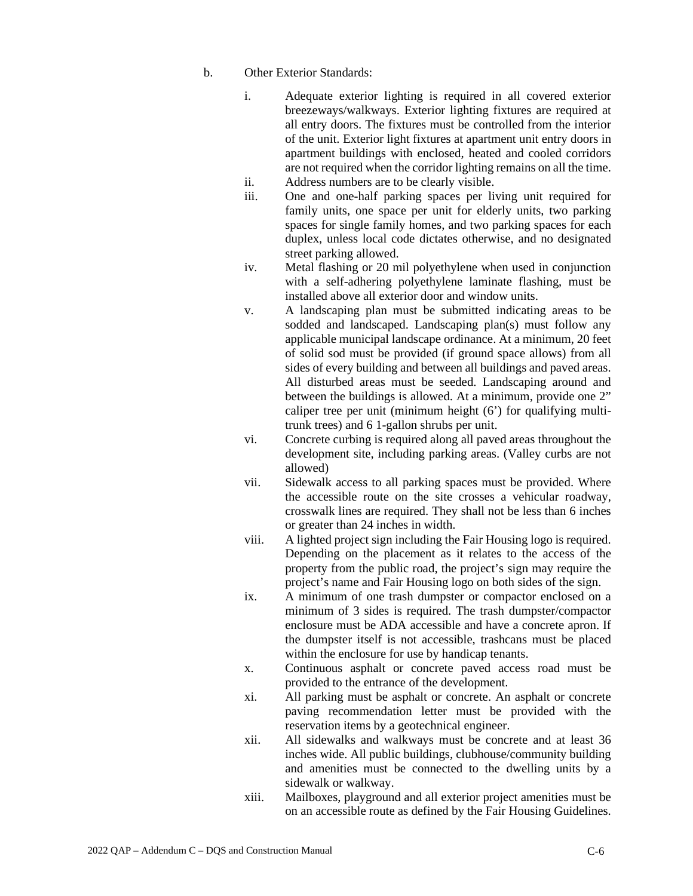b. Other Exterior Standards:

   i. Adequate exterior lighting is required in all covered exterior breezeways/walkways. Exterior lighting fixtures are required at all entry doors. The fixtures must be controlled from the interior of the unit. Exterior light fixtures at apartment unit entry doors in apartment buildings with enclosed, heated and cooled corridors are not required when the corridor lighting remains on all the time.
   ii. Address numbers are to be clearly visible.
   iii. One and one-half parking spaces per living unit required for family units, one space per unit for elderly units, two parking spaces for single family homes, and two parking spaces for each duplex, unless local code dictates otherwise, and no designated street parking allowed.
   iv. Metal flashing or 20 mil polyethylene when used in conjunction with a self-adhering polyethylene laminate flashing, must be installed above all exterior door and window units.
   v. A landscaping plan must be submitted indicating areas to be sodded and landscaped. Landscaping plan(s) must follow any applicable municipal landscape ordinance. At a minimum, 20 feet of solid sod must be provided (if ground space allows) from all sides of every building and between all buildings and paved areas. All disturbed areas must be seeded. Landscaping around and between the buildings is allowed. At a minimum, provide one 2" caliper tree per unit (minimum height (6') for qualifying multi-trunk trees) and 6 1-gallon shrubs per unit.
   vi. Concrete curbing is required along all paved areas throughout the development site, including parking areas. (Valley curbs are not allowed)
   vii. Sidewalk access to all parking spaces must be provided. Where the accessible route on the site crosses a vehicular roadway, crosswalk lines are required. They shall not be less than 6 inches or greater than 24 inches in width.
   viii. A lighted project sign including the Fair Housing logo is required. Depending on the placement as it relates to the access of the property from the public road, the project's sign may require the project's name and Fair Housing logo on both sides of the sign.
   ix. A minimum of one trash dumpster or compactor enclosed on a minimum of 3 sides is required. The trash dumpster/compactor enclosure must be ADA accessible and have a concrete apron. If the dumpster itself is not accessible, trashcans must be placed within the enclosure for use by handicap tenants.
   x. Continuous asphalt or concrete paved access road must be provided to the entrance of the development.
   xi. All parking must be asphalt or concrete. An asphalt or concrete paving recommendation letter must be provided with the reservation items by a geotechnical engineer.
   xii. All sidewalks and walkways must be concrete and at least 36 inches wide. All public buildings, clubhouse/community building and amenities must be connected to the dwelling units by a sidewalk or walkway.
   xiii. Mailboxes, playground and all exterior project amenities must be on an accessible route as defined by the Fair Housing Guidelines.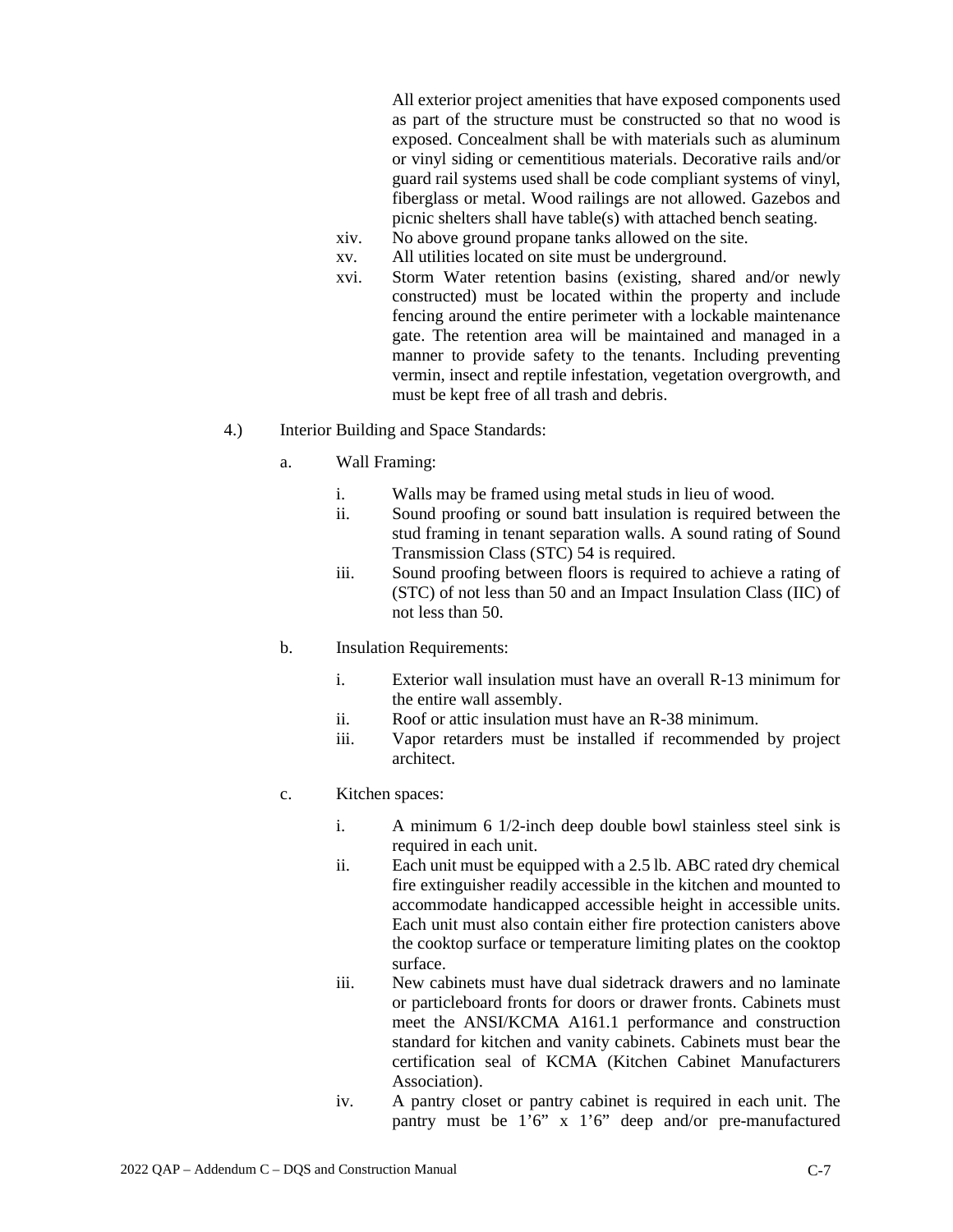All exterior project amenities that have exposed components used as part of the structure must be constructed so that no wood is exposed. Concealment shall be with materials such as aluminum or vinyl siding or cementitious materials. Decorative rails and/or guard rail systems used shall be code compliant systems of vinyl, fiberglass or metal. Wood railings are not allowed. Gazebos and picnic shelters shall have table(s) with attached bench seating.

xiv. No above ground propane tanks allowed on the site.

xv. All utilities located on site must be underground.

xvi. Storm Water retention basins (existing, shared and/or newly constructed) must be located within the property and include fencing around the entire perimeter with a lockable maintenance gate. The retention area will be maintained and managed in a manner to provide safety to the tenants. Including preventing vermin, insect and reptile infestation, vegetation overgrowth, and must be kept free of all trash and debris.

4.) Interior Building and Space Standards:

a. Wall Framing:

i. Walls may be framed using metal studs in lieu of wood.

ii. Sound proofing or sound batt insulation is required between the stud framing in tenant separation walls. A sound rating of Sound Transmission Class (STC) 54 is required.

iii. Sound proofing between floors is required to achieve a rating of (STC) of not less than 50 and an Impact Insulation Class (IIC) of not less than 50.

b. Insulation Requirements:

i. Exterior wall insulation must have an overall R-13 minimum for the entire wall assembly.

ii. Roof or attic insulation must have an R-38 minimum.

iii. Vapor retarders must be installed if recommended by project architect.

c. Kitchen spaces:

i. A minimum 6 1/2-inch deep double bowl stainless steel sink is required in each unit.

ii. Each unit must be equipped with a 2.5 lb. ABC rated dry chemical fire extinguisher readily accessible in the kitchen and mounted to accommodate handicapped accessible height in accessible units. Each unit must also contain either fire protection canisters above the cooktop surface or temperature limiting plates on the cooktop surface.

iii. New cabinets must have dual sidetrack drawers and no laminate or particleboard fronts for doors or drawer fronts. Cabinets must meet the ANSI/KCMA A161.1 performance and construction standard for kitchen and vanity cabinets. Cabinets must bear the certification seal of KCMA (Kitchen Cabinet Manufacturers Association).

iv. A pantry closet or pantry cabinet is required in each unit. The pantry must be 1'6" x 1'6" deep and/or pre-manufactured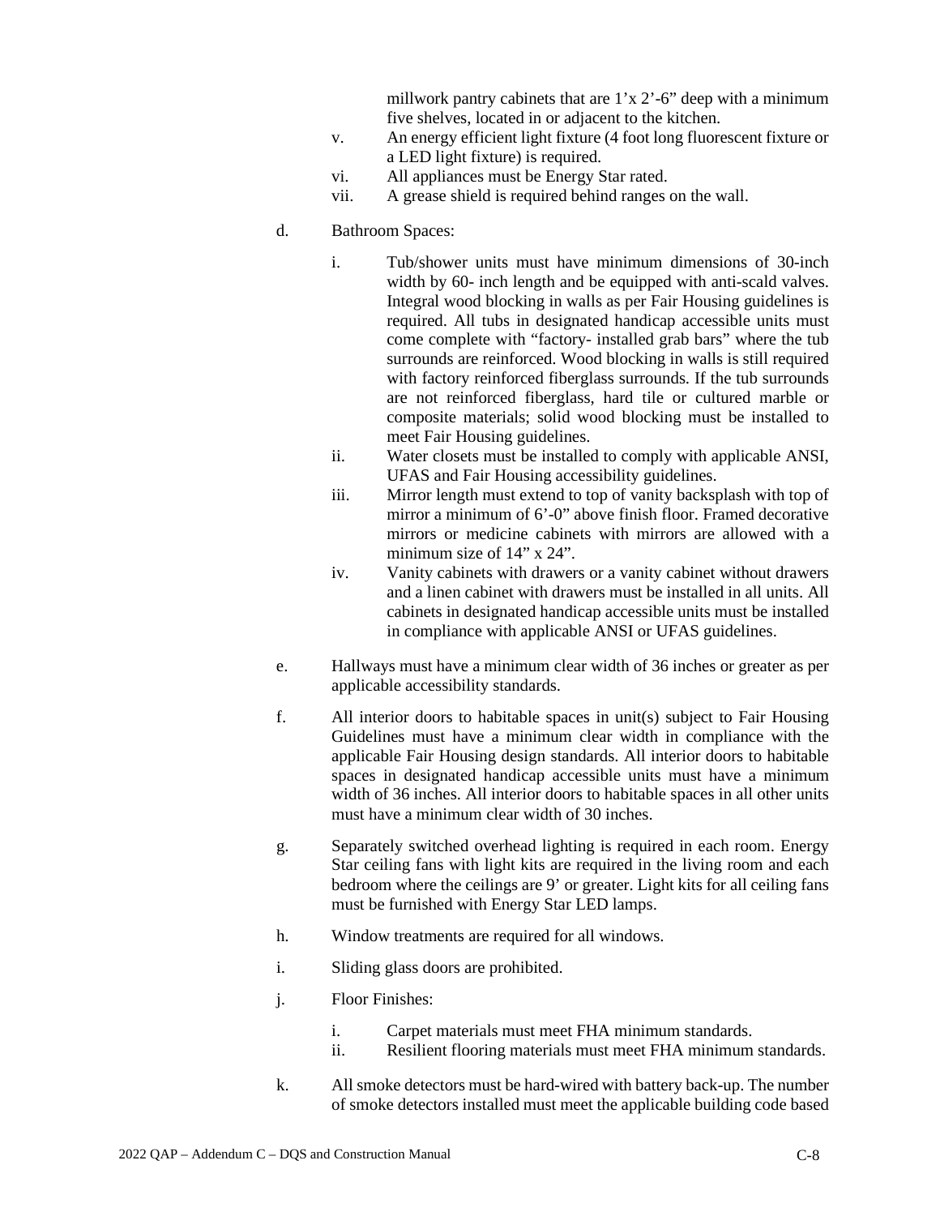millwork pantry cabinets that are 1'x 2'-6" deep with a minimum five shelves, located in or adjacent to the kitchen.

v. An energy efficient light fixture (4 foot long fluorescent fixture or a LED light fixture) is required.

vi. All appliances must be Energy Star rated.

vii. A grease shield is required behind ranges on the wall.

d. Bathroom Spaces:

i. Tub/shower units must have minimum dimensions of 30-inch width by 60- inch length and be equipped with anti-scald valves. Integral wood blocking in walls as per Fair Housing guidelines is required. All tubs in designated handicap accessible units must come complete with "factory- installed grab bars" where the tub surrounds are reinforced. Wood blocking in walls is still required with factory reinforced fiberglass surrounds. If the tub surrounds are not reinforced fiberglass, hard tile or cultured marble or composite materials; solid wood blocking must be installed to meet Fair Housing guidelines.

ii. Water closets must be installed to comply with applicable ANSI, UFAS and Fair Housing accessibility guidelines.

iii. Mirror length must extend to top of vanity backsplash with top of mirror a minimum of 6'-0" above finish floor. Framed decorative mirrors or medicine cabinets with mirrors are allowed with a minimum size of 14" x 24".

iv. Vanity cabinets with drawers or a vanity cabinet without drawers and a linen cabinet with drawers must be installed in all units. All cabinets in designated handicap accessible units must be installed in compliance with applicable ANSI or UFAS guidelines.

e. Hallways must have a minimum clear width of 36 inches or greater as per applicable accessibility standards.

f. All interior doors to habitable spaces in unit(s) subject to Fair Housing Guidelines must have a minimum clear width in compliance with the applicable Fair Housing design standards. All interior doors to habitable spaces in designated handicap accessible units must have a minimum width of 36 inches. All interior doors to habitable spaces in all other units must have a minimum clear width of 30 inches.

g. Separately switched overhead lighting is required in each room. Energy Star ceiling fans with light kits are required in the living room and each bedroom where the ceilings are 9' or greater. Light kits for all ceiling fans must be furnished with Energy Star LED lamps.

h. Window treatments are required for all windows.

i. Sliding glass doors are prohibited.

j. Floor Finishes:

i. Carpet materials must meet FHA minimum standards.

ii. Resilient flooring materials must meet FHA minimum standards.

k. All smoke detectors must be hard-wired with battery back-up. The number of smoke detectors installed must meet the applicable building code based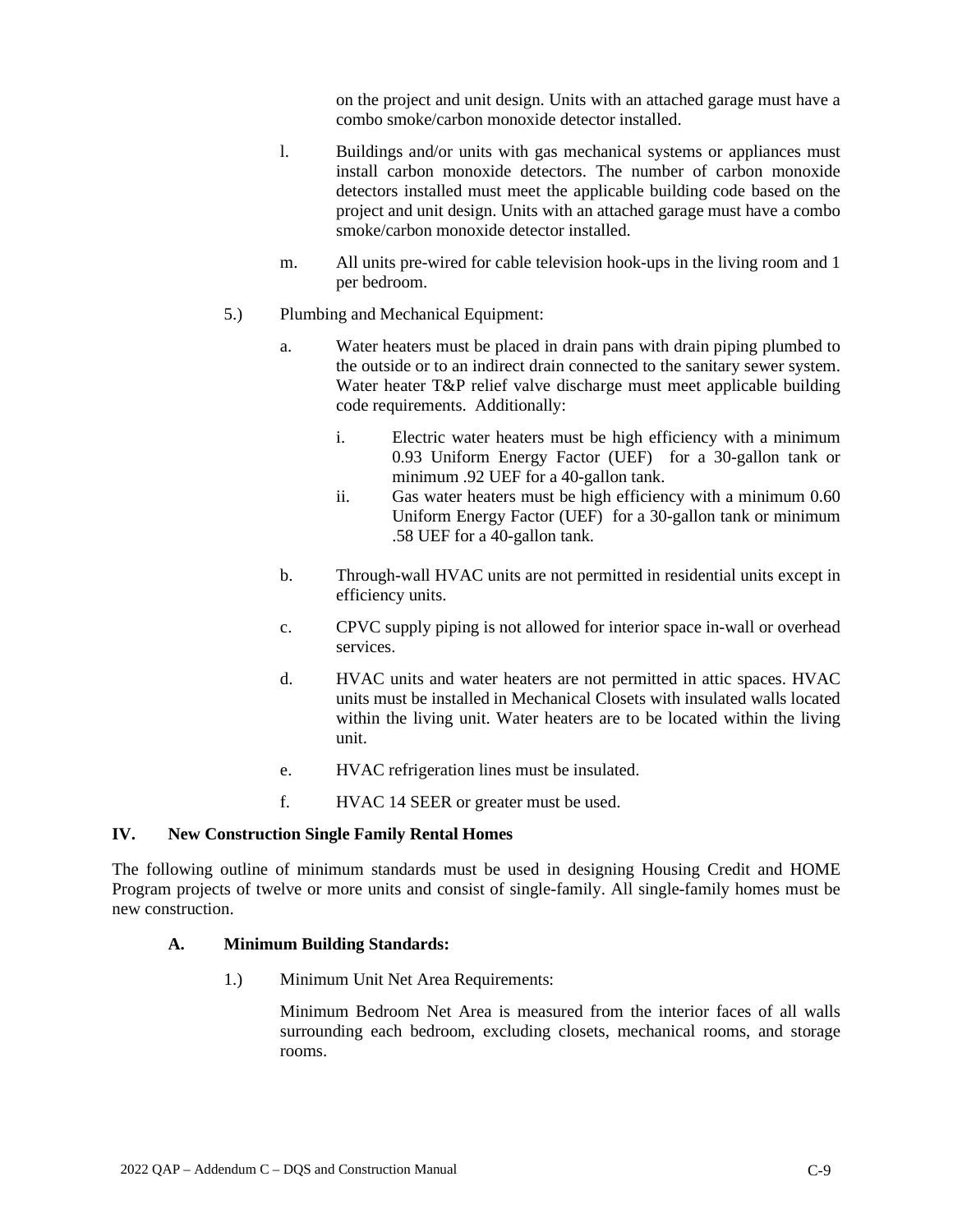on the project and unit design. Units with an attached garage must have a combo smoke/carbon monoxide detector installed.

l. Buildings and/or units with gas mechanical systems or appliances must install carbon monoxide detectors. The number of carbon monoxide detectors installed must meet the applicable building code based on the project and unit design. Units with an attached garage must have a combo smoke/carbon monoxide detector installed.

m. All units pre-wired for cable television hook-ups in the living room and 1 per bedroom.

5.) Plumbing and Mechanical Equipment:

a. Water heaters must be placed in drain pans with drain piping plumbed to the outside or to an indirect drain connected to the sanitary sewer system. Water heater T&P relief valve discharge must meet applicable building code requirements. Additionally:

   i. Electric water heaters must be high efficiency with a minimum 0.93 Uniform Energy Factor (UEF) for a 30-gallon tank or minimum .92 UEF for a 40-gallon tank.

   ii. Gas water heaters must be high efficiency with a minimum 0.60 Uniform Energy Factor (UEF) for a 30-gallon tank or minimum .58 UEF for a 40-gallon tank.

b. Through-wall HVAC units are not permitted in residential units except in efficiency units.

c. CPVC supply piping is not allowed for interior space in-wall or overhead services.

d. HVAC units and water heaters are not permitted in attic spaces. HVAC units must be installed in Mechanical Closets with insulated walls located within the living unit. Water heaters are to be located within the living unit.

e. HVAC refrigeration lines must be insulated.

f. HVAC 14 SEER or greater must be used.

## IV. New Construction Single Family Rental Homes

The following outline of minimum standards must be used in designing Housing Credit and HOME Program projects of twelve or more units and consist of single-family. All single-family homes must be new construction.

### A. Minimum Building Standards:

1.) Minimum Unit Net Area Requirements:

Minimum Bedroom Net Area is measured from the interior faces of all walls surrounding each bedroom, excluding closets, mechanical rooms, and storage rooms.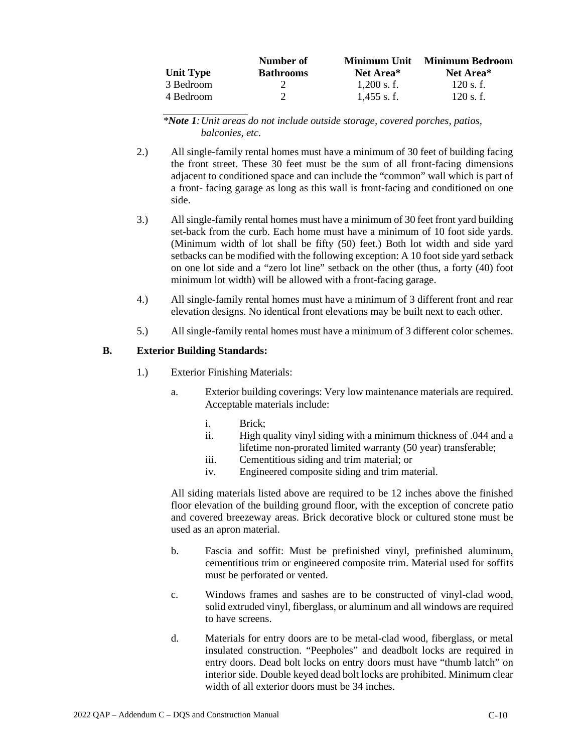| Unit Type | Number of Bathrooms | Minimum Unit Net Area* | Minimum Bedroom Net Area* |
|---|---|---|---|
| 3 Bedroom | 2 | 1,200 s. f. | 120 s. f. |
| 4 Bedroom | 2 | 1,455 s. f. | 120 s. f. |

**Note 1*: *Unit areas do not include outside storage, covered porches, patios, balconies, etc.*

2.) All single-family rental homes must have a minimum of 30 feet of building facing the front street. These 30 feet must be the sum of all front-facing dimensions adjacent to conditioned space and can include the "common" wall which is part of a front- facing garage as long as this wall is front-facing and conditioned on one side.

3.) All single-family rental homes must have a minimum of 30 feet front yard building set-back from the curb. Each home must have a minimum of 10 foot side yards. (Minimum width of lot shall be fifty (50) feet.) Both lot width and side yard setbacks can be modified with the following exception: A 10 foot side yard setback on one lot side and a "zero lot line" setback on the other (thus, a forty (40) foot minimum lot width) will be allowed with a front-facing garage.

4.) All single-family rental homes must have a minimum of 3 different front and rear elevation designs. No identical front elevations may be built next to each other.

5.) All single-family rental homes must have a minimum of 3 different color schemes.

**B. Exterior Building Standards:**

1.) Exterior Finishing Materials:

a. Exterior building coverings: Very low maintenance materials are required. Acceptable materials include:

i. Brick;
ii. High quality vinyl siding with a minimum thickness of .044 and a lifetime non-prorated limited warranty (50 year) transferable;
iii. Cementitious siding and trim material; or
iv. Engineered composite siding and trim material.

All siding materials listed above are required to be 12 inches above the finished floor elevation of the building ground floor, with the exception of concrete patio and covered breezeway areas. Brick decorative block or cultured stone must be used as an apron material.

b. Fascia and soffit: Must be prefinished vinyl, prefinished aluminum, cementitious trim or engineered composite trim. Material used for soffits must be perforated or vented.

c. Windows frames and sashes are to be constructed of vinyl-clad wood, solid extruded vinyl, fiberglass, or aluminum and all windows are required to have screens.

d. Materials for entry doors are to be metal-clad wood, fiberglass, or metal insulated construction. "Peepholes" and deadbolt locks are required in entry doors. Dead bolt locks on entry doors must have "thumb latch" on interior side. Double keyed dead bolt locks are prohibited. Minimum clear width of all exterior doors must be 34 inches.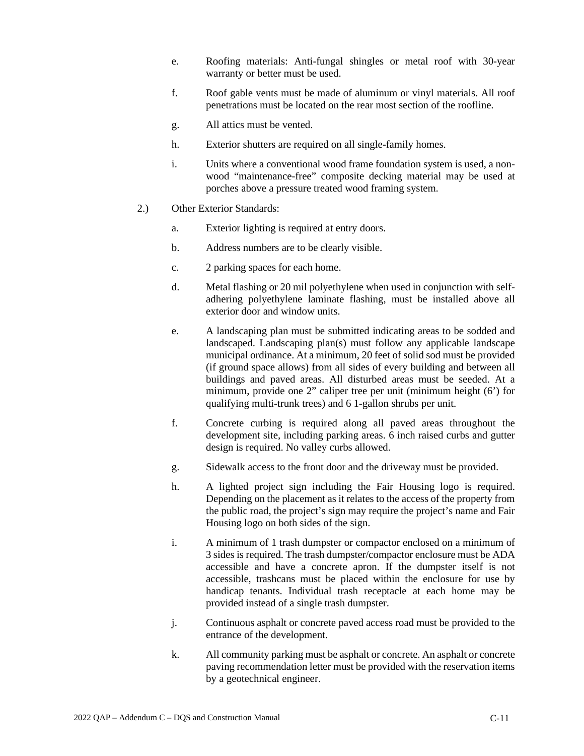e. Roofing materials: Anti-fungal shingles or metal roof with 30-year warranty or better must be used.

f. Roof gable vents must be made of aluminum or vinyl materials. All roof penetrations must be located on the rear most section of the roofline.

g. All attics must be vented.

h. Exterior shutters are required on all single-family homes.

i. Units where a conventional wood frame foundation system is used, a non-wood "maintenance-free" composite decking material may be used at porches above a pressure treated wood framing system.

2.) Other Exterior Standards:

a. Exterior lighting is required at entry doors.

b. Address numbers are to be clearly visible.

c. 2 parking spaces for each home.

d. Metal flashing or 20 mil polyethylene when used in conjunction with self-adhering polyethylene laminate flashing, must be installed above all exterior door and window units.

e. A landscaping plan must be submitted indicating areas to be sodded and landscaped. Landscaping plan(s) must follow any applicable landscape municipal ordinance. At a minimum, 20 feet of solid sod must be provided (if ground space allows) from all sides of every building and between all buildings and paved areas. All disturbed areas must be seeded. At a minimum, provide one 2" caliper tree per unit (minimum height (6') for qualifying multi-trunk trees) and 6 1-gallon shrubs per unit.

f. Concrete curbing is required along all paved areas throughout the development site, including parking areas. 6 inch raised curbs and gutter design is required. No valley curbs allowed.

g. Sidewalk access to the front door and the driveway must be provided.

h. A lighted project sign including the Fair Housing logo is required. Depending on the placement as it relates to the access of the property from the public road, the project's sign may require the project's name and Fair Housing logo on both sides of the sign.

i. A minimum of 1 trash dumpster or compactor enclosed on a minimum of 3 sides is required. The trash dumpster/compactor enclosure must be ADA accessible and have a concrete apron. If the dumpster itself is not accessible, trashcans must be placed within the enclosure for use by handicap tenants. Individual trash receptacle at each home may be provided instead of a single trash dumpster.

j. Continuous asphalt or concrete paved access road must be provided to the entrance of the development.

k. All community parking must be asphalt or concrete. An asphalt or concrete paving recommendation letter must be provided with the reservation items by a geotechnical engineer.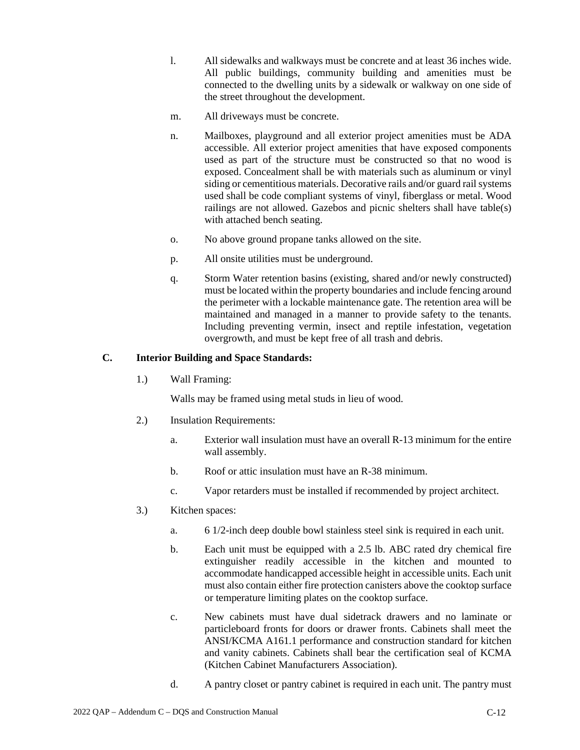l. All sidewalks and walkways must be concrete and at least 36 inches wide. All public buildings, community building and amenities must be connected to the dwelling units by a sidewalk or walkway on one side of the street throughout the development.

m. All driveways must be concrete.

n. Mailboxes, playground and all exterior project amenities must be ADA accessible. All exterior project amenities that have exposed components used as part of the structure must be constructed so that no wood is exposed. Concealment shall be with materials such as aluminum or vinyl siding or cementitious materials. Decorative rails and/or guard rail systems used shall be code compliant systems of vinyl, fiberglass or metal. Wood railings are not allowed. Gazebos and picnic shelters shall have table(s) with attached bench seating.

o. No above ground propane tanks allowed on the site.

p. All onsite utilities must be underground.

q. Storm Water retention basins (existing, shared and/or newly constructed) must be located within the property boundaries and include fencing around the perimeter with a lockable maintenance gate. The retention area will be maintained and managed in a manner to provide safety to the tenants. Including preventing vermin, insect and reptile infestation, vegetation overgrowth, and must be kept free of all trash and debris.

## C. Interior Building and Space Standards:

1.) Wall Framing:

Walls may be framed using metal studs in lieu of wood.

2.) Insulation Requirements:

a. Exterior wall insulation must have an overall R-13 minimum for the entire wall assembly.

b. Roof or attic insulation must have an R-38 minimum.

c. Vapor retarders must be installed if recommended by project architect.

3.) Kitchen spaces:

a. 6 1/2-inch deep double bowl stainless steel sink is required in each unit.

b. Each unit must be equipped with a 2.5 lb. ABC rated dry chemical fire extinguisher readily accessible in the kitchen and mounted to accommodate handicapped accessible height in accessible units. Each unit must also contain either fire protection canisters above the cooktop surface or temperature limiting plates on the cooktop surface.

c. New cabinets must have dual sidetrack drawers and no laminate or particleboard fronts for doors or drawer fronts. Cabinets shall meet the ANSI/KCMA A161.1 performance and construction standard for kitchen and vanity cabinets. Cabinets shall bear the certification seal of KCMA (Kitchen Cabinet Manufacturers Association).

d. A pantry closet or pantry cabinet is required in each unit. The pantry must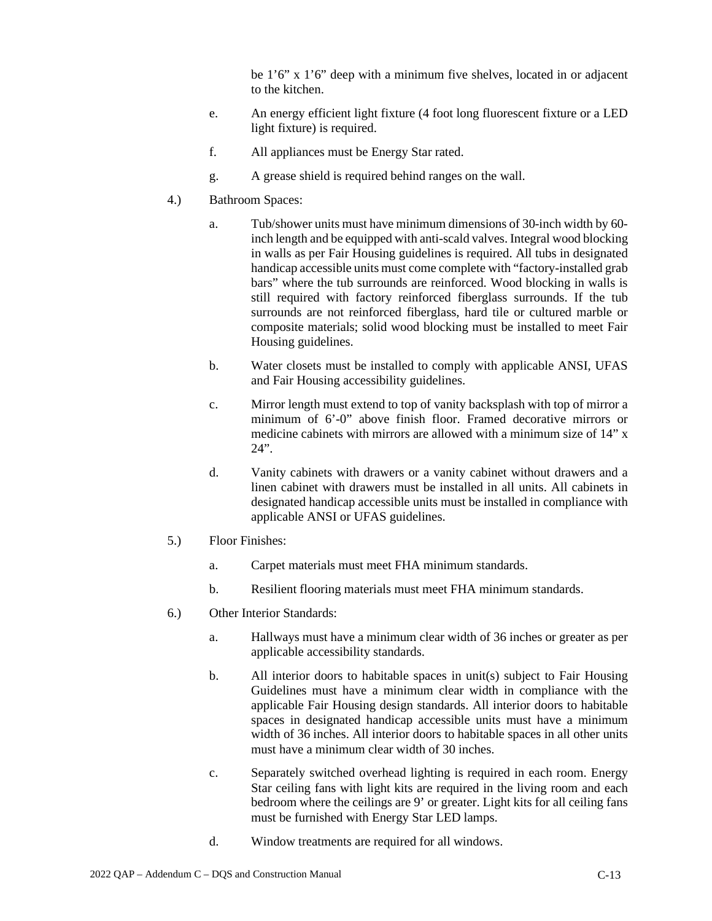be 1’6” x 1’6” deep with a minimum five shelves, located in or adjacent to the kitchen.

e. An energy efficient light fixture (4 foot long fluorescent fixture or a LED light fixture) is required.

f. All appliances must be Energy Star rated.

g. A grease shield is required behind ranges on the wall.

4.) Bathroom Spaces:

a. Tub/shower units must have minimum dimensions of 30-inch width by 60-inch length and be equipped with anti-scald valves. Integral wood blocking in walls as per Fair Housing guidelines is required. All tubs in designated handicap accessible units must come complete with “factory-installed grab bars” where the tub surrounds are reinforced. Wood blocking in walls is still required with factory reinforced fiberglass surrounds. If the tub surrounds are not reinforced fiberglass, hard tile or cultured marble or composite materials; solid wood blocking must be installed to meet Fair Housing guidelines.

b. Water closets must be installed to comply with applicable ANSI, UFAS and Fair Housing accessibility guidelines.

c. Mirror length must extend to top of vanity backsplash with top of mirror a minimum of 6’-0” above finish floor. Framed decorative mirrors or medicine cabinets with mirrors are allowed with a minimum size of 14” x 24”.

d. Vanity cabinets with drawers or a vanity cabinet without drawers and a linen cabinet with drawers must be installed in all units. All cabinets in designated handicap accessible units must be installed in compliance with applicable ANSI or UFAS guidelines.

5.) Floor Finishes:

a. Carpet materials must meet FHA minimum standards.

b. Resilient flooring materials must meet FHA minimum standards.

6.) Other Interior Standards:

a. Hallways must have a minimum clear width of 36 inches or greater as per applicable accessibility standards.

b. All interior doors to habitable spaces in unit(s) subject to Fair Housing Guidelines must have a minimum clear width in compliance with the applicable Fair Housing design standards. All interior doors to habitable spaces in designated handicap accessible units must have a minimum width of 36 inches. All interior doors to habitable spaces in all other units must have a minimum clear width of 30 inches.

c. Separately switched overhead lighting is required in each room. Energy Star ceiling fans with light kits are required in the living room and each bedroom where the ceilings are 9’ or greater. Light kits for all ceiling fans must be furnished with Energy Star LED lamps.

d. Window treatments are required for all windows.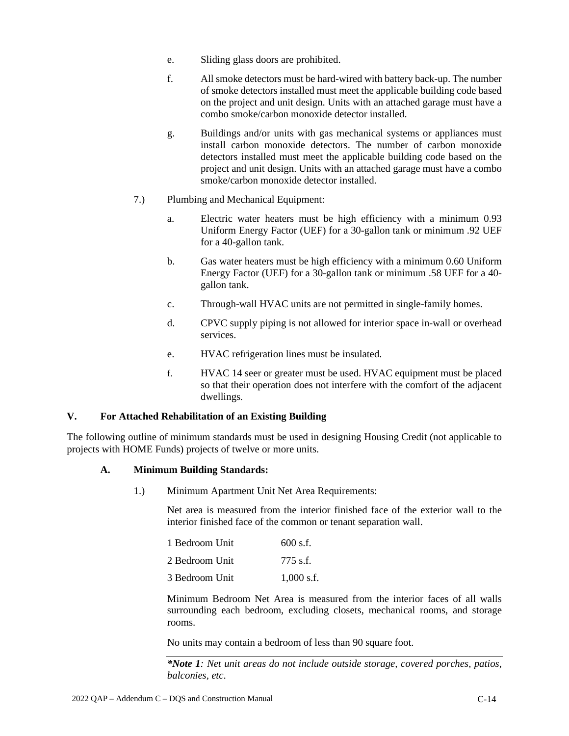e. Sliding glass doors are prohibited.

f. All smoke detectors must be hard-wired with battery back-up. The number of smoke detectors installed must meet the applicable building code based on the project and unit design. Units with an attached garage must have a combo smoke/carbon monoxide detector installed.

g. Buildings and/or units with gas mechanical systems or appliances must install carbon monoxide detectors. The number of carbon monoxide detectors installed must meet the applicable building code based on the project and unit design. Units with an attached garage must have a combo smoke/carbon monoxide detector installed.

7.) Plumbing and Mechanical Equipment:

a. Electric water heaters must be high efficiency with a minimum 0.93 Uniform Energy Factor (UEF) for a 30-gallon tank or minimum .92 UEF for a 40-gallon tank.

b. Gas water heaters must be high efficiency with a minimum 0.60 Uniform Energy Factor (UEF) for a 30-gallon tank or minimum .58 UEF for a 40-gallon tank.

c. Through-wall HVAC units are not permitted in single-family homes.

d. CPVC supply piping is not allowed for interior space in-wall or overhead services.

e. HVAC refrigeration lines must be insulated.

f. HVAC 14 seer or greater must be used. HVAC equipment must be placed so that their operation does not interfere with the comfort of the adjacent dwellings.

## V. For Attached Rehabilitation of an Existing Building

The following outline of minimum standards must be used in designing Housing Credit (not applicable to projects with HOME Funds) projects of twelve or more units.

### A. Minimum Building Standards:

1.) Minimum Apartment Unit Net Area Requirements:

Net area is measured from the interior finished face of the exterior wall to the interior finished face of the common or tenant separation wall.

| | |
|---|---|
| 1 Bedroom Unit | 600 s.f. |
| 2 Bedroom Unit | 775 s.f. |
| 3 Bedroom Unit | 1,000 s.f. |

Minimum Bedroom Net Area is measured from the interior faces of all walls surrounding each bedroom, excluding closets, mechanical rooms, and storage rooms.

No units may contain a bedroom of less than 90 square foot.

***Note 1**: Net unit areas do not include outside storage, covered porches, patios, balconies, etc.*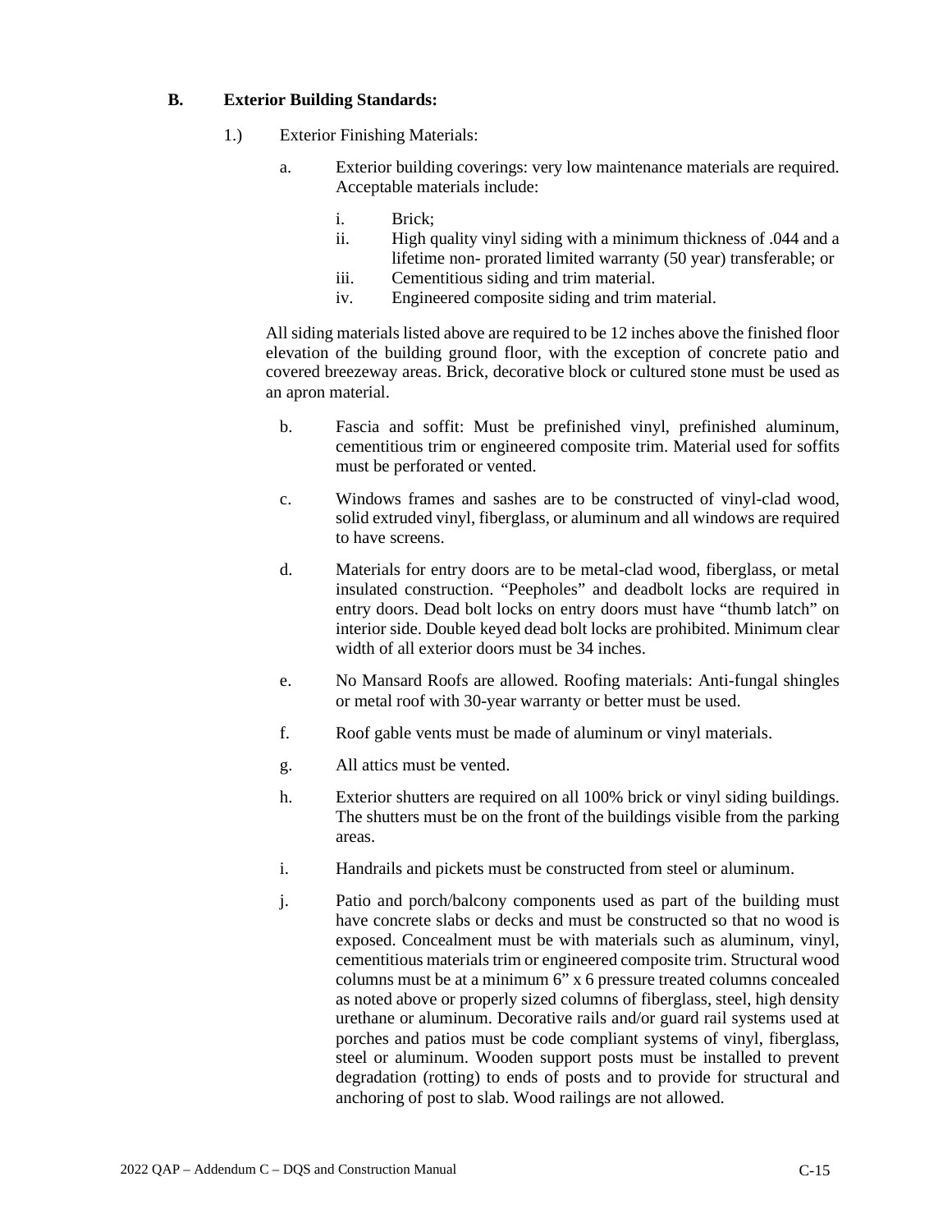**B. Exterior Building Standards:**

1.) Exterior Finishing Materials:

a. Exterior building coverings: very low maintenance materials are required. Acceptable materials include:

   i. Brick;
   ii. High quality vinyl siding with a minimum thickness of .044 and a lifetime non- prorated limited warranty (50 year) transferable; or
   iii. Cementitious siding and trim material.
   iv. Engineered composite siding and trim material.

All siding materials listed above are required to be 12 inches above the finished floor elevation of the building ground floor, with the exception of concrete patio and covered breezeway areas. Brick, decorative block or cultured stone must be used as an apron material.

b. Fascia and soffit: Must be prefinished vinyl, prefinished aluminum, cementitious trim or engineered composite trim. Material used for soffits must be perforated or vented.

c. Windows frames and sashes are to be constructed of vinyl-clad wood, solid extruded vinyl, fiberglass, or aluminum and all windows are required to have screens.

d. Materials for entry doors are to be metal-clad wood, fiberglass, or metal insulated construction. "Peepholes" and deadbolt locks are required in entry doors. Dead bolt locks on entry doors must have "thumb latch" on interior side. Double keyed dead bolt locks are prohibited. Minimum clear width of all exterior doors must be 34 inches.

e. No Mansard Roofs are allowed. Roofing materials: Anti-fungal shingles or metal roof with 30-year warranty or better must be used.

f. Roof gable vents must be made of aluminum or vinyl materials.

g. All attics must be vented.

h. Exterior shutters are required on all 100% brick or vinyl siding buildings. The shutters must be on the front of the buildings visible from the parking areas.

i. Handrails and pickets must be constructed from steel or aluminum.

j. Patio and porch/balcony components used as part of the building must have concrete slabs or decks and must be constructed so that no wood is exposed. Concealment must be with materials such as aluminum, vinyl, cementitious materials trim or engineered composite trim. Structural wood columns must be at a minimum 6" x 6 pressure treated columns concealed as noted above or properly sized columns of fiberglass, steel, high density urethane or aluminum. Decorative rails and/or guard rail systems used at porches and patios must be code compliant systems of vinyl, fiberglass, steel or aluminum. Wooden support posts must be installed to prevent degradation (rotting) to ends of posts and to provide for structural and anchoring of post to slab. Wood railings are not allowed.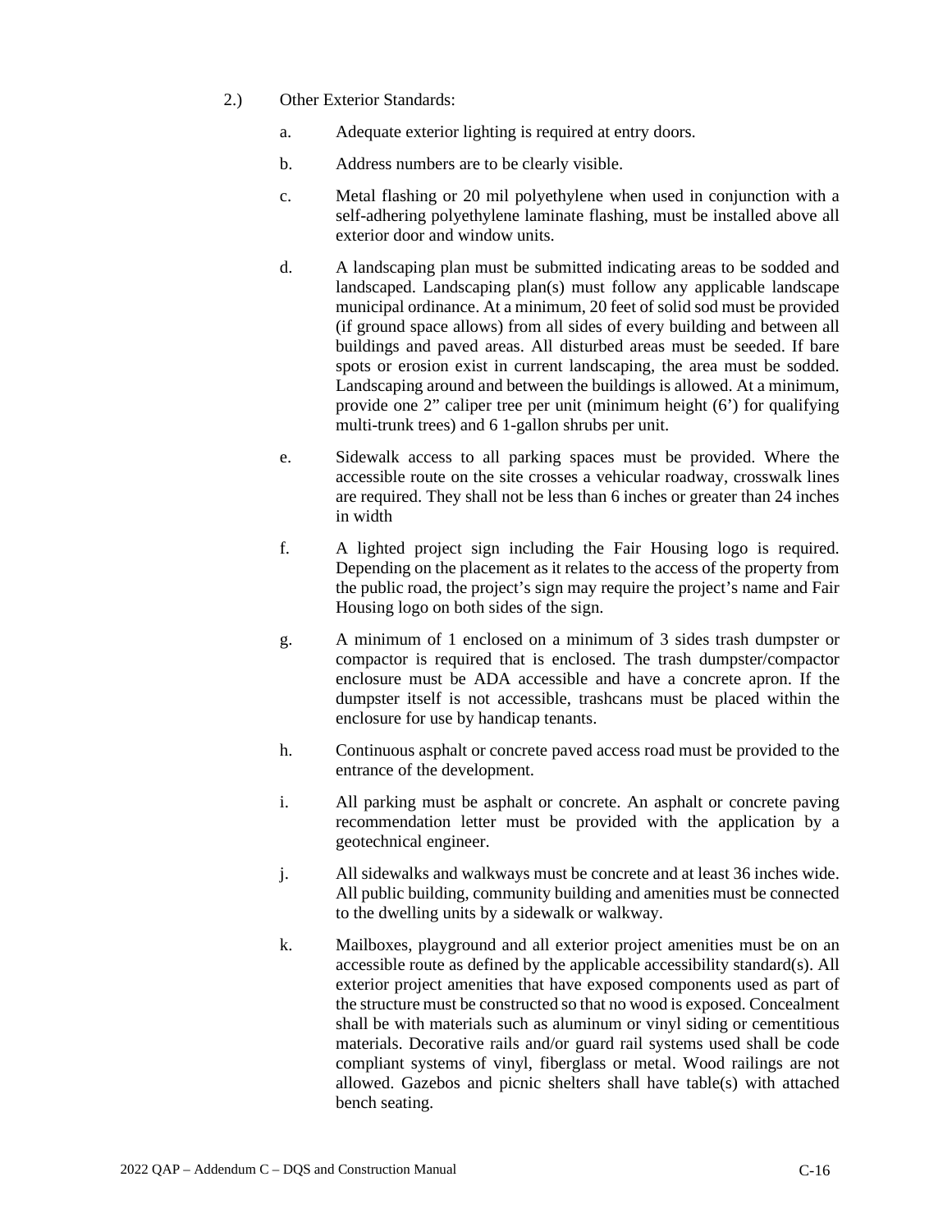2.) Other Exterior Standards:

a. Adequate exterior lighting is required at entry doors.

b. Address numbers are to be clearly visible.

c. Metal flashing or 20 mil polyethylene when used in conjunction with a self-adhering polyethylene laminate flashing, must be installed above all exterior door and window units.

d. A landscaping plan must be submitted indicating areas to be sodded and landscaped. Landscaping plan(s) must follow any applicable landscape municipal ordinance. At a minimum, 20 feet of solid sod must be provided (if ground space allows) from all sides of every building and between all buildings and paved areas. All disturbed areas must be seeded. If bare spots or erosion exist in current landscaping, the area must be sodded. Landscaping around and between the buildings is allowed. At a minimum, provide one 2" caliper tree per unit (minimum height (6') for qualifying multi-trunk trees) and 6 1-gallon shrubs per unit.

e. Sidewalk access to all parking spaces must be provided. Where the accessible route on the site crosses a vehicular roadway, crosswalk lines are required. They shall not be less than 6 inches or greater than 24 inches in width

f. A lighted project sign including the Fair Housing logo is required. Depending on the placement as it relates to the access of the property from the public road, the project's sign may require the project's name and Fair Housing logo on both sides of the sign.

g. A minimum of 1 enclosed on a minimum of 3 sides trash dumpster or compactor is required that is enclosed. The trash dumpster/compactor enclosure must be ADA accessible and have a concrete apron. If the dumpster itself is not accessible, trashcans must be placed within the enclosure for use by handicap tenants.

h. Continuous asphalt or concrete paved access road must be provided to the entrance of the development.

i. All parking must be asphalt or concrete. An asphalt or concrete paving recommendation letter must be provided with the application by a geotechnical engineer.

j. All sidewalks and walkways must be concrete and at least 36 inches wide. All public building, community building and amenities must be connected to the dwelling units by a sidewalk or walkway.

k. Mailboxes, playground and all exterior project amenities must be on an accessible route as defined by the applicable accessibility standard(s). All exterior project amenities that have exposed components used as part of the structure must be constructed so that no wood is exposed. Concealment shall be with materials such as aluminum or vinyl siding or cementitious materials. Decorative rails and/or guard rail systems used shall be code compliant systems of vinyl, fiberglass or metal. Wood railings are not allowed. Gazebos and picnic shelters shall have table(s) with attached bench seating.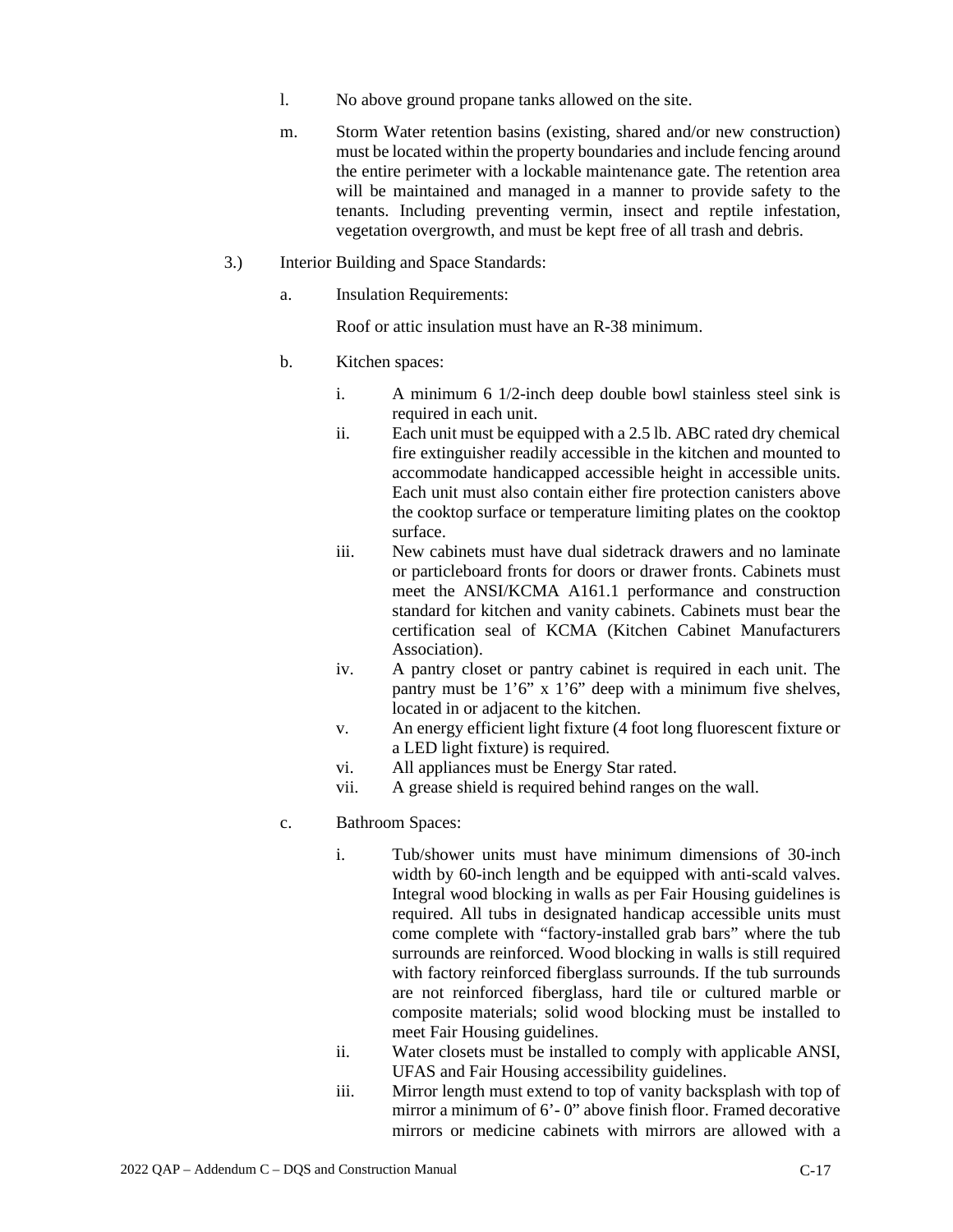l. No above ground propane tanks allowed on the site.

m. Storm Water retention basins (existing, shared and/or new construction) must be located within the property boundaries and include fencing around the entire perimeter with a lockable maintenance gate. The retention area will be maintained and managed in a manner to provide safety to the tenants. Including preventing vermin, insect and reptile infestation, vegetation overgrowth, and must be kept free of all trash and debris.

3.) Interior Building and Space Standards:

a. Insulation Requirements:

Roof or attic insulation must have an R-38 minimum.

b. Kitchen spaces:

i. A minimum 6 1/2-inch deep double bowl stainless steel sink is required in each unit.
ii. Each unit must be equipped with a 2.5 lb. ABC rated dry chemical fire extinguisher readily accessible in the kitchen and mounted to accommodate handicapped accessible height in accessible units. Each unit must also contain either fire protection canisters above the cooktop surface or temperature limiting plates on the cooktop surface.
iii. New cabinets must have dual sidetrack drawers and no laminate or particleboard fronts for doors or drawer fronts. Cabinets must meet the ANSI/KCMA A161.1 performance and construction standard for kitchen and vanity cabinets. Cabinets must bear the certification seal of KCMA (Kitchen Cabinet Manufacturers Association).
iv. A pantry closet or pantry cabinet is required in each unit. The pantry must be 1’6” x 1’6” deep with a minimum five shelves, located in or adjacent to the kitchen.
v. An energy efficient light fixture (4 foot long fluorescent fixture or a LED light fixture) is required.
vi. All appliances must be Energy Star rated.
vii. A grease shield is required behind ranges on the wall.

c. Bathroom Spaces:

i. Tub/shower units must have minimum dimensions of 30-inch width by 60-inch length and be equipped with anti-scald valves. Integral wood blocking in walls as per Fair Housing guidelines is required. All tubs in designated handicap accessible units must come complete with “factory-installed grab bars” where the tub surrounds are reinforced. Wood blocking in walls is still required with factory reinforced fiberglass surrounds. If the tub surrounds are not reinforced fiberglass, hard tile or cultured marble or composite materials; solid wood blocking must be installed to meet Fair Housing guidelines.
ii. Water closets must be installed to comply with applicable ANSI, UFAS and Fair Housing accessibility guidelines.
iii. Mirror length must extend to top of vanity backsplash with top of mirror a minimum of 6’- 0” above finish floor. Framed decorative mirrors or medicine cabinets with mirrors are allowed with a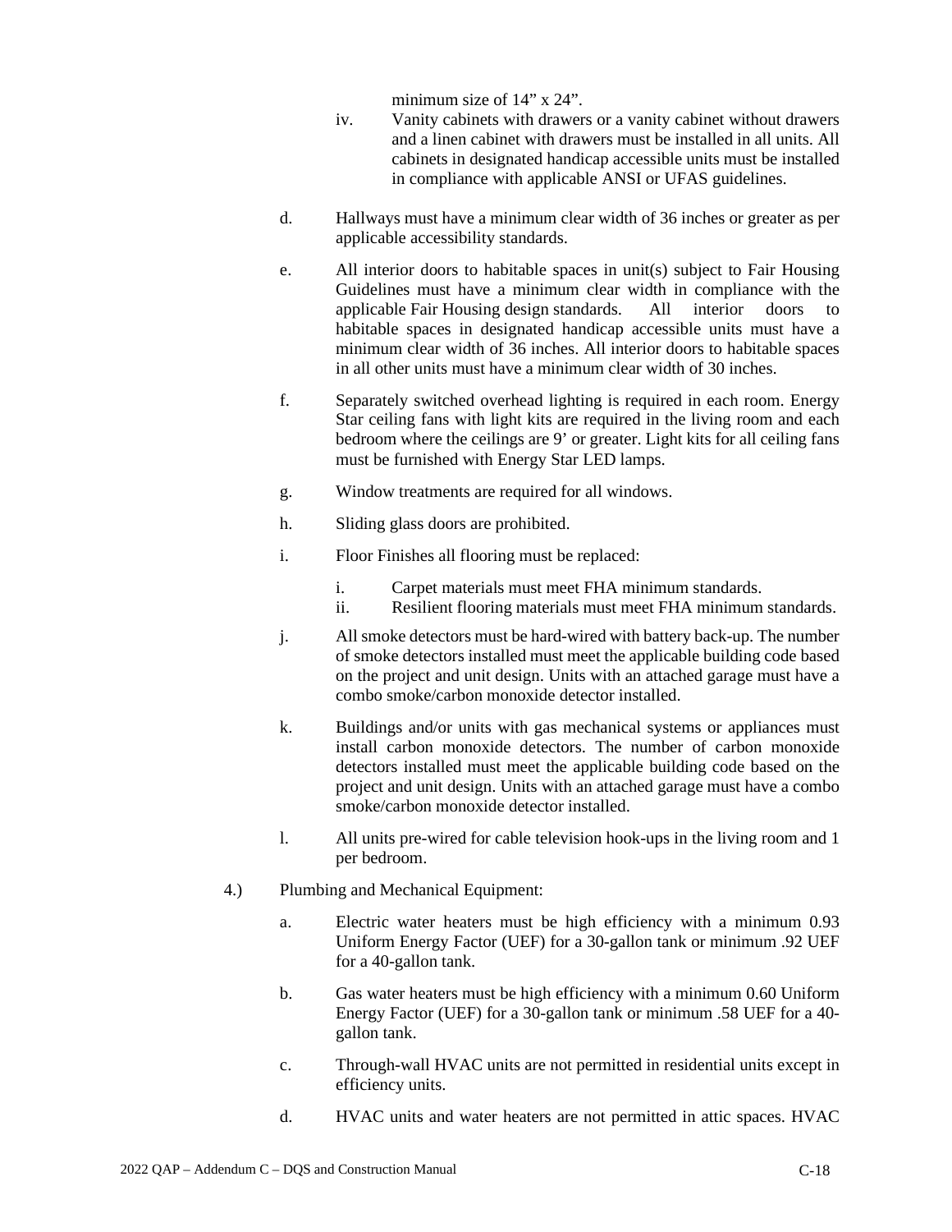minimum size of 14" x 24".

iv. Vanity cabinets with drawers or a vanity cabinet without drawers and a linen cabinet with drawers must be installed in all units. All cabinets in designated handicap accessible units must be installed in compliance with applicable ANSI or UFAS guidelines.

d. Hallways must have a minimum clear width of 36 inches or greater as per applicable accessibility standards.

e. All interior doors to habitable spaces in unit(s) subject to Fair Housing Guidelines must have a minimum clear width in compliance with the applicable Fair Housing design standards. All interior doors to habitable spaces in designated handicap accessible units must have a minimum clear width of 36 inches. All interior doors to habitable spaces in all other units must have a minimum clear width of 30 inches.

f. Separately switched overhead lighting is required in each room. Energy Star ceiling fans with light kits are required in the living room and each bedroom where the ceilings are 9' or greater. Light kits for all ceiling fans must be furnished with Energy Star LED lamps.

g. Window treatments are required for all windows.

h. Sliding glass doors are prohibited.

i. Floor Finishes all flooring must be replaced:

   i. Carpet materials must meet FHA minimum standards.
   ii. Resilient flooring materials must meet FHA minimum standards.

j. All smoke detectors must be hard-wired with battery back-up. The number of smoke detectors installed must meet the applicable building code based on the project and unit design. Units with an attached garage must have a combo smoke/carbon monoxide detector installed.

k. Buildings and/or units with gas mechanical systems or appliances must install carbon monoxide detectors. The number of carbon monoxide detectors installed must meet the applicable building code based on the project and unit design. Units with an attached garage must have a combo smoke/carbon monoxide detector installed.

l. All units pre-wired for cable television hook-ups in the living room and 1 per bedroom.

4.) Plumbing and Mechanical Equipment:

a. Electric water heaters must be high efficiency with a minimum 0.93 Uniform Energy Factor (UEF) for a 30-gallon tank or minimum .92 UEF for a 40-gallon tank.

b. Gas water heaters must be high efficiency with a minimum 0.60 Uniform Energy Factor (UEF) for a 30-gallon tank or minimum .58 UEF for a 40-gallon tank.

c. Through-wall HVAC units are not permitted in residential units except in efficiency units.

d. HVAC units and water heaters are not permitted in attic spaces. HVAC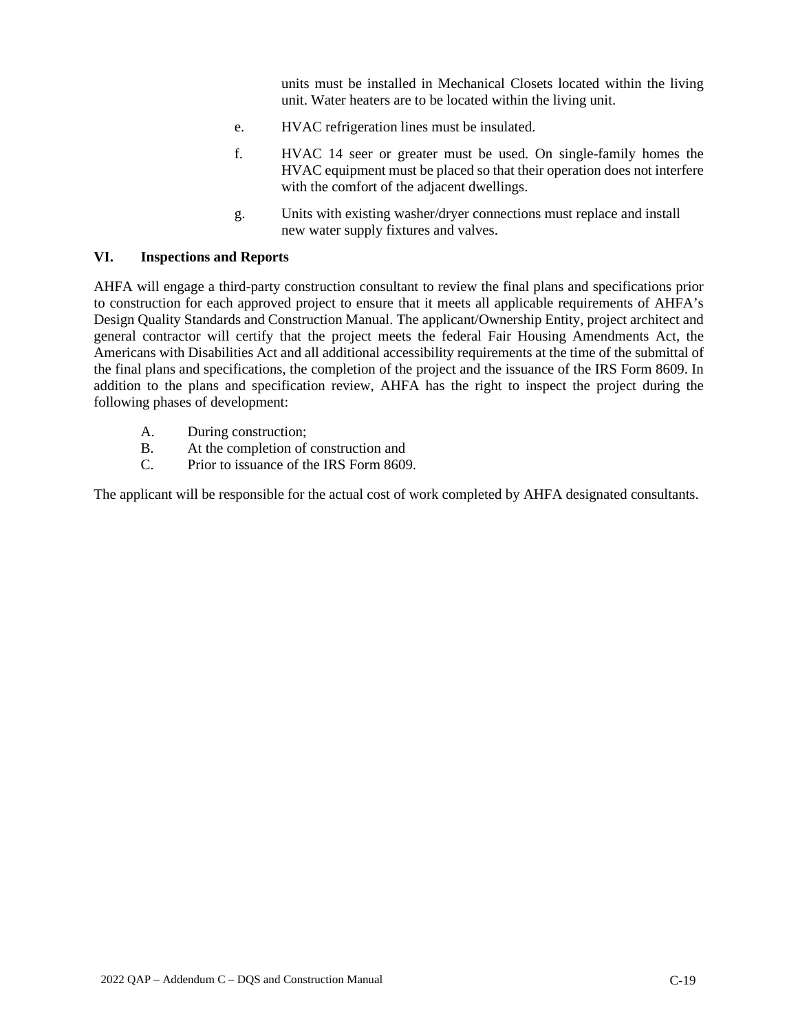units must be installed in Mechanical Closets located within the living unit. Water heaters are to be located within the living unit.

e. HVAC refrigeration lines must be insulated.

f. HVAC 14 seer or greater must be used. On single-family homes the HVAC equipment must be placed so that their operation does not interfere with the comfort of the adjacent dwellings.

g. Units with existing washer/dryer connections must replace and install new water supply fixtures and valves.

## VI. Inspections and Reports

AHFA will engage a third-party construction consultant to review the final plans and specifications prior to construction for each approved project to ensure that it meets all applicable requirements of AHFA's Design Quality Standards and Construction Manual. The applicant/Ownership Entity, project architect and general contractor will certify that the project meets the federal Fair Housing Amendments Act, the Americans with Disabilities Act and all additional accessibility requirements at the time of the submittal of the final plans and specifications, the completion of the project and the issuance of the IRS Form 8609. In addition to the plans and specification review, AHFA has the right to inspect the project during the following phases of development:

A. During construction;
B. At the completion of construction and
C. Prior to issuance of the IRS Form 8609.

The applicant will be responsible for the actual cost of work completed by AHFA designated consultants.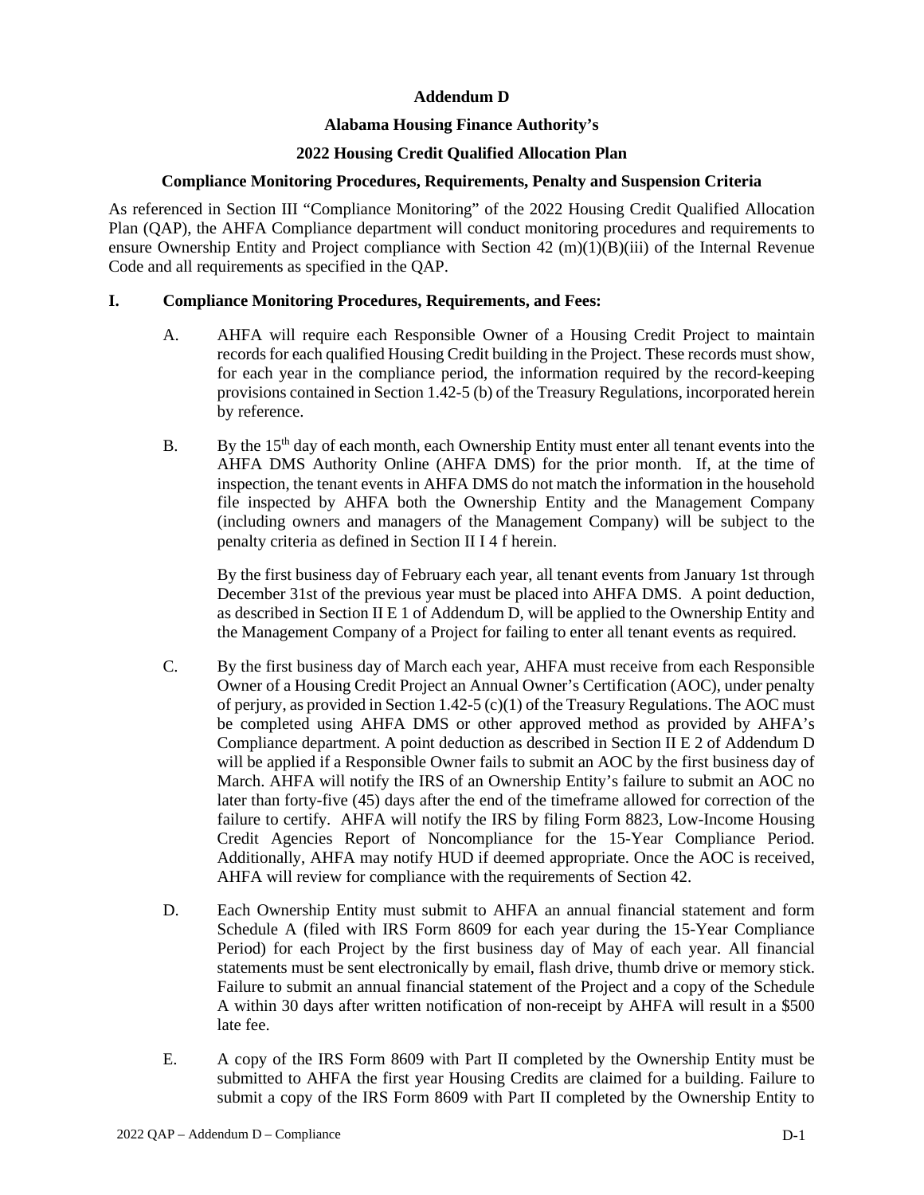**Addendum D**

**Alabama Housing Finance Authority's**

**2022 Housing Credit Qualified Allocation Plan**

**Compliance Monitoring Procedures, Requirements, Penalty and Suspension Criteria**

As referenced in Section III "Compliance Monitoring" of the 2022 Housing Credit Qualified Allocation Plan (QAP), the AHFA Compliance department will conduct monitoring procedures and requirements to ensure Ownership Entity and Project compliance with Section 42 (m)(1)(B)(iii) of the Internal Revenue Code and all requirements as specified in the QAP.

## I. Compliance Monitoring Procedures, Requirements, and Fees:

A. AHFA will require each Responsible Owner of a Housing Credit Project to maintain records for each qualified Housing Credit building in the Project. These records must show, for each year in the compliance period, the information required by the record-keeping provisions contained in Section 1.42-5 (b) of the Treasury Regulations, incorporated herein by reference.

B. By the 15th day of each month, each Ownership Entity must enter all tenant events into the AHFA DMS Authority Online (AHFA DMS) for the prior month. If, at the time of inspection, the tenant events in AHFA DMS do not match the information in the household file inspected by AHFA both the Ownership Entity and the Management Company (including owners and managers of the Management Company) will be subject to the penalty criteria as defined in Section II I 4 f herein.

By the first business day of February each year, all tenant events from January 1st through December 31st of the previous year must be placed into AHFA DMS. A point deduction, as described in Section II E 1 of Addendum D, will be applied to the Ownership Entity and the Management Company of a Project for failing to enter all tenant events as required.

C. By the first business day of March each year, AHFA must receive from each Responsible Owner of a Housing Credit Project an Annual Owner's Certification (AOC), under penalty of perjury, as provided in Section 1.42-5 (c)(1) of the Treasury Regulations. The AOC must be completed using AHFA DMS or other approved method as provided by AHFA's Compliance department. A point deduction as described in Section II E 2 of Addendum D will be applied if a Responsible Owner fails to submit an AOC by the first business day of March. AHFA will notify the IRS of an Ownership Entity's failure to submit an AOC no later than forty-five (45) days after the end of the timeframe allowed for correction of the failure to certify. AHFA will notify the IRS by filing Form 8823, Low-Income Housing Credit Agencies Report of Noncompliance for the 15-Year Compliance Period. Additionally, AHFA may notify HUD if deemed appropriate. Once the AOC is received, AHFA will review for compliance with the requirements of Section 42.

D. Each Ownership Entity must submit to AHFA an annual financial statement and form Schedule A (filed with IRS Form 8609 for each year during the 15-Year Compliance Period) for each Project by the first business day of May of each year. All financial statements must be sent electronically by email, flash drive, thumb drive or memory stick. Failure to submit an annual financial statement of the Project and a copy of the Schedule A within 30 days after written notification of non-receipt by AHFA will result in a $500 late fee.

E. A copy of the IRS Form 8609 with Part II completed by the Ownership Entity must be submitted to AHFA the first year Housing Credits are claimed for a building. Failure to submit a copy of the IRS Form 8609 with Part II completed by the Ownership Entity to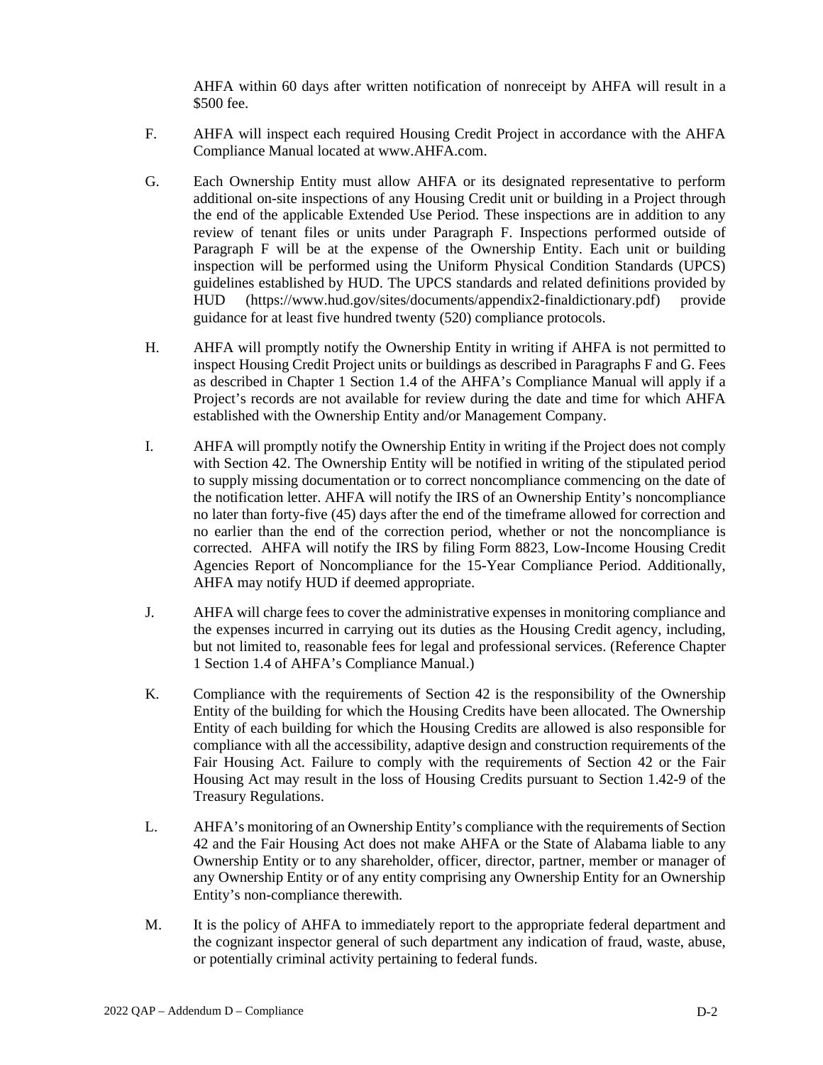AHFA within 60 days after written notification of nonreceipt by AHFA will result in a $500 fee.

F. AHFA will inspect each required Housing Credit Project in accordance with the AHFA Compliance Manual located at www.AHFA.com.

G. Each Ownership Entity must allow AHFA or its designated representative to perform additional on-site inspections of any Housing Credit unit or building in a Project through the end of the applicable Extended Use Period. These inspections are in addition to any review of tenant files or units under Paragraph F. Inspections performed outside of Paragraph F will be at the expense of the Ownership Entity. Each unit or building inspection will be performed using the Uniform Physical Condition Standards (UPCS) guidelines established by HUD. The UPCS standards and related definitions provided by HUD (https://www.hud.gov/sites/documents/appendix2-finaldictionary.pdf) provide guidance for at least five hundred twenty (520) compliance protocols.

H. AHFA will promptly notify the Ownership Entity in writing if AHFA is not permitted to inspect Housing Credit Project units or buildings as described in Paragraphs F and G. Fees as described in Chapter 1 Section 1.4 of the AHFA's Compliance Manual will apply if a Project's records are not available for review during the date and time for which AHFA established with the Ownership Entity and/or Management Company.

I. AHFA will promptly notify the Ownership Entity in writing if the Project does not comply with Section 42. The Ownership Entity will be notified in writing of the stipulated period to supply missing documentation or to correct noncompliance commencing on the date of the notification letter. AHFA will notify the IRS of an Ownership Entity's noncompliance no later than forty-five (45) days after the end of the timeframe allowed for correction and no earlier than the end of the correction period, whether or not the noncompliance is corrected. AHFA will notify the IRS by filing Form 8823, Low-Income Housing Credit Agencies Report of Noncompliance for the 15-Year Compliance Period. Additionally, AHFA may notify HUD if deemed appropriate.

J. AHFA will charge fees to cover the administrative expenses in monitoring compliance and the expenses incurred in carrying out its duties as the Housing Credit agency, including, but not limited to, reasonable fees for legal and professional services. (Reference Chapter 1 Section 1.4 of AHFA's Compliance Manual.)

K. Compliance with the requirements of Section 42 is the responsibility of the Ownership Entity of the building for which the Housing Credits have been allocated. The Ownership Entity of each building for which the Housing Credits are allowed is also responsible for compliance with all the accessibility, adaptive design and construction requirements of the Fair Housing Act. Failure to comply with the requirements of Section 42 or the Fair Housing Act may result in the loss of Housing Credits pursuant to Section 1.42-9 of the Treasury Regulations.

L. AHFA's monitoring of an Ownership Entity's compliance with the requirements of Section 42 and the Fair Housing Act does not make AHFA or the State of Alabama liable to any Ownership Entity or to any shareholder, officer, director, partner, member or manager of any Ownership Entity or of any entity comprising any Ownership Entity for an Ownership Entity's non-compliance therewith.

M. It is the policy of AHFA to immediately report to the appropriate federal department and the cognizant inspector general of such department any indication of fraud, waste, abuse, or potentially criminal activity pertaining to federal funds.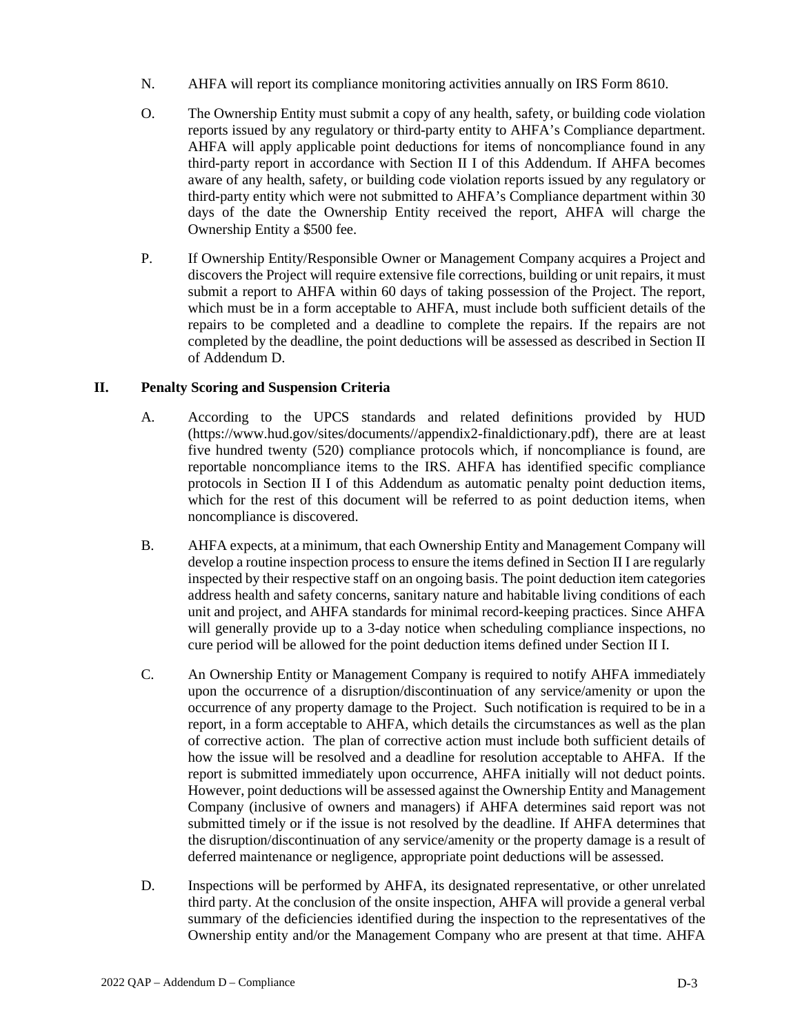N. AHFA will report its compliance monitoring activities annually on IRS Form 8610.

O. The Ownership Entity must submit a copy of any health, safety, or building code violation reports issued by any regulatory or third-party entity to AHFA's Compliance department. AHFA will apply applicable point deductions for items of noncompliance found in any third-party report in accordance with Section II I of this Addendum. If AHFA becomes aware of any health, safety, or building code violation reports issued by any regulatory or third-party entity which were not submitted to AHFA's Compliance department within 30 days of the date the Ownership Entity received the report, AHFA will charge the Ownership Entity a $500 fee.

P. If Ownership Entity/Responsible Owner or Management Company acquires a Project and discovers the Project will require extensive file corrections, building or unit repairs, it must submit a report to AHFA within 60 days of taking possession of the Project. The report, which must be in a form acceptable to AHFA, must include both sufficient details of the repairs to be completed and a deadline to complete the repairs. If the repairs are not completed by the deadline, the point deductions will be assessed as described in Section II of Addendum D.

## II. Penalty Scoring and Suspension Criteria

A. According to the UPCS standards and related definitions provided by HUD (https://www.hud.gov/sites/documents//appendix2-finaldictionary.pdf), there are at least five hundred twenty (520) compliance protocols which, if noncompliance is found, are reportable noncompliance items to the IRS. AHFA has identified specific compliance protocols in Section II I of this Addendum as automatic penalty point deduction items, which for the rest of this document will be referred to as point deduction items, when noncompliance is discovered.

B. AHFA expects, at a minimum, that each Ownership Entity and Management Company will develop a routine inspection process to ensure the items defined in Section II I are regularly inspected by their respective staff on an ongoing basis. The point deduction item categories address health and safety concerns, sanitary nature and habitable living conditions of each unit and project, and AHFA standards for minimal record-keeping practices. Since AHFA will generally provide up to a 3-day notice when scheduling compliance inspections, no cure period will be allowed for the point deduction items defined under Section II I.

C. An Ownership Entity or Management Company is required to notify AHFA immediately upon the occurrence of a disruption/discontinuation of any service/amenity or upon the occurrence of any property damage to the Project. Such notification is required to be in a report, in a form acceptable to AHFA, which details the circumstances as well as the plan of corrective action. The plan of corrective action must include both sufficient details of how the issue will be resolved and a deadline for resolution acceptable to AHFA. If the report is submitted immediately upon occurrence, AHFA initially will not deduct points. However, point deductions will be assessed against the Ownership Entity and Management Company (inclusive of owners and managers) if AHFA determines said report was not submitted timely or if the issue is not resolved by the deadline. If AHFA determines that the disruption/discontinuation of any service/amenity or the property damage is a result of deferred maintenance or negligence, appropriate point deductions will be assessed.

D. Inspections will be performed by AHFA, its designated representative, or other unrelated third party. At the conclusion of the onsite inspection, AHFA will provide a general verbal summary of the deficiencies identified during the inspection to the representatives of the Ownership entity and/or the Management Company who are present at that time. AHFA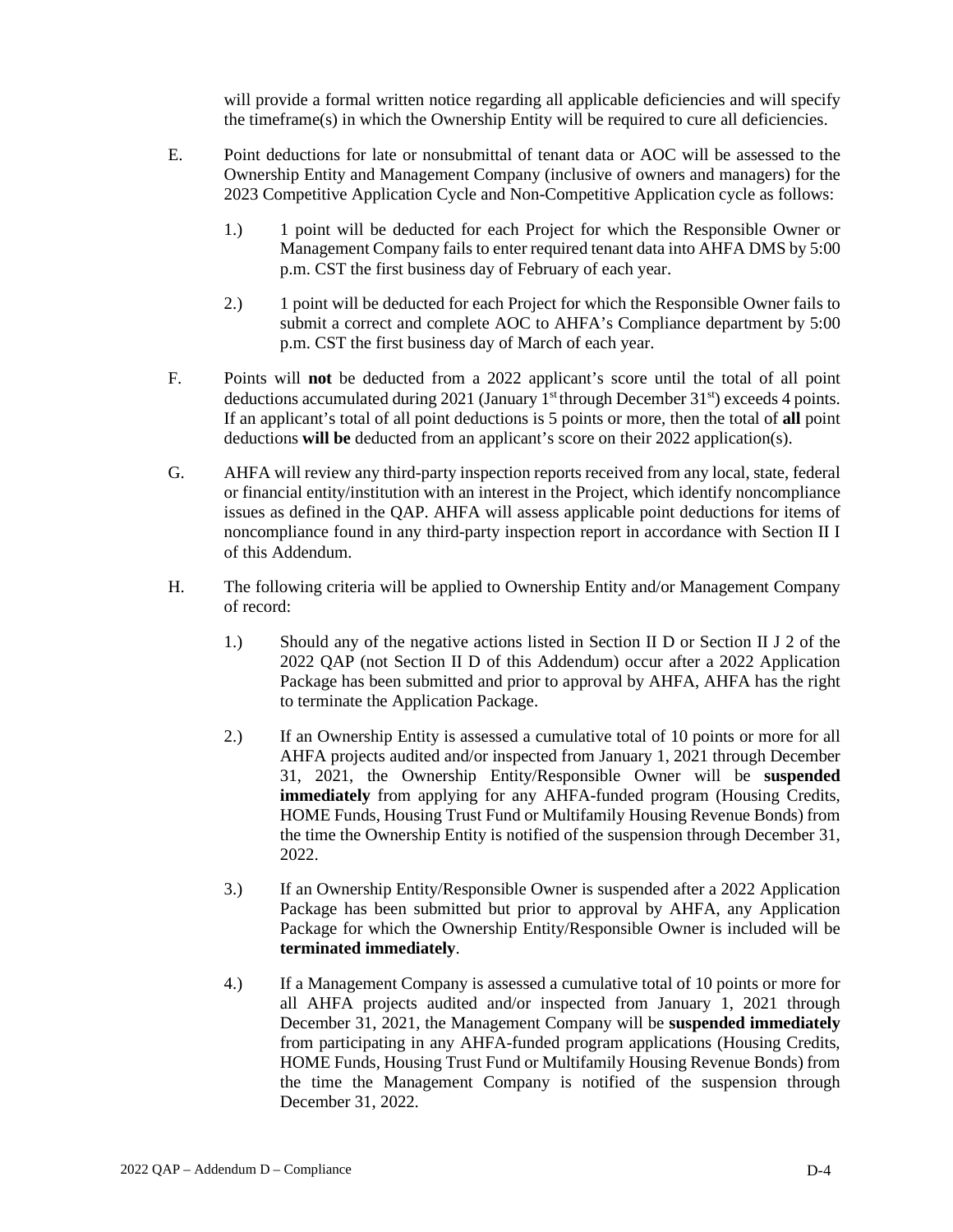will provide a formal written notice regarding all applicable deficiencies and will specify the timeframe(s) in which the Ownership Entity will be required to cure all deficiencies.

E. Point deductions for late or nonsubmittal of tenant data or AOC will be assessed to the Ownership Entity and Management Company (inclusive of owners and managers) for the 2023 Competitive Application Cycle and Non-Competitive Application cycle as follows:

 1.) 1 point will be deducted for each Project for which the Responsible Owner or Management Company fails to enter required tenant data into AHFA DMS by 5:00 p.m. CST the first business day of February of each year.

 2.) 1 point will be deducted for each Project for which the Responsible Owner fails to submit a correct and complete AOC to AHFA's Compliance department by 5:00 p.m. CST the first business day of March of each year.

F. Points will **not** be deducted from a 2022 applicant's score until the total of all point deductions accumulated during 2021 (January 1st through December 31st) exceeds 4 points. If an applicant's total of all point deductions is 5 points or more, then the total of **all** point deductions **will be** deducted from an applicant's score on their 2022 application(s).

G. AHFA will review any third-party inspection reports received from any local, state, federal or financial entity/institution with an interest in the Project, which identify noncompliance issues as defined in the QAP. AHFA will assess applicable point deductions for items of noncompliance found in any third-party inspection report in accordance with Section II I of this Addendum.

H. The following criteria will be applied to Ownership Entity and/or Management Company of record:

 1.) Should any of the negative actions listed in Section II D or Section II J 2 of the 2022 QAP (not Section II D of this Addendum) occur after a 2022 Application Package has been submitted and prior to approval by AHFA, AHFA has the right to terminate the Application Package.

 2.) If an Ownership Entity is assessed a cumulative total of 10 points or more for all AHFA projects audited and/or inspected from January 1, 2021 through December 31, 2021, the Ownership Entity/Responsible Owner will be **suspended immediately** from applying for any AHFA-funded program (Housing Credits, HOME Funds, Housing Trust Fund or Multifamily Housing Revenue Bonds) from the time the Ownership Entity is notified of the suspension through December 31, 2022.

 3.) If an Ownership Entity/Responsible Owner is suspended after a 2022 Application Package has been submitted but prior to approval by AHFA, any Application Package for which the Ownership Entity/Responsible Owner is included will be **terminated immediately**.

 4.) If a Management Company is assessed a cumulative total of 10 points or more for all AHFA projects audited and/or inspected from January 1, 2021 through December 31, 2021, the Management Company will be **suspended immediately** from participating in any AHFA-funded program applications (Housing Credits, HOME Funds, Housing Trust Fund or Multifamily Housing Revenue Bonds) from the time the Management Company is notified of the suspension through December 31, 2022.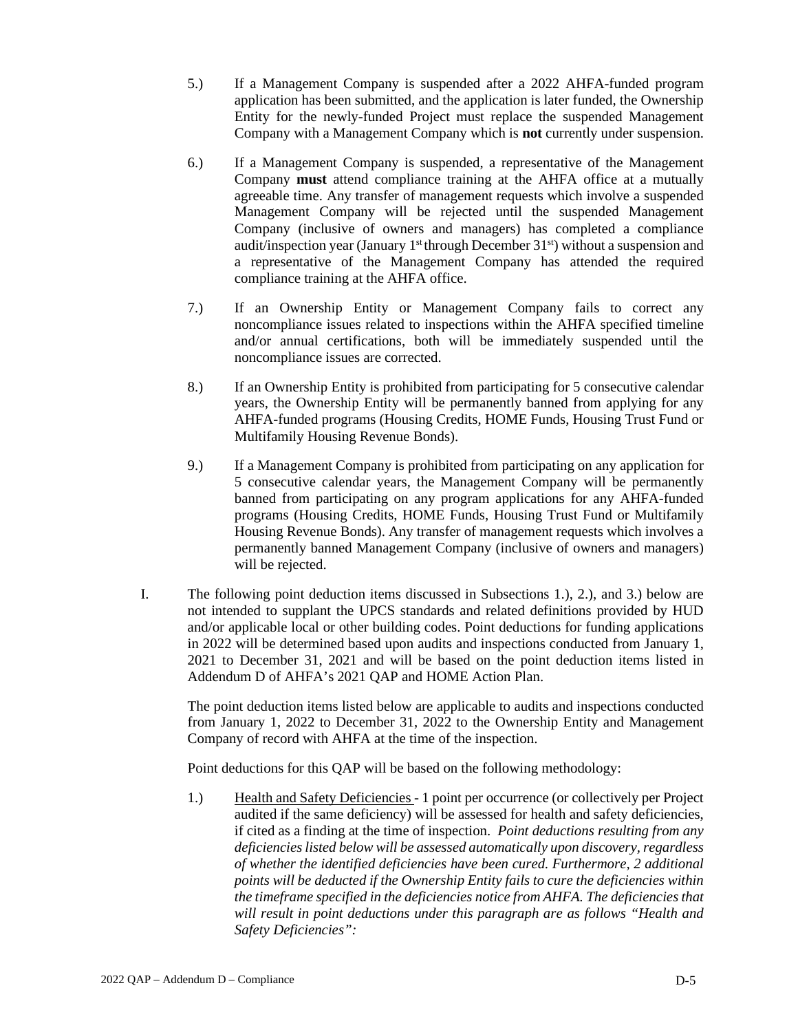5.) If a Management Company is suspended after a 2022 AHFA-funded program application has been submitted, and the application is later funded, the Ownership Entity for the newly-funded Project must replace the suspended Management Company with a Management Company which is **not** currently under suspension.

6.) If a Management Company is suspended, a representative of the Management Company **must** attend compliance training at the AHFA office at a mutually agreeable time. Any transfer of management requests which involve a suspended Management Company will be rejected until the suspended Management Company (inclusive of owners and managers) has completed a compliance audit/inspection year (January 1st through December 31st) without a suspension and a representative of the Management Company has attended the required compliance training at the AHFA office.

7.) If an Ownership Entity or Management Company fails to correct any noncompliance issues related to inspections within the AHFA specified timeline and/or annual certifications, both will be immediately suspended until the noncompliance issues are corrected.

8.) If an Ownership Entity is prohibited from participating for 5 consecutive calendar years, the Ownership Entity will be permanently banned from applying for any AHFA-funded programs (Housing Credits, HOME Funds, Housing Trust Fund or Multifamily Housing Revenue Bonds).

9.) If a Management Company is prohibited from participating on any application for 5 consecutive calendar years, the Management Company will be permanently banned from participating on any program applications for any AHFA-funded programs (Housing Credits, HOME Funds, Housing Trust Fund or Multifamily Housing Revenue Bonds). Any transfer of management requests which involves a permanently banned Management Company (inclusive of owners and managers) will be rejected.

I. The following point deduction items discussed in Subsections 1.), 2.), and 3.) below are not intended to supplant the UPCS standards and related definitions provided by HUD and/or applicable local or other building codes. Point deductions for funding applications in 2022 will be determined based upon audits and inspections conducted from January 1, 2021 to December 31, 2021 and will be based on the point deduction items listed in Addendum D of AHFA's 2021 QAP and HOME Action Plan.

The point deduction items listed below are applicable to audits and inspections conducted from January 1, 2022 to December 31, 2022 to the Ownership Entity and Management Company of record with AHFA at the time of the inspection.

Point deductions for this QAP will be based on the following methodology:

1.) Health and Safety Deficiencies - 1 point per occurrence (or collectively per Project audited if the same deficiency) will be assessed for health and safety deficiencies, if cited as a finding at the time of inspection. *Point deductions resulting from any deficiencies listed below will be assessed automatically upon discovery, regardless of whether the identified deficiencies have been cured. Furthermore, 2 additional points will be deducted if the Ownership Entity fails to cure the deficiencies within the timeframe specified in the deficiencies notice from AHFA. The deficiencies that will result in point deductions under this paragraph are as follows "Health and Safety Deficiencies":*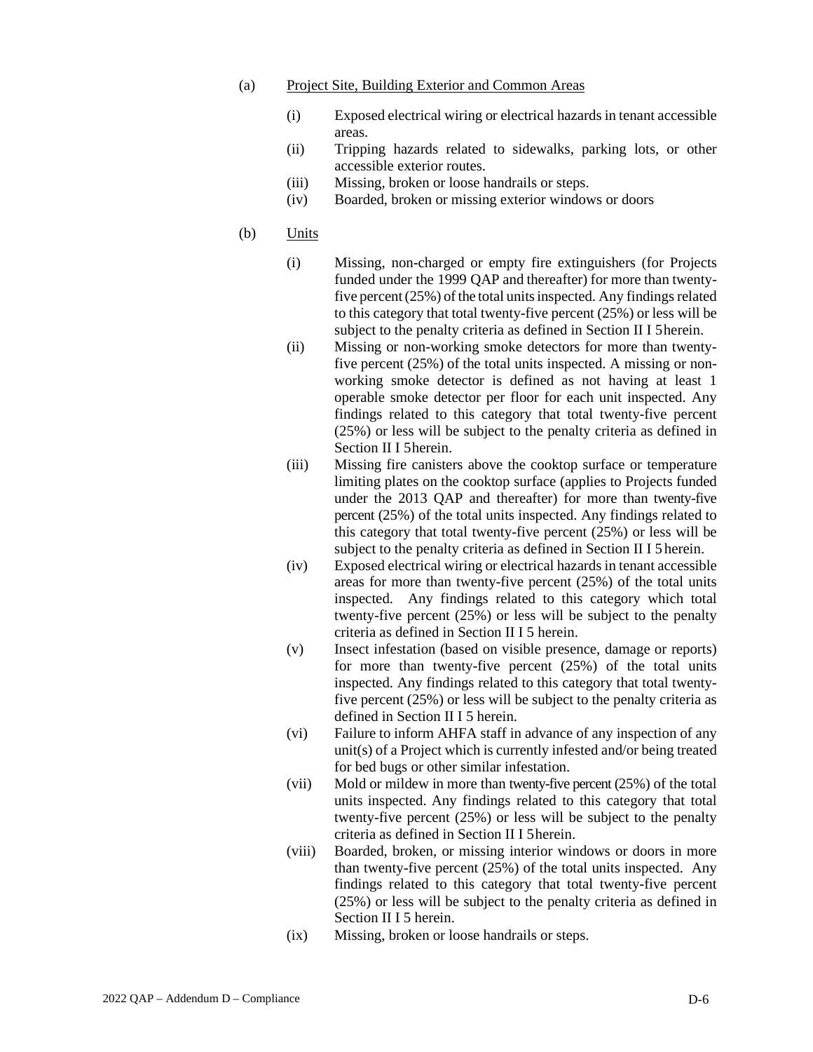(a) Project Site, Building Exterior and Common Areas

- (i) Exposed electrical wiring or electrical hazards in tenant accessible areas.
- (ii) Tripping hazards related to sidewalks, parking lots, or other accessible exterior routes.
- (iii) Missing, broken or loose handrails or steps.
- (iv) Boarded, broken or missing exterior windows or doors

(b) Units

- (i) Missing, non-charged or empty fire extinguishers (for Projects funded under the 1999 QAP and thereafter) for more than twenty-five percent (25%) of the total units inspected. Any findings related to this category that total twenty-five percent (25%) or less will be subject to the penalty criteria as defined in Section II I 5 herein.
- (ii) Missing or non-working smoke detectors for more than twenty-five percent (25%) of the total units inspected. A missing or non-working smoke detector is defined as not having at least 1 operable smoke detector per floor for each unit inspected. Any findings related to this category that total twenty-five percent (25%) or less will be subject to the penalty criteria as defined in Section II I 5 herein.
- (iii) Missing fire canisters above the cooktop surface or temperature limiting plates on the cooktop surface (applies to Projects funded under the 2013 QAP and thereafter) for more than twenty-five percent (25%) of the total units inspected. Any findings related to this category that total twenty-five percent (25%) or less will be subject to the penalty criteria as defined in Section II I 5 herein.
- (iv) Exposed electrical wiring or electrical hazards in tenant accessible areas for more than twenty-five percent (25%) of the total units inspected. Any findings related to this category which total twenty-five percent (25%) or less will be subject to the penalty criteria as defined in Section II I 5 herein.
- (v) Insect infestation (based on visible presence, damage or reports) for more than twenty-five percent (25%) of the total units inspected. Any findings related to this category that total twenty-five percent (25%) or less will be subject to the penalty criteria as defined in Section II I 5 herein.
- (vi) Failure to inform AHFA staff in advance of any inspection of any unit(s) of a Project which is currently infested and/or being treated for bed bugs or other similar infestation.
- (vii) Mold or mildew in more than twenty-five percent (25%) of the total units inspected. Any findings related to this category that total twenty-five percent (25%) or less will be subject to the penalty criteria as defined in Section II I 5 herein.
- (viii) Boarded, broken, or missing interior windows or doors in more than twenty-five percent (25%) of the total units inspected. Any findings related to this category that total twenty-five percent (25%) or less will be subject to the penalty criteria as defined in Section II I 5 herein.
- (ix) Missing, broken or loose handrails or steps.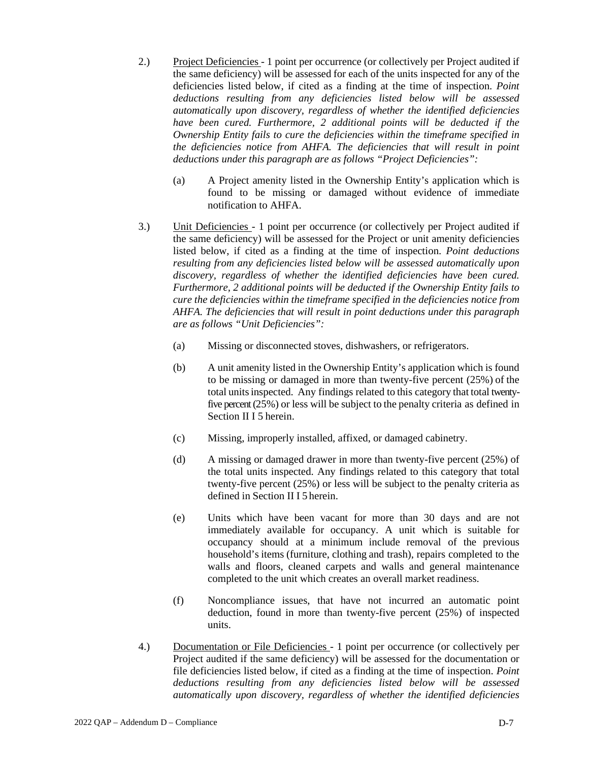2.) <u>Project Deficiencies</u> - 1 point per occurrence (or collectively per Project audited if the same deficiency) will be assessed for each of the units inspected for any of the deficiencies listed below, if cited as a finding at the time of inspection. *Point deductions resulting from any deficiencies listed below will be assessed automatically upon discovery, regardless of whether the identified deficiencies have been cured. Furthermore, 2 additional points will be deducted if the Ownership Entity fails to cure the deficiencies within the timeframe specified in the deficiencies notice from AHFA. The deficiencies that will result in point deductions under this paragraph are as follows "Project Deficiencies":*

(a) A Project amenity listed in the Ownership Entity's application which is found to be missing or damaged without evidence of immediate notification to AHFA.

3.) <u>Unit Deficiencies</u> - 1 point per occurrence (or collectively per Project audited if the same deficiency) will be assessed for the Project or unit amenity deficiencies listed below, if cited as a finding at the time of inspection. *Point deductions resulting from any deficiencies listed below will be assessed automatically upon discovery, regardless of whether the identified deficiencies have been cured. Furthermore, 2 additional points will be deducted if the Ownership Entity fails to cure the deficiencies within the timeframe specified in the deficiencies notice from AHFA. The deficiencies that will result in point deductions under this paragraph are as follows "Unit Deficiencies":*

(a) Missing or disconnected stoves, dishwashers, or refrigerators.

(b) A unit amenity listed in the Ownership Entity's application which is found to be missing or damaged in more than twenty-five percent (25%) of the total units inspected. Any findings related to this category that total twenty-five percent (25%) or less will be subject to the penalty criteria as defined in Section II I 5 herein.

(c) Missing, improperly installed, affixed, or damaged cabinetry.

(d) A missing or damaged drawer in more than twenty-five percent (25%) of the total units inspected. Any findings related to this category that total twenty-five percent (25%) or less will be subject to the penalty criteria as defined in Section II I 5 herein.

(e) Units which have been vacant for more than 30 days and are not immediately available for occupancy. A unit which is suitable for occupancy should at a minimum include removal of the previous household's items (furniture, clothing and trash), repairs completed to the walls and floors, cleaned carpets and walls and general maintenance completed to the unit which creates an overall market readiness.

(f) Noncompliance issues, that have not incurred an automatic point deduction, found in more than twenty-five percent (25%) of inspected units.

4.) <u>Documentation or File Deficiencies</u> - 1 point per occurrence (or collectively per Project audited if the same deficiency) will be assessed for the documentation or file deficiencies listed below, if cited as a finding at the time of inspection. *Point deductions resulting from any deficiencies listed below will be assessed automatically upon discovery, regardless of whether the identified deficiencies*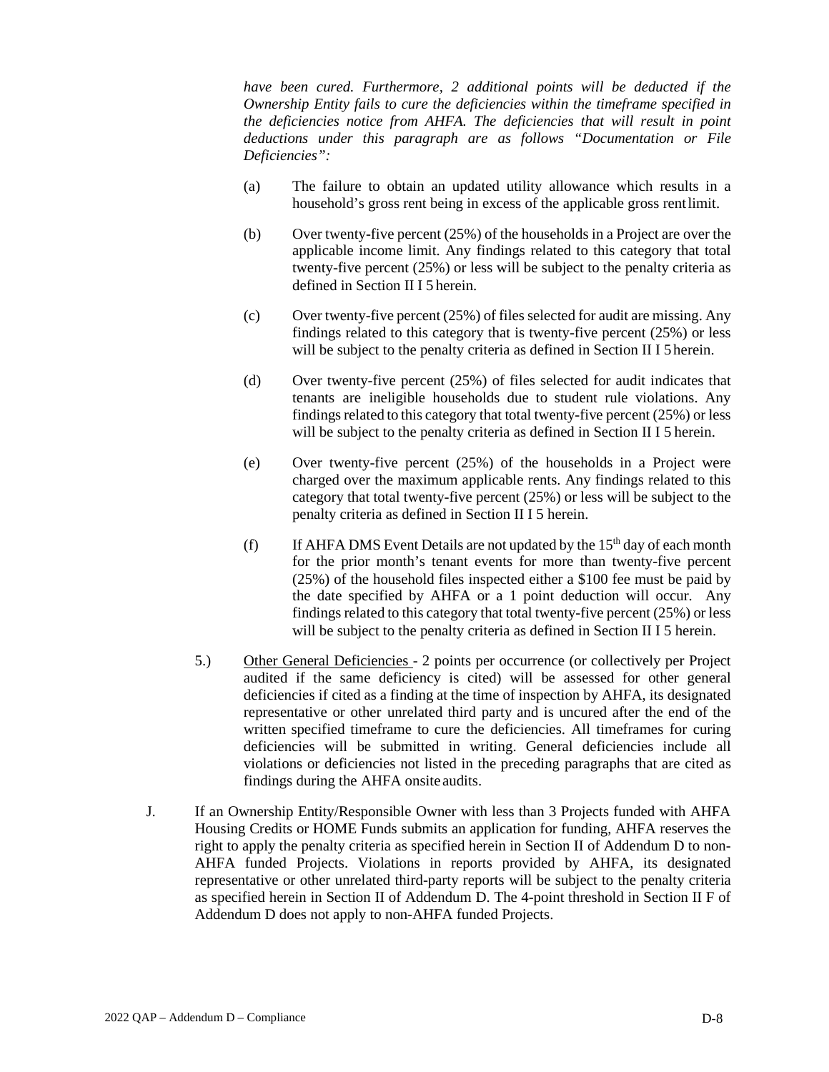*have been cured. Furthermore, 2 additional points will be deducted if the Ownership Entity fails to cure the deficiencies within the timeframe specified in the deficiencies notice from AHFA. The deficiencies that will result in point deductions under this paragraph are as follows "Documentation or File Deficiencies":*

(a) The failure to obtain an updated utility allowance which results in a household's gross rent being in excess of the applicable gross rent limit.

(b) Over twenty-five percent (25%) of the households in a Project are over the applicable income limit. Any findings related to this category that total twenty-five percent (25%) or less will be subject to the penalty criteria as defined in Section II I 5 herein.

(c) Over twenty-five percent (25%) of files selected for audit are missing. Any findings related to this category that is twenty-five percent (25%) or less will be subject to the penalty criteria as defined in Section II I 5 herein.

(d) Over twenty-five percent (25%) of files selected for audit indicates that tenants are ineligible households due to student rule violations. Any findings related to this category that total twenty-five percent (25%) or less will be subject to the penalty criteria as defined in Section II I 5 herein.

(e) Over twenty-five percent (25%) of the households in a Project were charged over the maximum applicable rents. Any findings related to this category that total twenty-five percent (25%) or less will be subject to the penalty criteria as defined in Section II I 5 herein.

(f) If AHFA DMS Event Details are not updated by the 15th day of each month for the prior month's tenant events for more than twenty-five percent (25%) of the household files inspected either a $100 fee must be paid by the date specified by AHFA or a 1 point deduction will occur. Any findings related to this category that total twenty-five percent (25%) or less will be subject to the penalty criteria as defined in Section II I 5 herein.

5.) <u>Other General Deficiencies</u> - 2 points per occurrence (or collectively per Project audited if the same deficiency is cited) will be assessed for other general deficiencies if cited as a finding at the time of inspection by AHFA, its designated representative or other unrelated third party and is uncured after the end of the written specified timeframe to cure the deficiencies. All timeframes for curing deficiencies will be submitted in writing. General deficiencies include all violations or deficiencies not listed in the preceding paragraphs that are cited as findings during the AHFA onsite audits.

J. If an Ownership Entity/Responsible Owner with less than 3 Projects funded with AHFA Housing Credits or HOME Funds submits an application for funding, AHFA reserves the right to apply the penalty criteria as specified herein in Section II of Addendum D to non-AHFA funded Projects. Violations in reports provided by AHFA, its designated representative or other unrelated third-party reports will be subject to the penalty criteria as specified herein in Section II of Addendum D. The 4-point threshold in Section II F of Addendum D does not apply to non-AHFA funded Projects.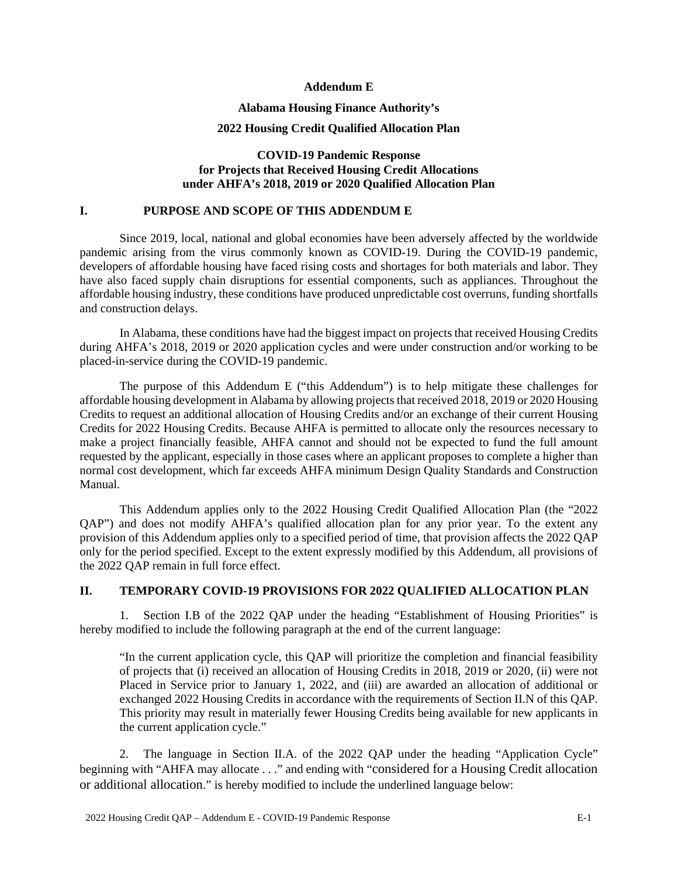**Addendum E**

**Alabama Housing Finance Authority's**

**2022 Housing Credit Qualified Allocation Plan**

**COVID-19 Pandemic Response for Projects that Received Housing Credit Allocations under AHFA's 2018, 2019 or 2020 Qualified Allocation Plan**

## I. PURPOSE AND SCOPE OF THIS ADDENDUM E

Since 2019, local, national and global economies have been adversely affected by the worldwide pandemic arising from the virus commonly known as COVID-19. During the COVID-19 pandemic, developers of affordable housing have faced rising costs and shortages for both materials and labor. They have also faced supply chain disruptions for essential components, such as appliances. Throughout the affordable housing industry, these conditions have produced unpredictable cost overruns, funding shortfalls and construction delays.

In Alabama, these conditions have had the biggest impact on projects that received Housing Credits during AHFA's 2018, 2019 or 2020 application cycles and were under construction and/or working to be placed-in-service during the COVID-19 pandemic.

The purpose of this Addendum E ("this Addendum") is to help mitigate these challenges for affordable housing development in Alabama by allowing projects that received 2018, 2019 or 2020 Housing Credits to request an additional allocation of Housing Credits and/or an exchange of their current Housing Credits for 2022 Housing Credits. Because AHFA is permitted to allocate only the resources necessary to make a project financially feasible, AHFA cannot and should not be expected to fund the full amount requested by the applicant, especially in those cases where an applicant proposes to complete a higher than normal cost development, which far exceeds AHFA minimum Design Quality Standards and Construction Manual.

This Addendum applies only to the 2022 Housing Credit Qualified Allocation Plan (the "2022 QAP") and does not modify AHFA's qualified allocation plan for any prior year. To the extent any provision of this Addendum applies only to a specified period of time, that provision affects the 2022 QAP only for the period specified. Except to the extent expressly modified by this Addendum, all provisions of the 2022 QAP remain in full force effect.

## II. TEMPORARY COVID-19 PROVISIONS FOR 2022 QUALIFIED ALLOCATION PLAN

1. Section I.B of the 2022 QAP under the heading "Establishment of Housing Priorities" is hereby modified to include the following paragraph at the end of the current language:

   "In the current application cycle, this QAP will prioritize the completion and financial feasibility of projects that (i) received an allocation of Housing Credits in 2018, 2019 or 2020, (ii) were not Placed in Service prior to January 1, 2022, and (iii) are awarded an allocation of additional or exchanged 2022 Housing Credits in accordance with the requirements of Section II.N of this QAP. This priority may result in materially fewer Housing Credits being available for new applicants in the current application cycle."

2. The language in Section II.A. of the 2022 QAP under the heading "Application Cycle" beginning with "AHFA may allocate . . ." and ending with "considered for a Housing Credit allocation or additional allocation." is hereby modified to include the underlined language below: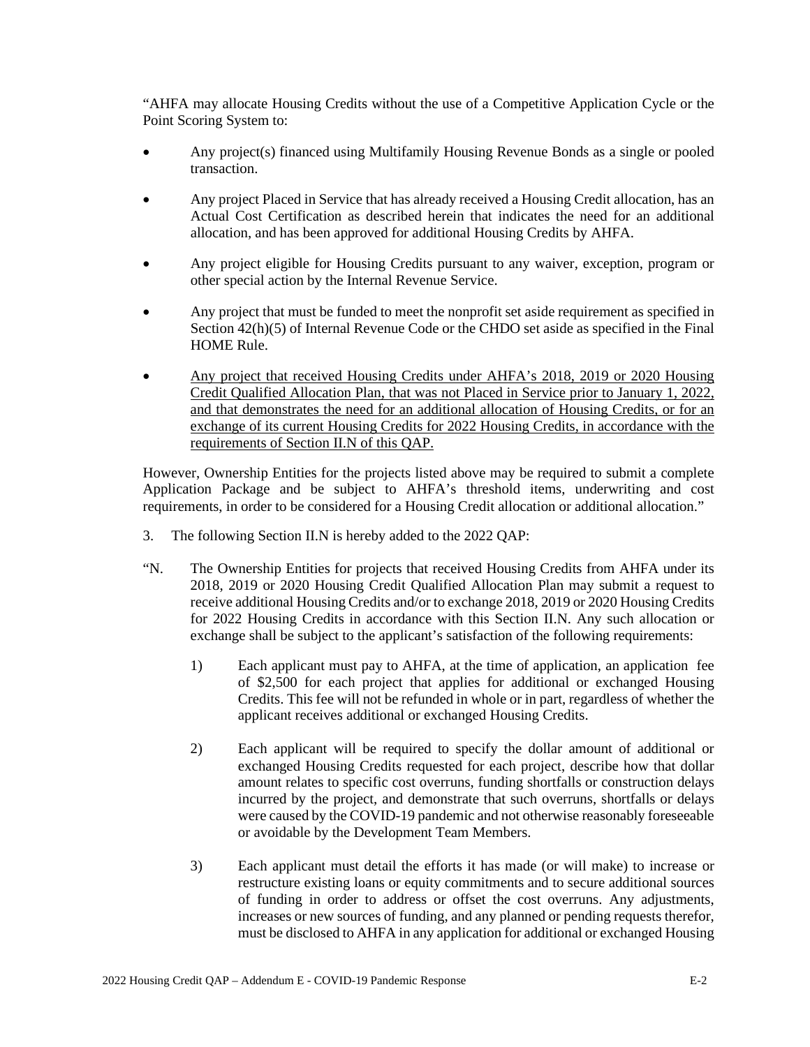"AHFA may allocate Housing Credits without the use of a Competitive Application Cycle or the Point Scoring System to:

- Any project(s) financed using Multifamily Housing Revenue Bonds as a single or pooled transaction.
- Any project Placed in Service that has already received a Housing Credit allocation, has an Actual Cost Certification as described herein that indicates the need for an additional allocation, and has been approved for additional Housing Credits by AHFA.
- Any project eligible for Housing Credits pursuant to any waiver, exception, program or other special action by the Internal Revenue Service.
- Any project that must be funded to meet the nonprofit set aside requirement as specified in Section 42(h)(5) of Internal Revenue Code or the CHDO set aside as specified in the Final HOME Rule.
- <u>Any project that received Housing Credits under AHFA's 2018, 2019 or 2020 Housing Credit Qualified Allocation Plan, that was not Placed in Service prior to January 1, 2022, and that demonstrates the need for an additional allocation of Housing Credits, or for an exchange of its current Housing Credits for 2022 Housing Credits, in accordance with the requirements of Section II.N of this QAP.</u>

However, Ownership Entities for the projects listed above may be required to submit a complete Application Package and be subject to AHFA's threshold items, underwriting and cost requirements, in order to be considered for a Housing Credit allocation or additional allocation."

3. The following Section II.N is hereby added to the 2022 QAP:

"N. The Ownership Entities for projects that received Housing Credits from AHFA under its 2018, 2019 or 2020 Housing Credit Qualified Allocation Plan may submit a request to receive additional Housing Credits and/or to exchange 2018, 2019 or 2020 Housing Credits for 2022 Housing Credits in accordance with this Section II.N. Any such allocation or exchange shall be subject to the applicant's satisfaction of the following requirements:

1) Each applicant must pay to AHFA, at the time of application, an application fee of $2,500 for each project that applies for additional or exchanged Housing Credits. This fee will not be refunded in whole or in part, regardless of whether the applicant receives additional or exchanged Housing Credits.

2) Each applicant will be required to specify the dollar amount of additional or exchanged Housing Credits requested for each project, describe how that dollar amount relates to specific cost overruns, funding shortfalls or construction delays incurred by the project, and demonstrate that such overruns, shortfalls or delays were caused by the COVID-19 pandemic and not otherwise reasonably foreseeable or avoidable by the Development Team Members.

3) Each applicant must detail the efforts it has made (or will make) to increase or restructure existing loans or equity commitments and to secure additional sources of funding in order to address or offset the cost overruns. Any adjustments, increases or new sources of funding, and any planned or pending requests therefor, must be disclosed to AHFA in any application for additional or exchanged Housing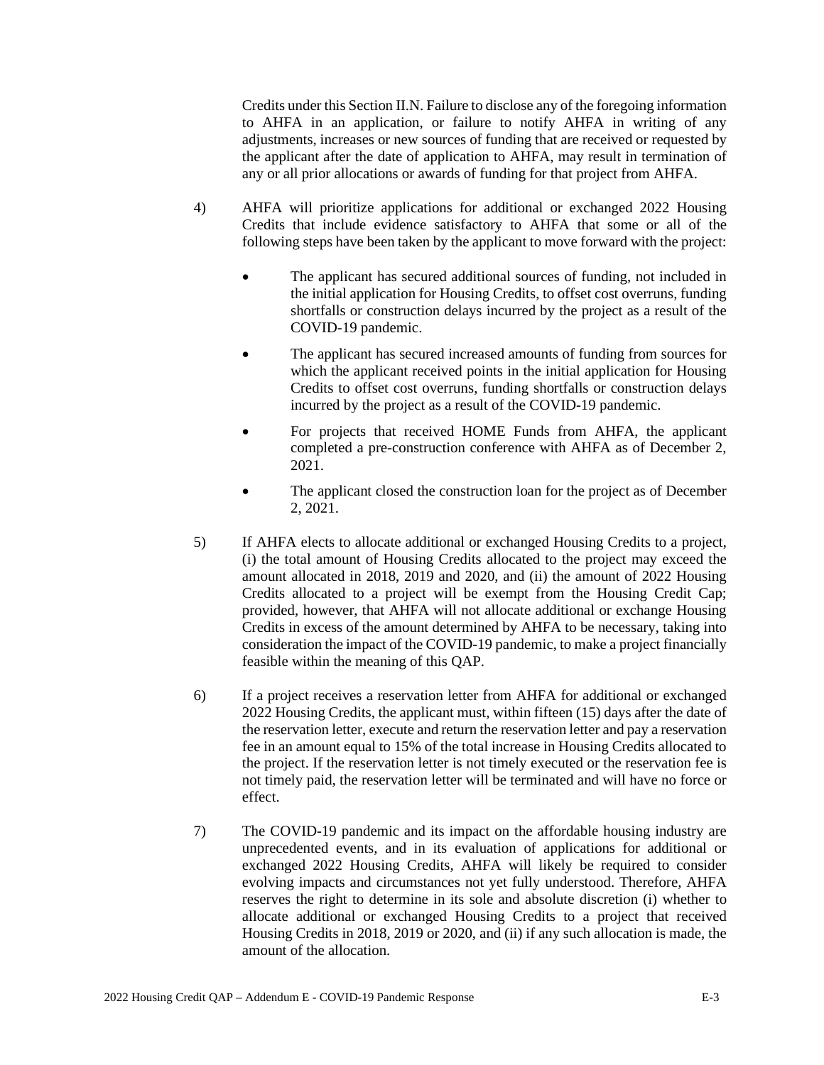Credits under this Section II.N. Failure to disclose any of the foregoing information to AHFA in an application, or failure to notify AHFA in writing of any adjustments, increases or new sources of funding that are received or requested by the applicant after the date of application to AHFA, may result in termination of any or all prior allocations or awards of funding for that project from AHFA.

4) AHFA will prioritize applications for additional or exchanged 2022 Housing Credits that include evidence satisfactory to AHFA that some or all of the following steps have been taken by the applicant to move forward with the project:

- The applicant has secured additional sources of funding, not included in the initial application for Housing Credits, to offset cost overruns, funding shortfalls or construction delays incurred by the project as a result of the COVID-19 pandemic.
- The applicant has secured increased amounts of funding from sources for which the applicant received points in the initial application for Housing Credits to offset cost overruns, funding shortfalls or construction delays incurred by the project as a result of the COVID-19 pandemic.
- For projects that received HOME Funds from AHFA, the applicant completed a pre-construction conference with AHFA as of December 2, 2021.
- The applicant closed the construction loan for the project as of December 2, 2021.

5) If AHFA elects to allocate additional or exchanged Housing Credits to a project, (i) the total amount of Housing Credits allocated to the project may exceed the amount allocated in 2018, 2019 and 2020, and (ii) the amount of 2022 Housing Credits allocated to a project will be exempt from the Housing Credit Cap; provided, however, that AHFA will not allocate additional or exchange Housing Credits in excess of the amount determined by AHFA to be necessary, taking into consideration the impact of the COVID-19 pandemic, to make a project financially feasible within the meaning of this QAP.

6) If a project receives a reservation letter from AHFA for additional or exchanged 2022 Housing Credits, the applicant must, within fifteen (15) days after the date of the reservation letter, execute and return the reservation letter and pay a reservation fee in an amount equal to 15% of the total increase in Housing Credits allocated to the project. If the reservation letter is not timely executed or the reservation fee is not timely paid, the reservation letter will be terminated and will have no force or effect.

7) The COVID-19 pandemic and its impact on the affordable housing industry are unprecedented events, and in its evaluation of applications for additional or exchanged 2022 Housing Credits, AHFA will likely be required to consider evolving impacts and circumstances not yet fully understood. Therefore, AHFA reserves the right to determine in its sole and absolute discretion (i) whether to allocate additional or exchanged Housing Credits to a project that received Housing Credits in 2018, 2019 or 2020, and (ii) if any such allocation is made, the amount of the allocation.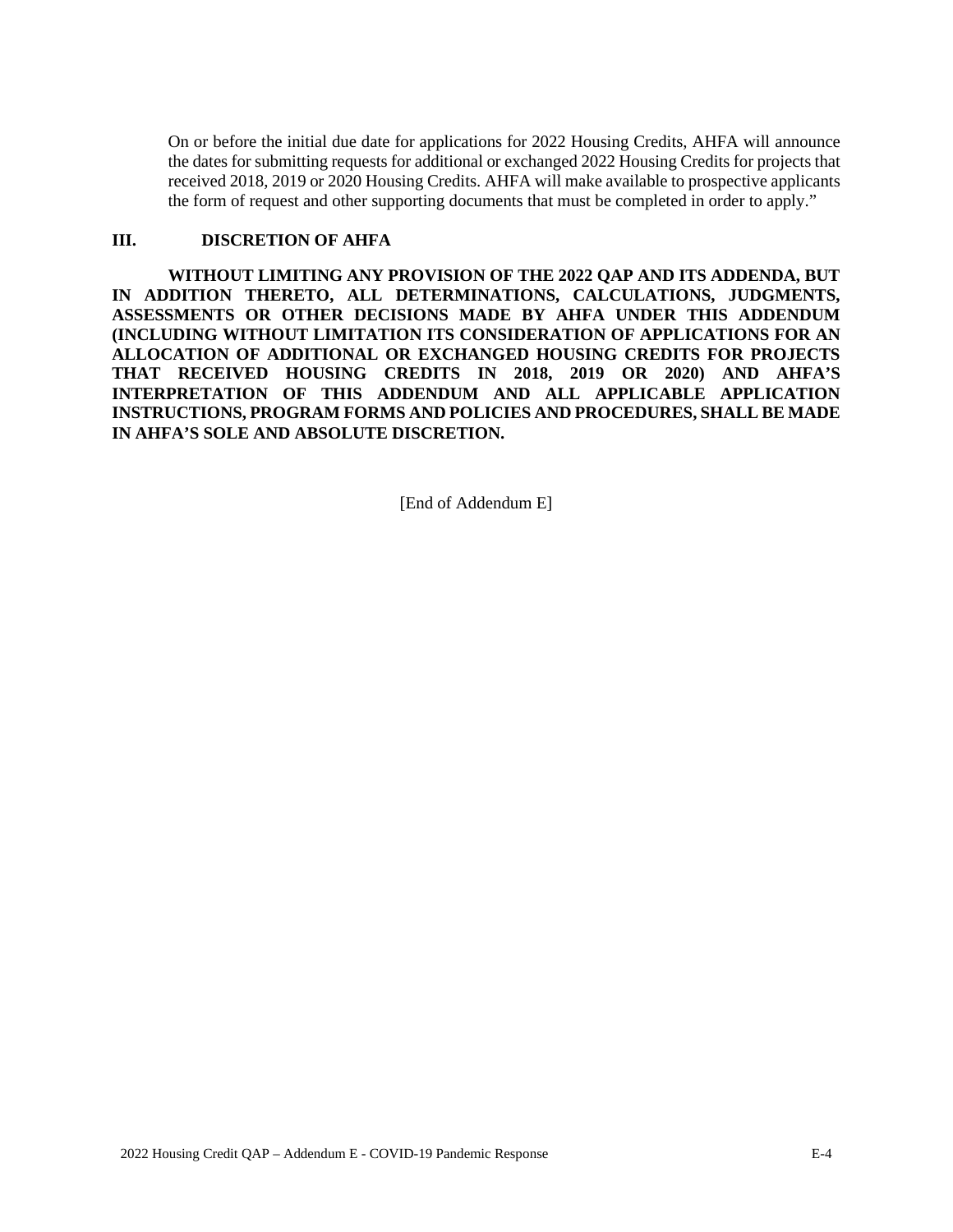On or before the initial due date for applications for 2022 Housing Credits, AHFA will announce the dates for submitting requests for additional or exchanged 2022 Housing Credits for projects that received 2018, 2019 or 2020 Housing Credits. AHFA will make available to prospective applicants the form of request and other supporting documents that must be completed in order to apply."

## III. DISCRETION OF AHFA

**WITHOUT LIMITING ANY PROVISION OF THE 2022 QAP AND ITS ADDENDA, BUT IN ADDITION THERETO, ALL DETERMINATIONS, CALCULATIONS, JUDGMENTS, ASSESSMENTS OR OTHER DECISIONS MADE BY AHFA UNDER THIS ADDENDUM (INCLUDING WITHOUT LIMITATION ITS CONSIDERATION OF APPLICATIONS FOR AN ALLOCATION OF ADDITIONAL OR EXCHANGED HOUSING CREDITS FOR PROJECTS THAT RECEIVED HOUSING CREDITS IN 2018, 2019 OR 2020) AND AHFA'S INTERPRETATION OF THIS ADDENDUM AND ALL APPLICABLE APPLICATION INSTRUCTIONS, PROGRAM FORMS AND POLICIES AND PROCEDURES, SHALL BE MADE IN AHFA'S SOLE AND ABSOLUTE DISCRETION.**

[End of Addendum E]